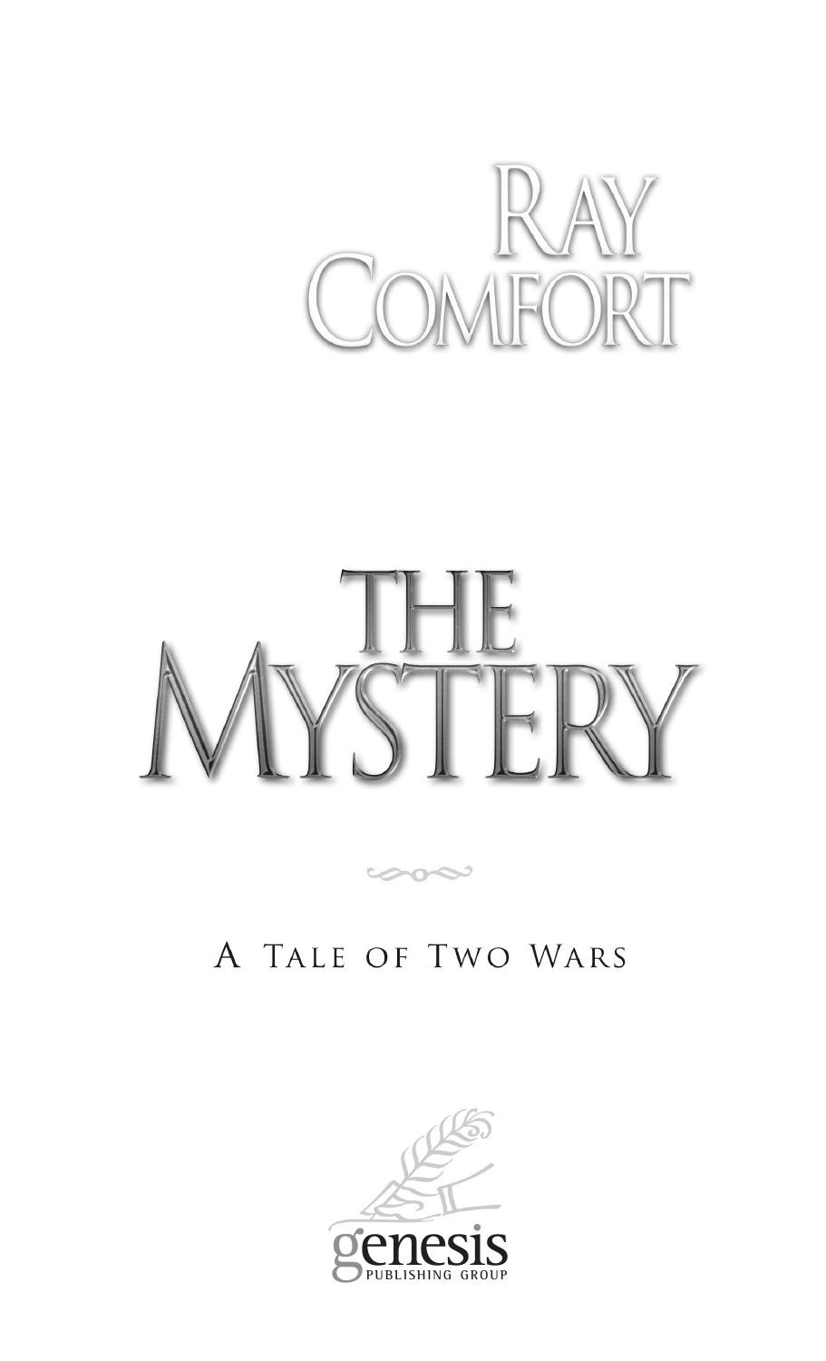Ray Comfort

# The Mystery

A Tale of Two Wars

genesis
PUBLISHING GROUP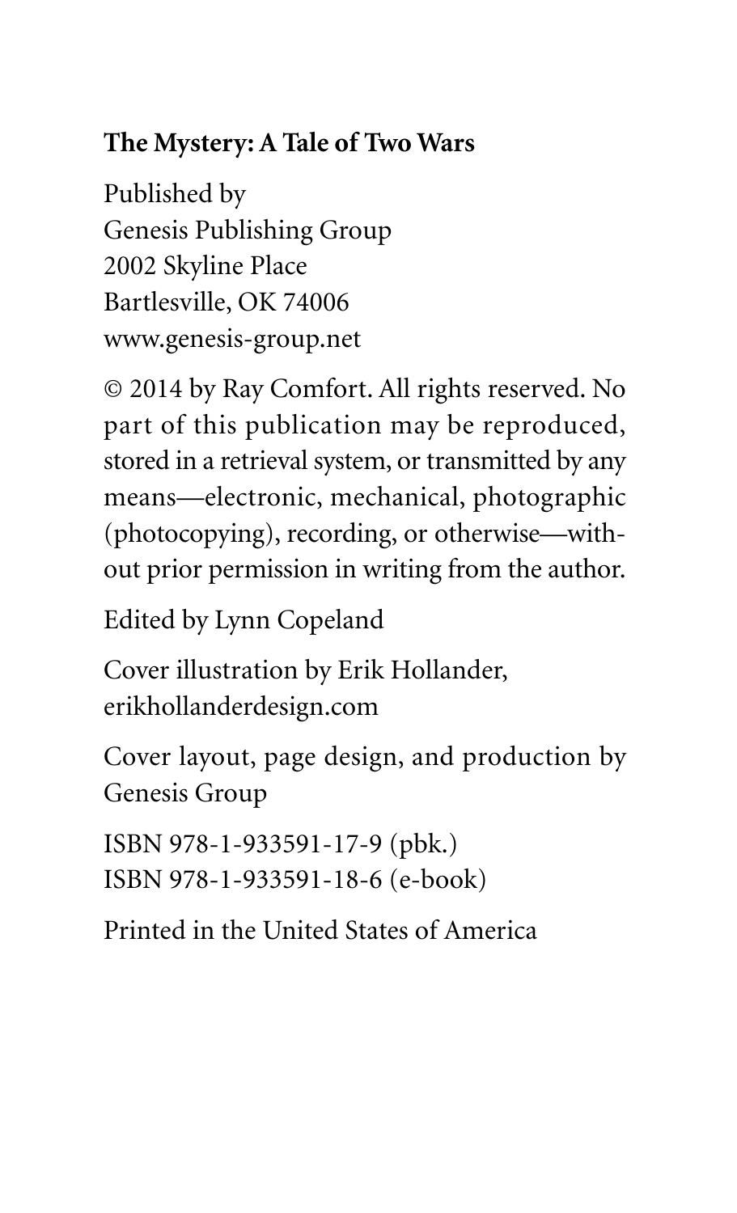**The Mystery: A Tale of Two Wars**

Published by
Genesis Publishing Group
2002 Skyline Place
Bartlesville, OK 74006
www.genesis-group.net

© 2014 by Ray Comfort. All rights reserved. No part of this publication may be reproduced, stored in a retrieval system, or transmitted by any means—electronic, mechanical, photographic (photocopying), recording, or otherwise—without prior permission in writing from the author.

Edited by Lynn Copeland

Cover illustration by Erik Hollander,
erikhollanderdesign.com

Cover layout, page design, and production by Genesis Group

ISBN 978-1-933591-17-9 (pbk.)
ISBN 978-1-933591-18-6 (e-book)

Printed in the United States of America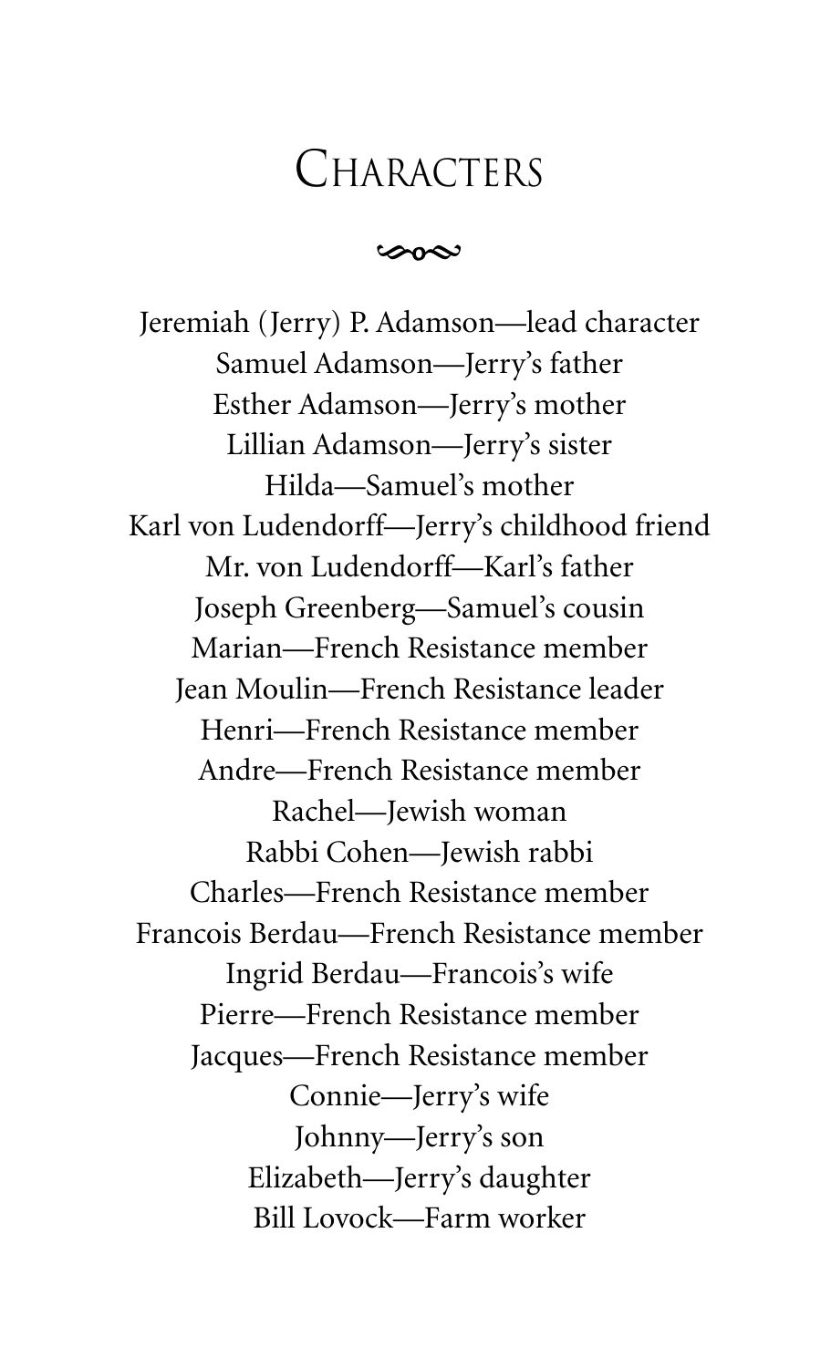# Characters

Jeremiah (Jerry) P. Adamson—lead character
Samuel Adamson—Jerry's father
Esther Adamson—Jerry's mother
Lillian Adamson—Jerry's sister
Hilda—Samuel's mother
Karl von Ludendorff—Jerry's childhood friend
Mr. von Ludendorff—Karl's father
Joseph Greenberg—Samuel's cousin
Marian—French Resistance member
Jean Moulin—French Resistance leader
Henri—French Resistance member
Andre—French Resistance member
Rachel—Jewish woman
Rabbi Cohen—Jewish rabbi
Charles—French Resistance member
Francois Berdau—French Resistance member
Ingrid Berdau—Francois's wife
Pierre—French Resistance member
Jacques—French Resistance member
Connie—Jerry's wife
Johnny—Jerry's son
Elizabeth—Jerry's daughter
Bill Lovock—Farm worker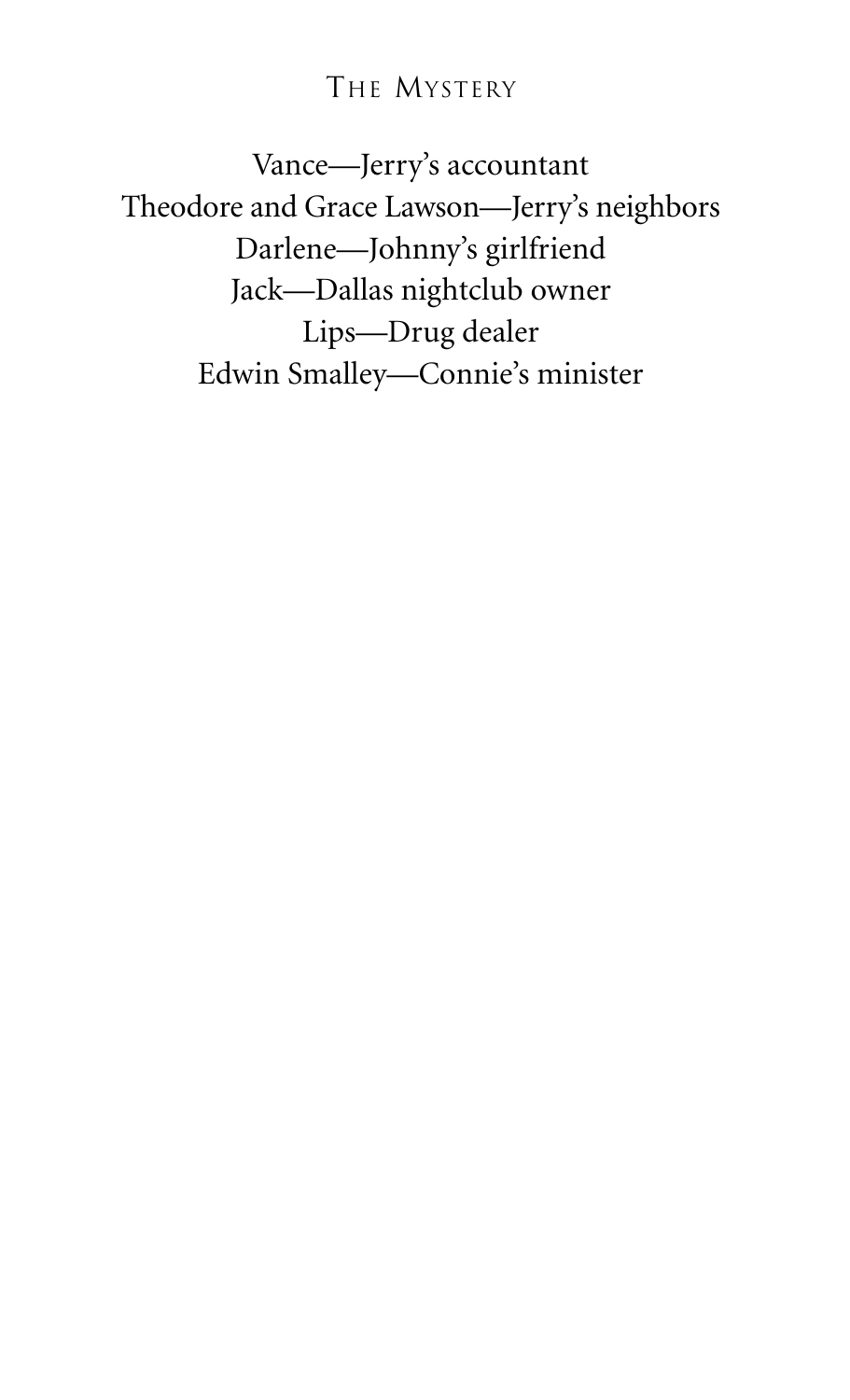Vance—Jerry's accountant

Theodore and Grace Lawson—Jerry's neighbors

Darlene—Johnny's girlfriend

Jack—Dallas nightclub owner

Lips—Drug dealer

Edwin Smalley—Connie's minister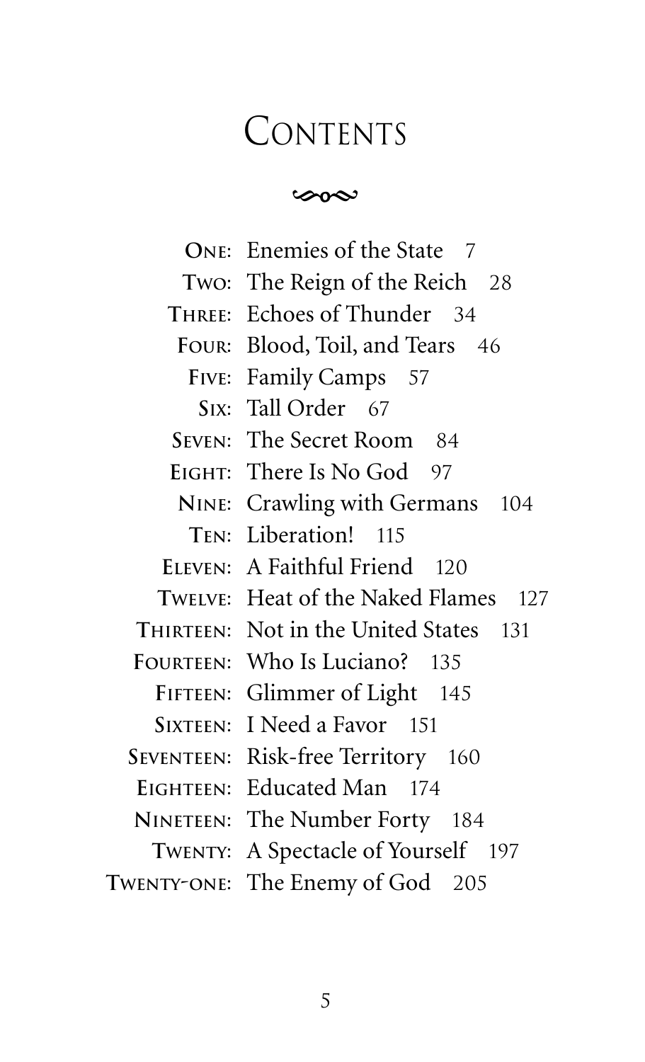# Contents

ONE: Enemies of the State 7
TWO: The Reign of the Reich 28
THREE: Echoes of Thunder 34
FOUR: Blood, Toil, and Tears 46
FIVE: Family Camps 57
SIX: Tall Order 67
SEVEN: The Secret Room 84
EIGHT: There Is No God 97
NINE: Crawling with Germans 104
TEN: Liberation! 115
ELEVEN: A Faithful Friend 120
TWELVE: Heat of the Naked Flames 127
THIRTEEN: Not in the United States 131
FOURTEEN: Who Is Luciano? 135
FIFTEEN: Glimmer of Light 145
SIXTEEN: I Need a Favor 151
SEVENTEEN: Risk-free Territory 160
EIGHTEEN: Educated Man 174
NINETEEN: The Number Forty 184
TWENTY: A Spectacle of Yourself 197
TWENTY-ONE: The Enemy of God 205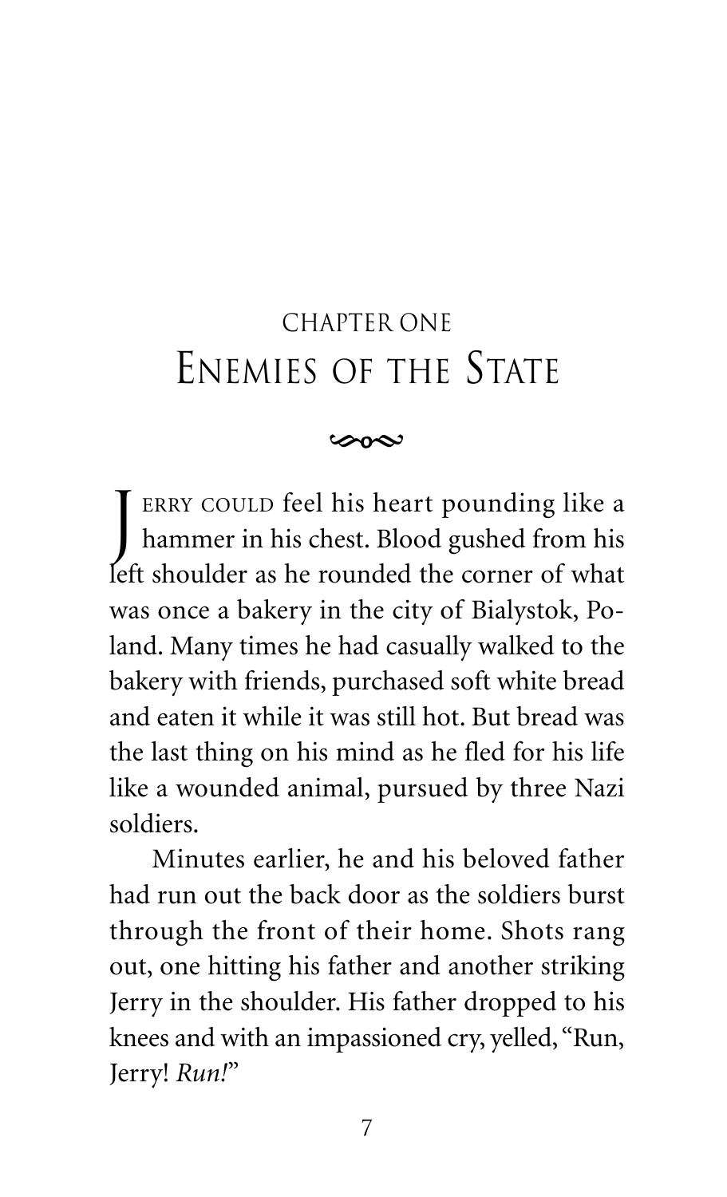# CHAPTER ONE
# Enemies of the State

Jerry could feel his heart pounding like a hammer in his chest. Blood gushed from his left shoulder as he rounded the corner of what was once a bakery in the city of Bialystok, Poland. Many times he had casually walked to the bakery with friends, purchased soft white bread and eaten it while it was still hot. But bread was the last thing on his mind as he fled for his life like a wounded animal, pursued by three Nazi soldiers.

Minutes earlier, he and his beloved father had run out the back door as the soldiers burst through the front of their home. Shots rang out, one hitting his father and another striking Jerry in the shoulder. His father dropped to his knees and with an impassioned cry, yelled, "Run, Jerry! *Run!*"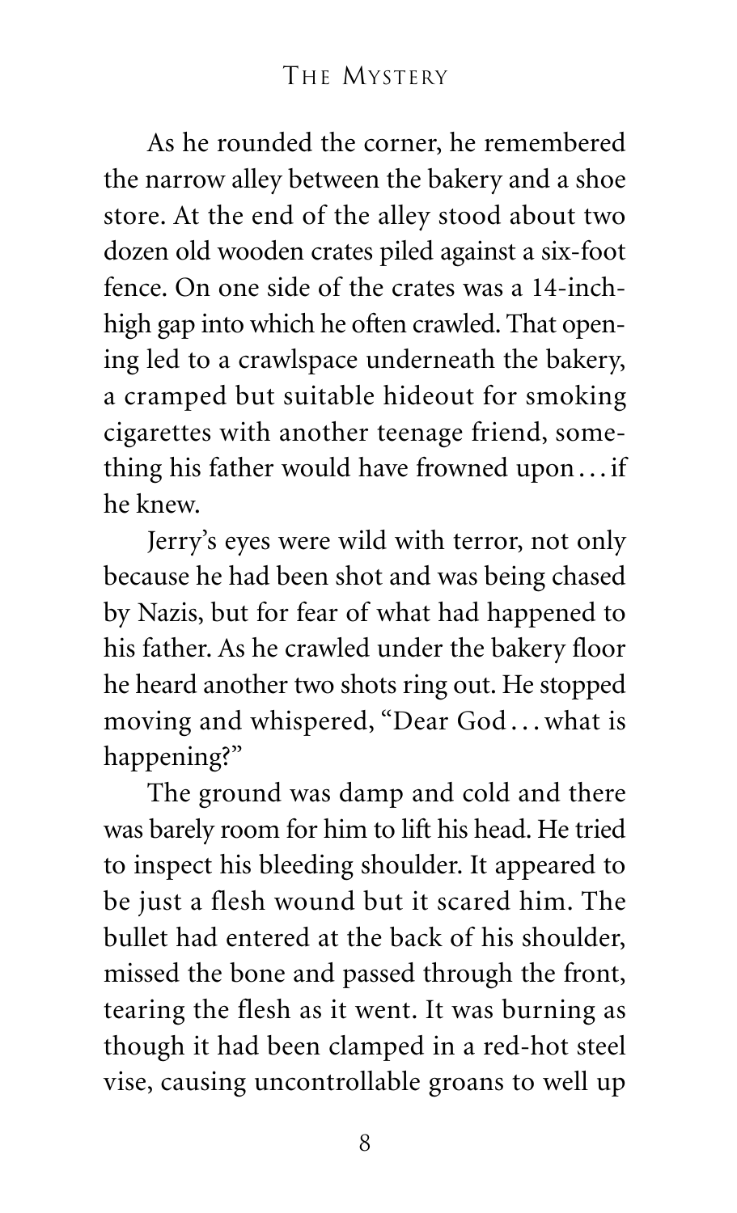As he rounded the corner, he remembered the narrow alley between the bakery and a shoe store. At the end of the alley stood about two dozen old wooden crates piled against a six-foot fence. On one side of the crates was a 14-inch-high gap into which he often crawled. That opening led to a crawlspace underneath the bakery, a cramped but suitable hideout for smoking cigarettes with another teenage friend, something his father would have frowned upon . . . if he knew.

Jerry's eyes were wild with terror, not only because he had been shot and was being chased by Nazis, but for fear of what had happened to his father. As he crawled under the bakery floor he heard another two shots ring out. He stopped moving and whispered, "Dear God . . . what is happening?"

The ground was damp and cold and there was barely room for him to lift his head. He tried to inspect his bleeding shoulder. It appeared to be just a flesh wound but it scared him. The bullet had entered at the back of his shoulder, missed the bone and passed through the front, tearing the flesh as it went. It was burning as though it had been clamped in a red-hot steel vise, causing uncontrollable groans to well up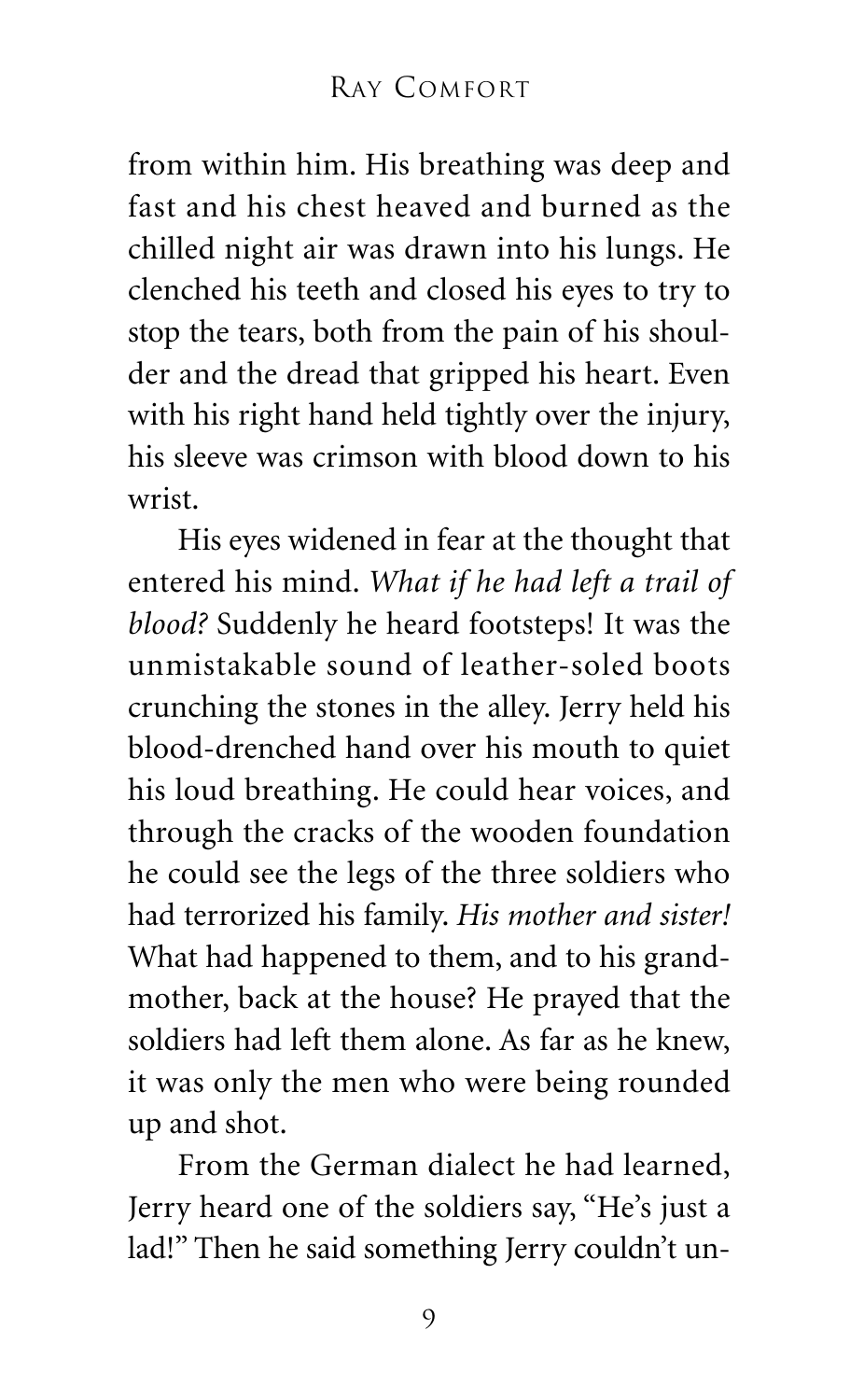from within him. His breathing was deep and fast and his chest heaved and burned as the chilled night air was drawn into his lungs. He clenched his teeth and closed his eyes to try to stop the tears, both from the pain of his shoulder and the dread that gripped his heart. Even with his right hand held tightly over the injury, his sleeve was crimson with blood down to his wrist.

His eyes widened in fear at the thought that entered his mind. *What if he had left a trail of blood?* Suddenly he heard footsteps! It was the unmistakable sound of leather-soled boots crunching the stones in the alley. Jerry held his blood-drenched hand over his mouth to quiet his loud breathing. He could hear voices, and through the cracks of the wooden foundation he could see the legs of the three soldiers who had terrorized his family. *His mother and sister!* What had happened to them, and to his grandmother, back at the house? He prayed that the soldiers had left them alone. As far as he knew, it was only the men who were being rounded up and shot.

From the German dialect he had learned, Jerry heard one of the soldiers say, "He's just a lad!" Then he said something Jerry couldn't un-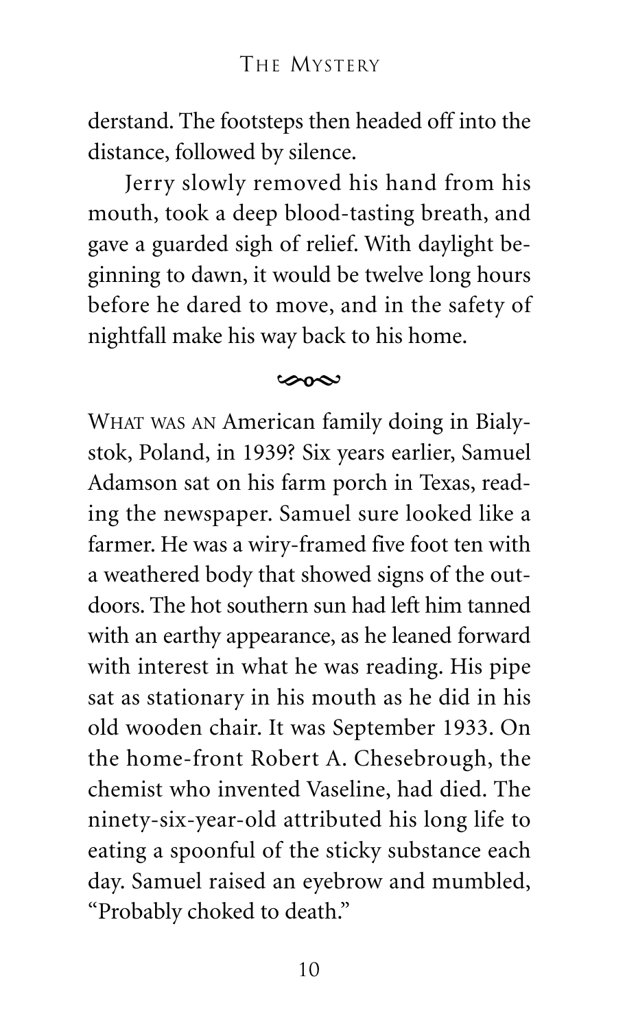derstand. The footsteps then headed off into the distance, followed by silence.

Jerry slowly removed his hand from his mouth, took a deep blood-tasting breath, and gave a guarded sigh of relief. With daylight beginning to dawn, it would be twelve long hours before he dared to move, and in the safety of nightfall make his way back to his home.

---

WHAT WAS AN American family doing in Bialystok, Poland, in 1939? Six years earlier, Samuel Adamson sat on his farm porch in Texas, reading the newspaper. Samuel sure looked like a farmer. He was a wiry-framed five foot ten with a weathered body that showed signs of the outdoors. The hot southern sun had left him tanned with an earthy appearance, as he leaned forward with interest in what he was reading. His pipe sat as stationary in his mouth as he did in his old wooden chair. It was September 1933. On the home-front Robert A. Chesebrough, the chemist who invented Vaseline, had died. The ninety-six-year-old attributed his long life to eating a spoonful of the sticky substance each day. Samuel raised an eyebrow and mumbled, "Probably choked to death."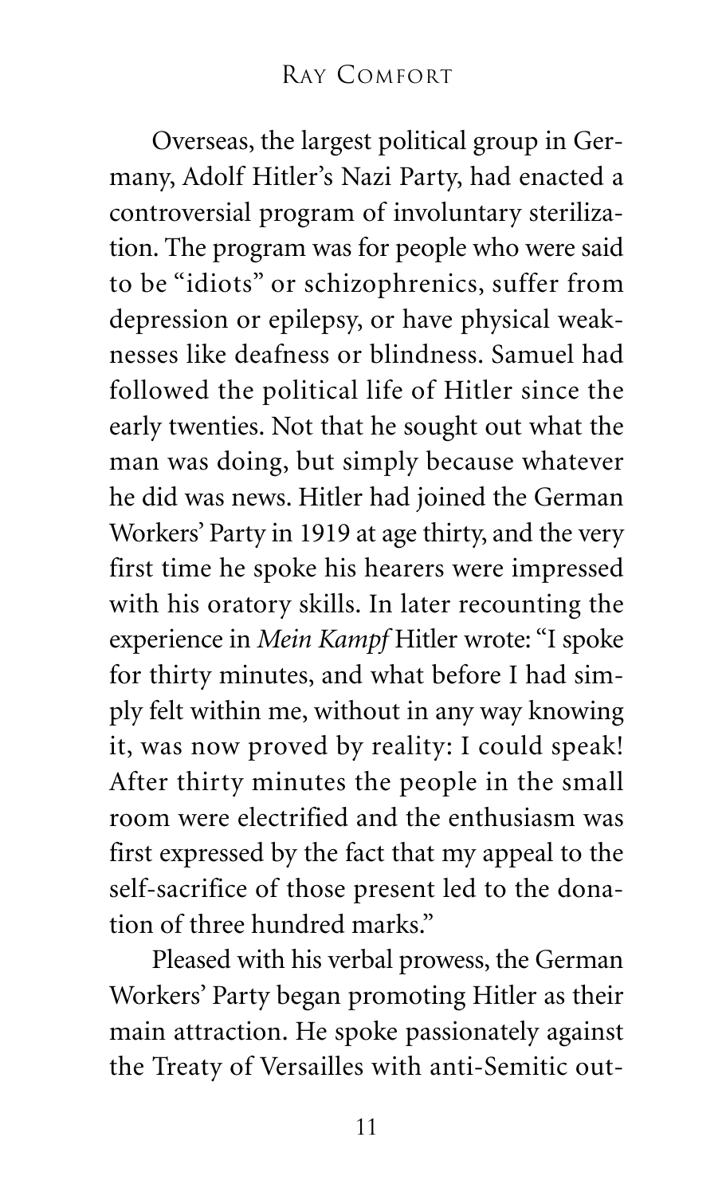Overseas, the largest political group in Germany, Adolf Hitler's Nazi Party, had enacted a controversial program of involuntary sterilization. The program was for people who were said to be "idiots" or schizophrenics, suffer from depression or epilepsy, or have physical weaknesses like deafness or blindness. Samuel had followed the political life of Hitler since the early twenties. Not that he sought out what the man was doing, but simply because whatever he did was news. Hitler had joined the German Workers' Party in 1919 at age thirty, and the very first time he spoke his hearers were impressed with his oratory skills. In later recounting the experience in *Mein Kampf* Hitler wrote: "I spoke for thirty minutes, and what before I had simply felt within me, without in any way knowing it, was now proved by reality: I could speak! After thirty minutes the people in the small room were electrified and the enthusiasm was first expressed by the fact that my appeal to the self-sacrifice of those present led to the donation of three hundred marks."

Pleased with his verbal prowess, the German Workers' Party began promoting Hitler as their main attraction. He spoke passionately against the Treaty of Versailles with anti-Semitic out-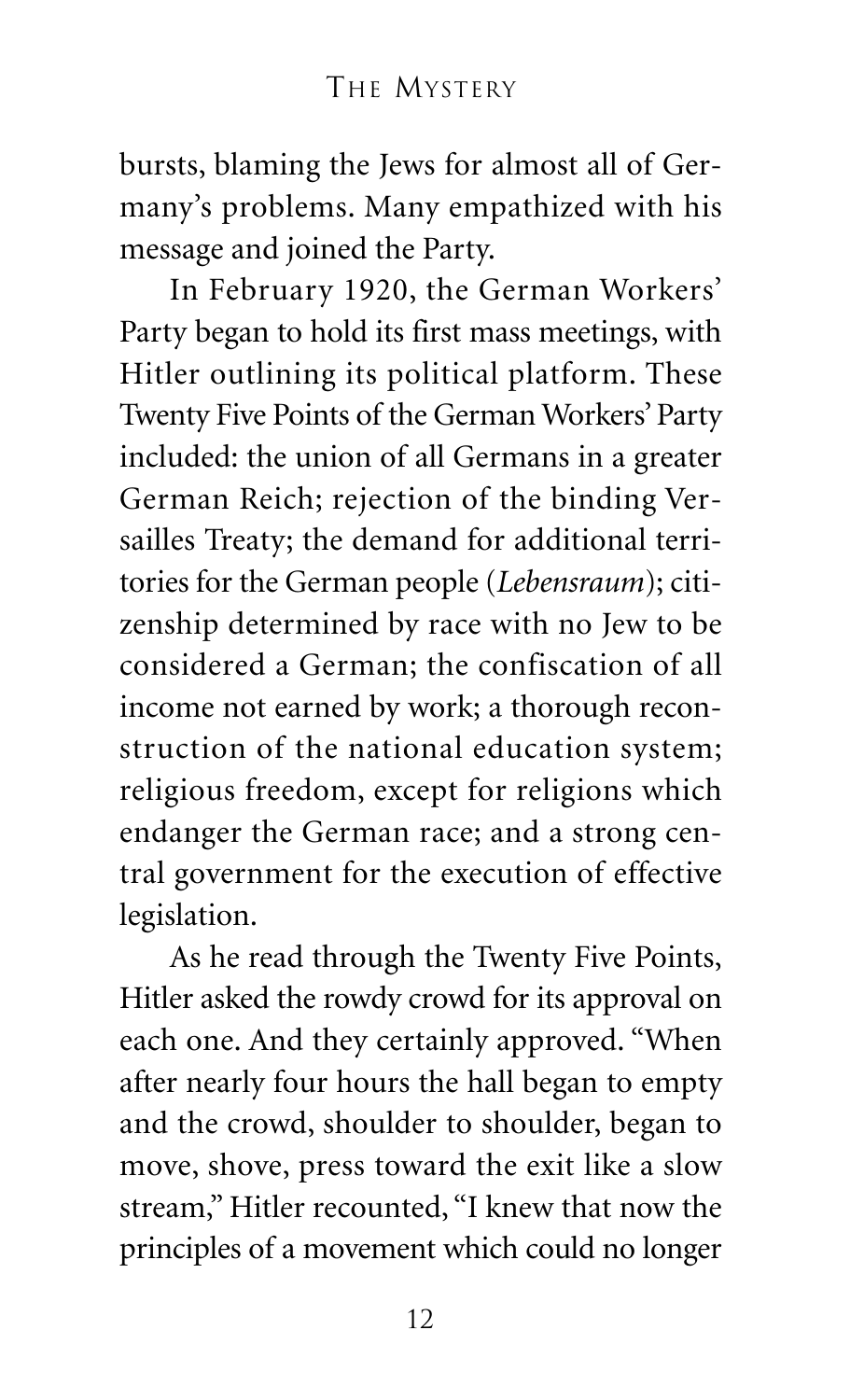bursts, blaming the Jews for almost all of Germany's problems. Many empathized with his message and joined the Party.

In February 1920, the German Workers' Party began to hold its first mass meetings, with Hitler outlining its political platform. These Twenty Five Points of the German Workers' Party included: the union of all Germans in a greater German Reich; rejection of the binding Versailles Treaty; the demand for additional territories for the German people (*Lebensraum*); citizenship determined by race with no Jew to be considered a German; the confiscation of all income not earned by work; a thorough reconstruction of the national education system; religious freedom, except for religions which endanger the German race; and a strong central government for the execution of effective legislation.

As he read through the Twenty Five Points, Hitler asked the rowdy crowd for its approval on each one. And they certainly approved. "When after nearly four hours the hall began to empty and the crowd, shoulder to shoulder, began to move, shove, press toward the exit like a slow stream," Hitler recounted, "I knew that now the principles of a movement which could no longer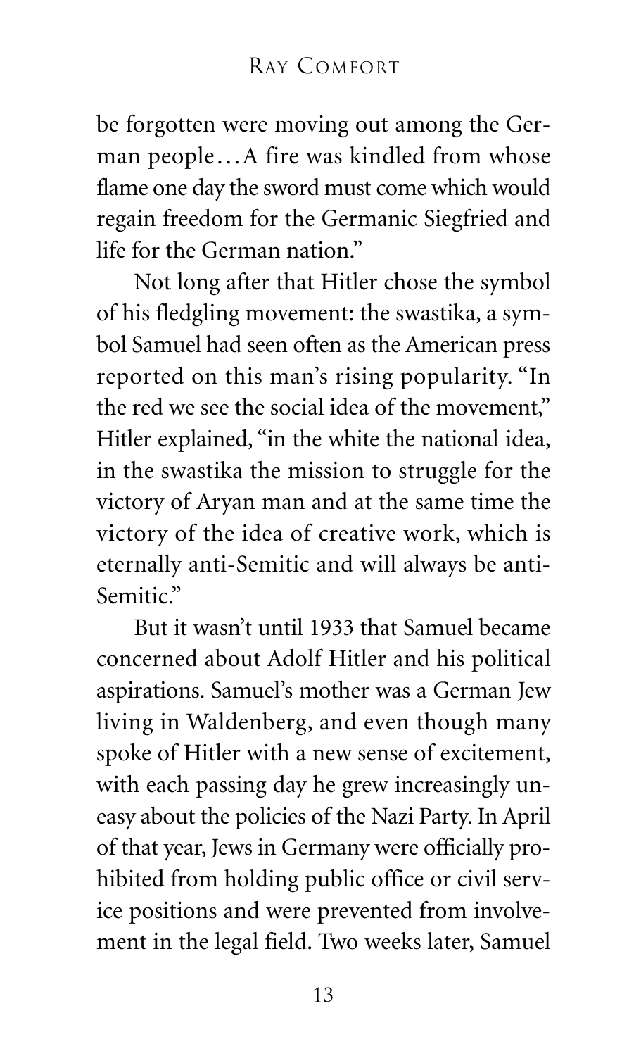be forgotten were moving out among the German people…A fire was kindled from whose flame one day the sword must come which would regain freedom for the Germanic Siegfried and life for the German nation."

Not long after that Hitler chose the symbol of his fledgling movement: the swastika, a symbol Samuel had seen often as the American press reported on this man's rising popularity. "In the red we see the social idea of the movement," Hitler explained, "in the white the national idea, in the swastika the mission to struggle for the victory of Aryan man and at the same time the victory of the idea of creative work, which is eternally anti-Semitic and will always be anti-Semitic."

But it wasn't until 1933 that Samuel became concerned about Adolf Hitler and his political aspirations. Samuel's mother was a German Jew living in Waldenberg, and even though many spoke of Hitler with a new sense of excitement, with each passing day he grew increasingly uneasy about the policies of the Nazi Party. In April of that year, Jews in Germany were officially prohibited from holding public office or civil service positions and were prevented from involvement in the legal field. Two weeks later, Samuel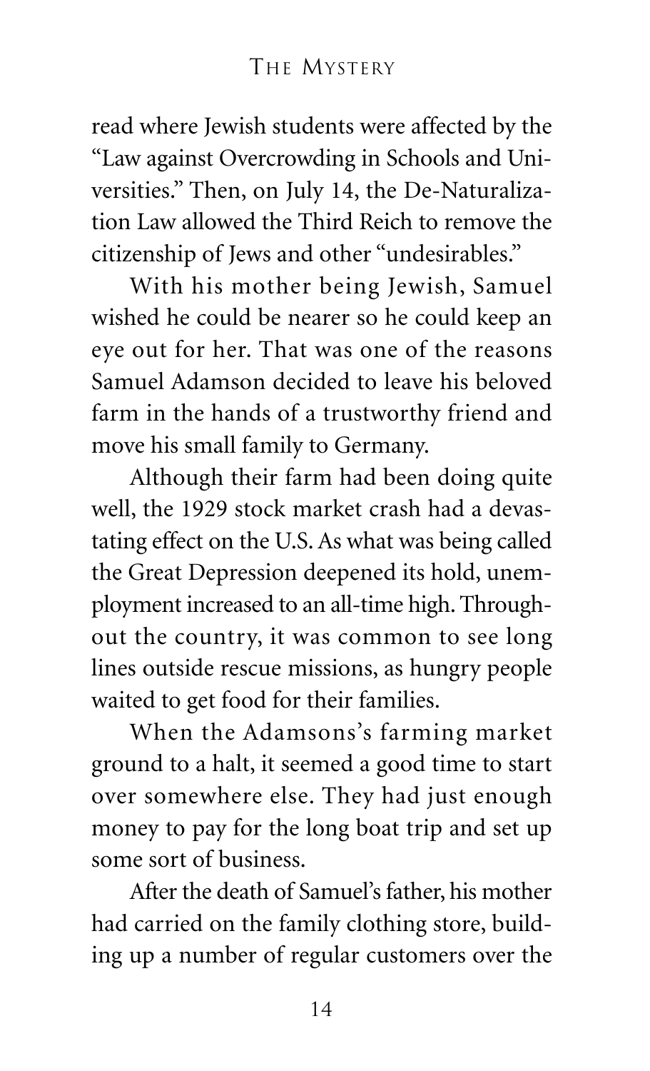read where Jewish students were affected by the "Law against Overcrowding in Schools and Universities." Then, on July 14, the De-Naturalization Law allowed the Third Reich to remove the citizenship of Jews and other "undesirables."

With his mother being Jewish, Samuel wished he could be nearer so he could keep an eye out for her. That was one of the reasons Samuel Adamson decided to leave his beloved farm in the hands of a trustworthy friend and move his small family to Germany.

Although their farm had been doing quite well, the 1929 stock market crash had a devastating effect on the U.S. As what was being called the Great Depression deepened its hold, unemployment increased to an all-time high. Throughout the country, it was common to see long lines outside rescue missions, as hungry people waited to get food for their families.

When the Adamsons's farming market ground to a halt, it seemed a good time to start over somewhere else. They had just enough money to pay for the long boat trip and set up some sort of business.

After the death of Samuel's father, his mother had carried on the family clothing store, building up a number of regular customers over the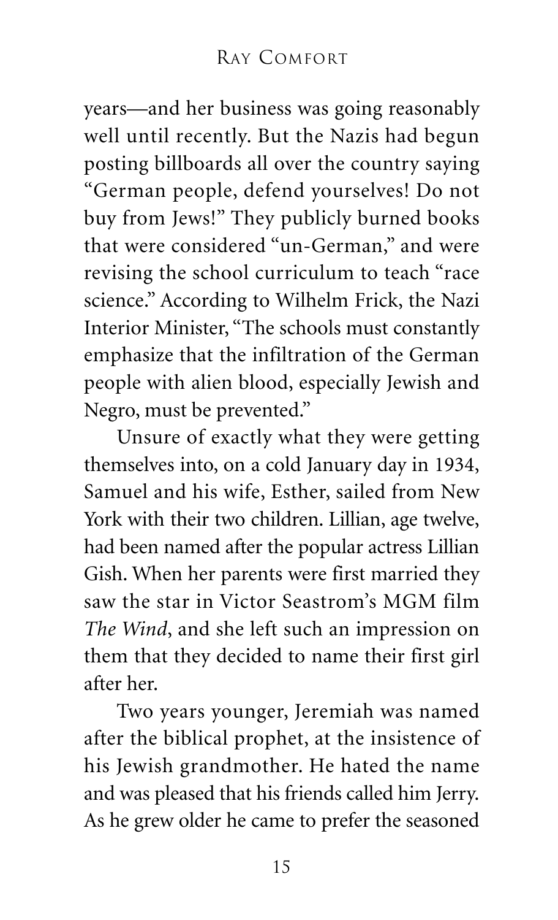years—and her business was going reasonably well until recently. But the Nazis had begun posting billboards all over the country saying "German people, defend yourselves! Do not buy from Jews!" They publicly burned books that were considered "un-German," and were revising the school curriculum to teach "race science." According to Wilhelm Frick, the Nazi Interior Minister, "The schools must constantly emphasize that the infiltration of the German people with alien blood, especially Jewish and Negro, must be prevented."

Unsure of exactly what they were getting themselves into, on a cold January day in 1934, Samuel and his wife, Esther, sailed from New York with their two children. Lillian, age twelve, had been named after the popular actress Lillian Gish. When her parents were first married they saw the star in Victor Seastrom's MGM film *The Wind*, and she left such an impression on them that they decided to name their first girl after her.

Two years younger, Jeremiah was named after the biblical prophet, at the insistence of his Jewish grandmother. He hated the name and was pleased that his friends called him Jerry. As he grew older he came to prefer the seasoned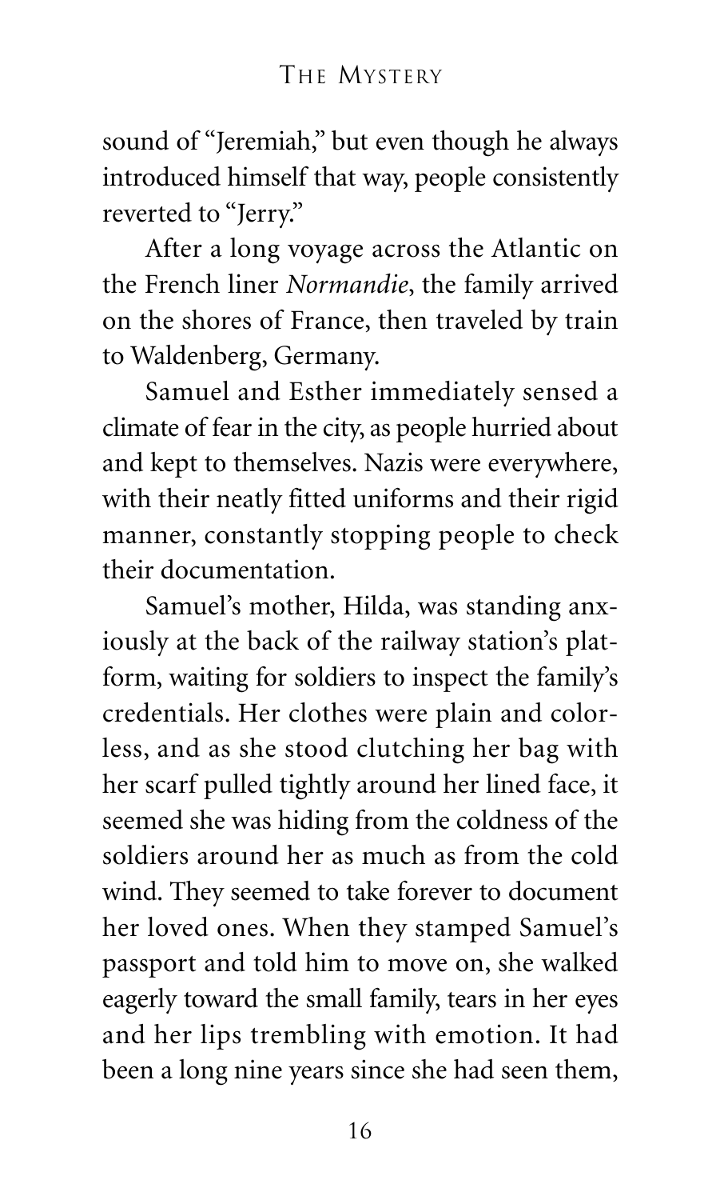sound of "Jeremiah," but even though he always introduced himself that way, people consistently reverted to "Jerry."

After a long voyage across the Atlantic on the French liner *Normandie*, the family arrived on the shores of France, then traveled by train to Waldenberg, Germany.

Samuel and Esther immediately sensed a climate of fear in the city, as people hurried about and kept to themselves. Nazis were everywhere, with their neatly fitted uniforms and their rigid manner, constantly stopping people to check their documentation.

Samuel's mother, Hilda, was standing anxiously at the back of the railway station's platform, waiting for soldiers to inspect the family's credentials. Her clothes were plain and colorless, and as she stood clutching her bag with her scarf pulled tightly around her lined face, it seemed she was hiding from the coldness of the soldiers around her as much as from the cold wind. They seemed to take forever to document her loved ones. When they stamped Samuel's passport and told him to move on, she walked eagerly toward the small family, tears in her eyes and her lips trembling with emotion. It had been a long nine years since she had seen them,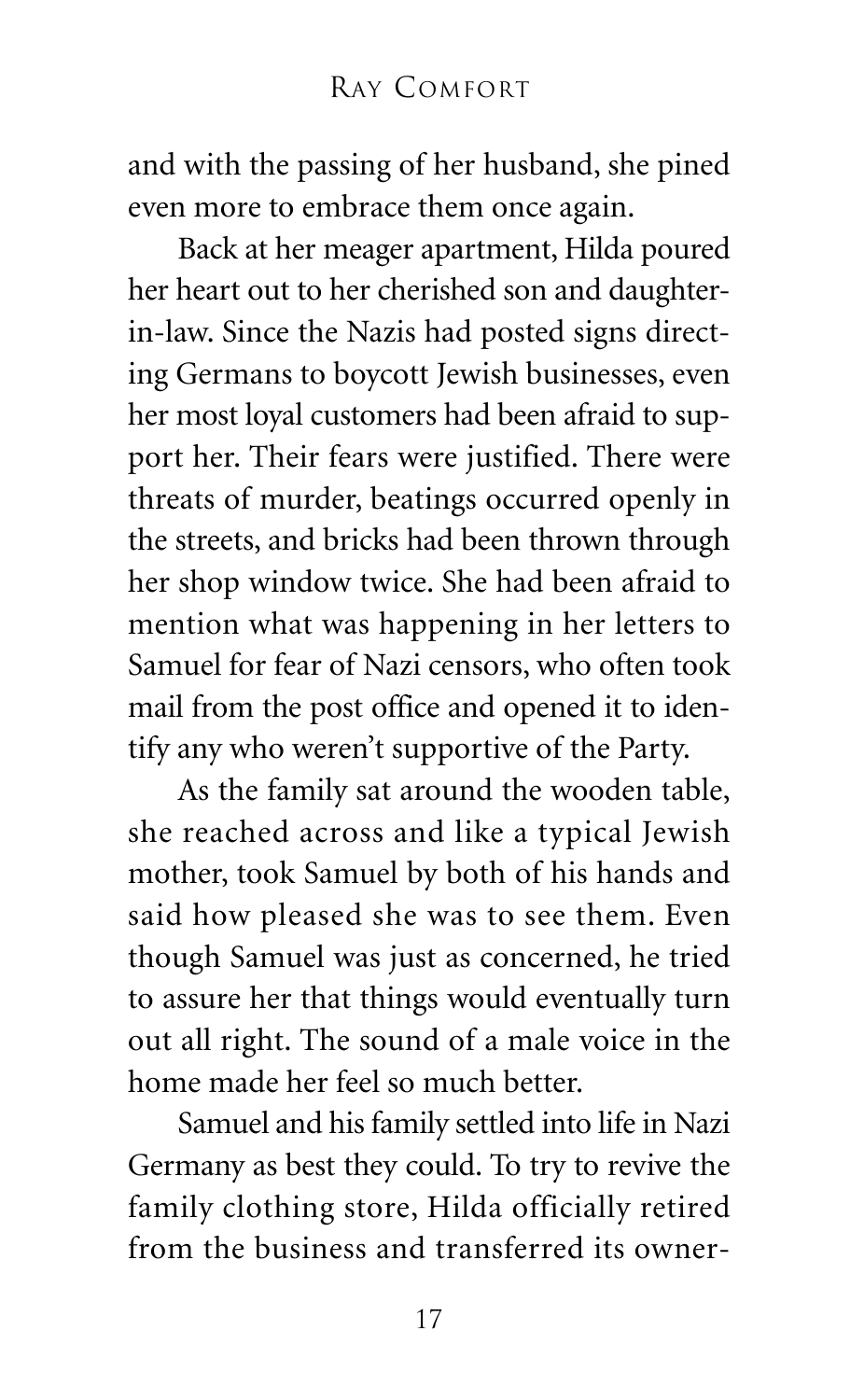and with the passing of her husband, she pined even more to embrace them once again.

Back at her meager apartment, Hilda poured her heart out to her cherished son and daughter-in-law. Since the Nazis had posted signs directing Germans to boycott Jewish businesses, even her most loyal customers had been afraid to support her. Their fears were justified. There were threats of murder, beatings occurred openly in the streets, and bricks had been thrown through her shop window twice. She had been afraid to mention what was happening in her letters to Samuel for fear of Nazi censors, who often took mail from the post office and opened it to identify any who weren't supportive of the Party.

As the family sat around the wooden table, she reached across and like a typical Jewish mother, took Samuel by both of his hands and said how pleased she was to see them. Even though Samuel was just as concerned, he tried to assure her that things would eventually turn out all right. The sound of a male voice in the home made her feel so much better.

Samuel and his family settled into life in Nazi Germany as best they could. To try to revive the family clothing store, Hilda officially retired from the business and transferred its owner-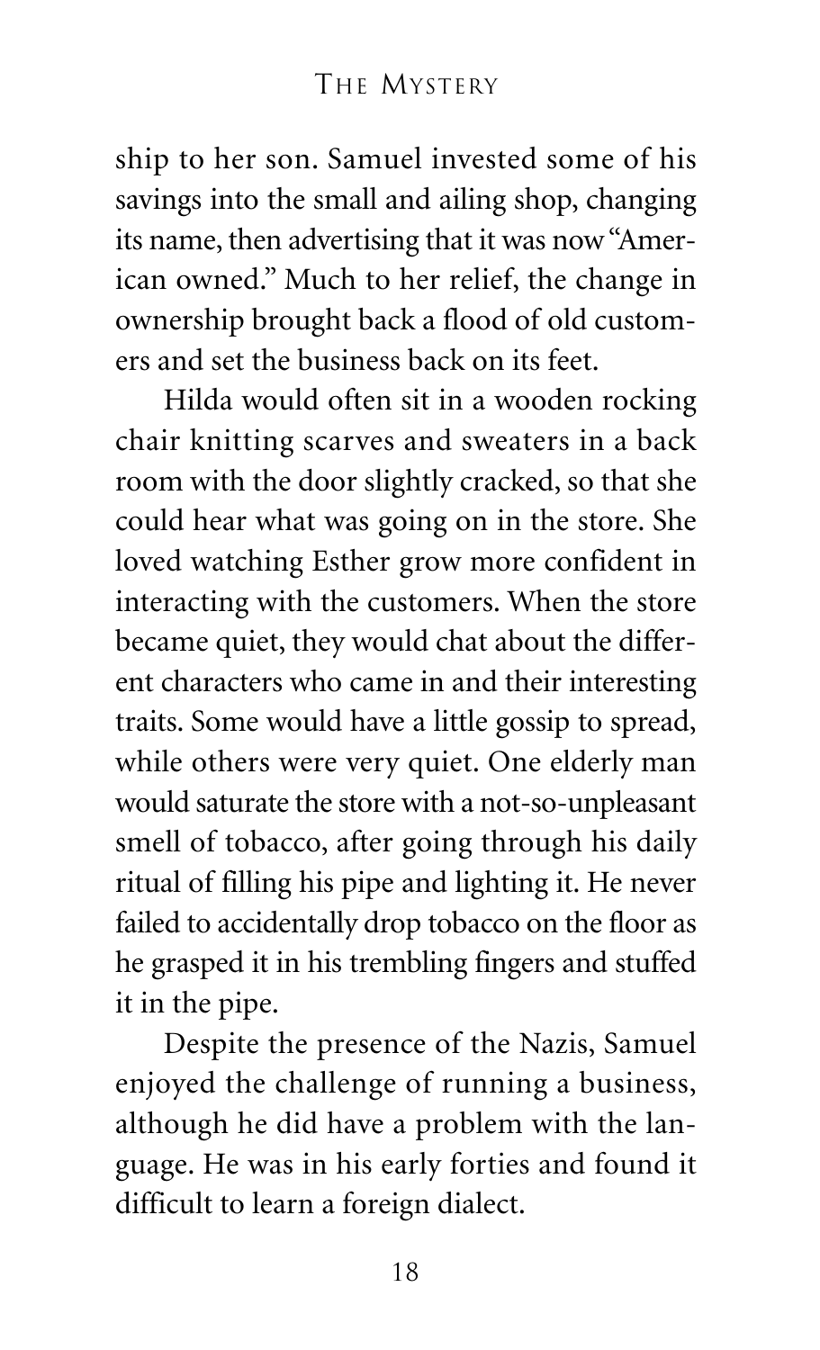ship to her son. Samuel invested some of his savings into the small and ailing shop, changing its name, then advertising that it was now "American owned." Much to her relief, the change in ownership brought back a flood of old customers and set the business back on its feet.

Hilda would often sit in a wooden rocking chair knitting scarves and sweaters in a back room with the door slightly cracked, so that she could hear what was going on in the store. She loved watching Esther grow more confident in interacting with the customers. When the store became quiet, they would chat about the different characters who came in and their interesting traits. Some would have a little gossip to spread, while others were very quiet. One elderly man would saturate the store with a not-so-unpleasant smell of tobacco, after going through his daily ritual of filling his pipe and lighting it. He never failed to accidentally drop tobacco on the floor as he grasped it in his trembling fingers and stuffed it in the pipe.

Despite the presence of the Nazis, Samuel enjoyed the challenge of running a business, although he did have a problem with the language. He was in his early forties and found it difficult to learn a foreign dialect.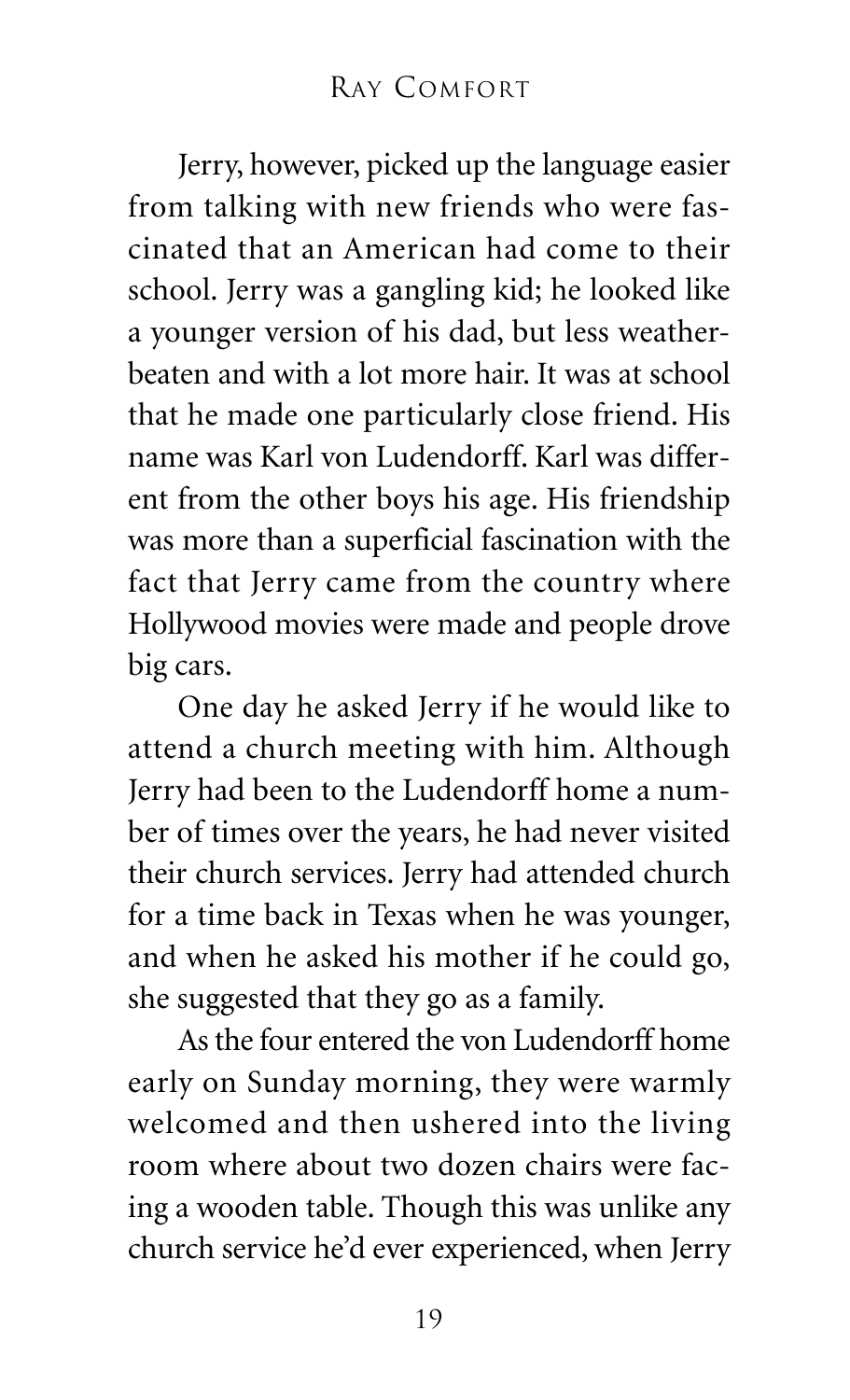Jerry, however, picked up the language easier from talking with new friends who were fascinated that an American had come to their school. Jerry was a gangling kid; he looked like a younger version of his dad, but less weather-beaten and with a lot more hair. It was at school that he made one particularly close friend. His name was Karl von Ludendorff. Karl was different from the other boys his age. His friendship was more than a superficial fascination with the fact that Jerry came from the country where Hollywood movies were made and people drove big cars.

One day he asked Jerry if he would like to attend a church meeting with him. Although Jerry had been to the Ludendorff home a number of times over the years, he had never visited their church services. Jerry had attended church for a time back in Texas when he was younger, and when he asked his mother if he could go, she suggested that they go as a family.

As the four entered the von Ludendorff home early on Sunday morning, they were warmly welcomed and then ushered into the living room where about two dozen chairs were facing a wooden table. Though this was unlike any church service he'd ever experienced, when Jerry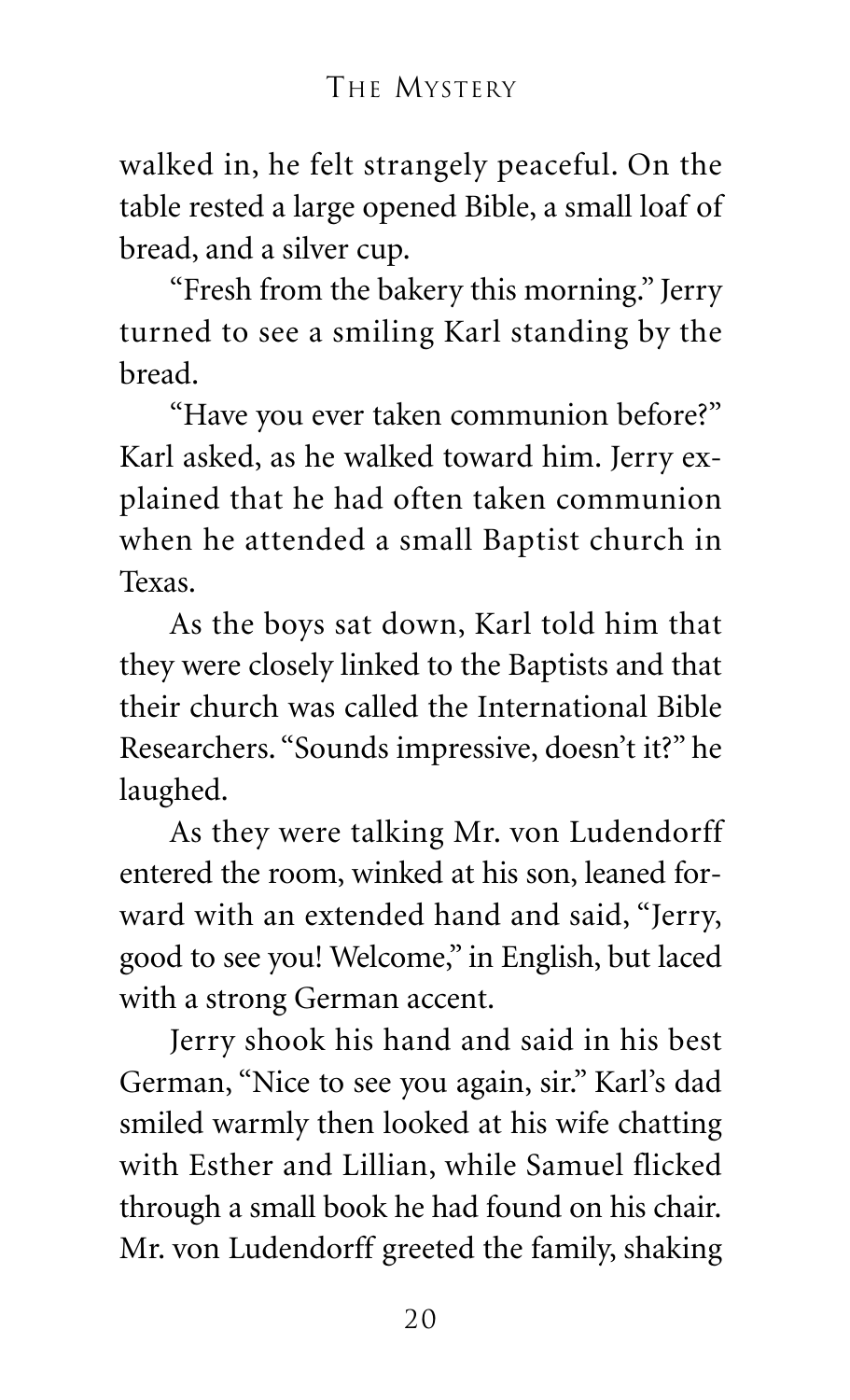walked in, he felt strangely peaceful. On the table rested a large opened Bible, a small loaf of bread, and a silver cup.

"Fresh from the bakery this morning." Jerry turned to see a smiling Karl standing by the bread.

"Have you ever taken communion before?" Karl asked, as he walked toward him. Jerry explained that he had often taken communion when he attended a small Baptist church in Texas.

As the boys sat down, Karl told him that they were closely linked to the Baptists and that their church was called the International Bible Researchers. "Sounds impressive, doesn't it?" he laughed.

As they were talking Mr. von Ludendorff entered the room, winked at his son, leaned forward with an extended hand and said, "Jerry, good to see you! Welcome," in English, but laced with a strong German accent.

Jerry shook his hand and said in his best German, "Nice to see you again, sir." Karl's dad smiled warmly then looked at his wife chatting with Esther and Lillian, while Samuel flicked through a small book he had found on his chair. Mr. von Ludendorff greeted the family, shaking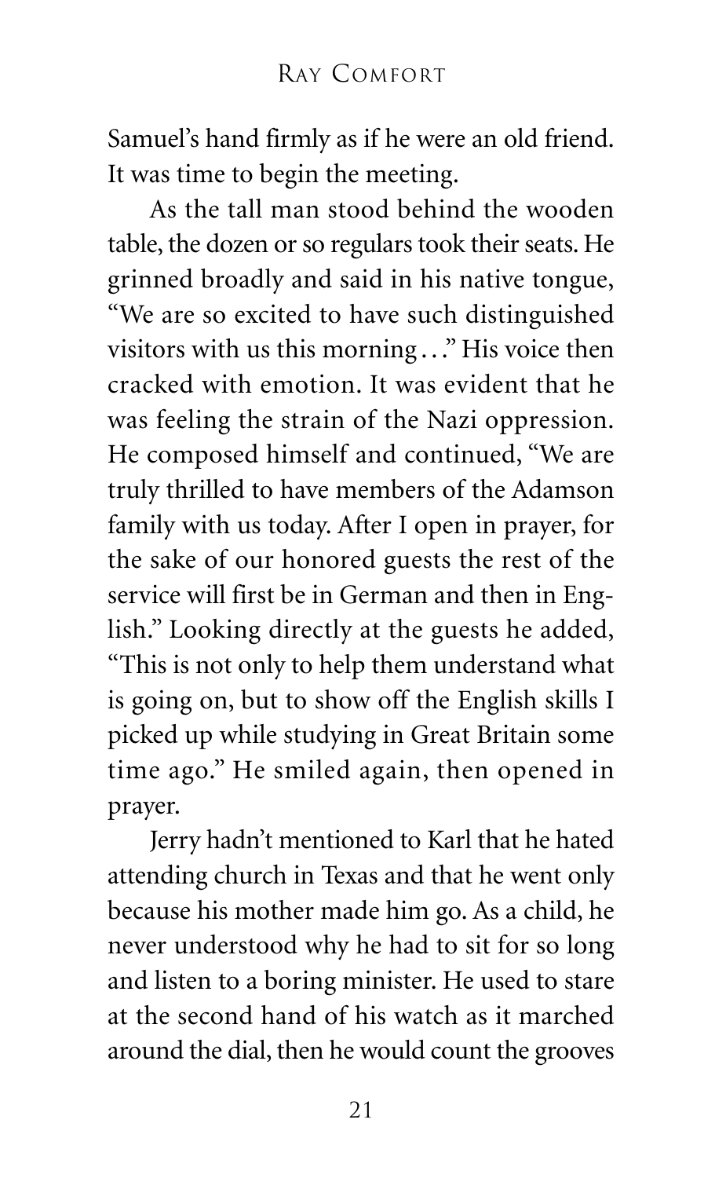Samuel's hand firmly as if he were an old friend. It was time to begin the meeting.

As the tall man stood behind the wooden table, the dozen or so regulars took their seats. He grinned broadly and said in his native tongue, "We are so excited to have such distinguished visitors with us this morning…" His voice then cracked with emotion. It was evident that he was feeling the strain of the Nazi oppression. He composed himself and continued, "We are truly thrilled to have members of the Adamson family with us today. After I open in prayer, for the sake of our honored guests the rest of the service will first be in German and then in English." Looking directly at the guests he added, "This is not only to help them understand what is going on, but to show off the English skills I picked up while studying in Great Britain some time ago." He smiled again, then opened in prayer.

Jerry hadn't mentioned to Karl that he hated attending church in Texas and that he went only because his mother made him go. As a child, he never understood why he had to sit for so long and listen to a boring minister. He used to stare at the second hand of his watch as it marched around the dial, then he would count the grooves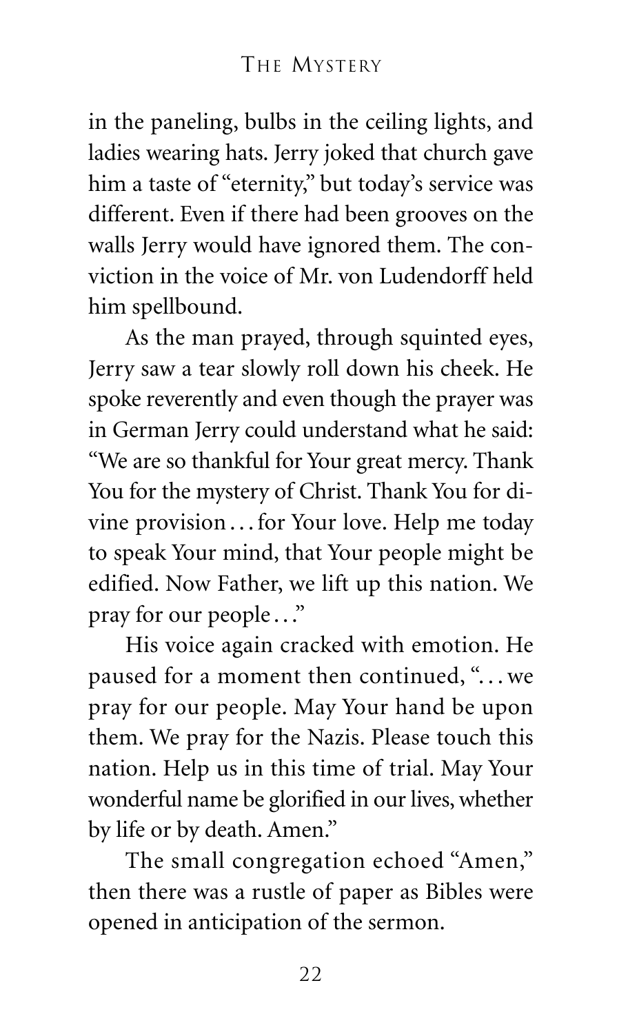in the paneling, bulbs in the ceiling lights, and ladies wearing hats. Jerry joked that church gave him a taste of "eternity," but today's service was different. Even if there had been grooves on the walls Jerry would have ignored them. The conviction in the voice of Mr. von Ludendorff held him spellbound.

As the man prayed, through squinted eyes, Jerry saw a tear slowly roll down his cheek. He spoke reverently and even though the prayer was in German Jerry could understand what he said: "We are so thankful for Your great mercy. Thank You for the mystery of Christ. Thank You for divine provision . . . for Your love. Help me today to speak Your mind, that Your people might be edified. Now Father, we lift up this nation. We pray for our people . . ."

His voice again cracked with emotion. He paused for a moment then continued, ". . . we pray for our people. May Your hand be upon them. We pray for the Nazis. Please touch this nation. Help us in this time of trial. May Your wonderful name be glorified in our lives, whether by life or by death. Amen."

The small congregation echoed "Amen," then there was a rustle of paper as Bibles were opened in anticipation of the sermon.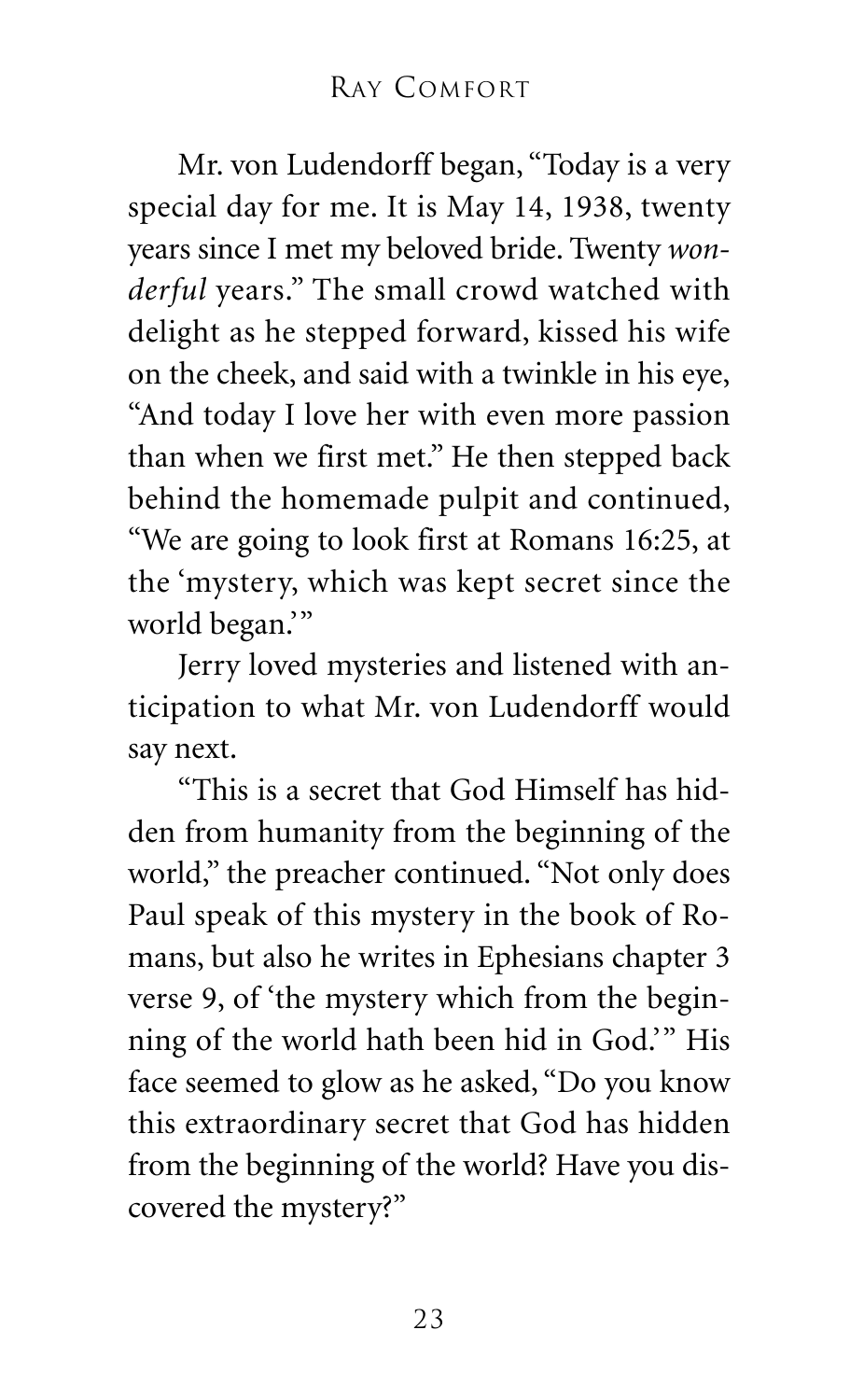Mr. von Ludendorff began, "Today is a very special day for me. It is May 14, 1938, twenty years since I met my beloved bride. Twenty *wonderful* years." The small crowd watched with delight as he stepped forward, kissed his wife on the cheek, and said with a twinkle in his eye, "And today I love her with even more passion than when we first met." He then stepped back behind the homemade pulpit and continued, "We are going to look first at Romans 16:25, at the 'mystery, which was kept secret since the world began.'"

Jerry loved mysteries and listened with anticipation to what Mr. von Ludendorff would say next.

"This is a secret that God Himself has hidden from humanity from the beginning of the world," the preacher continued. "Not only does Paul speak of this mystery in the book of Romans, but also he writes in Ephesians chapter 3 verse 9, of 'the mystery which from the beginning of the world hath been hid in God.'" His face seemed to glow as he asked, "Do you know this extraordinary secret that God has hidden from the beginning of the world? Have you discovered the mystery?"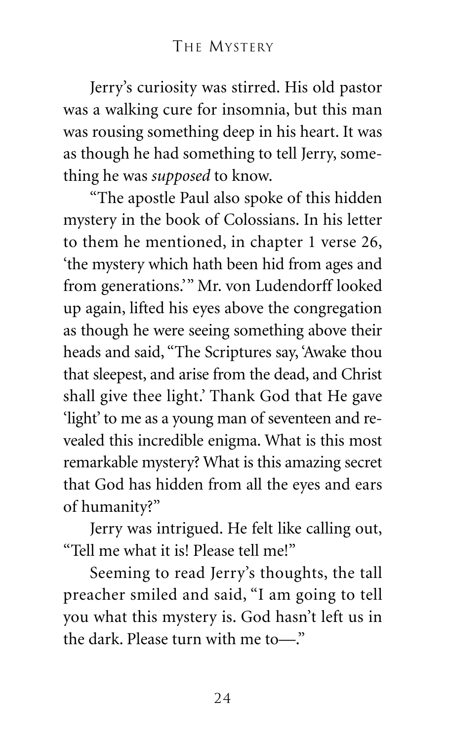Jerry's curiosity was stirred. His old pastor was a walking cure for insomnia, but this man was rousing something deep in his heart. It was as though he had something to tell Jerry, something he was *supposed* to know.

"The apostle Paul also spoke of this hidden mystery in the book of Colossians. In his letter to them he mentioned, in chapter 1 verse 26, 'the mystery which hath been hid from ages and from generations.'" Mr. von Ludendorff looked up again, lifted his eyes above the congregation as though he were seeing something above their heads and said, "The Scriptures say, 'Awake thou that sleepest, and arise from the dead, and Christ shall give thee light.' Thank God that He gave 'light' to me as a young man of seventeen and revealed this incredible enigma. What is this most remarkable mystery? What is this amazing secret that God has hidden from all the eyes and ears of humanity?"

Jerry was intrigued. He felt like calling out, "Tell me what it is! Please tell me!"

Seeming to read Jerry's thoughts, the tall preacher smiled and said, "I am going to tell you what this mystery is. God hasn't left us in the dark. Please turn with me to—."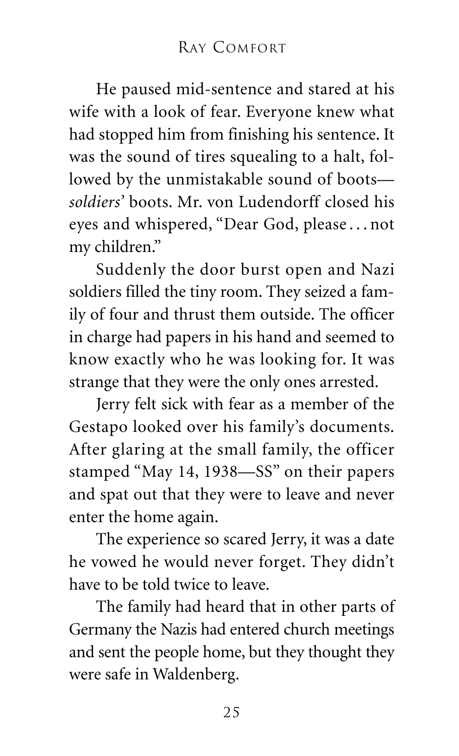He paused mid-sentence and stared at his wife with a look of fear. Everyone knew what had stopped him from finishing his sentence. It was the sound of tires squealing to a halt, followed by the unmistakable sound of boots—*soldiers'* boots. Mr. von Ludendorff closed his eyes and whispered, "Dear God, please . . . not my children."

Suddenly the door burst open and Nazi soldiers filled the tiny room. They seized a family of four and thrust them outside. The officer in charge had papers in his hand and seemed to know exactly who he was looking for. It was strange that they were the only ones arrested.

Jerry felt sick with fear as a member of the Gestapo looked over his family's documents. After glaring at the small family, the officer stamped "May 14, 1938—SS" on their papers and spat out that they were to leave and never enter the home again.

The experience so scared Jerry, it was a date he vowed he would never forget. They didn't have to be told twice to leave.

The family had heard that in other parts of Germany the Nazis had entered church meetings and sent the people home, but they thought they were safe in Waldenberg.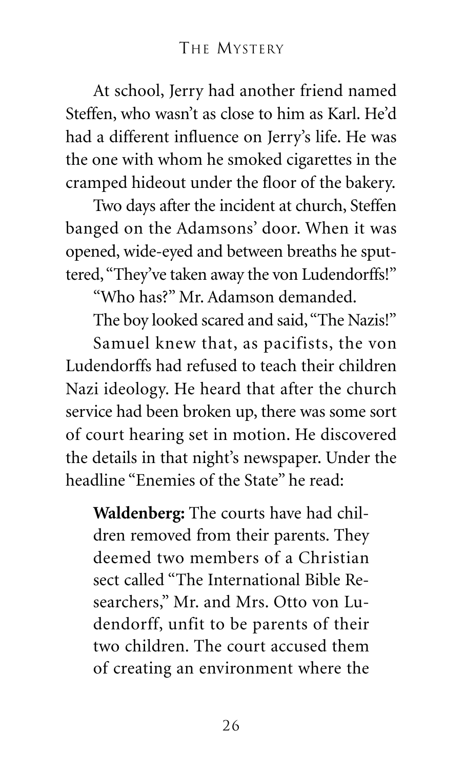At school, Jerry had another friend named Steffen, who wasn't as close to him as Karl. He'd had a different influence on Jerry's life. He was the one with whom he smoked cigarettes in the cramped hideout under the floor of the bakery.

Two days after the incident at church, Steffen banged on the Adamsons' door. When it was opened, wide-eyed and between breaths he sputtered, "They've taken away the von Ludendorffs!"

"Who has?" Mr. Adamson demanded.

The boy looked scared and said, "The Nazis!"

Samuel knew that, as pacifists, the von Ludendorffs had refused to teach their children Nazi ideology. He heard that after the church service had been broken up, there was some sort of court hearing set in motion. He discovered the details in that night's newspaper. Under the headline "Enemies of the State" he read:

> **Waldenberg:** The courts have had children removed from their parents. They deemed two members of a Christian sect called "The International Bible Researchers," Mr. and Mrs. Otto von Ludendorff, unfit to be parents of their two children. The court accused them of creating an environment where the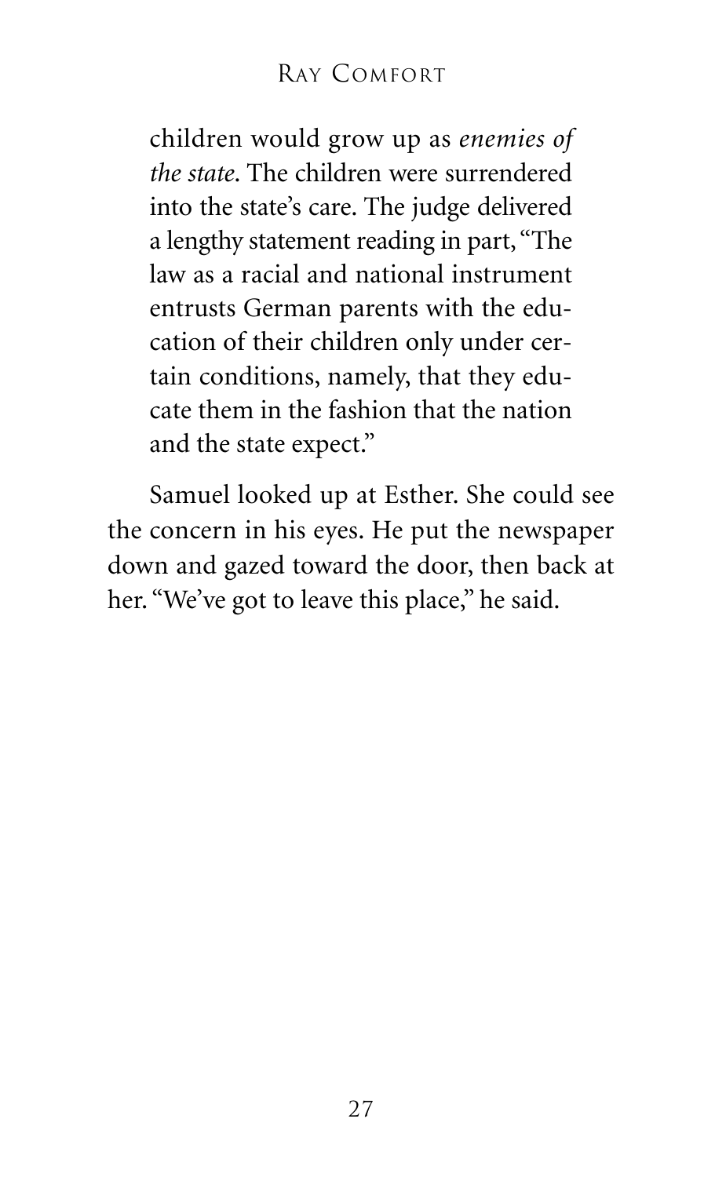children would grow up as *enemies of the state*. The children were surrendered into the state's care. The judge delivered a lengthy statement reading in part, "The law as a racial and national instrument entrusts German parents with the education of their children only under certain conditions, namely, that they educate them in the fashion that the nation and the state expect."

Samuel looked up at Esther. She could see the concern in his eyes. He put the newspaper down and gazed toward the door, then back at her. "We've got to leave this place," he said.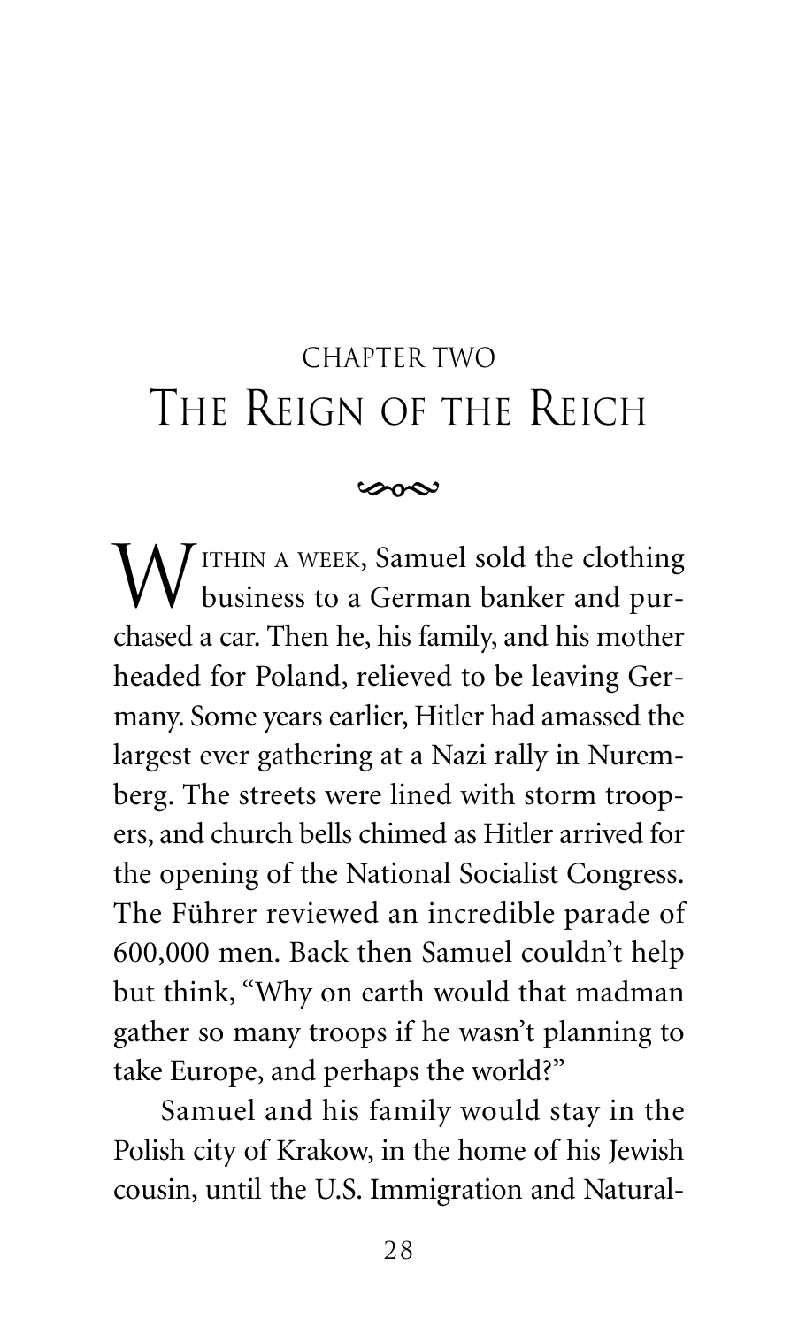# CHAPTER TWO
# The Reign of the Reich

Within a week, Samuel sold the clothing business to a German banker and purchased a car. Then he, his family, and his mother headed for Poland, relieved to be leaving Germany. Some years earlier, Hitler had amassed the largest ever gathering at a Nazi rally in Nuremberg. The streets were lined with storm troopers, and church bells chimed as Hitler arrived for the opening of the National Socialist Congress. The Führer reviewed an incredible parade of 600,000 men. Back then Samuel couldn't help but think, "Why on earth would that madman gather so many troops if he wasn't planning to take Europe, and perhaps the world?"

Samuel and his family would stay in the Polish city of Krakow, in the home of his Jewish cousin, until the U.S. Immigration and Natural-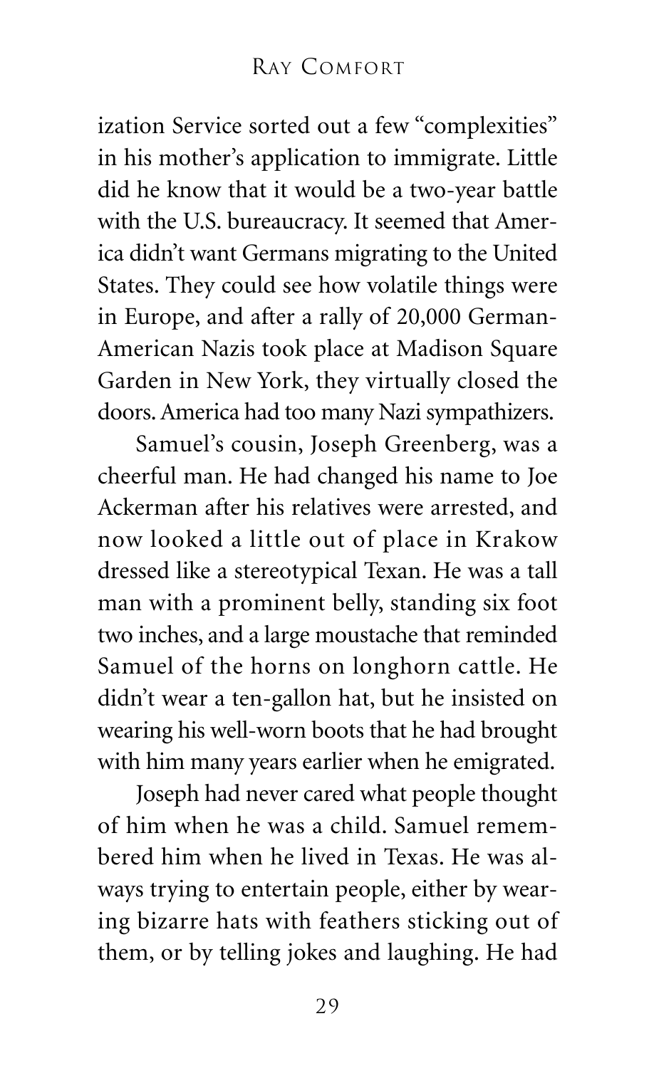ization Service sorted out a few "complexities" in his mother's application to immigrate. Little did he know that it would be a two-year battle with the U.S. bureaucracy. It seemed that America didn't want Germans migrating to the United States. They could see how volatile things were in Europe, and after a rally of 20,000 German-American Nazis took place at Madison Square Garden in New York, they virtually closed the doors. America had too many Nazi sympathizers.

Samuel's cousin, Joseph Greenberg, was a cheerful man. He had changed his name to Joe Ackerman after his relatives were arrested, and now looked a little out of place in Krakow dressed like a stereotypical Texan. He was a tall man with a prominent belly, standing six foot two inches, and a large moustache that reminded Samuel of the horns on longhorn cattle. He didn't wear a ten-gallon hat, but he insisted on wearing his well-worn boots that he had brought with him many years earlier when he emigrated.

Joseph had never cared what people thought of him when he was a child. Samuel remembered him when he lived in Texas. He was always trying to entertain people, either by wearing bizarre hats with feathers sticking out of them, or by telling jokes and laughing. He had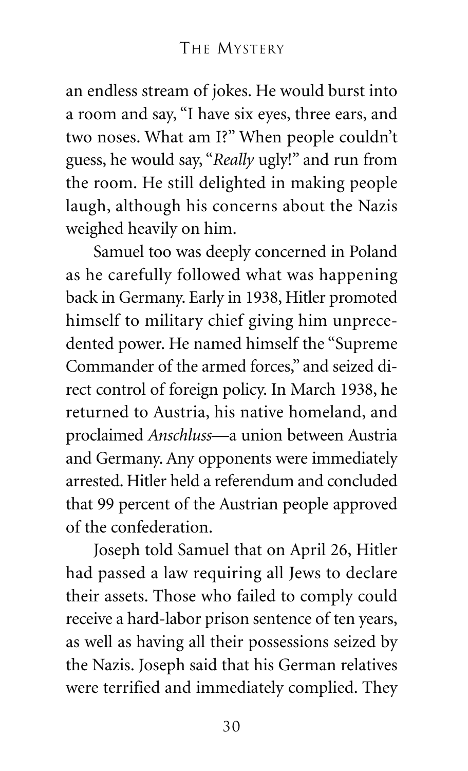an endless stream of jokes. He would burst into a room and say, "I have six eyes, three ears, and two noses. What am I?" When people couldn't guess, he would say, "*Really* ugly!" and run from the room. He still delighted in making people laugh, although his concerns about the Nazis weighed heavily on him.

Samuel too was deeply concerned in Poland as he carefully followed what was happening back in Germany. Early in 1938, Hitler promoted himself to military chief giving him unprecedented power. He named himself the "Supreme Commander of the armed forces," and seized direct control of foreign policy. In March 1938, he returned to Austria, his native homeland, and proclaimed *Anschluss*—a union between Austria and Germany. Any opponents were immediately arrested. Hitler held a referendum and concluded that 99 percent of the Austrian people approved of the confederation.

Joseph told Samuel that on April 26, Hitler had passed a law requiring all Jews to declare their assets. Those who failed to comply could receive a hard-labor prison sentence of ten years, as well as having all their possessions seized by the Nazis. Joseph said that his German relatives were terrified and immediately complied. They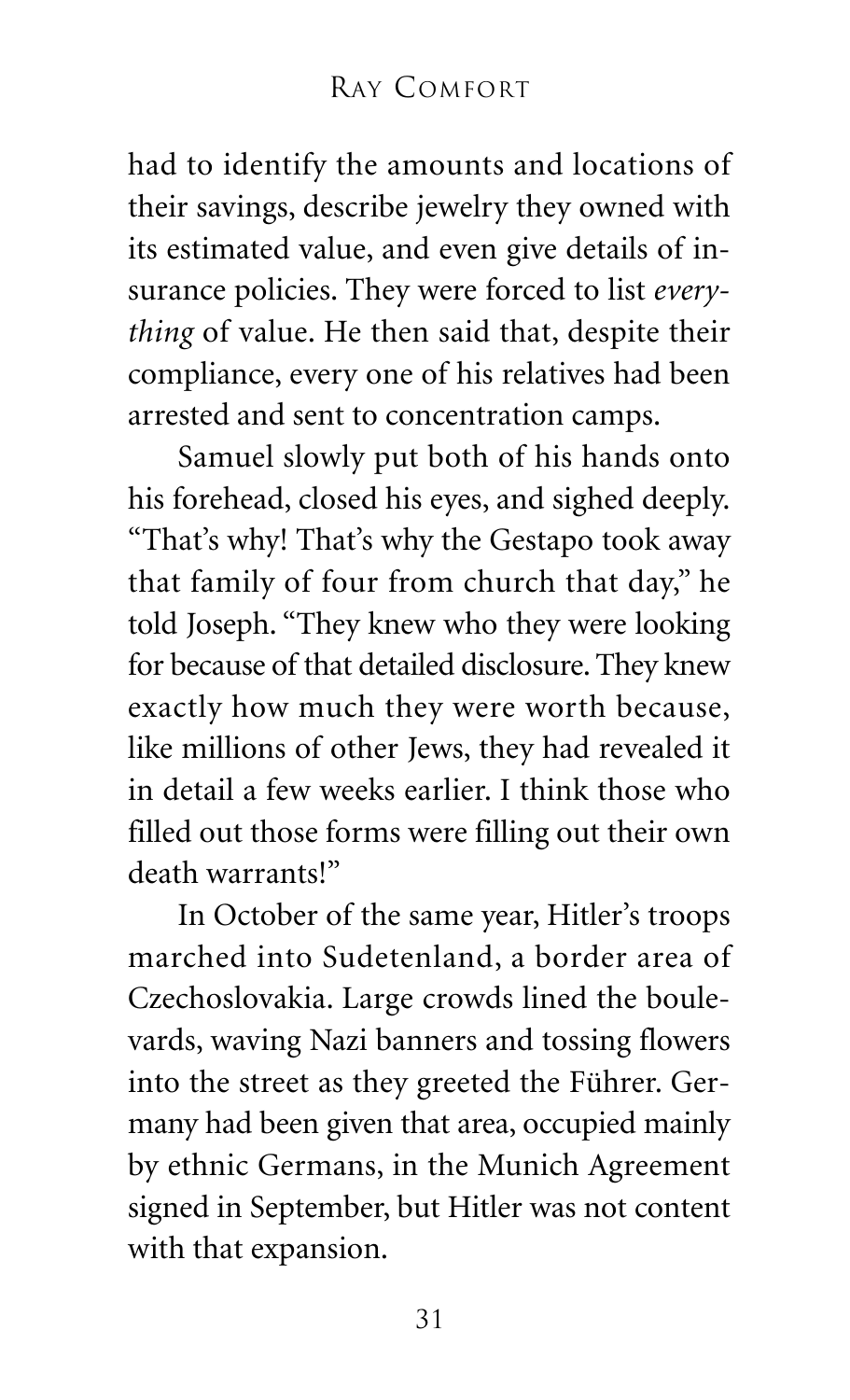had to identify the amounts and locations of their savings, describe jewelry they owned with its estimated value, and even give details of insurance policies. They were forced to list *everything* of value. He then said that, despite their compliance, every one of his relatives had been arrested and sent to concentration camps.

Samuel slowly put both of his hands onto his forehead, closed his eyes, and sighed deeply. "That's why! That's why the Gestapo took away that family of four from church that day," he told Joseph. "They knew who they were looking for because of that detailed disclosure. They knew exactly how much they were worth because, like millions of other Jews, they had revealed it in detail a few weeks earlier. I think those who filled out those forms were filling out their own death warrants!"

In October of the same year, Hitler's troops marched into Sudetenland, a border area of Czechoslovakia. Large crowds lined the boulevards, waving Nazi banners and tossing flowers into the street as they greeted the Führer. Germany had been given that area, occupied mainly by ethnic Germans, in the Munich Agreement signed in September, but Hitler was not content with that expansion.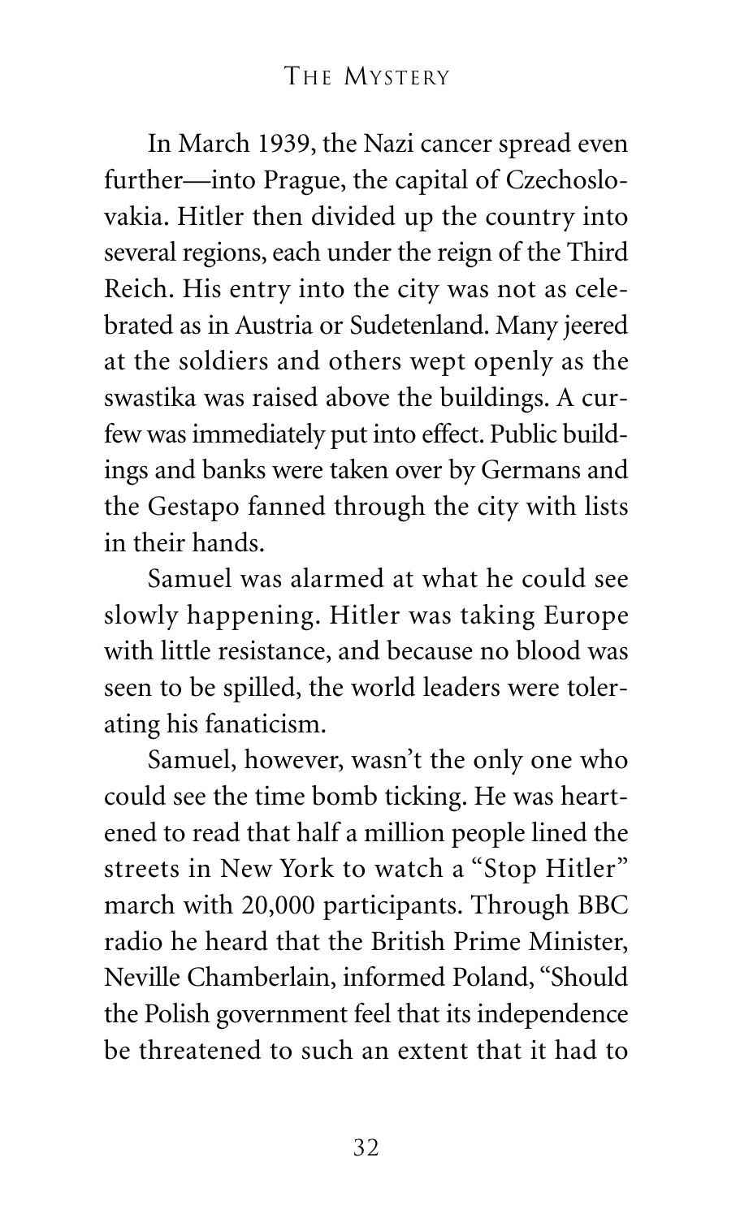In March 1939, the Nazi cancer spread even further—into Prague, the capital of Czechoslovakia. Hitler then divided up the country into several regions, each under the reign of the Third Reich. His entry into the city was not as celebrated as in Austria or Sudetenland. Many jeered at the soldiers and others wept openly as the swastika was raised above the buildings. A curfew was immediately put into effect. Public buildings and banks were taken over by Germans and the Gestapo fanned through the city with lists in their hands.

Samuel was alarmed at what he could see slowly happening. Hitler was taking Europe with little resistance, and because no blood was seen to be spilled, the world leaders were tolerating his fanaticism.

Samuel, however, wasn't the only one who could see the time bomb ticking. He was heartened to read that half a million people lined the streets in New York to watch a "Stop Hitler" march with 20,000 participants. Through BBC radio he heard that the British Prime Minister, Neville Chamberlain, informed Poland, "Should the Polish government feel that its independence be threatened to such an extent that it had to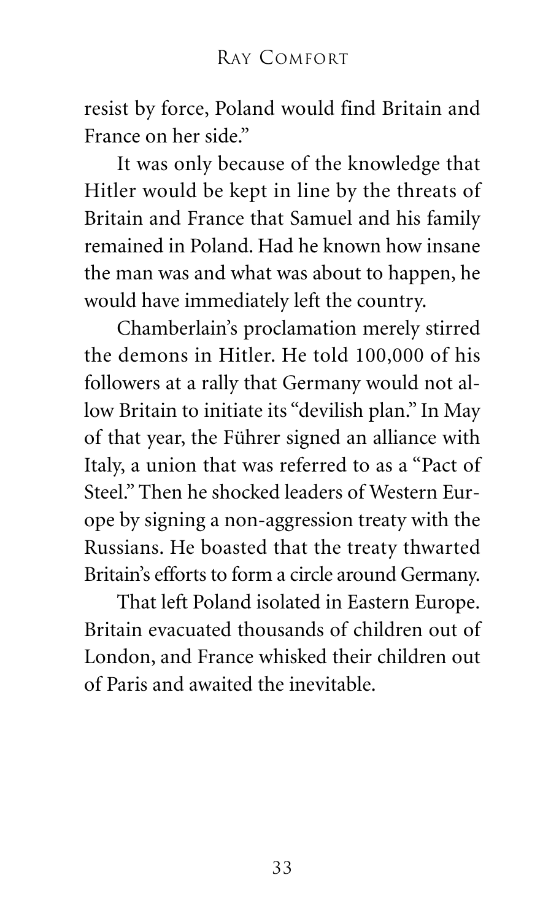resist by force, Poland would find Britain and France on her side."

It was only because of the knowledge that Hitler would be kept in line by the threats of Britain and France that Samuel and his family remained in Poland. Had he known how insane the man was and what was about to happen, he would have immediately left the country.

Chamberlain's proclamation merely stirred the demons in Hitler. He told 100,000 of his followers at a rally that Germany would not allow Britain to initiate its "devilish plan." In May of that year, the Führer signed an alliance with Italy, a union that was referred to as a "Pact of Steel." Then he shocked leaders of Western Europe by signing a non-aggression treaty with the Russians. He boasted that the treaty thwarted Britain's efforts to form a circle around Germany.

That left Poland isolated in Eastern Europe. Britain evacuated thousands of children out of London, and France whisked their children out of Paris and awaited the inevitable.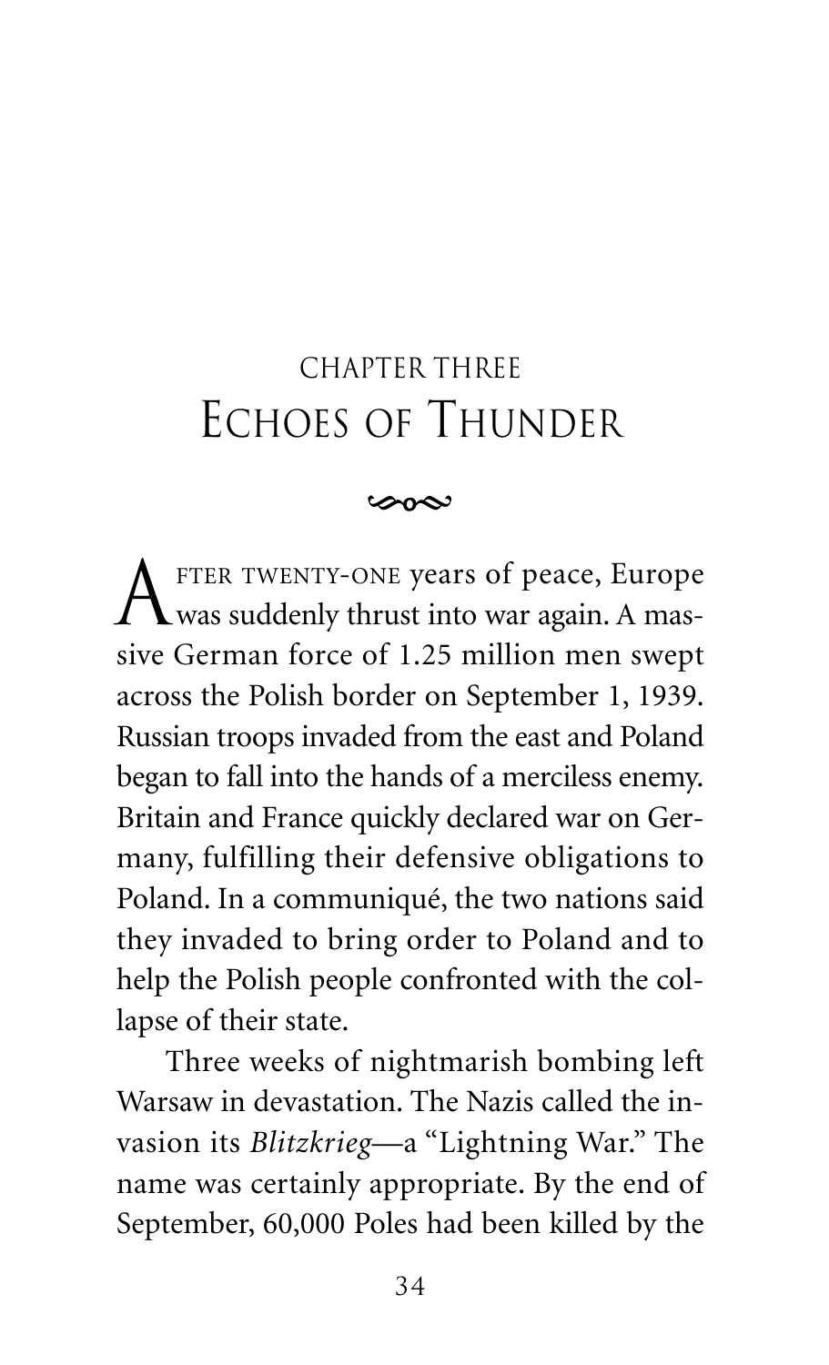# CHAPTER THREE
# ECHOES OF THUNDER

AFTER TWENTY-ONE years of peace, Europe was suddenly thrust into war again. A massive German force of 1.25 million men swept across the Polish border on September 1, 1939. Russian troops invaded from the east and Poland began to fall into the hands of a merciless enemy. Britain and France quickly declared war on Germany, fulfilling their defensive obligations to Poland. In a communiqué, the two nations said they invaded to bring order to Poland and to help the Polish people confronted with the collapse of their state.

Three weeks of nightmarish bombing left Warsaw in devastation. The Nazis called the invasion its *Blitzkrieg*—a "Lightning War." The name was certainly appropriate. By the end of September, 60,000 Poles had been killed by the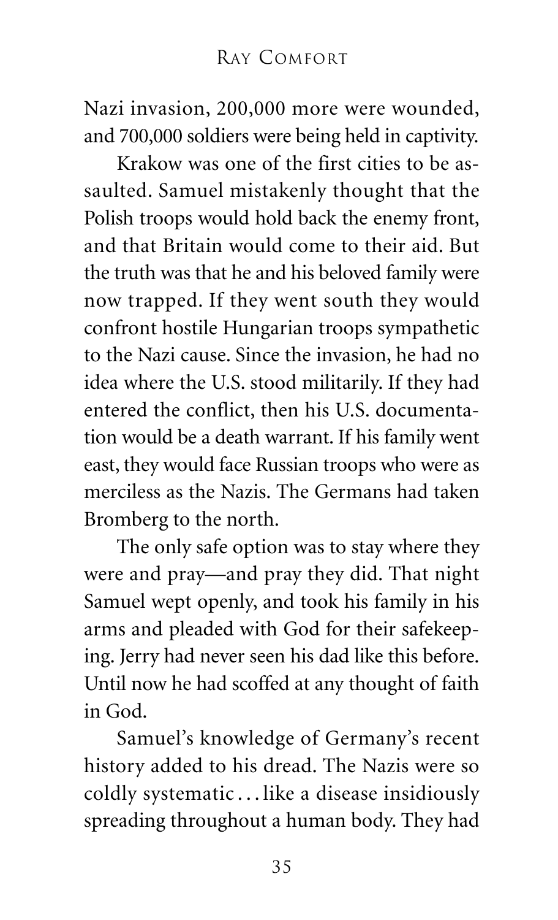Nazi invasion, 200,000 more were wounded, and 700,000 soldiers were being held in captivity.

Krakow was one of the first cities to be assaulted. Samuel mistakenly thought that the Polish troops would hold back the enemy front, and that Britain would come to their aid. But the truth was that he and his beloved family were now trapped. If they went south they would confront hostile Hungarian troops sympathetic to the Nazi cause. Since the invasion, he had no idea where the U.S. stood militarily. If they had entered the conflict, then his U.S. documentation would be a death warrant. If his family went east, they would face Russian troops who were as merciless as the Nazis. The Germans had taken Bromberg to the north.

The only safe option was to stay where they were and pray—and pray they did. That night Samuel wept openly, and took his family in his arms and pleaded with God for their safekeeping. Jerry had never seen his dad like this before. Until now he had scoffed at any thought of faith in God.

Samuel's knowledge of Germany's recent history added to his dread. The Nazis were so coldly systematic . . . like a disease insidiously spreading throughout a human body. They had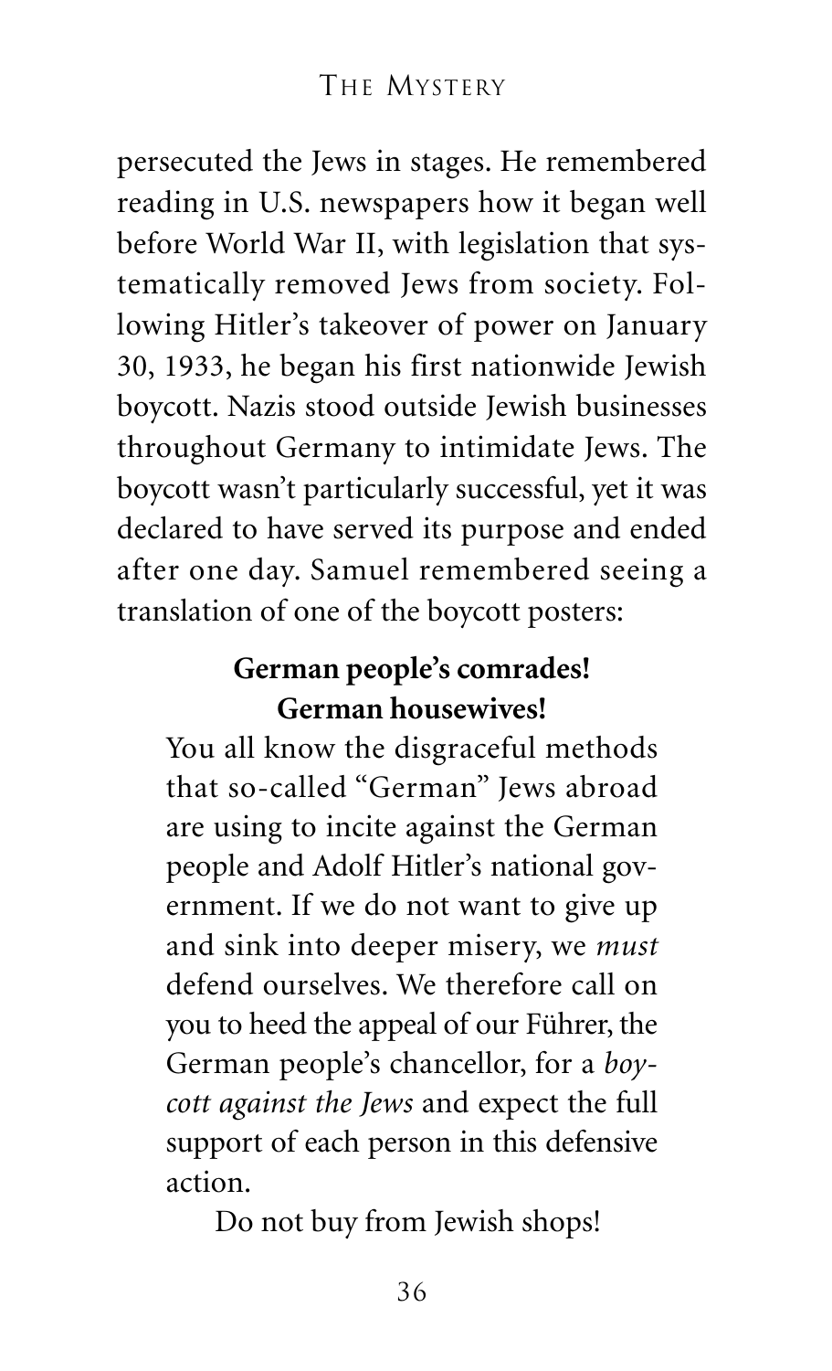persecuted the Jews in stages. He remembered reading in U.S. newspapers how it began well before World War II, with legislation that systematically removed Jews from society. Following Hitler's takeover of power on January 30, 1933, he began his first nationwide Jewish boycott. Nazis stood outside Jewish businesses throughout Germany to intimidate Jews. The boycott wasn't particularly successful, yet it was declared to have served its purpose and ended after one day. Samuel remembered seeing a translation of one of the boycott posters:

> **German people's comrades!**
> **German housewives!**
>
> You all know the disgraceful methods that so-called "German" Jews abroad are using to incite against the German people and Adolf Hitler's national government. If we do not want to give up and sink into deeper misery, we *must* defend ourselves. We therefore call on you to heed the appeal of our Führer, the German people's chancellor, for a *boycott against the Jews* and expect the full support of each person in this defensive action.
>
> Do not buy from Jewish shops!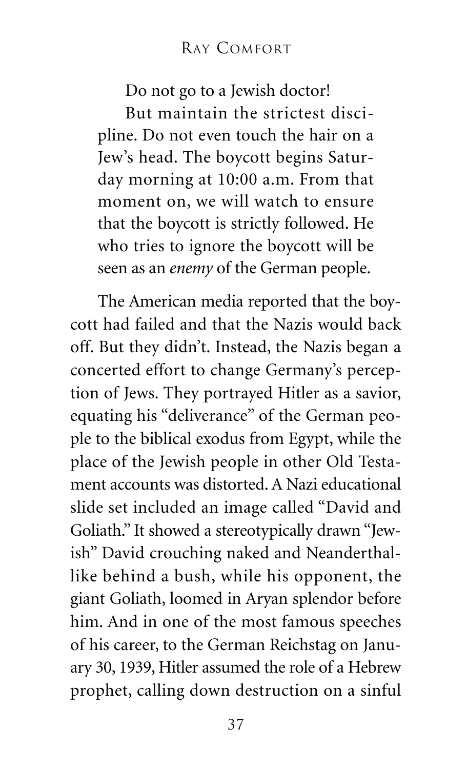> Do not go to a Jewish doctor!
>
> But maintain the strictest discipline. Do not even touch the hair on a Jew's head. The boycott begins Saturday morning at 10:00 a.m. From that moment on, we will watch to ensure that the boycott is strictly followed. He who tries to ignore the boycott will be seen as an *enemy* of the German people.

The American media reported that the boycott had failed and that the Nazis would back off. But they didn't. Instead, the Nazis began a concerted effort to change Germany's perception of Jews. They portrayed Hitler as a savior, equating his "deliverance" of the German people to the biblical exodus from Egypt, while the place of the Jewish people in other Old Testament accounts was distorted. A Nazi educational slide set included an image called "David and Goliath." It showed a stereotypically drawn "Jewish" David crouching naked and Neanderthal-like behind a bush, while his opponent, the giant Goliath, loomed in Aryan splendor before him. And in one of the most famous speeches of his career, to the German Reichstag on January 30, 1939, Hitler assumed the role of a Hebrew prophet, calling down destruction on a sinful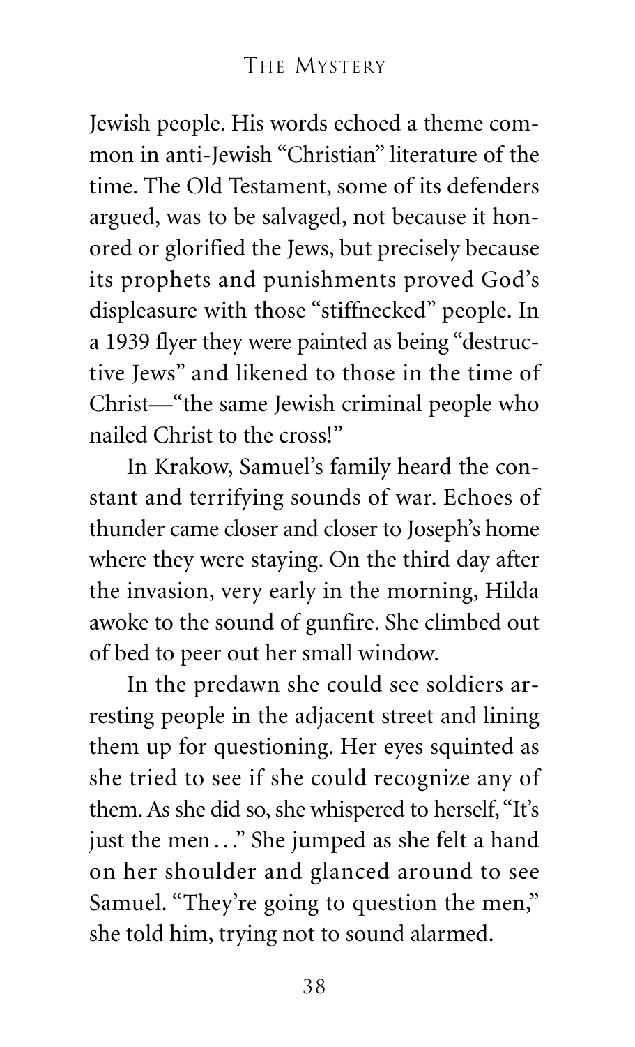Jewish people. His words echoed a theme common in anti-Jewish "Christian" literature of the time. The Old Testament, some of its defenders argued, was to be salvaged, not because it honored or glorified the Jews, but precisely because its prophets and punishments proved God's displeasure with those "stiffnecked" people. In a 1939 flyer they were painted as being "destructive Jews" and likened to those in the time of Christ—"the same Jewish criminal people who nailed Christ to the cross!"

In Krakow, Samuel's family heard the constant and terrifying sounds of war. Echoes of thunder came closer and closer to Joseph's home where they were staying. On the third day after the invasion, very early in the morning, Hilda awoke to the sound of gunfire. She climbed out of bed to peer out her small window.

In the predawn she could see soldiers arresting people in the adjacent street and lining them up for questioning. Her eyes squinted as she tried to see if she could recognize any of them. As she did so, she whispered to herself, "It's just the men..." She jumped as she felt a hand on her shoulder and glanced around to see Samuel. "They're going to question the men," she told him, trying not to sound alarmed.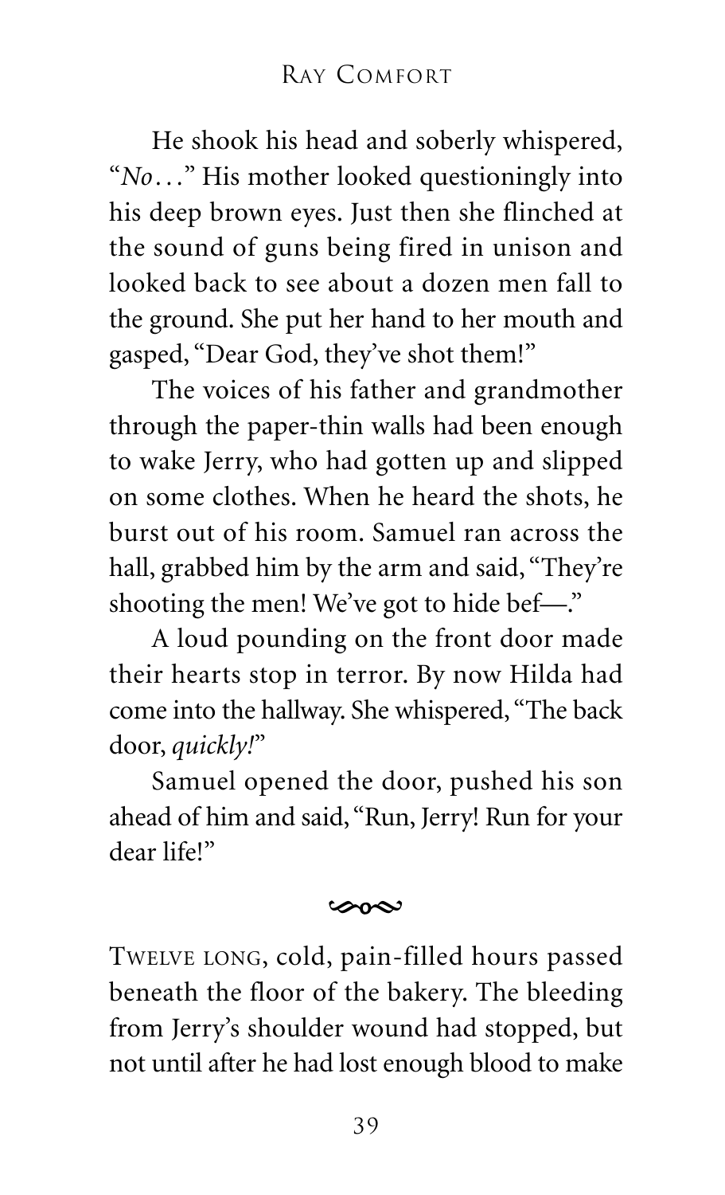He shook his head and soberly whispered, "*No*..." His mother looked questioningly into his deep brown eyes. Just then she flinched at the sound of guns being fired in unison and looked back to see about a dozen men fall to the ground. She put her hand to her mouth and gasped, "Dear God, they've shot them!"

The voices of his father and grandmother through the paper-thin walls had been enough to wake Jerry, who had gotten up and slipped on some clothes. When he heard the shots, he burst out of his room. Samuel ran across the hall, grabbed him by the arm and said, "They're shooting the men! We've got to hide bef—."

A loud pounding on the front door made their hearts stop in terror. By now Hilda had come into the hallway. She whispered, "The back door, *quickly!*"

Samuel opened the door, pushed his son ahead of him and said, "Run, Jerry! Run for your dear life!"

---

TWELVE LONG, cold, pain-filled hours passed beneath the floor of the bakery. The bleeding from Jerry's shoulder wound had stopped, but not until after he had lost enough blood to make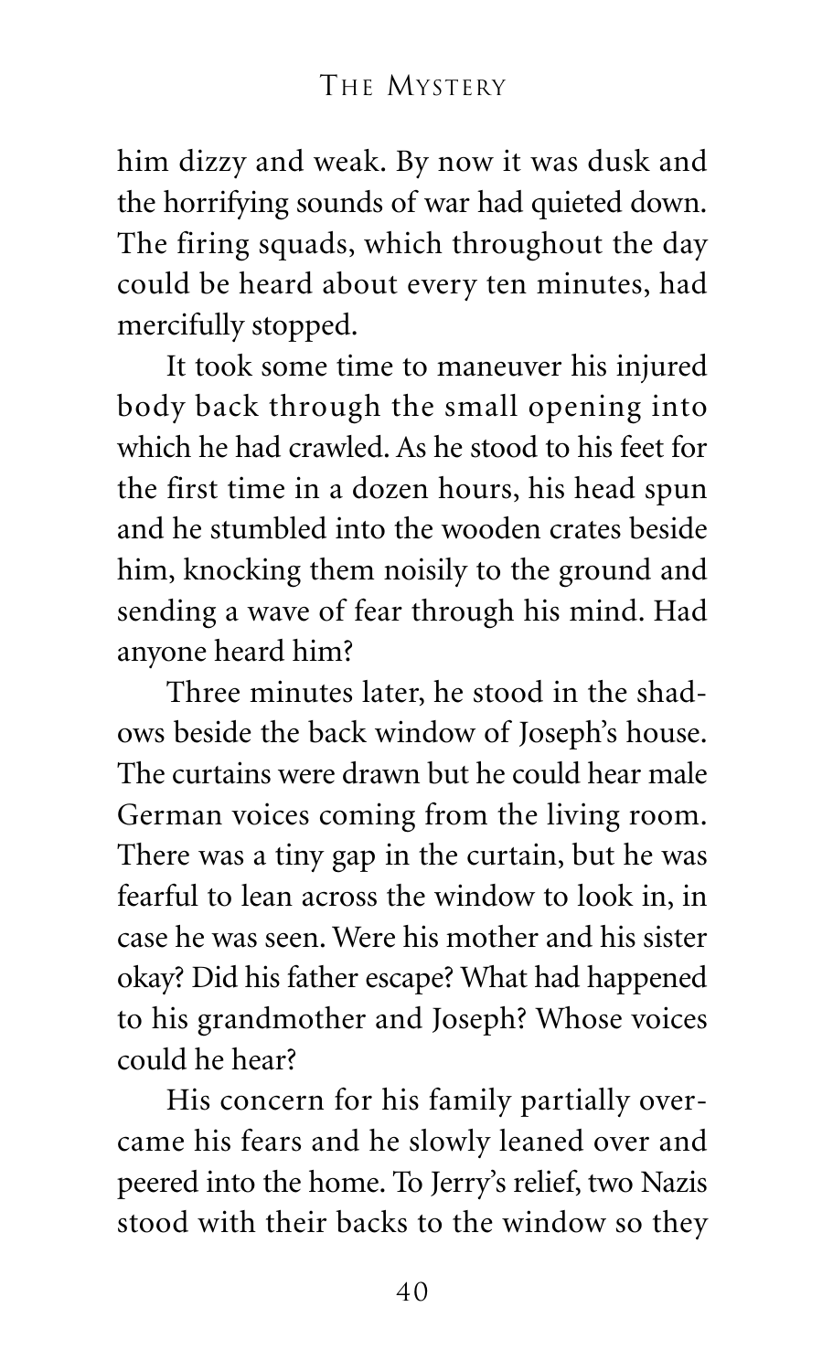him dizzy and weak. By now it was dusk and the horrifying sounds of war had quieted down. The firing squads, which throughout the day could be heard about every ten minutes, had mercifully stopped.

It took some time to maneuver his injured body back through the small opening into which he had crawled. As he stood to his feet for the first time in a dozen hours, his head spun and he stumbled into the wooden crates beside him, knocking them noisily to the ground and sending a wave of fear through his mind. Had anyone heard him?

Three minutes later, he stood in the shadows beside the back window of Joseph's house. The curtains were drawn but he could hear male German voices coming from the living room. There was a tiny gap in the curtain, but he was fearful to lean across the window to look in, in case he was seen. Were his mother and his sister okay? Did his father escape? What had happened to his grandmother and Joseph? Whose voices could he hear?

His concern for his family partially overcame his fears and he slowly leaned over and peered into the home. To Jerry's relief, two Nazis stood with their backs to the window so they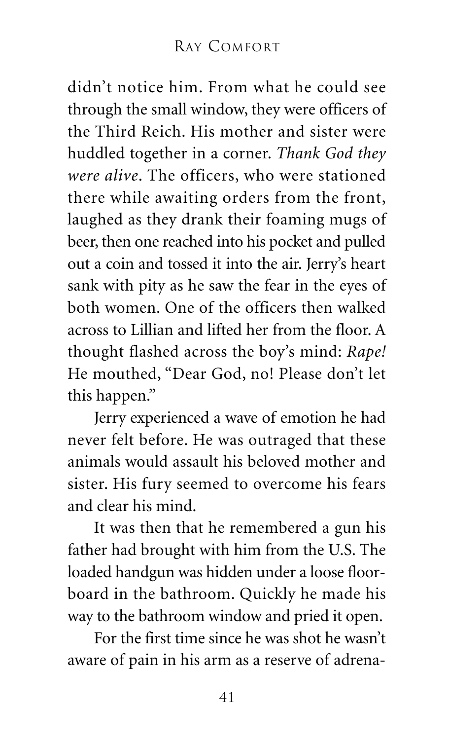didn't notice him. From what he could see through the small window, they were officers of the Third Reich. His mother and sister were huddled together in a corner. *Thank God they were alive*. The officers, who were stationed there while awaiting orders from the front, laughed as they drank their foaming mugs of beer, then one reached into his pocket and pulled out a coin and tossed it into the air. Jerry's heart sank with pity as he saw the fear in the eyes of both women. One of the officers then walked across to Lillian and lifted her from the floor. A thought flashed across the boy's mind: *Rape!* He mouthed, "Dear God, no! Please don't let this happen."

Jerry experienced a wave of emotion he had never felt before. He was outraged that these animals would assault his beloved mother and sister. His fury seemed to overcome his fears and clear his mind.

It was then that he remembered a gun his father had brought with him from the U.S. The loaded handgun was hidden under a loose floorboard in the bathroom. Quickly he made his way to the bathroom window and pried it open.

For the first time since he was shot he wasn't aware of pain in his arm as a reserve of adrena-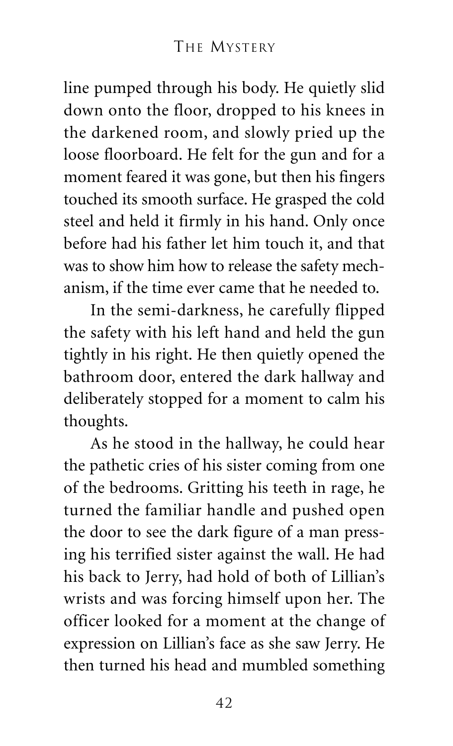line pumped through his body. He quietly slid down onto the floor, dropped to his knees in the darkened room, and slowly pried up the loose floorboard. He felt for the gun and for a moment feared it was gone, but then his fingers touched its smooth surface. He grasped the cold steel and held it firmly in his hand. Only once before had his father let him touch it, and that was to show him how to release the safety mechanism, if the time ever came that he needed to.

In the semi-darkness, he carefully flipped the safety with his left hand and held the gun tightly in his right. He then quietly opened the bathroom door, entered the dark hallway and deliberately stopped for a moment to calm his thoughts.

As he stood in the hallway, he could hear the pathetic cries of his sister coming from one of the bedrooms. Gritting his teeth in rage, he turned the familiar handle and pushed open the door to see the dark figure of a man pressing his terrified sister against the wall. He had his back to Jerry, had hold of both of Lillian's wrists and was forcing himself upon her. The officer looked for a moment at the change of expression on Lillian's face as she saw Jerry. He then turned his head and mumbled something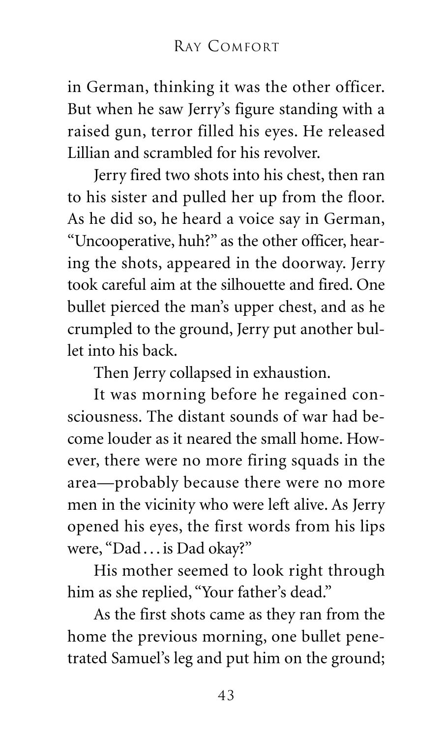in German, thinking it was the other officer. But when he saw Jerry's figure standing with a raised gun, terror filled his eyes. He released Lillian and scrambled for his revolver.

Jerry fired two shots into his chest, then ran to his sister and pulled her up from the floor. As he did so, he heard a voice say in German, "Uncooperative, huh?" as the other officer, hearing the shots, appeared in the doorway. Jerry took careful aim at the silhouette and fired. One bullet pierced the man's upper chest, and as he crumpled to the ground, Jerry put another bullet into his back.

Then Jerry collapsed in exhaustion.

It was morning before he regained consciousness. The distant sounds of war had become louder as it neared the small home. However, there were no more firing squads in the area—probably because there were no more men in the vicinity who were left alive. As Jerry opened his eyes, the first words from his lips were, "Dad . . . is Dad okay?"

His mother seemed to look right through him as she replied, "Your father's dead."

As the first shots came as they ran from the home the previous morning, one bullet penetrated Samuel's leg and put him on the ground;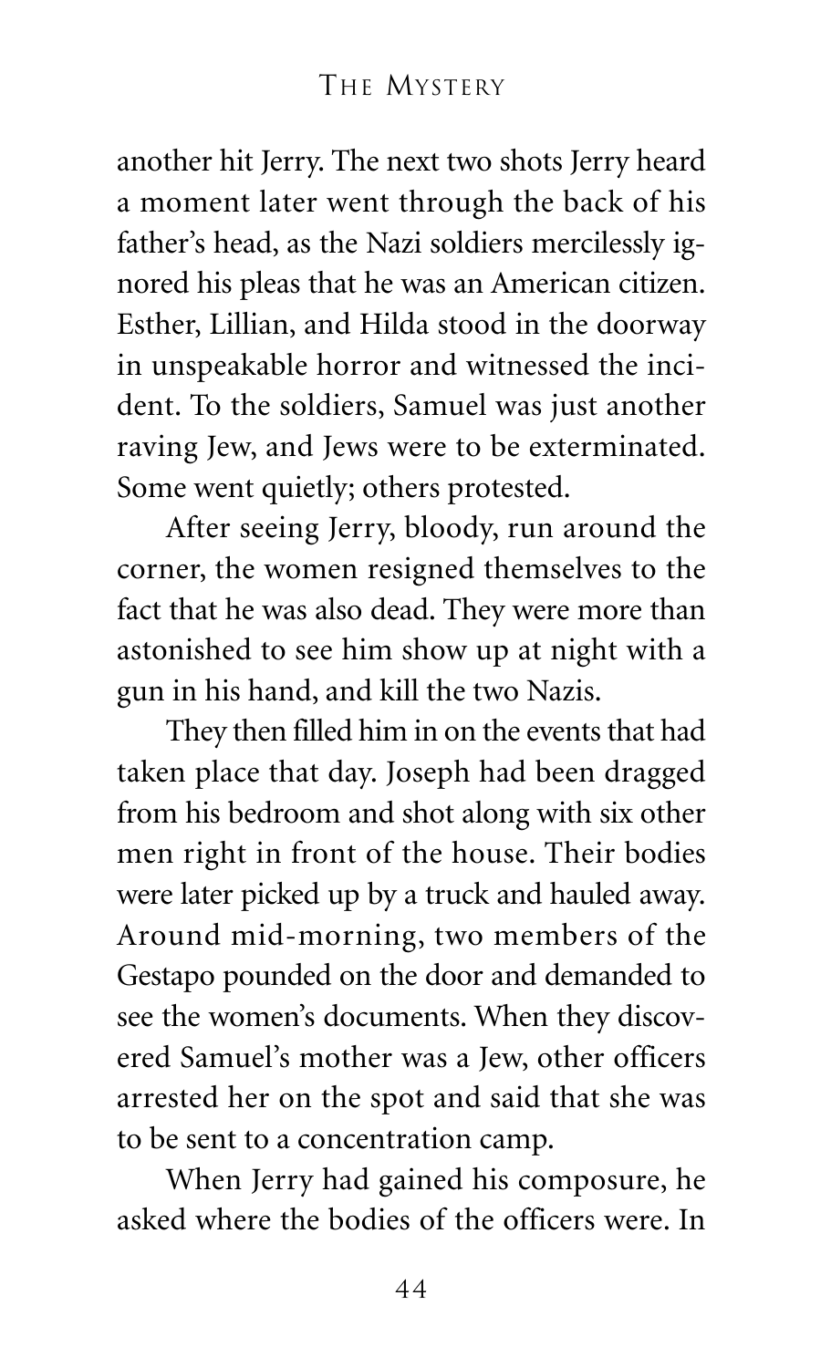another hit Jerry. The next two shots Jerry heard a moment later went through the back of his father's head, as the Nazi soldiers mercilessly ignored his pleas that he was an American citizen. Esther, Lillian, and Hilda stood in the doorway in unspeakable horror and witnessed the incident. To the soldiers, Samuel was just another raving Jew, and Jews were to be exterminated. Some went quietly; others protested.

After seeing Jerry, bloody, run around the corner, the women resigned themselves to the fact that he was also dead. They were more than astonished to see him show up at night with a gun in his hand, and kill the two Nazis.

They then filled him in on the events that had taken place that day. Joseph had been dragged from his bedroom and shot along with six other men right in front of the house. Their bodies were later picked up by a truck and hauled away. Around mid-morning, two members of the Gestapo pounded on the door and demanded to see the women's documents. When they discovered Samuel's mother was a Jew, other officers arrested her on the spot and said that she was to be sent to a concentration camp.

When Jerry had gained his composure, he asked where the bodies of the officers were. In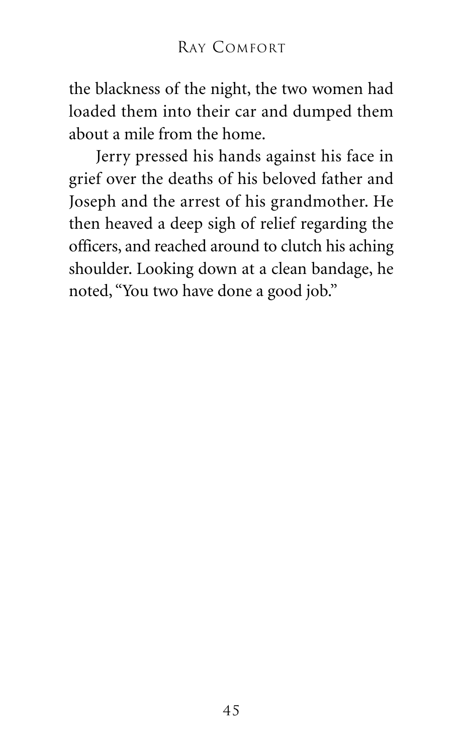the blackness of the night, the two women had loaded them into their car and dumped them about a mile from the home.

Jerry pressed his hands against his face in grief over the deaths of his beloved father and Joseph and the arrest of his grandmother. He then heaved a deep sigh of relief regarding the officers, and reached around to clutch his aching shoulder. Looking down at a clean bandage, he noted, "You two have done a good job."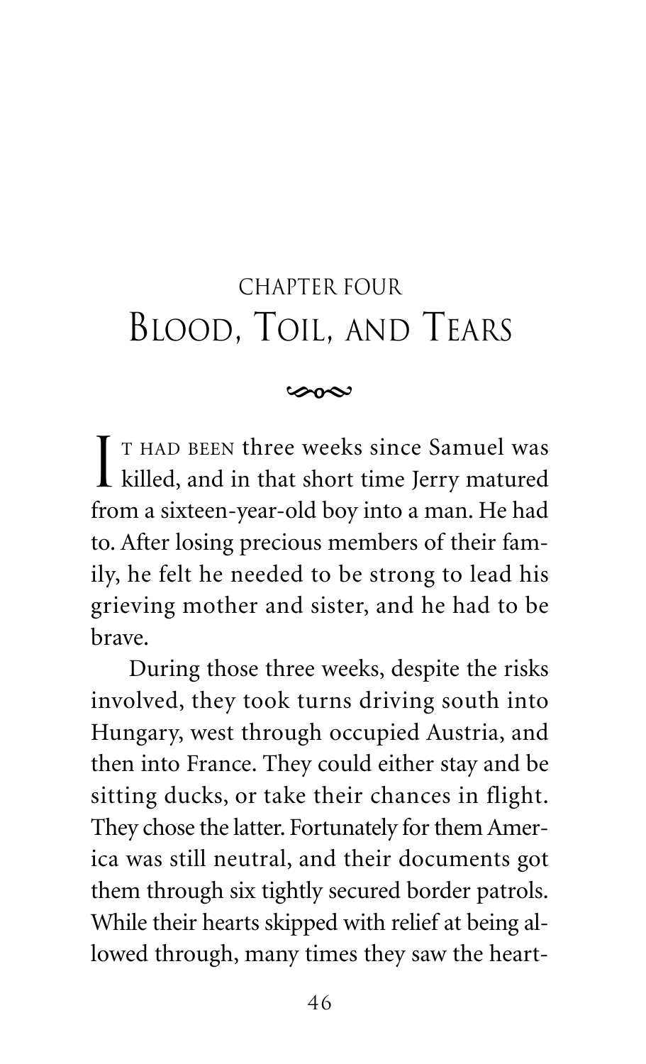# CHAPTER FOUR
# Blood, Toil, and Tears

IT HAD BEEN three weeks since Samuel was killed, and in that short time Jerry matured from a sixteen-year-old boy into a man. He had to. After losing precious members of their family, he felt he needed to be strong to lead his grieving mother and sister, and he had to be brave.

During those three weeks, despite the risks involved, they took turns driving south into Hungary, west through occupied Austria, and then into France. They could either stay and be sitting ducks, or take their chances in flight. They chose the latter. Fortunately for them America was still neutral, and their documents got them through six tightly secured border patrols. While their hearts skipped with relief at being allowed through, many times they saw the heart-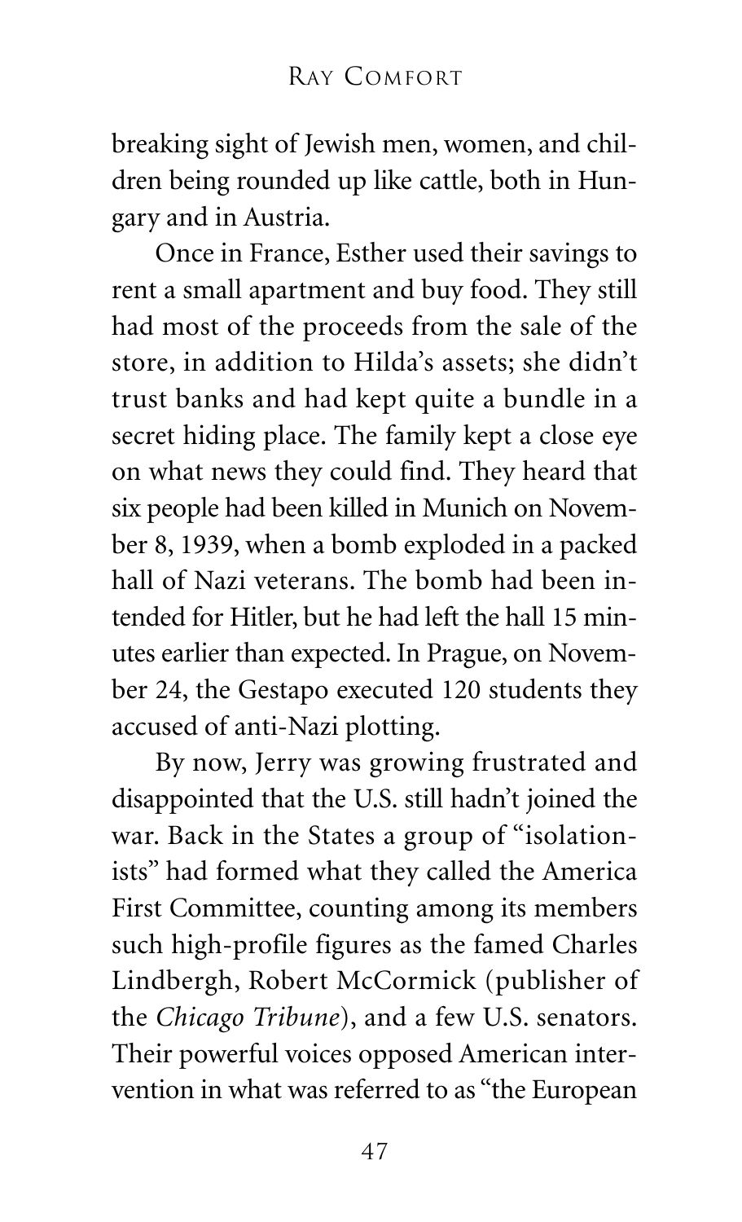breaking sight of Jewish men, women, and children being rounded up like cattle, both in Hungary and in Austria.

Once in France, Esther used their savings to rent a small apartment and buy food. They still had most of the proceeds from the sale of the store, in addition to Hilda's assets; she didn't trust banks and had kept quite a bundle in a secret hiding place. The family kept a close eye on what news they could find. They heard that six people had been killed in Munich on November 8, 1939, when a bomb exploded in a packed hall of Nazi veterans. The bomb had been intended for Hitler, but he had left the hall 15 minutes earlier than expected. In Prague, on November 24, the Gestapo executed 120 students they accused of anti-Nazi plotting.

By now, Jerry was growing frustrated and disappointed that the U.S. still hadn't joined the war. Back in the States a group of "isolationists" had formed what they called the America First Committee, counting among its members such high-profile figures as the famed Charles Lindbergh, Robert McCormick (publisher of the *Chicago Tribune*), and a few U.S. senators. Their powerful voices opposed American intervention in what was referred to as "the European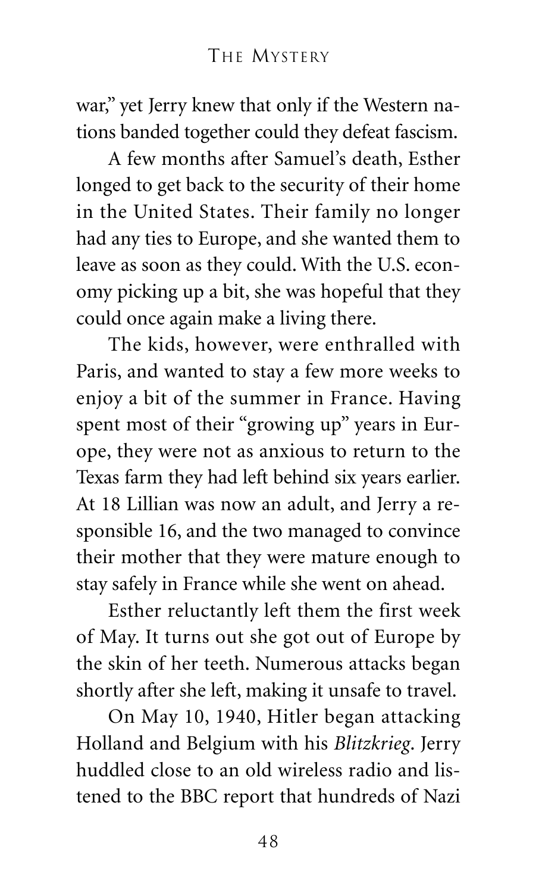war," yet Jerry knew that only if the Western nations banded together could they defeat fascism.

A few months after Samuel's death, Esther longed to get back to the security of their home in the United States. Their family no longer had any ties to Europe, and she wanted them to leave as soon as they could. With the U.S. economy picking up a bit, she was hopeful that they could once again make a living there.

The kids, however, were enthralled with Paris, and wanted to stay a few more weeks to enjoy a bit of the summer in France. Having spent most of their "growing up" years in Europe, they were not as anxious to return to the Texas farm they had left behind six years earlier. At 18 Lillian was now an adult, and Jerry a responsible 16, and the two managed to convince their mother that they were mature enough to stay safely in France while she went on ahead.

Esther reluctantly left them the first week of May. It turns out she got out of Europe by the skin of her teeth. Numerous attacks began shortly after she left, making it unsafe to travel.

On May 10, 1940, Hitler began attacking Holland and Belgium with his *Blitzkrieg*. Jerry huddled close to an old wireless radio and listened to the BBC report that hundreds of Nazi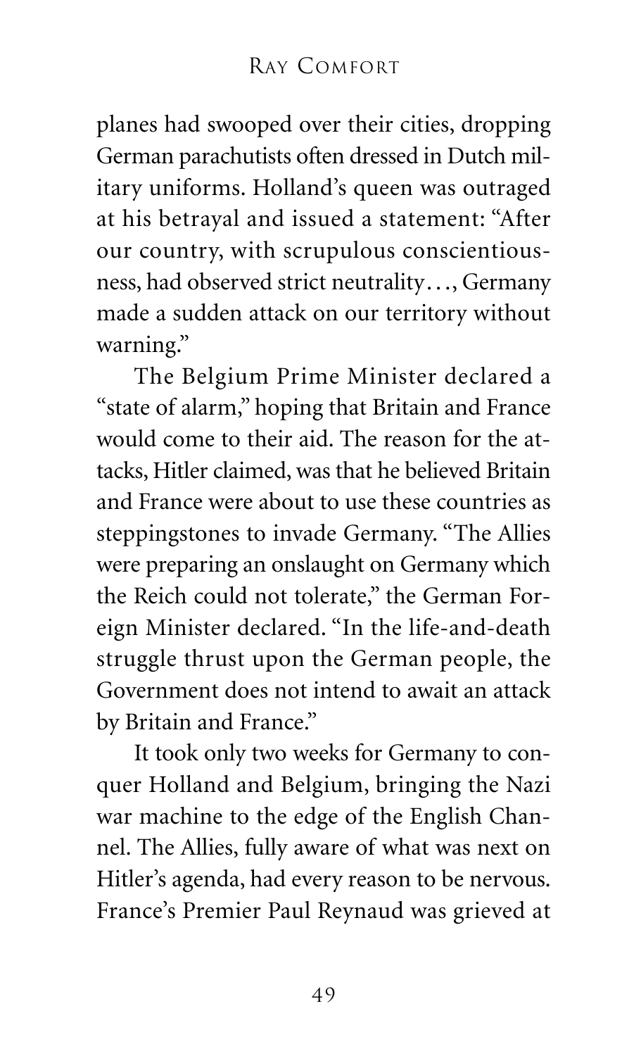planes had swooped over their cities, dropping German parachutists often dressed in Dutch military uniforms. Holland's queen was outraged at his betrayal and issued a statement: "After our country, with scrupulous conscientiousness, had observed strict neutrality…, Germany made a sudden attack on our territory without warning."

The Belgium Prime Minister declared a "state of alarm," hoping that Britain and France would come to their aid. The reason for the attacks, Hitler claimed, was that he believed Britain and France were about to use these countries as steppingstones to invade Germany. "The Allies were preparing an onslaught on Germany which the Reich could not tolerate," the German Foreign Minister declared. "In the life-and-death struggle thrust upon the German people, the Government does not intend to await an attack by Britain and France."

It took only two weeks for Germany to conquer Holland and Belgium, bringing the Nazi war machine to the edge of the English Channel. The Allies, fully aware of what was next on Hitler's agenda, had every reason to be nervous. France's Premier Paul Reynaud was grieved at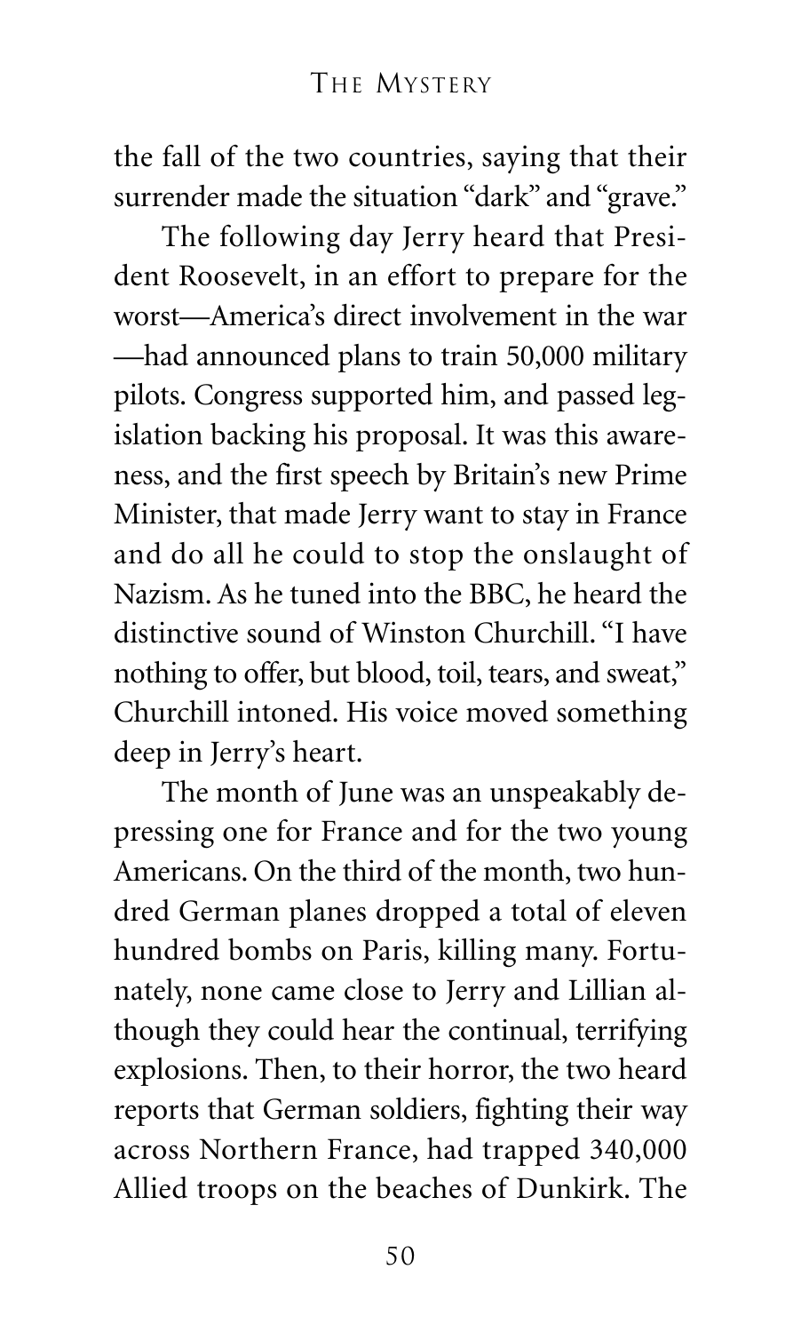the fall of the two countries, saying that their surrender made the situation "dark" and "grave."

The following day Jerry heard that President Roosevelt, in an effort to prepare for the worst—America's direct involvement in the war—had announced plans to train 50,000 military pilots. Congress supported him, and passed legislation backing his proposal. It was this awareness, and the first speech by Britain's new Prime Minister, that made Jerry want to stay in France and do all he could to stop the onslaught of Nazism. As he tuned into the BBC, he heard the distinctive sound of Winston Churchill. "I have nothing to offer, but blood, toil, tears, and sweat," Churchill intoned. His voice moved something deep in Jerry's heart.

The month of June was an unspeakably depressing one for France and for the two young Americans. On the third of the month, two hundred German planes dropped a total of eleven hundred bombs on Paris, killing many. Fortunately, none came close to Jerry and Lillian although they could hear the continual, terrifying explosions. Then, to their horror, the two heard reports that German soldiers, fighting their way across Northern France, had trapped 340,000 Allied troops on the beaches of Dunkirk. The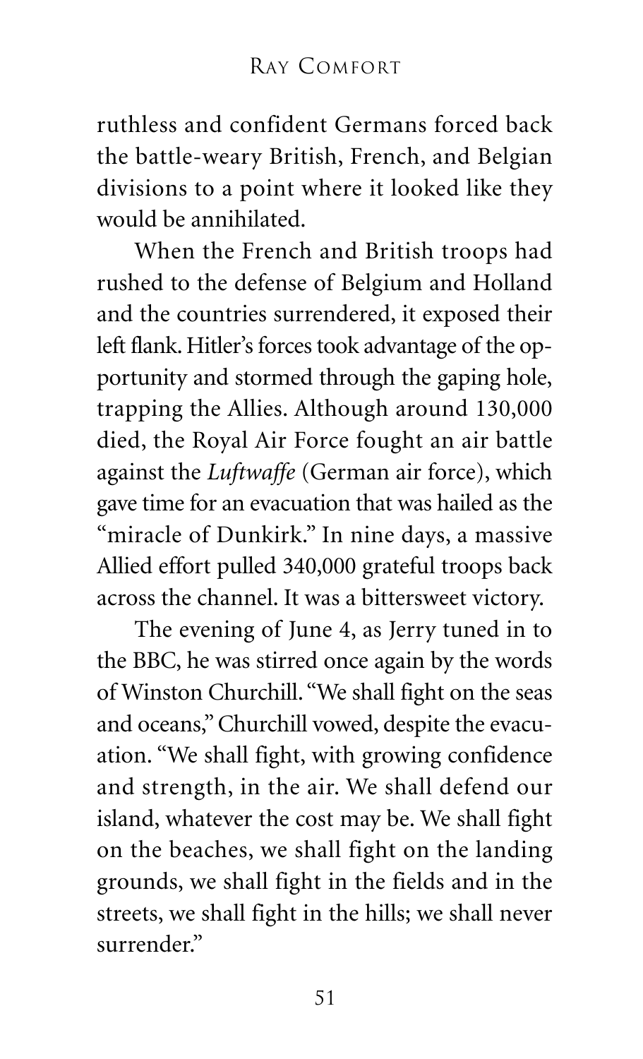ruthless and confident Germans forced back the battle-weary British, French, and Belgian divisions to a point where it looked like they would be annihilated.

When the French and British troops had rushed to the defense of Belgium and Holland and the countries surrendered, it exposed their left flank. Hitler's forces took advantage of the opportunity and stormed through the gaping hole, trapping the Allies. Although around 130,000 died, the Royal Air Force fought an air battle against the *Luftwaffe* (German air force), which gave time for an evacuation that was hailed as the "miracle of Dunkirk." In nine days, a massive Allied effort pulled 340,000 grateful troops back across the channel. It was a bittersweet victory.

The evening of June 4, as Jerry tuned in to the BBC, he was stirred once again by the words of Winston Churchill. "We shall fight on the seas and oceans," Churchill vowed, despite the evacuation. "We shall fight, with growing confidence and strength, in the air. We shall defend our island, whatever the cost may be. We shall fight on the beaches, we shall fight on the landing grounds, we shall fight in the fields and in the streets, we shall fight in the hills; we shall never surrender."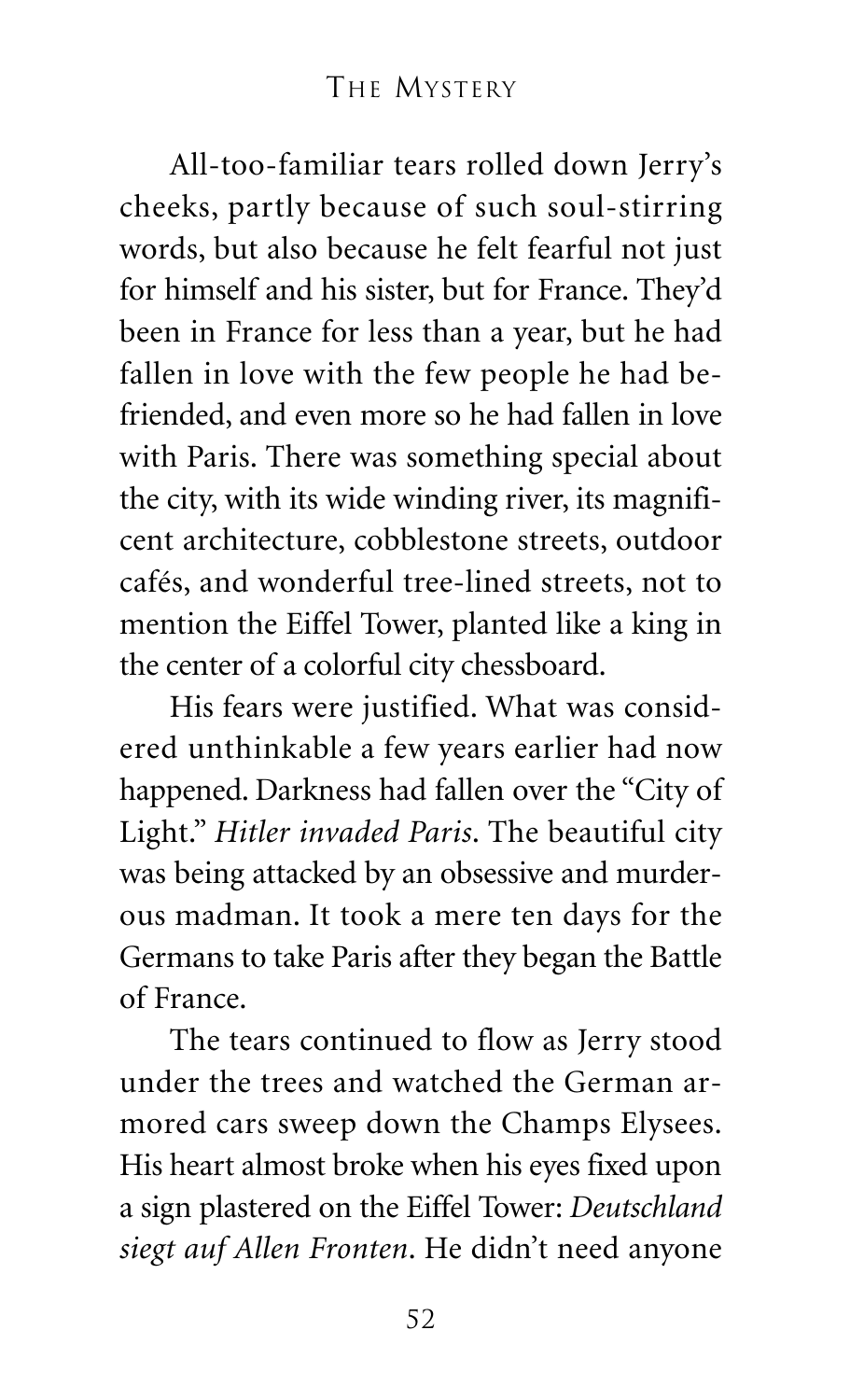All-too-familiar tears rolled down Jerry's cheeks, partly because of such soul-stirring words, but also because he felt fearful not just for himself and his sister, but for France. They'd been in France for less than a year, but he had fallen in love with the few people he had befriended, and even more so he had fallen in love with Paris. There was something special about the city, with its wide winding river, its magnificent architecture, cobblestone streets, outdoor cafés, and wonderful tree-lined streets, not to mention the Eiffel Tower, planted like a king in the center of a colorful city chessboard.

His fears were justified. What was considered unthinkable a few years earlier had now happened. Darkness had fallen over the "City of Light." *Hitler invaded Paris*. The beautiful city was being attacked by an obsessive and murderous madman. It took a mere ten days for the Germans to take Paris after they began the Battle of France.

The tears continued to flow as Jerry stood under the trees and watched the German armored cars sweep down the Champs Elysees. His heart almost broke when his eyes fixed upon a sign plastered on the Eiffel Tower: *Deutschland siegt auf Allen Fronten*. He didn't need anyone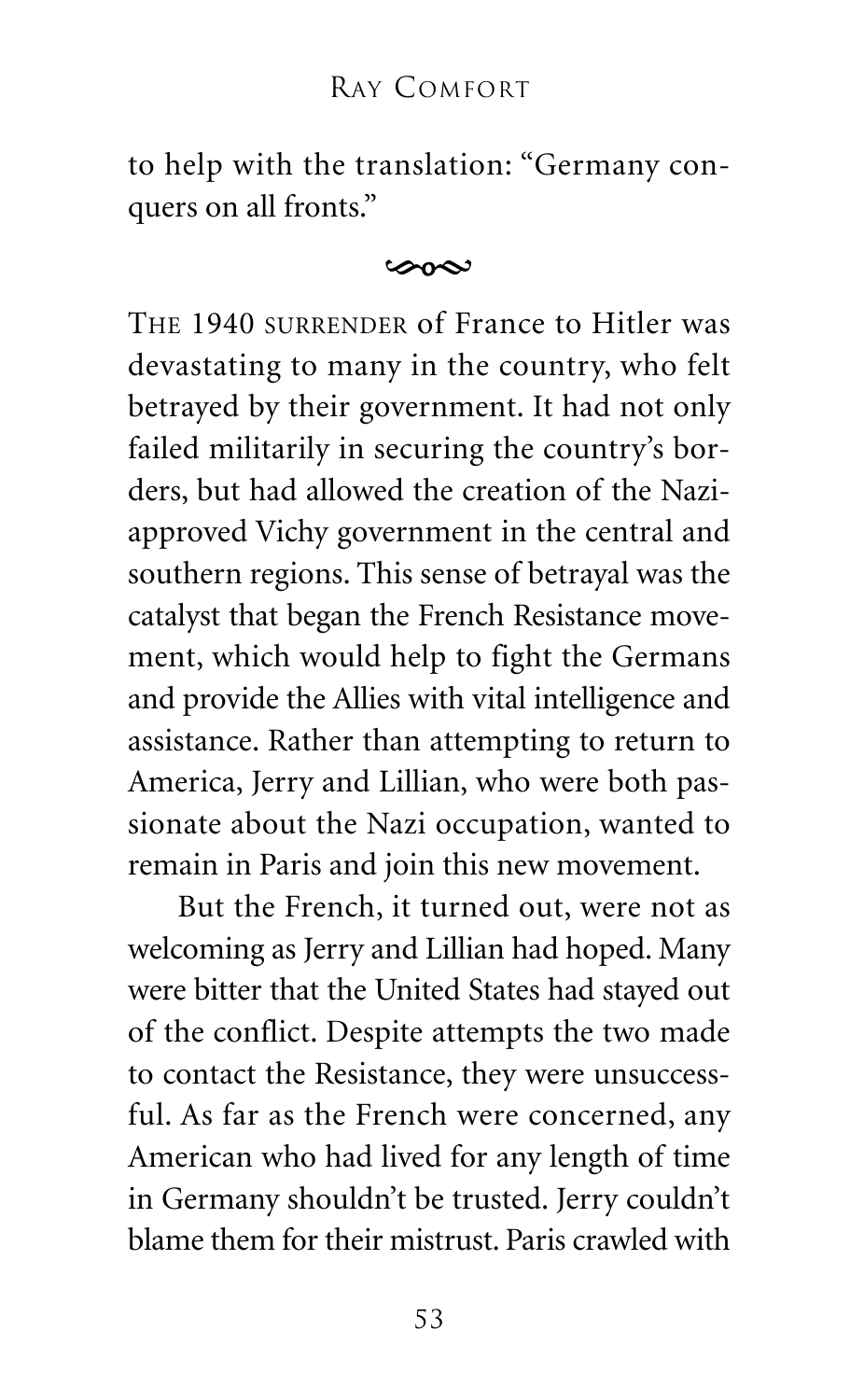to help with the translation: "Germany conquers on all fronts."

---

THE 1940 SURRENDER of France to Hitler was devastating to many in the country, who felt betrayed by their government. It had not only failed militarily in securing the country's borders, but had allowed the creation of the Nazi-approved Vichy government in the central and southern regions. This sense of betrayal was the catalyst that began the French Resistance movement, which would help to fight the Germans and provide the Allies with vital intelligence and assistance. Rather than attempting to return to America, Jerry and Lillian, who were both passionate about the Nazi occupation, wanted to remain in Paris and join this new movement.

But the French, it turned out, were not as welcoming as Jerry and Lillian had hoped. Many were bitter that the United States had stayed out of the conflict. Despite attempts the two made to contact the Resistance, they were unsuccessful. As far as the French were concerned, any American who had lived for any length of time in Germany shouldn't be trusted. Jerry couldn't blame them for their mistrust. Paris crawled with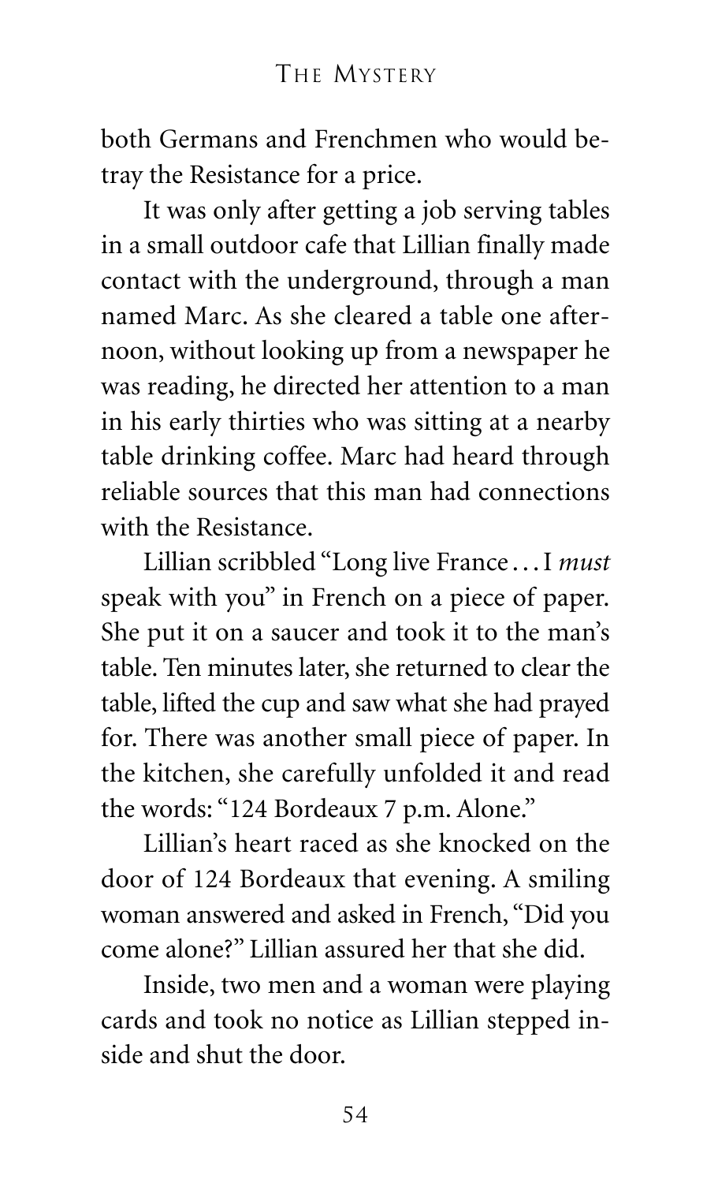both Germans and Frenchmen who would betray the Resistance for a price.

It was only after getting a job serving tables in a small outdoor cafe that Lillian finally made contact with the underground, through a man named Marc. As she cleared a table one afternoon, without looking up from a newspaper he was reading, he directed her attention to a man in his early thirties who was sitting at a nearby table drinking coffee. Marc had heard through reliable sources that this man had connections with the Resistance.

Lillian scribbled "Long live France . . . I *must* speak with you" in French on a piece of paper. She put it on a saucer and took it to the man's table. Ten minutes later, she returned to clear the table, lifted the cup and saw what she had prayed for. There was another small piece of paper. In the kitchen, she carefully unfolded it and read the words: "124 Bordeaux 7 p.m. Alone."

Lillian's heart raced as she knocked on the door of 124 Bordeaux that evening. A smiling woman answered and asked in French, "Did you come alone?" Lillian assured her that she did.

Inside, two men and a woman were playing cards and took no notice as Lillian stepped inside and shut the door.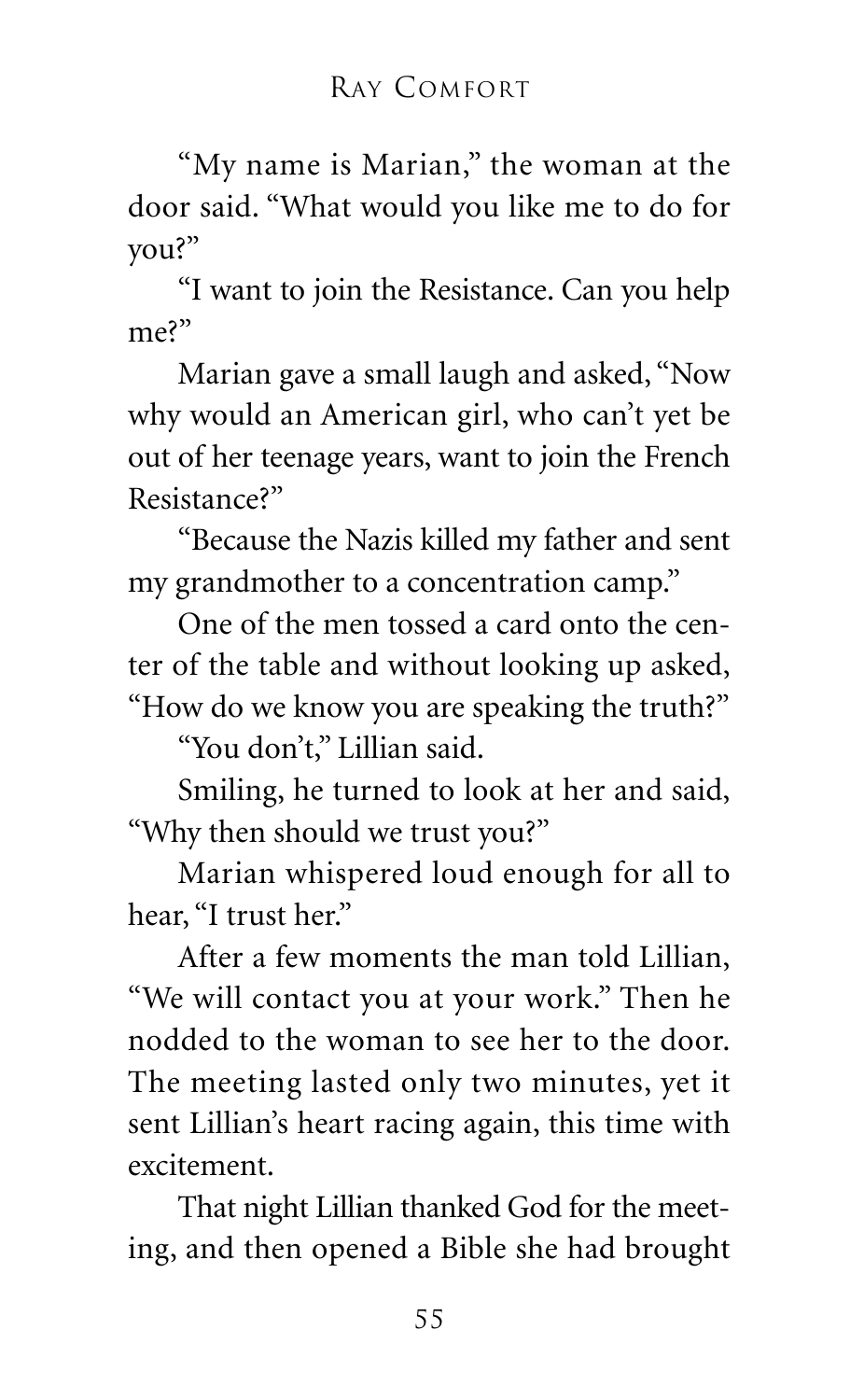"My name is Marian," the woman at the door said. "What would you like me to do for you?"

"I want to join the Resistance. Can you help me?"

Marian gave a small laugh and asked, "Now why would an American girl, who can't yet be out of her teenage years, want to join the French Resistance?"

"Because the Nazis killed my father and sent my grandmother to a concentration camp."

One of the men tossed a card onto the center of the table and without looking up asked, "How do we know you are speaking the truth?"

"You don't," Lillian said.

Smiling, he turned to look at her and said, "Why then should we trust you?"

Marian whispered loud enough for all to hear, "I trust her."

After a few moments the man told Lillian, "We will contact you at your work." Then he nodded to the woman to see her to the door. The meeting lasted only two minutes, yet it sent Lillian's heart racing again, this time with excitement.

That night Lillian thanked God for the meeting, and then opened a Bible she had brought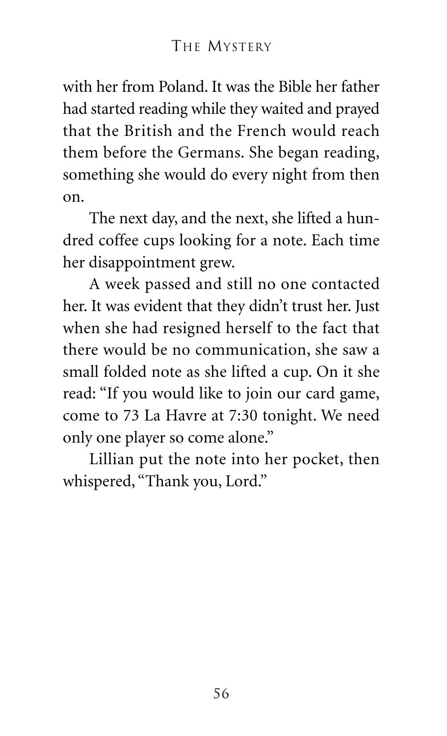with her from Poland. It was the Bible her father had started reading while they waited and prayed that the British and the French would reach them before the Germans. She began reading, something she would do every night from then on.

The next day, and the next, she lifted a hundred coffee cups looking for a note. Each time her disappointment grew.

A week passed and still no one contacted her. It was evident that they didn't trust her. Just when she had resigned herself to the fact that there would be no communication, she saw a small folded note as she lifted a cup. On it she read: "If you would like to join our card game, come to 73 La Havre at 7:30 tonight. We need only one player so come alone."

Lillian put the note into her pocket, then whispered, "Thank you, Lord."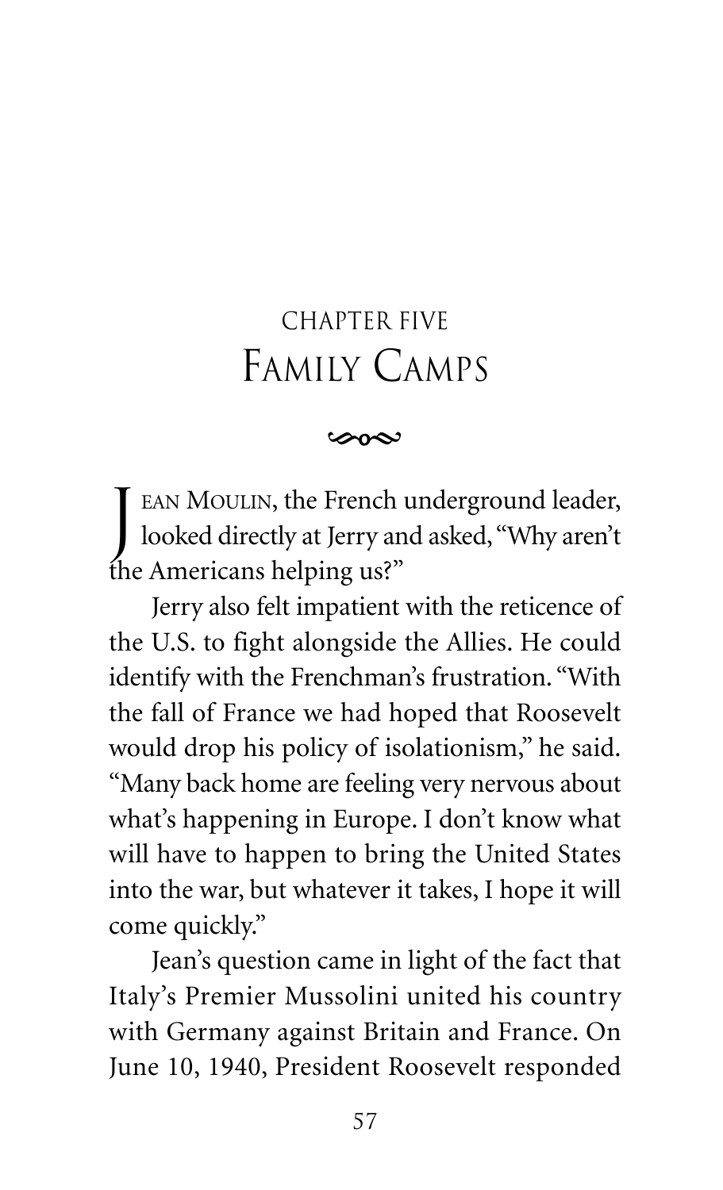# CHAPTER FIVE
# FAMILY CAMPS

JEAN MOULIN, the French underground leader, looked directly at Jerry and asked, "Why aren't the Americans helping us?"

Jerry also felt impatient with the reticence of the U.S. to fight alongside the Allies. He could identify with the Frenchman's frustration. "With the fall of France we had hoped that Roosevelt would drop his policy of isolationism," he said. "Many back home are feeling very nervous about what's happening in Europe. I don't know what will have to happen to bring the United States into the war, but whatever it takes, I hope it will come quickly."

Jean's question came in light of the fact that Italy's Premier Mussolini united his country with Germany against Britain and France. On June 10, 1940, President Roosevelt responded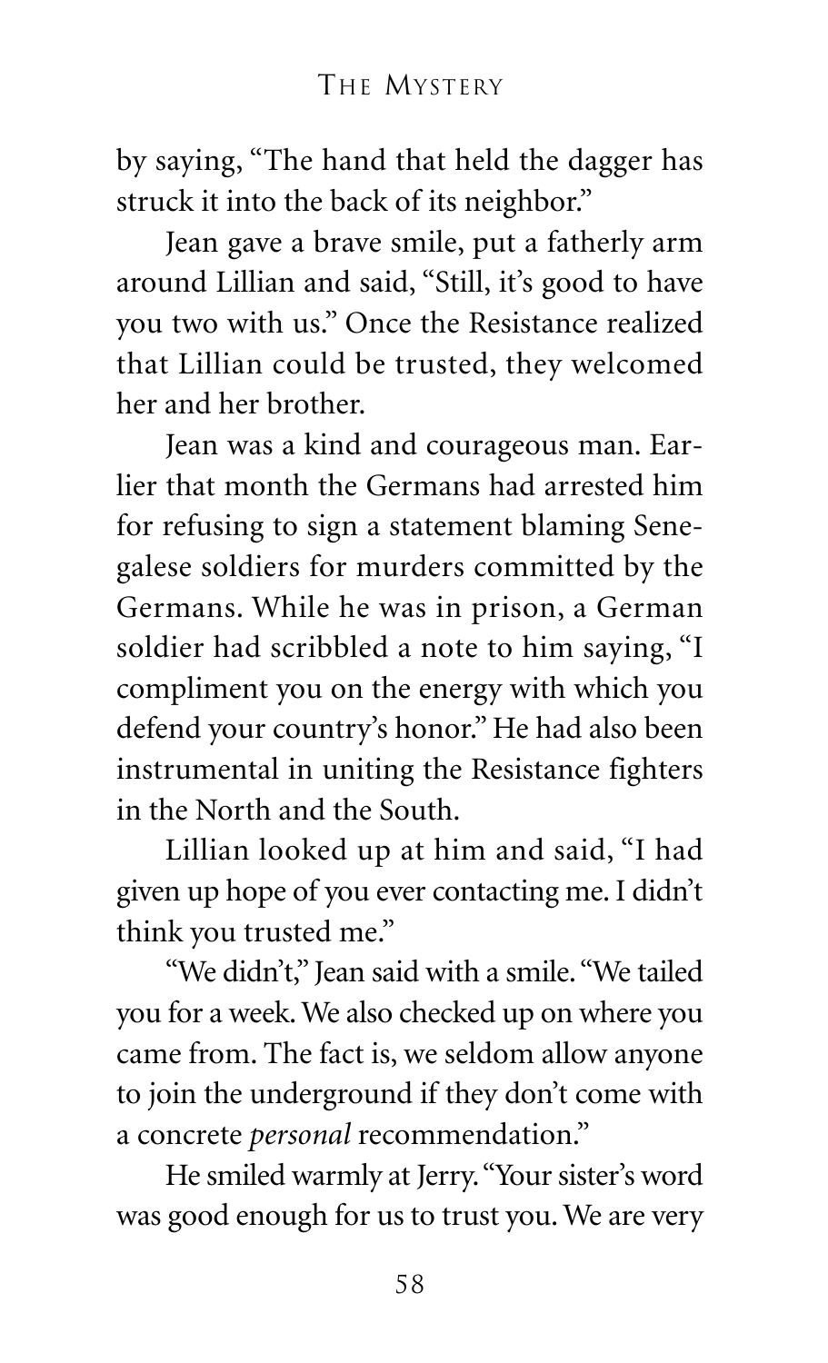by saying, "The hand that held the dagger has struck it into the back of its neighbor."

Jean gave a brave smile, put a fatherly arm around Lillian and said, "Still, it's good to have you two with us." Once the Resistance realized that Lillian could be trusted, they welcomed her and her brother.

Jean was a kind and courageous man. Earlier that month the Germans had arrested him for refusing to sign a statement blaming Senegalese soldiers for murders committed by the Germans. While he was in prison, a German soldier had scribbled a note to him saying, "I compliment you on the energy with which you defend your country's honor." He had also been instrumental in uniting the Resistance fighters in the North and the South.

Lillian looked up at him and said, "I had given up hope of you ever contacting me. I didn't think you trusted me."

"We didn't," Jean said with a smile. "We tailed you for a week. We also checked up on where you came from. The fact is, we seldom allow anyone to join the underground if they don't come with a concrete *personal* recommendation."

He smiled warmly at Jerry. "Your sister's word was good enough for us to trust you. We are very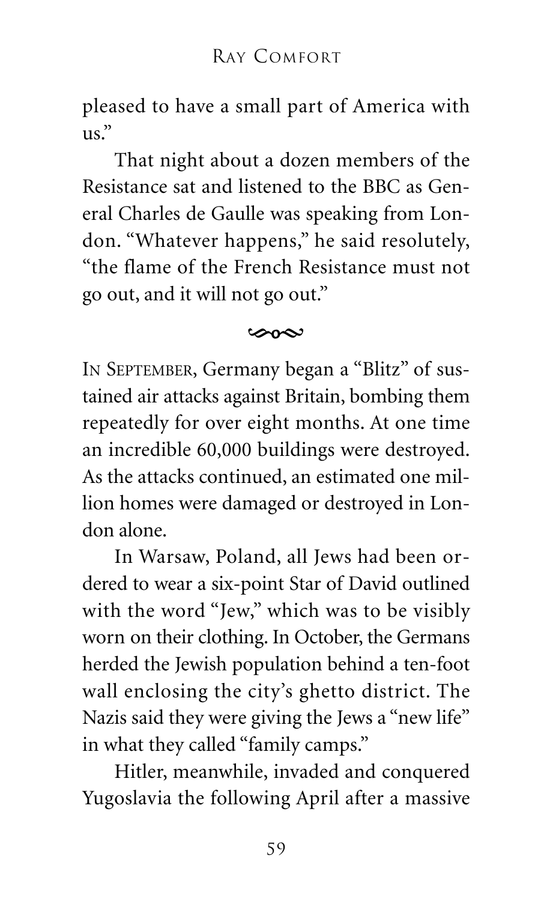pleased to have a small part of America with us."

That night about a dozen members of the Resistance sat and listened to the BBC as General Charles de Gaulle was speaking from London. "Whatever happens," he said resolutely, "the flame of the French Resistance must not go out, and it will not go out."

---

IN SEPTEMBER, Germany began a "Blitz" of sustained air attacks against Britain, bombing them repeatedly for over eight months. At one time an incredible 60,000 buildings were destroyed. As the attacks continued, an estimated one million homes were damaged or destroyed in London alone.

In Warsaw, Poland, all Jews had been ordered to wear a six-point Star of David outlined with the word "Jew," which was to be visibly worn on their clothing. In October, the Germans herded the Jewish population behind a ten-foot wall enclosing the city's ghetto district. The Nazis said they were giving the Jews a "new life" in what they called "family camps."

Hitler, meanwhile, invaded and conquered Yugoslavia the following April after a massive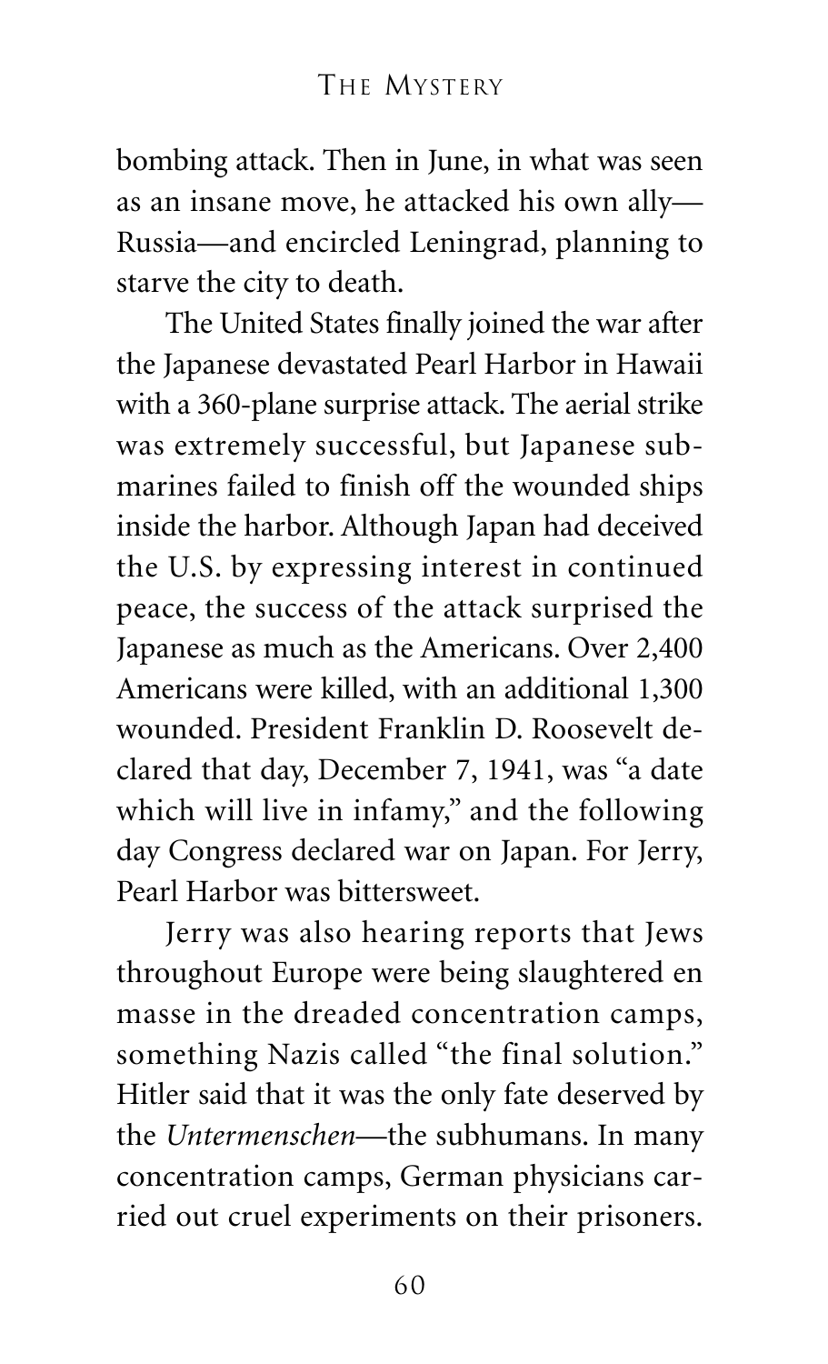bombing attack. Then in June, in what was seen as an insane move, he attacked his own ally—Russia—and encircled Leningrad, planning to starve the city to death.

The United States finally joined the war after the Japanese devastated Pearl Harbor in Hawaii with a 360-plane surprise attack. The aerial strike was extremely successful, but Japanese submarines failed to finish off the wounded ships inside the harbor. Although Japan had deceived the U.S. by expressing interest in continued peace, the success of the attack surprised the Japanese as much as the Americans. Over 2,400 Americans were killed, with an additional 1,300 wounded. President Franklin D. Roosevelt declared that day, December 7, 1941, was "a date which will live in infamy," and the following day Congress declared war on Japan. For Jerry, Pearl Harbor was bittersweet.

Jerry was also hearing reports that Jews throughout Europe were being slaughtered en masse in the dreaded concentration camps, something Nazis called "the final solution." Hitler said that it was the only fate deserved by the *Untermenschen*—the subhumans. In many concentration camps, German physicians carried out cruel experiments on their prisoners.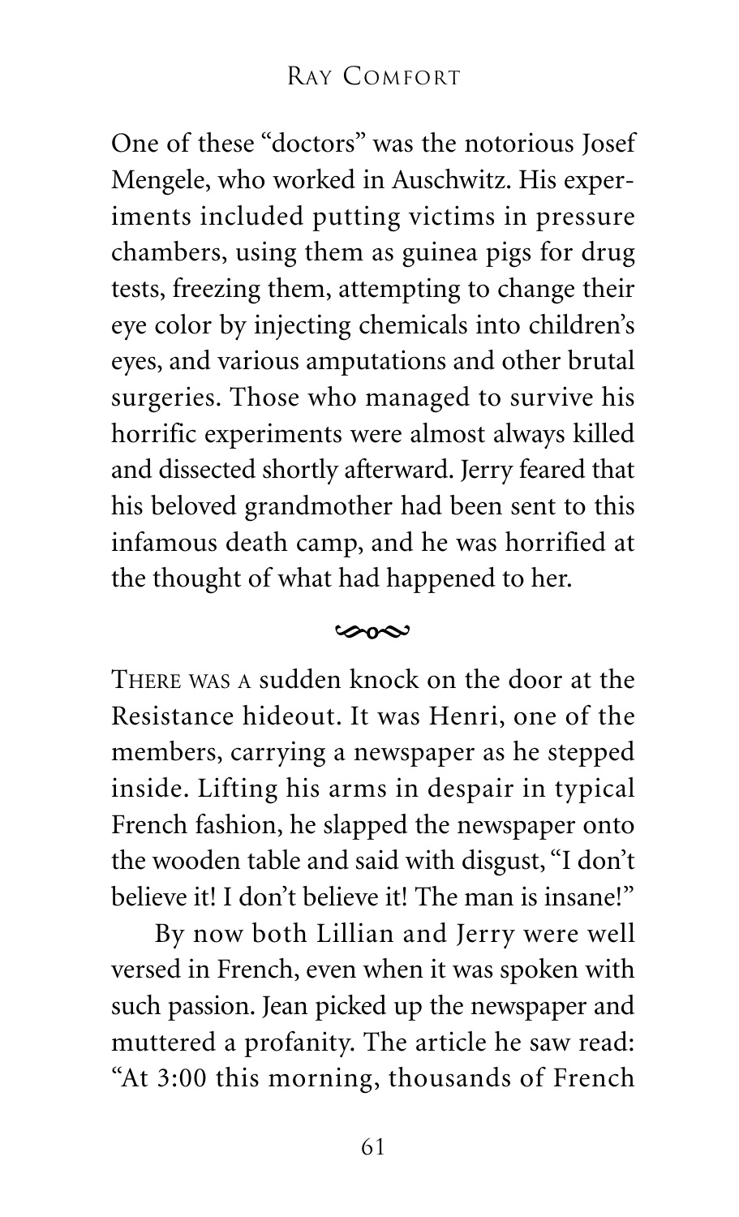One of these "doctors" was the notorious Josef Mengele, who worked in Auschwitz. His experiments included putting victims in pressure chambers, using them as guinea pigs for drug tests, freezing them, attempting to change their eye color by injecting chemicals into children's eyes, and various amputations and other brutal surgeries. Those who managed to survive his horrific experiments were almost always killed and dissected shortly afterward. Jerry feared that his beloved grandmother had been sent to this infamous death camp, and he was horrified at the thought of what had happened to her.

---

THERE WAS A sudden knock on the door at the Resistance hideout. It was Henri, one of the members, carrying a newspaper as he stepped inside. Lifting his arms in despair in typical French fashion, he slapped the newspaper onto the wooden table and said with disgust, "I don't believe it! I don't believe it! The man is insane!"

By now both Lillian and Jerry were well versed in French, even when it was spoken with such passion. Jean picked up the newspaper and muttered a profanity. The article he saw read: "At 3:00 this morning, thousands of French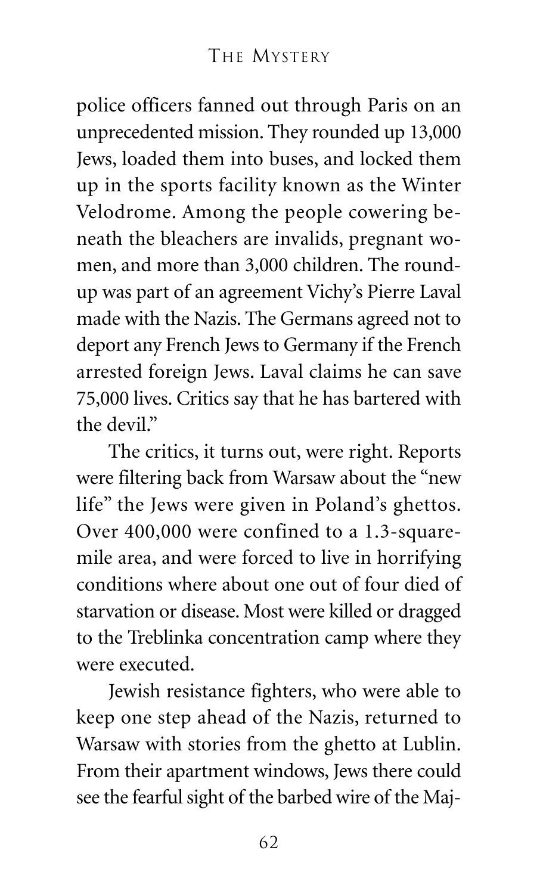police officers fanned out through Paris on an unprecedented mission. They rounded up 13,000 Jews, loaded them into buses, and locked them up in the sports facility known as the Winter Velodrome. Among the people cowering beneath the bleachers are invalids, pregnant women, and more than 3,000 children. The roundup was part of an agreement Vichy's Pierre Laval made with the Nazis. The Germans agreed not to deport any French Jews to Germany if the French arrested foreign Jews. Laval claims he can save 75,000 lives. Critics say that he has bartered with the devil."

The critics, it turns out, were right. Reports were filtering back from Warsaw about the "new life" the Jews were given in Poland's ghettos. Over 400,000 were confined to a 1.3-square-mile area, and were forced to live in horrifying conditions where about one out of four died of starvation or disease. Most were killed or dragged to the Treblinka concentration camp where they were executed.

Jewish resistance fighters, who were able to keep one step ahead of the Nazis, returned to Warsaw with stories from the ghetto at Lublin. From their apartment windows, Jews there could see the fearful sight of the barbed wire of the Maj-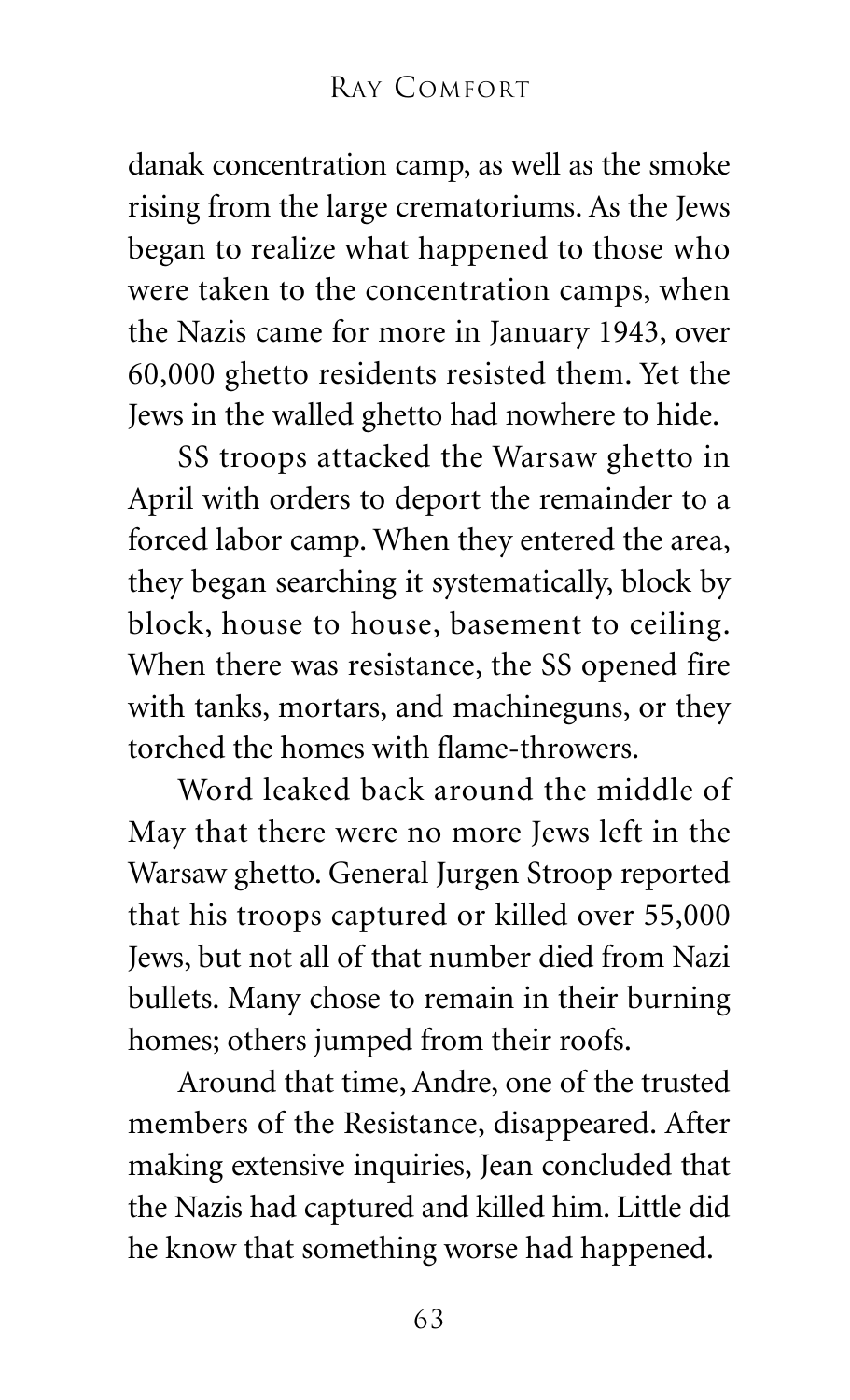danak concentration camp, as well as the smoke rising from the large crematoriums. As the Jews began to realize what happened to those who were taken to the concentration camps, when the Nazis came for more in January 1943, over 60,000 ghetto residents resisted them. Yet the Jews in the walled ghetto had nowhere to hide.

SS troops attacked the Warsaw ghetto in April with orders to deport the remainder to a forced labor camp. When they entered the area, they began searching it systematically, block by block, house to house, basement to ceiling. When there was resistance, the SS opened fire with tanks, mortars, and machineguns, or they torched the homes with flame-throwers.

Word leaked back around the middle of May that there were no more Jews left in the Warsaw ghetto. General Jurgen Stroop reported that his troops captured or killed over 55,000 Jews, but not all of that number died from Nazi bullets. Many chose to remain in their burning homes; others jumped from their roofs.

Around that time, Andre, one of the trusted members of the Resistance, disappeared. After making extensive inquiries, Jean concluded that the Nazis had captured and killed him. Little did he know that something worse had happened.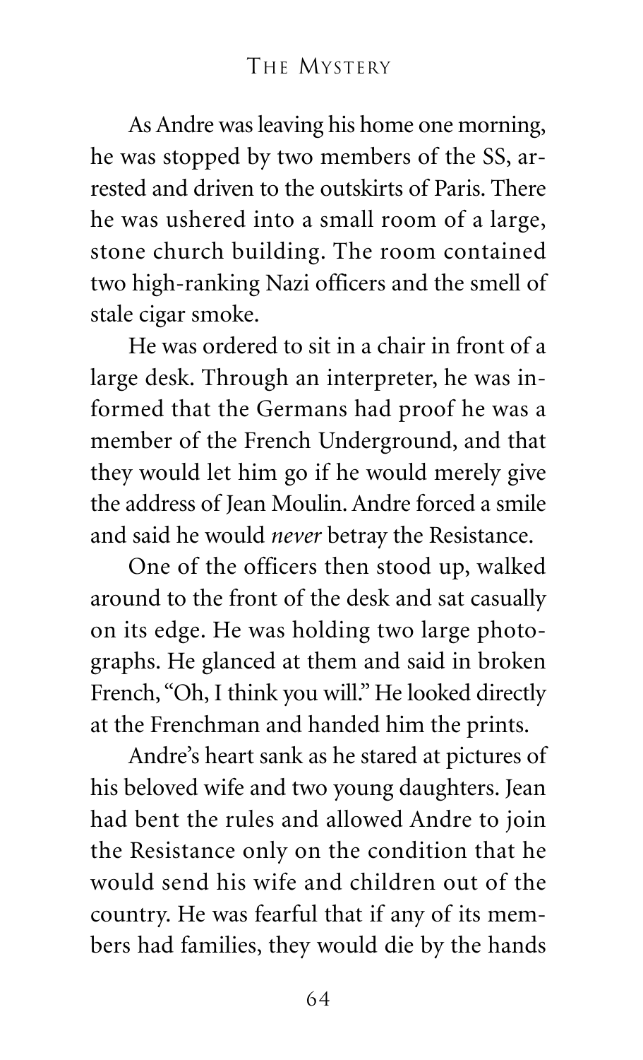As Andre was leaving his home one morning, he was stopped by two members of the SS, arrested and driven to the outskirts of Paris. There he was ushered into a small room of a large, stone church building. The room contained two high-ranking Nazi officers and the smell of stale cigar smoke.

He was ordered to sit in a chair in front of a large desk. Through an interpreter, he was informed that the Germans had proof he was a member of the French Underground, and that they would let him go if he would merely give the address of Jean Moulin. Andre forced a smile and said he would *never* betray the Resistance.

One of the officers then stood up, walked around to the front of the desk and sat casually on its edge. He was holding two large photographs. He glanced at them and said in broken French, "Oh, I think you will." He looked directly at the Frenchman and handed him the prints.

Andre's heart sank as he stared at pictures of his beloved wife and two young daughters. Jean had bent the rules and allowed Andre to join the Resistance only on the condition that he would send his wife and children out of the country. He was fearful that if any of its members had families, they would die by the hands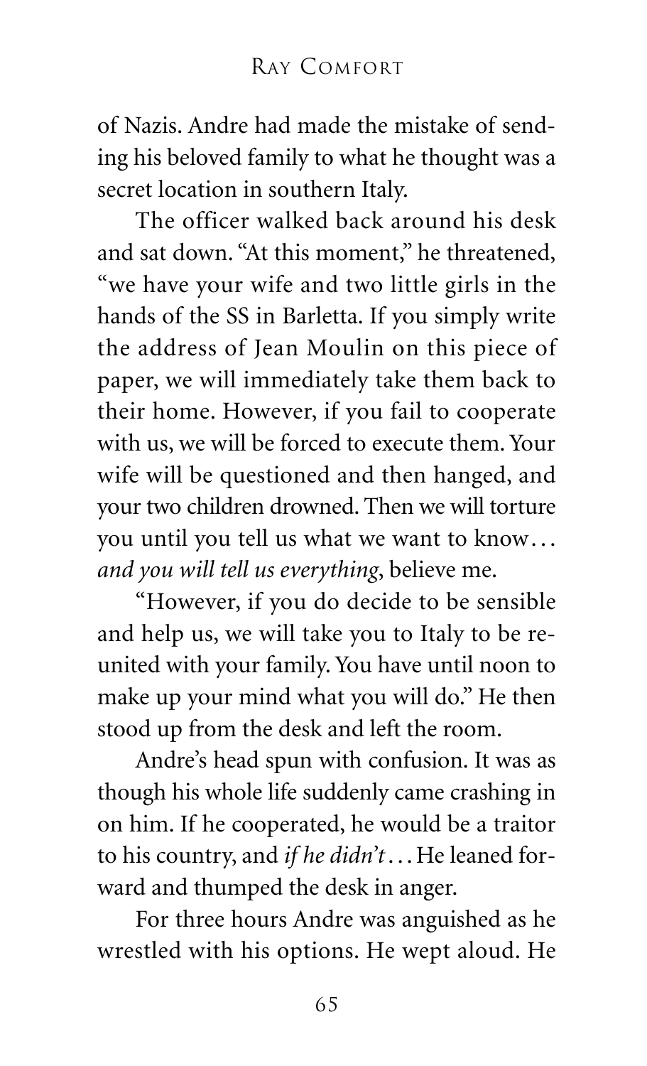of Nazis. Andre had made the mistake of sending his beloved family to what he thought was a secret location in southern Italy.

The officer walked back around his desk and sat down. "At this moment," he threatened, "we have your wife and two little girls in the hands of the SS in Barletta. If you simply write the address of Jean Moulin on this piece of paper, we will immediately take them back to their home. However, if you fail to cooperate with us, we will be forced to execute them. Your wife will be questioned and then hanged, and your two children drowned. Then we will torture you until you tell us what we want to know… *and you will tell us everything*, believe me.

"However, if you do decide to be sensible and help us, we will take you to Italy to be reunited with your family. You have until noon to make up your mind what you will do." He then stood up from the desk and left the room.

Andre's head spun with confusion. It was as though his whole life suddenly came crashing in on him. If he cooperated, he would be a traitor to his country, and *if he didn't*… He leaned forward and thumped the desk in anger.

For three hours Andre was anguished as he wrestled with his options. He wept aloud. He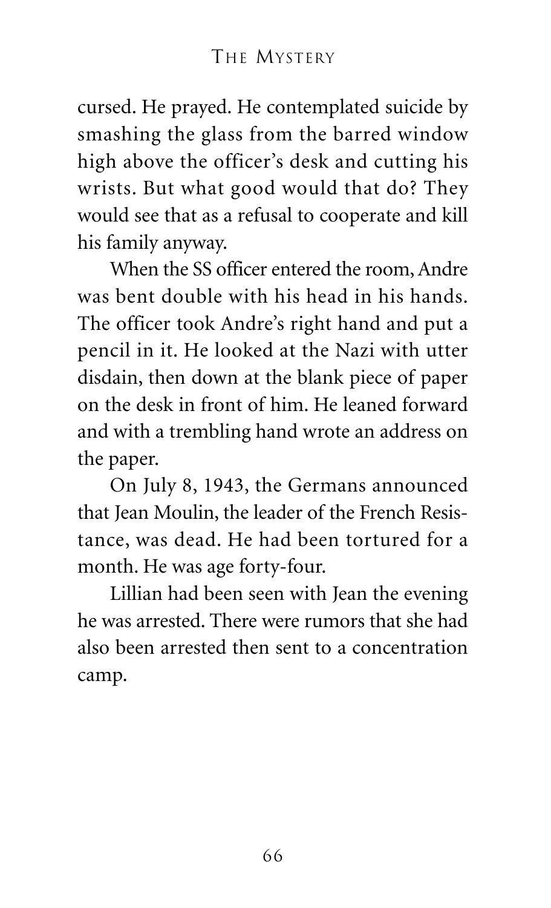cursed. He prayed. He contemplated suicide by smashing the glass from the barred window high above the officer's desk and cutting his wrists. But what good would that do? They would see that as a refusal to cooperate and kill his family anyway.

When the SS officer entered the room, Andre was bent double with his head in his hands. The officer took Andre's right hand and put a pencil in it. He looked at the Nazi with utter disdain, then down at the blank piece of paper on the desk in front of him. He leaned forward and with a trembling hand wrote an address on the paper.

On July 8, 1943, the Germans announced that Jean Moulin, the leader of the French Resistance, was dead. He had been tortured for a month. He was age forty-four.

Lillian had been seen with Jean the evening he was arrested. There were rumors that she had also been arrested then sent to a concentration camp.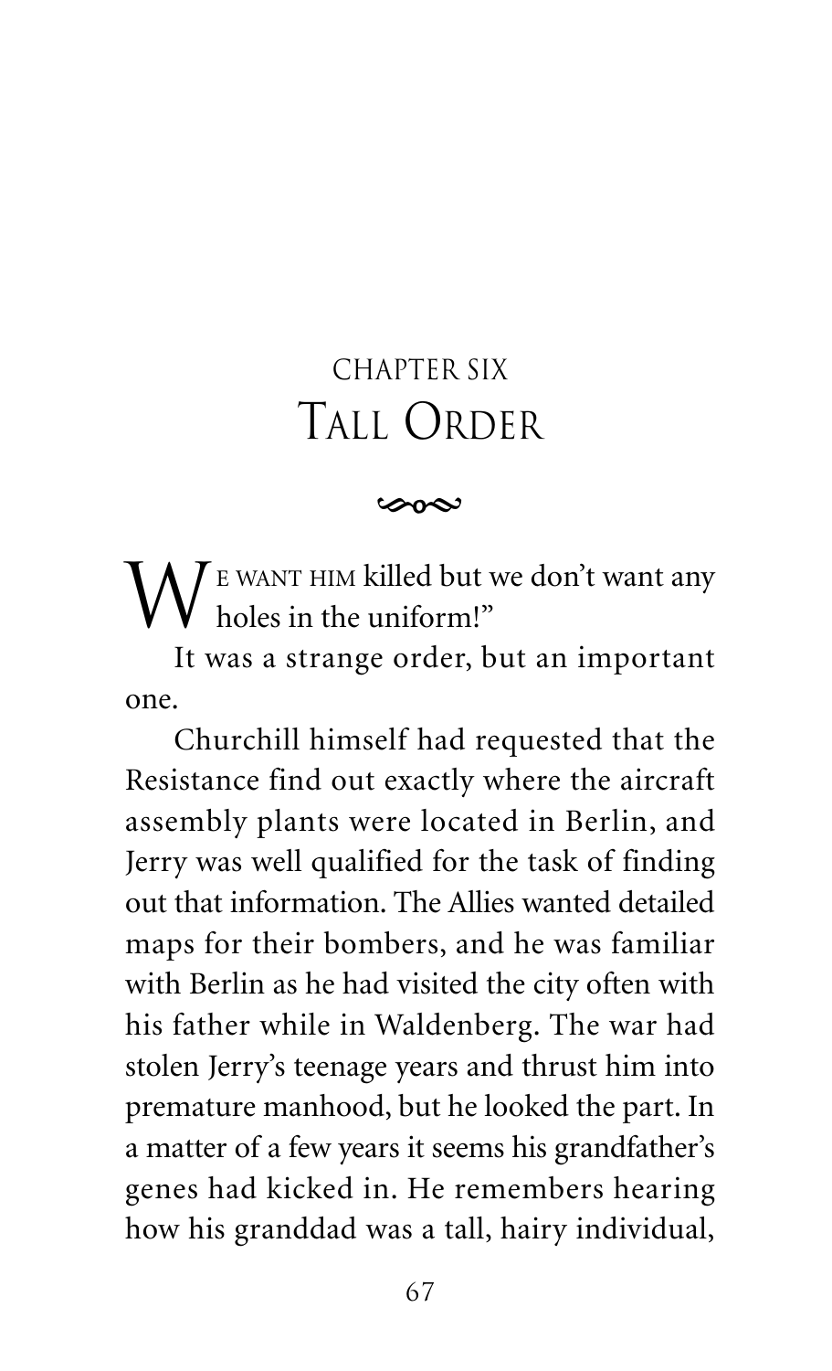# CHAPTER SIX
# TALL ORDER

"WE WANT HIM killed but we don't want any holes in the uniform!"

It was a strange order, but an important one.

Churchill himself had requested that the Resistance find out exactly where the aircraft assembly plants were located in Berlin, and Jerry was well qualified for the task of finding out that information. The Allies wanted detailed maps for their bombers, and he was familiar with Berlin as he had visited the city often with his father while in Waldenberg. The war had stolen Jerry's teenage years and thrust him into premature manhood, but he looked the part. In a matter of a few years it seems his grandfather's genes had kicked in. He remembers hearing how his granddad was a tall, hairy individual,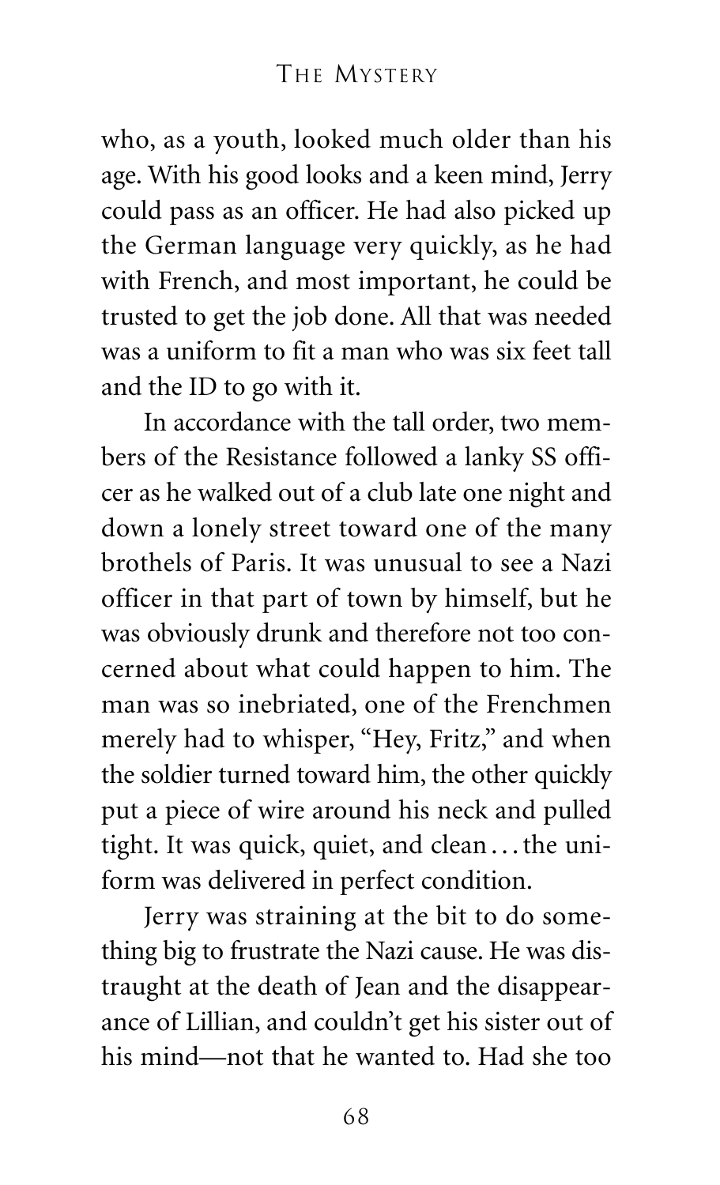who, as a youth, looked much older than his age. With his good looks and a keen mind, Jerry could pass as an officer. He had also picked up the German language very quickly, as he had with French, and most important, he could be trusted to get the job done. All that was needed was a uniform to fit a man who was six feet tall and the ID to go with it.

In accordance with the tall order, two members of the Resistance followed a lanky SS officer as he walked out of a club late one night and down a lonely street toward one of the many brothels of Paris. It was unusual to see a Nazi officer in that part of town by himself, but he was obviously drunk and therefore not too concerned about what could happen to him. The man was so inebriated, one of the Frenchmen merely had to whisper, "Hey, Fritz," and when the soldier turned toward him, the other quickly put a piece of wire around his neck and pulled tight. It was quick, quiet, and clean . . . the uniform was delivered in perfect condition.

Jerry was straining at the bit to do something big to frustrate the Nazi cause. He was distraught at the death of Jean and the disappearance of Lillian, and couldn't get his sister out of his mind—not that he wanted to. Had she too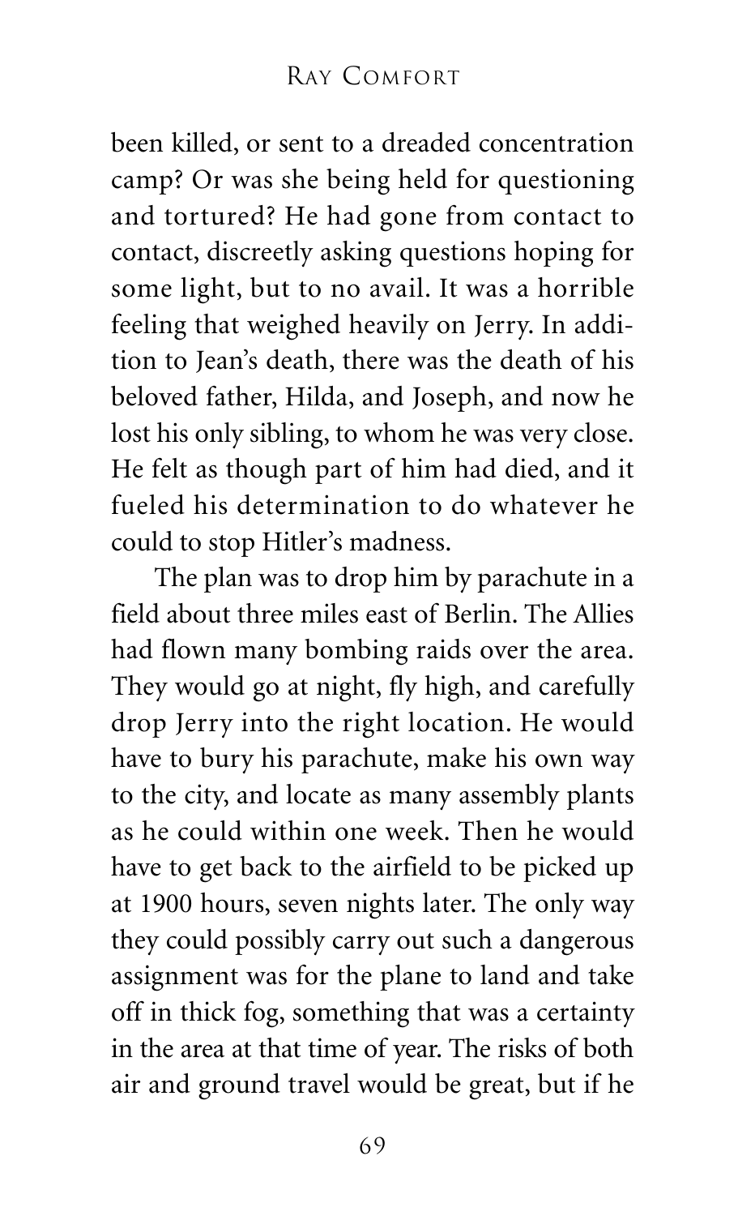been killed, or sent to a dreaded concentration camp? Or was she being held for questioning and tortured? He had gone from contact to contact, discreetly asking questions hoping for some light, but to no avail. It was a horrible feeling that weighed heavily on Jerry. In addition to Jean's death, there was the death of his beloved father, Hilda, and Joseph, and now he lost his only sibling, to whom he was very close. He felt as though part of him had died, and it fueled his determination to do whatever he could to stop Hitler's madness.

The plan was to drop him by parachute in a field about three miles east of Berlin. The Allies had flown many bombing raids over the area. They would go at night, fly high, and carefully drop Jerry into the right location. He would have to bury his parachute, make his own way to the city, and locate as many assembly plants as he could within one week. Then he would have to get back to the airfield to be picked up at 1900 hours, seven nights later. The only way they could possibly carry out such a dangerous assignment was for the plane to land and take off in thick fog, something that was a certainty in the area at that time of year. The risks of both air and ground travel would be great, but if he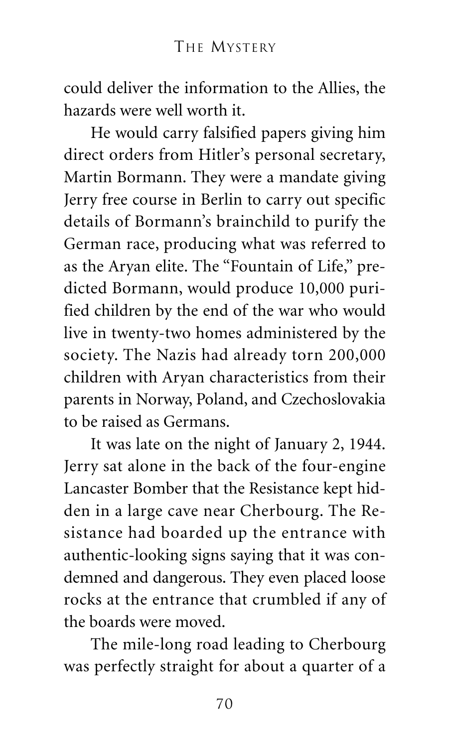could deliver the information to the Allies, the hazards were well worth it.

He would carry falsified papers giving him direct orders from Hitler's personal secretary, Martin Bormann. They were a mandate giving Jerry free course in Berlin to carry out specific details of Bormann's brainchild to purify the German race, producing what was referred to as the Aryan elite. The "Fountain of Life," predicted Bormann, would produce 10,000 purified children by the end of the war who would live in twenty-two homes administered by the society. The Nazis had already torn 200,000 children with Aryan characteristics from their parents in Norway, Poland, and Czechoslovakia to be raised as Germans.

It was late on the night of January 2, 1944. Jerry sat alone in the back of the four-engine Lancaster Bomber that the Resistance kept hidden in a large cave near Cherbourg. The Resistance had boarded up the entrance with authentic-looking signs saying that it was condemned and dangerous. They even placed loose rocks at the entrance that crumbled if any of the boards were moved.

The mile-long road leading to Cherbourg was perfectly straight for about a quarter of a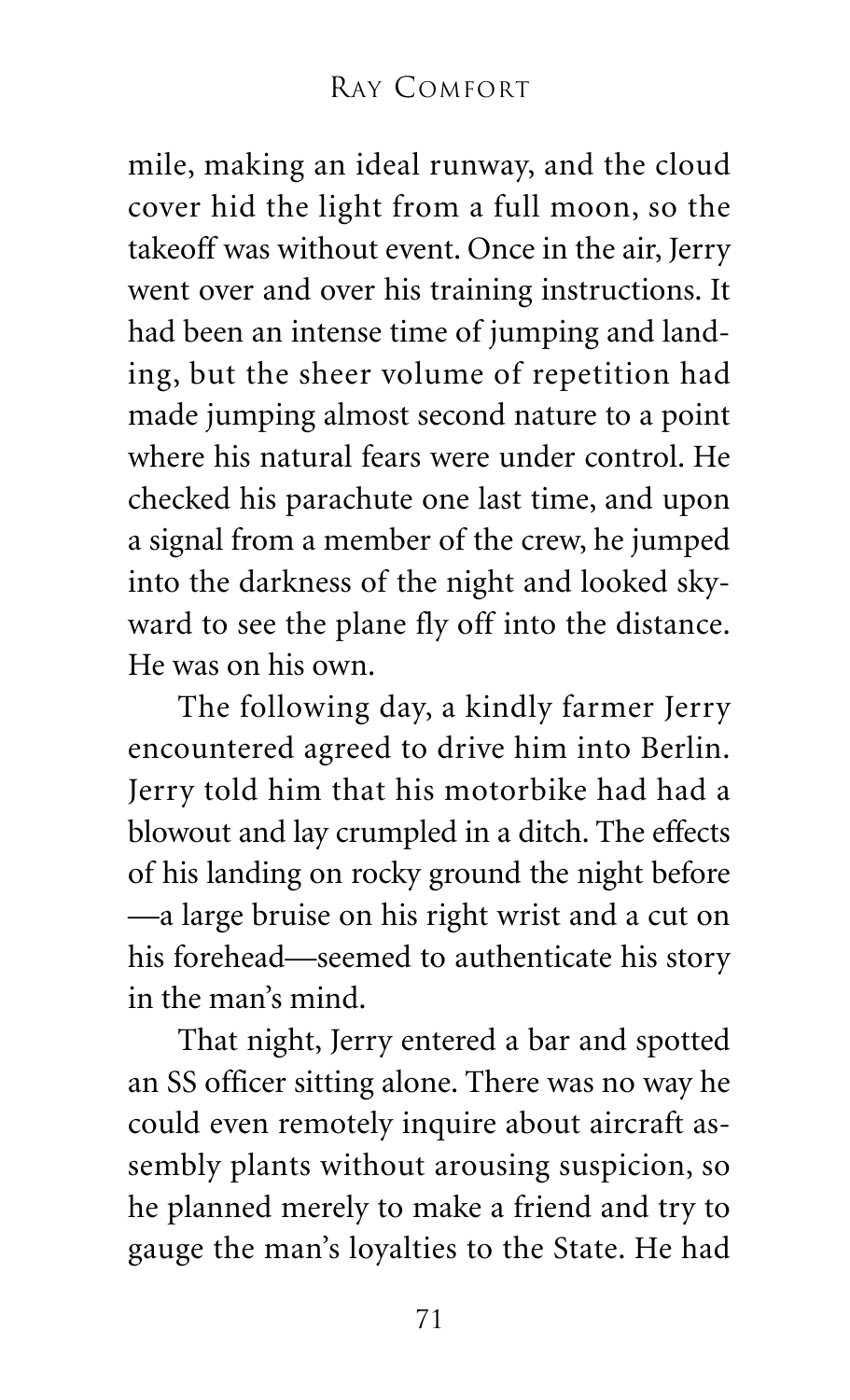mile, making an ideal runway, and the cloud cover hid the light from a full moon, so the takeoff was without event. Once in the air, Jerry went over and over his training instructions. It had been an intense time of jumping and landing, but the sheer volume of repetition had made jumping almost second nature to a point where his natural fears were under control. He checked his parachute one last time, and upon a signal from a member of the crew, he jumped into the darkness of the night and looked skyward to see the plane fly off into the distance. He was on his own.

The following day, a kindly farmer Jerry encountered agreed to drive him into Berlin. Jerry told him that his motorbike had had a blowout and lay crumpled in a ditch. The effects of his landing on rocky ground the night before —a large bruise on his right wrist and a cut on his forehead—seemed to authenticate his story in the man's mind.

That night, Jerry entered a bar and spotted an SS officer sitting alone. There was no way he could even remotely inquire about aircraft assembly plants without arousing suspicion, so he planned merely to make a friend and try to gauge the man's loyalties to the State. He had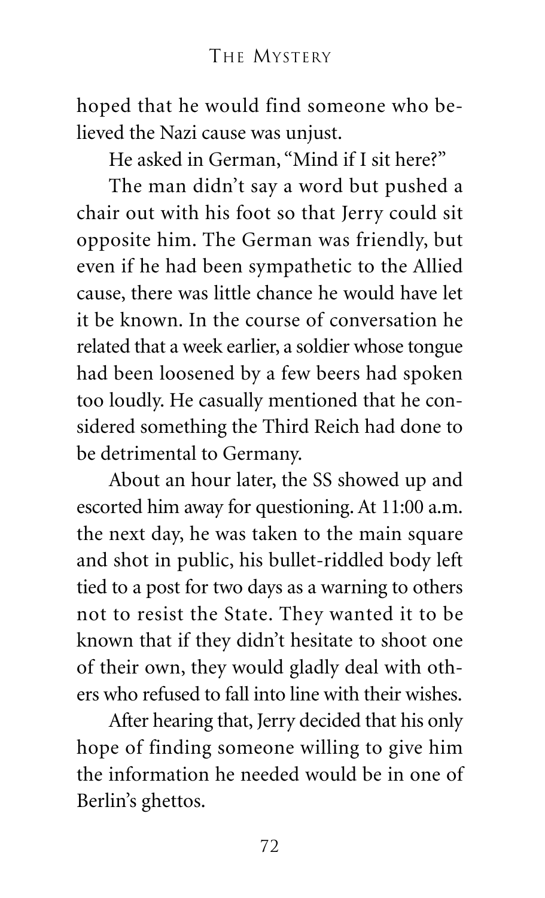hoped that he would find someone who believed the Nazi cause was unjust.

He asked in German, "Mind if I sit here?"

The man didn't say a word but pushed a chair out with his foot so that Jerry could sit opposite him. The German was friendly, but even if he had been sympathetic to the Allied cause, there was little chance he would have let it be known. In the course of conversation he related that a week earlier, a soldier whose tongue had been loosened by a few beers had spoken too loudly. He casually mentioned that he considered something the Third Reich had done to be detrimental to Germany.

About an hour later, the SS showed up and escorted him away for questioning. At 11:00 a.m. the next day, he was taken to the main square and shot in public, his bullet-riddled body left tied to a post for two days as a warning to others not to resist the State. They wanted it to be known that if they didn't hesitate to shoot one of their own, they would gladly deal with others who refused to fall into line with their wishes.

After hearing that, Jerry decided that his only hope of finding someone willing to give him the information he needed would be in one of Berlin's ghettos.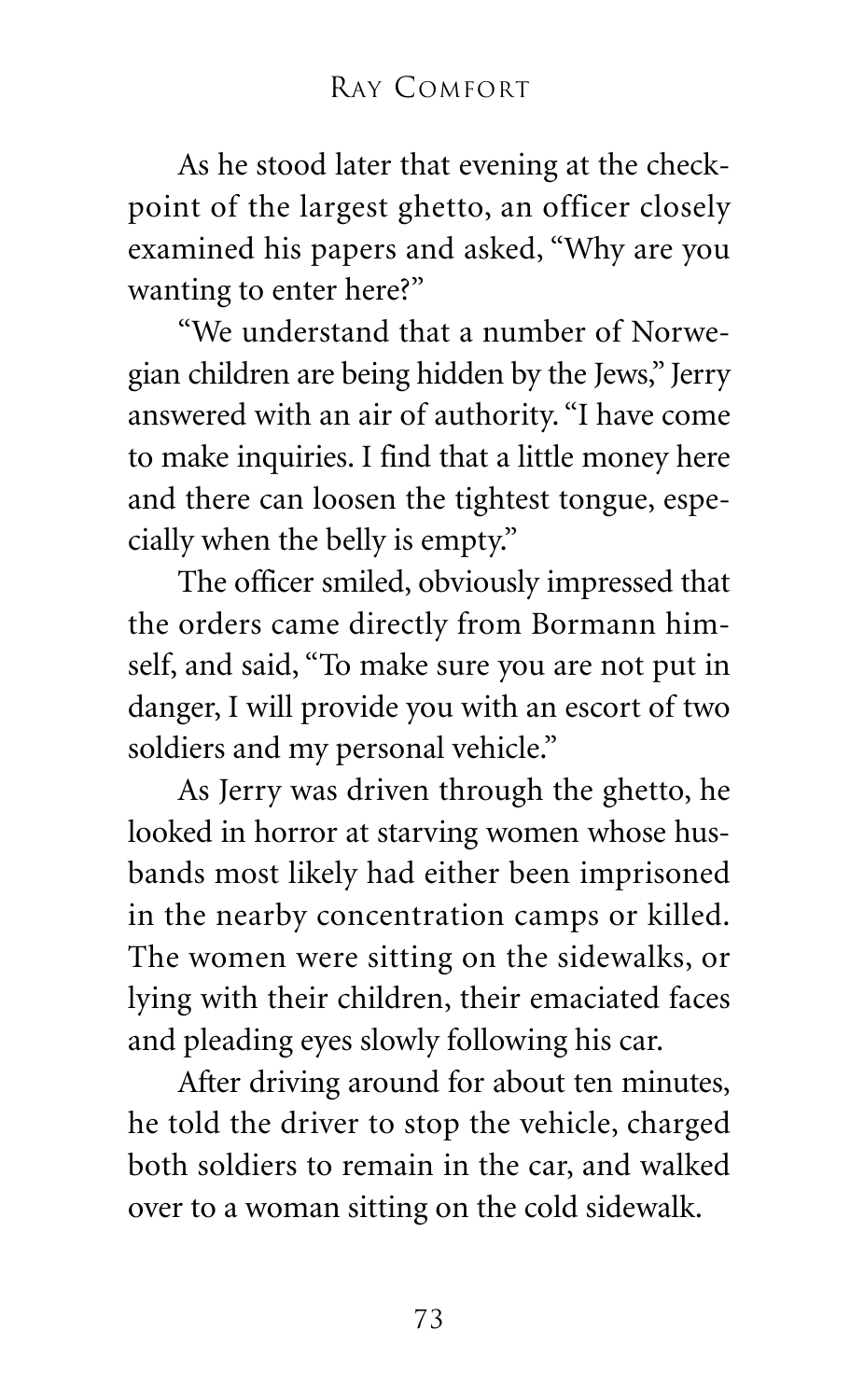As he stood later that evening at the checkpoint of the largest ghetto, an officer closely examined his papers and asked, "Why are you wanting to enter here?"

"We understand that a number of Norwegian children are being hidden by the Jews," Jerry answered with an air of authority. "I have come to make inquiries. I find that a little money here and there can loosen the tightest tongue, especially when the belly is empty."

The officer smiled, obviously impressed that the orders came directly from Bormann himself, and said, "To make sure you are not put in danger, I will provide you with an escort of two soldiers and my personal vehicle."

As Jerry was driven through the ghetto, he looked in horror at starving women whose husbands most likely had either been imprisoned in the nearby concentration camps or killed. The women were sitting on the sidewalks, or lying with their children, their emaciated faces and pleading eyes slowly following his car.

After driving around for about ten minutes, he told the driver to stop the vehicle, charged both soldiers to remain in the car, and walked over to a woman sitting on the cold sidewalk.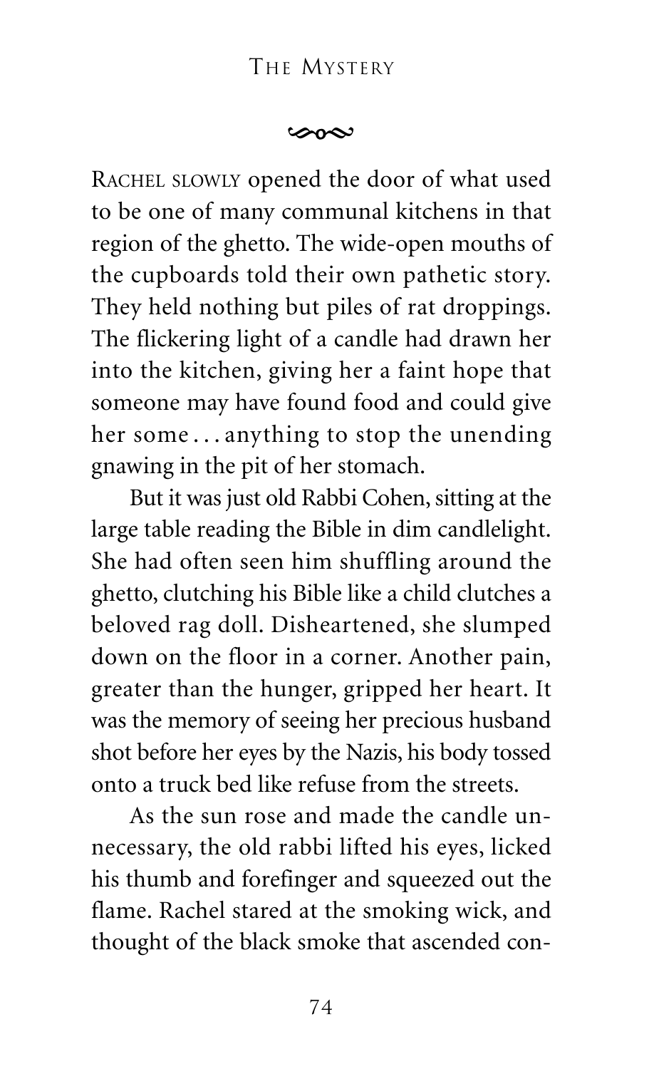RACHEL SLOWLY opened the door of what used to be one of many communal kitchens in that region of the ghetto. The wide-open mouths of the cupboards told their own pathetic story. They held nothing but piles of rat droppings. The flickering light of a candle had drawn her into the kitchen, giving her a faint hope that someone may have found food and could give her some . . . anything to stop the unending gnawing in the pit of her stomach.

But it was just old Rabbi Cohen, sitting at the large table reading the Bible in dim candlelight. She had often seen him shuffling around the ghetto, clutching his Bible like a child clutches a beloved rag doll. Disheartened, she slumped down on the floor in a corner. Another pain, greater than the hunger, gripped her heart. It was the memory of seeing her precious husband shot before her eyes by the Nazis, his body tossed onto a truck bed like refuse from the streets.

As the sun rose and made the candle unnecessary, the old rabbi lifted his eyes, licked his thumb and forefinger and squeezed out the flame. Rachel stared at the smoking wick, and thought of the black smoke that ascended con-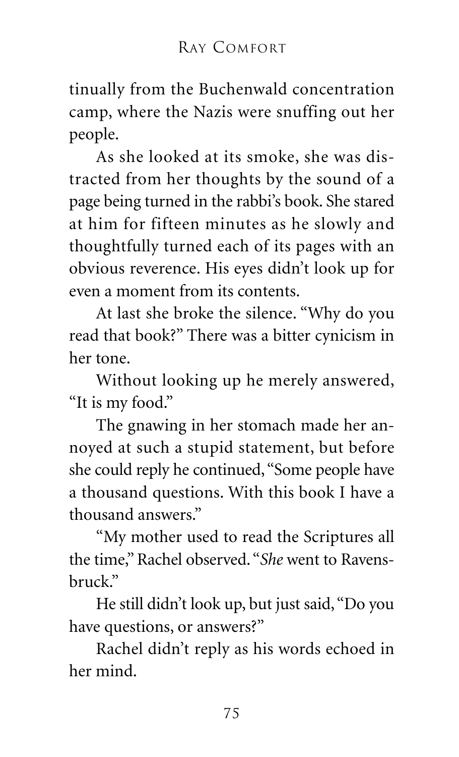tinually from the Buchenwald concentration camp, where the Nazis were snuffing out her people.

As she looked at its smoke, she was distracted from her thoughts by the sound of a page being turned in the rabbi's book. She stared at him for fifteen minutes as he slowly and thoughtfully turned each of its pages with an obvious reverence. His eyes didn't look up for even a moment from its contents.

At last she broke the silence. "Why do you read that book?" There was a bitter cynicism in her tone.

Without looking up he merely answered, "It is my food."

The gnawing in her stomach made her annoyed at such a stupid statement, but before she could reply he continued, "Some people have a thousand questions. With this book I have a thousand answers."

"My mother used to read the Scriptures all the time," Rachel observed. "*She* went to Ravensbruck."

He still didn't look up, but just said, "Do you have questions, or answers?"

Rachel didn't reply as his words echoed in her mind.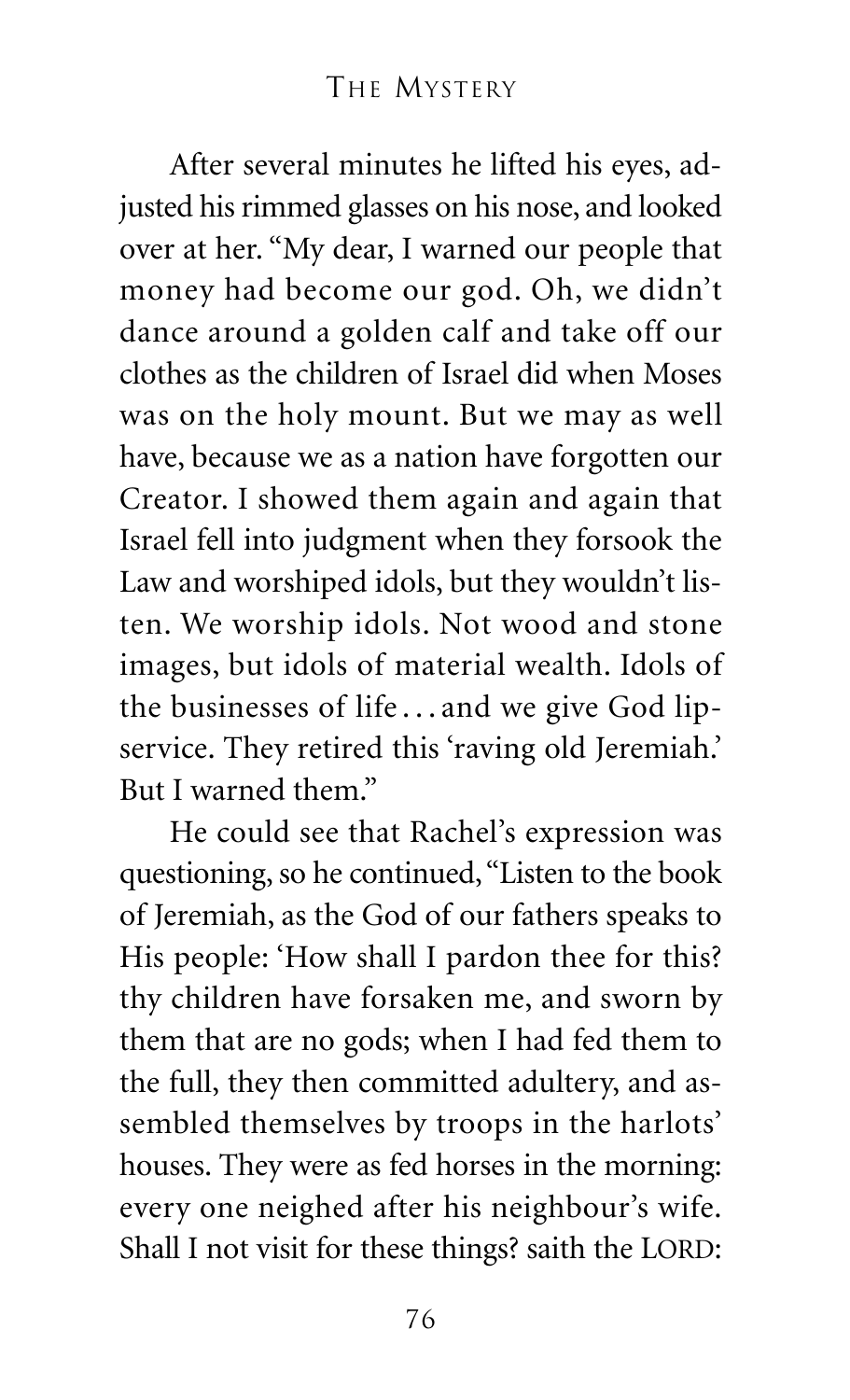After several minutes he lifted his eyes, adjusted his rimmed glasses on his nose, and looked over at her. "My dear, I warned our people that money had become our god. Oh, we didn't dance around a golden calf and take off our clothes as the children of Israel did when Moses was on the holy mount. But we may as well have, because we as a nation have forgotten our Creator. I showed them again and again that Israel fell into judgment when they forsook the Law and worshiped idols, but they wouldn't listen. We worship idols. Not wood and stone images, but idols of material wealth. Idols of the businesses of life . . . and we give God lip-service. They retired this 'raving old Jeremiah.' But I warned them."

He could see that Rachel's expression was questioning, so he continued, "Listen to the book of Jeremiah, as the God of our fathers speaks to His people: 'How shall I pardon thee for this? thy children have forsaken me, and sworn by them that are no gods; when I had fed them to the full, they then committed adultery, and assembled themselves by troops in the harlots' houses. They were as fed horses in the morning: every one neighed after his neighbour's wife. Shall I not visit for these things? saith the LORD: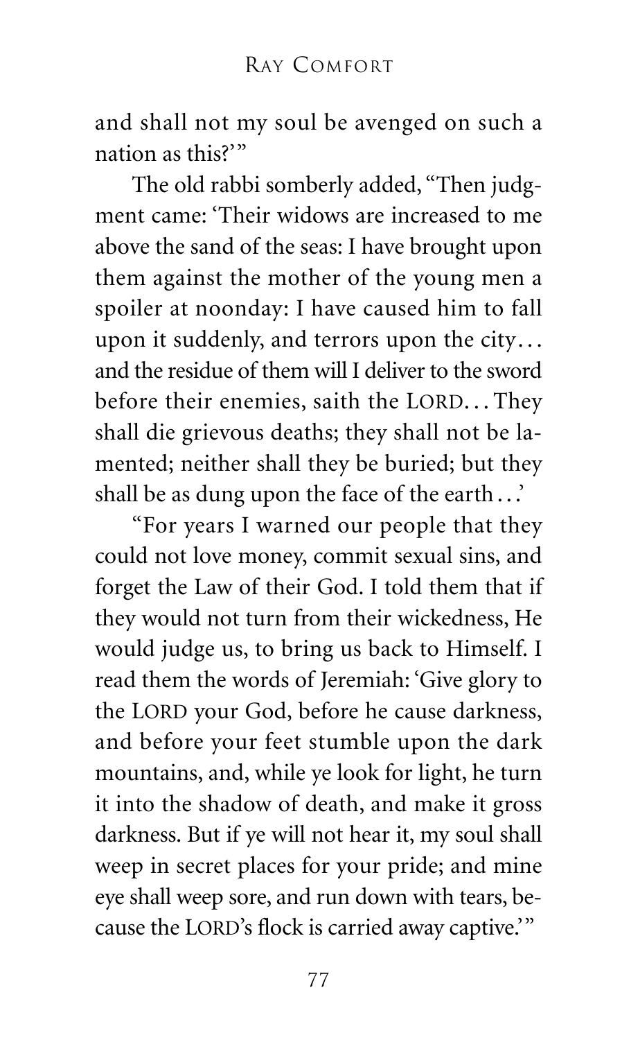and shall not my soul be avenged on such a nation as this?'"

The old rabbi somberly added, "Then judgment came: 'Their widows are increased to me above the sand of the seas: I have brought upon them against the mother of the young men a spoiler at noonday: I have caused him to fall upon it suddenly, and terrors upon the city... and the residue of them will I deliver to the sword before their enemies, saith the LORD... They shall die grievous deaths; they shall not be lamented; neither shall they be buried; but they shall be as dung upon the face of the earth...'

"For years I warned our people that they could not love money, commit sexual sins, and forget the Law of their God. I told them that if they would not turn from their wickedness, He would judge us, to bring us back to Himself. I read them the words of Jeremiah: 'Give glory to the LORD your God, before he cause darkness, and before your feet stumble upon the dark mountains, and, while ye look for light, he turn it into the shadow of death, and make it gross darkness. But if ye will not hear it, my soul shall weep in secret places for your pride; and mine eye shall weep sore, and run down with tears, because the LORD's flock is carried away captive.'"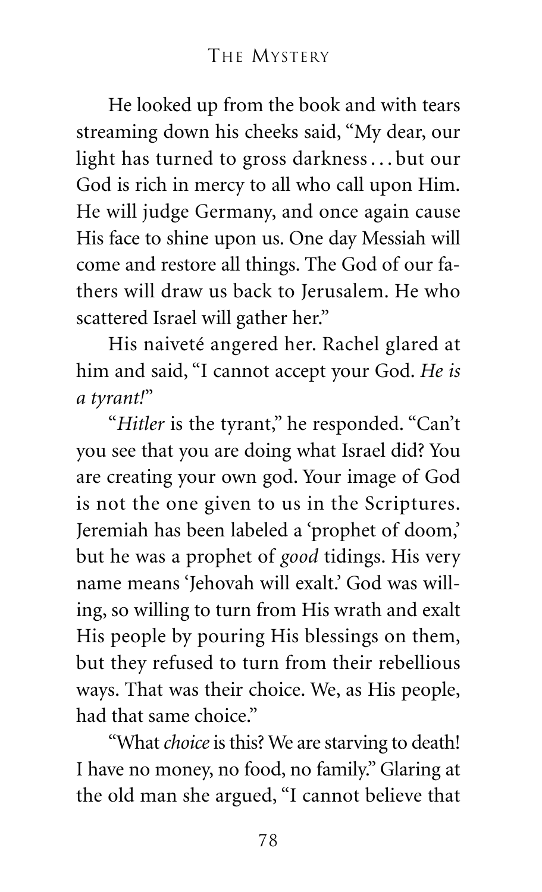He looked up from the book and with tears streaming down his cheeks said, "My dear, our light has turned to gross darkness . . . but our God is rich in mercy to all who call upon Him. He will judge Germany, and once again cause His face to shine upon us. One day Messiah will come and restore all things. The God of our fathers will draw us back to Jerusalem. He who scattered Israel will gather her."

His naiveté angered her. Rachel glared at him and said, "I cannot accept your God. *He is a tyrant!*"

"*Hitler* is the tyrant," he responded. "Can't you see that you are doing what Israel did? You are creating your own god. Your image of God is not the one given to us in the Scriptures. Jeremiah has been labeled a 'prophet of doom,' but he was a prophet of *good* tidings. His very name means 'Jehovah will exalt.' God was willing, so willing to turn from His wrath and exalt His people by pouring His blessings on them, but they refused to turn from their rebellious ways. That was their choice. We, as His people, had that same choice."

"What *choice* is this? We are starving to death! I have no money, no food, no family." Glaring at the old man she argued, "I cannot believe that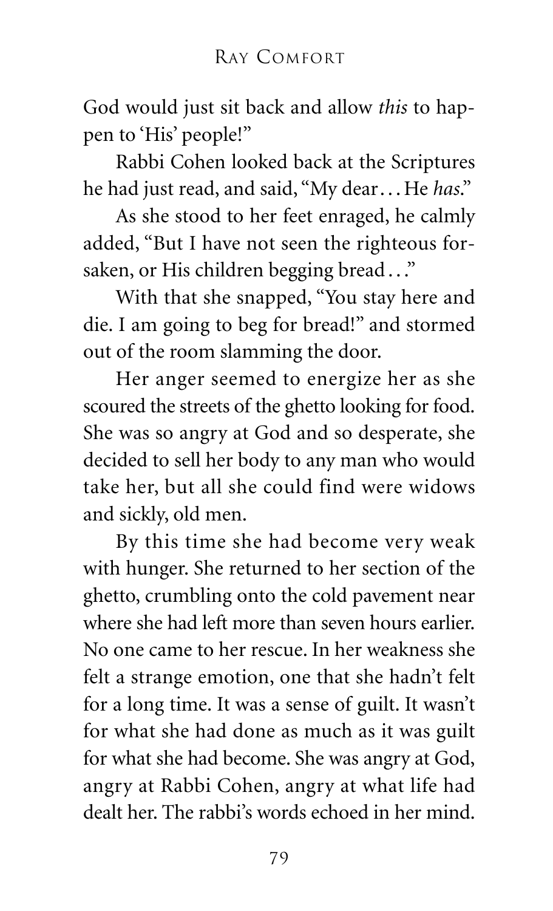God would just sit back and allow *this* to happen to 'His' people!"

Rabbi Cohen looked back at the Scriptures he had just read, and said, "My dear… He *has*."

As she stood to her feet enraged, he calmly added, "But I have not seen the righteous forsaken, or His children begging bread…"

With that she snapped, "You stay here and die. I am going to beg for bread!" and stormed out of the room slamming the door.

Her anger seemed to energize her as she scoured the streets of the ghetto looking for food. She was so angry at God and so desperate, she decided to sell her body to any man who would take her, but all she could find were widows and sickly, old men.

By this time she had become very weak with hunger. She returned to her section of the ghetto, crumbling onto the cold pavement near where she had left more than seven hours earlier. No one came to her rescue. In her weakness she felt a strange emotion, one that she hadn't felt for a long time. It was a sense of guilt. It wasn't for what she had done as much as it was guilt for what she had become. She was angry at God, angry at Rabbi Cohen, angry at what life had dealt her. The rabbi's words echoed in her mind.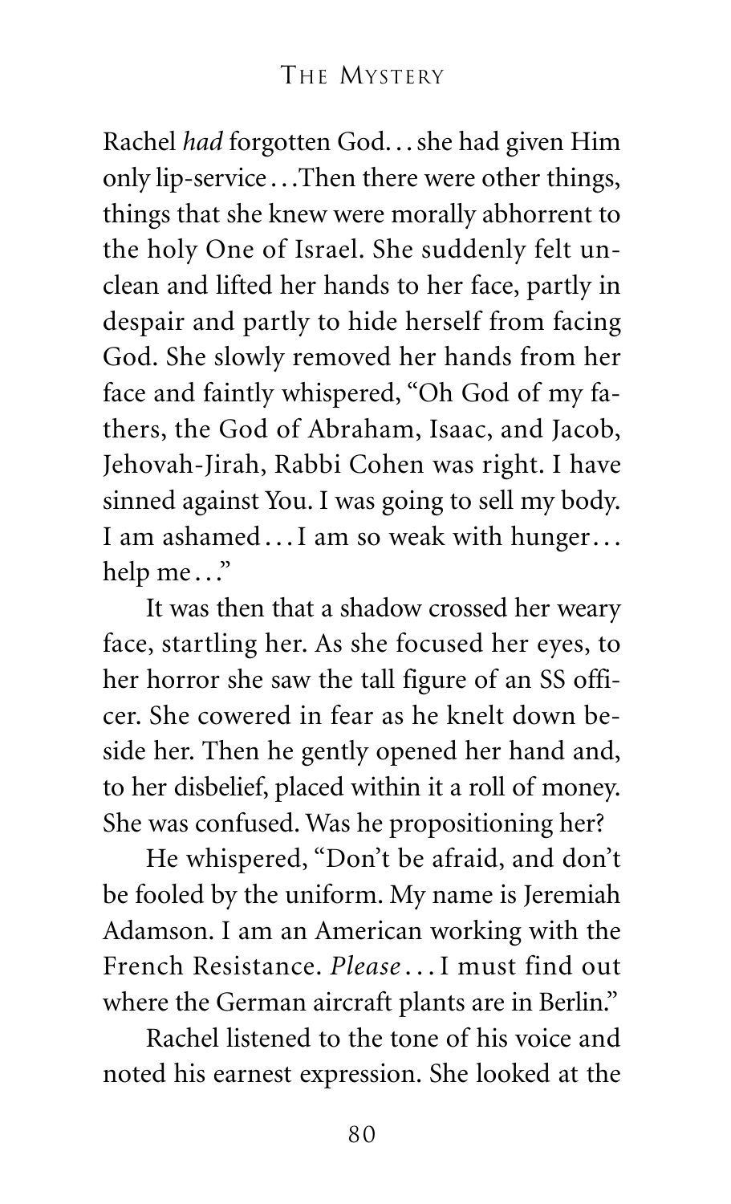Rachel *had* forgotten God... she had given Him only lip-service... Then there were other things, things that she knew were morally abhorrent to the holy One of Israel. She suddenly felt unclean and lifted her hands to her face, partly in despair and partly to hide herself from facing God. She slowly removed her hands from her face and faintly whispered, "Oh God of my fathers, the God of Abraham, Isaac, and Jacob, Jehovah-Jirah, Rabbi Cohen was right. I have sinned against You. I was going to sell my body. I am ashamed... I am so weak with hunger... help me..."

It was then that a shadow crossed her weary face, startling her. As she focused her eyes, to her horror she saw the tall figure of an SS officer. She cowered in fear as he knelt down beside her. Then he gently opened her hand and, to her disbelief, placed within it a roll of money. She was confused. Was he propositioning her?

He whispered, "Don't be afraid, and don't be fooled by the uniform. My name is Jeremiah Adamson. I am an American working with the French Resistance. *Please*... I must find out where the German aircraft plants are in Berlin."

Rachel listened to the tone of his voice and noted his earnest expression. She looked at the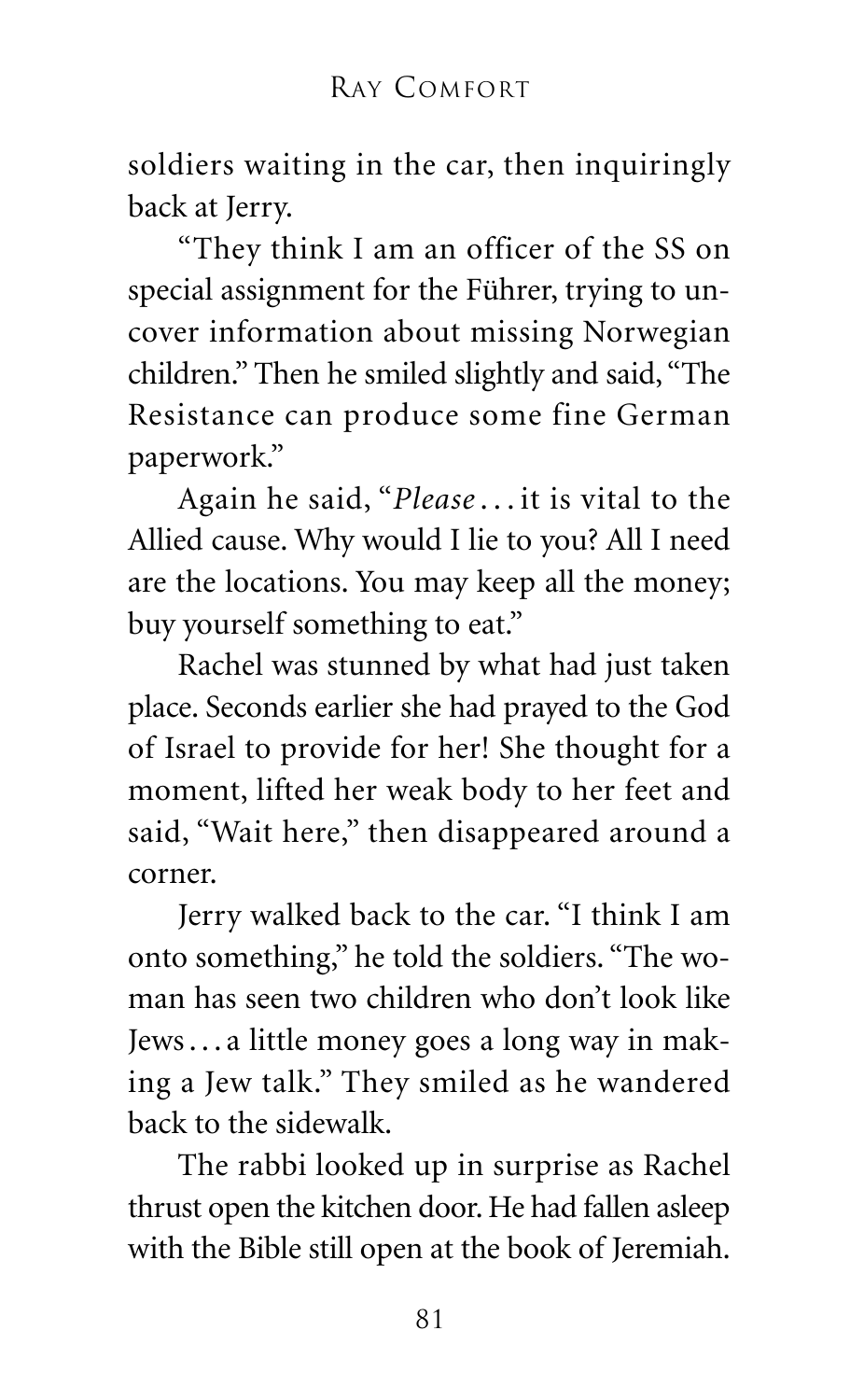soldiers waiting in the car, then inquiringly back at Jerry.

"They think I am an officer of the SS on special assignment for the Führer, trying to uncover information about missing Norwegian children." Then he smiled slightly and said, "The Resistance can produce some fine German paperwork."

Again he said, "*Please*... it is vital to the Allied cause. Why would I lie to you? All I need are the locations. You may keep all the money; buy yourself something to eat."

Rachel was stunned by what had just taken place. Seconds earlier she had prayed to the God of Israel to provide for her! She thought for a moment, lifted her weak body to her feet and said, "Wait here," then disappeared around a corner.

Jerry walked back to the car. "I think I am onto something," he told the soldiers. "The woman has seen two children who don't look like Jews... a little money goes a long way in making a Jew talk." They smiled as he wandered back to the sidewalk.

The rabbi looked up in surprise as Rachel thrust open the kitchen door. He had fallen asleep with the Bible still open at the book of Jeremiah.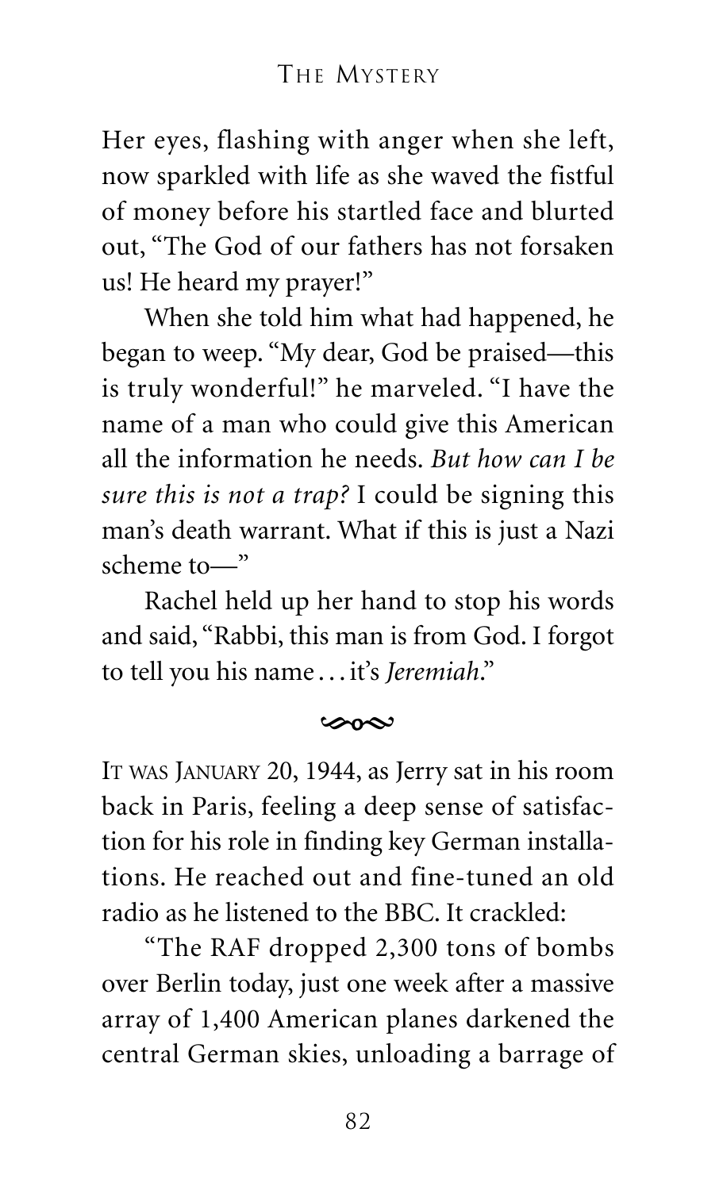Her eyes, flashing with anger when she left, now sparkled with life as she waved the fistful of money before his startled face and blurted out, "The God of our fathers has not forsaken us! He heard my prayer!"

When she told him what had happened, he began to weep. "My dear, God be praised—this is truly wonderful!" he marveled. "I have the name of a man who could give this American all the information he needs. *But how can I be sure this is not a trap?* I could be signing this man's death warrant. What if this is just a Nazi scheme to—"

Rachel held up her hand to stop his words and said, "Rabbi, this man is from God. I forgot to tell you his name . . . it's *Jeremiah*."

---

IT WAS JANUARY 20, 1944, as Jerry sat in his room back in Paris, feeling a deep sense of satisfaction for his role in finding key German installations. He reached out and fine-tuned an old radio as he listened to the BBC. It crackled:

"The RAF dropped 2,300 tons of bombs over Berlin today, just one week after a massive array of 1,400 American planes darkened the central German skies, unloading a barrage of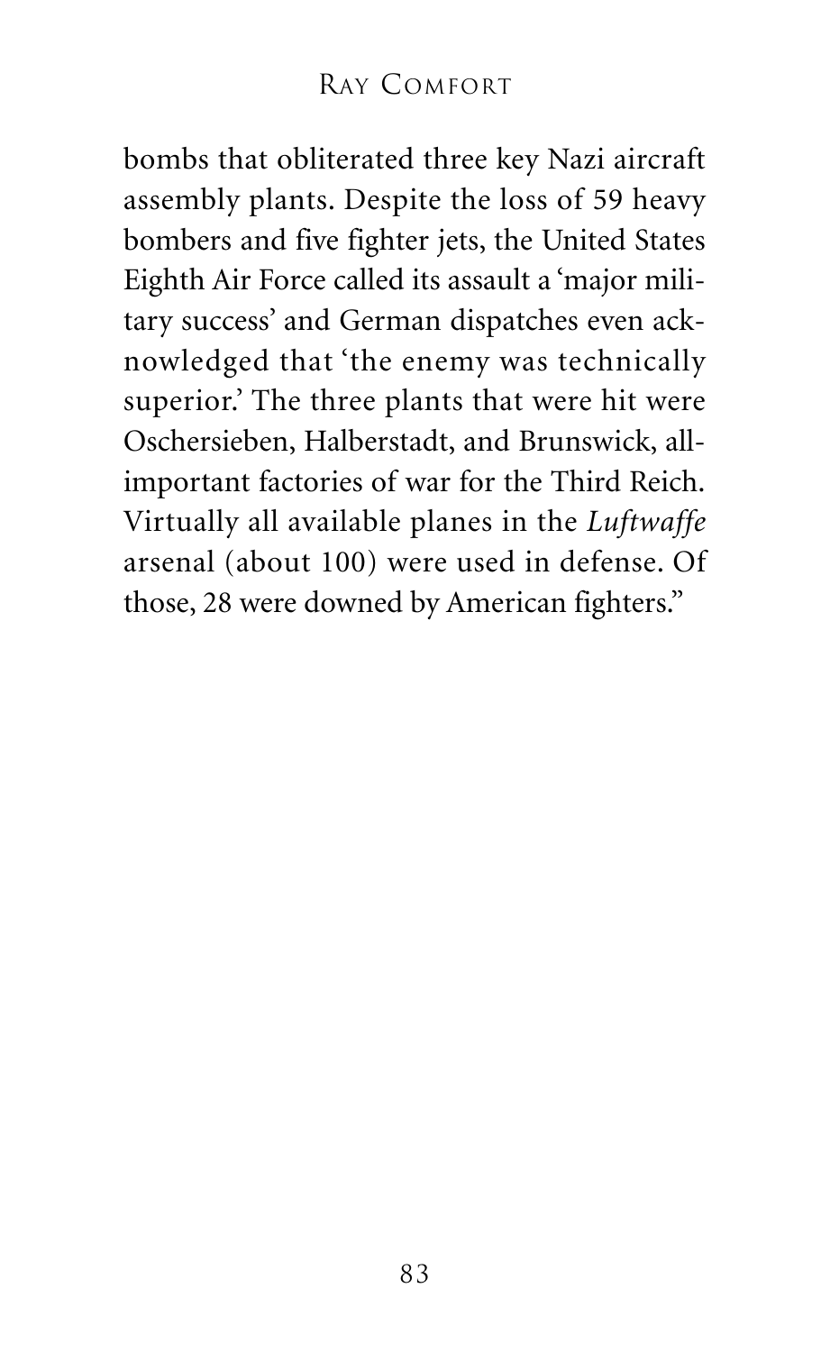bombs that obliterated three key Nazi aircraft assembly plants. Despite the loss of 59 heavy bombers and five fighter jets, the United States Eighth Air Force called its assault a 'major military success' and German dispatches even acknowledged that 'the enemy was technically superior.' The three plants that were hit were Oschersieben, Halberstadt, and Brunswick, all-important factories of war for the Third Reich. Virtually all available planes in the *Luftwaffe* arsenal (about 100) were used in defense. Of those, 28 were downed by American fighters."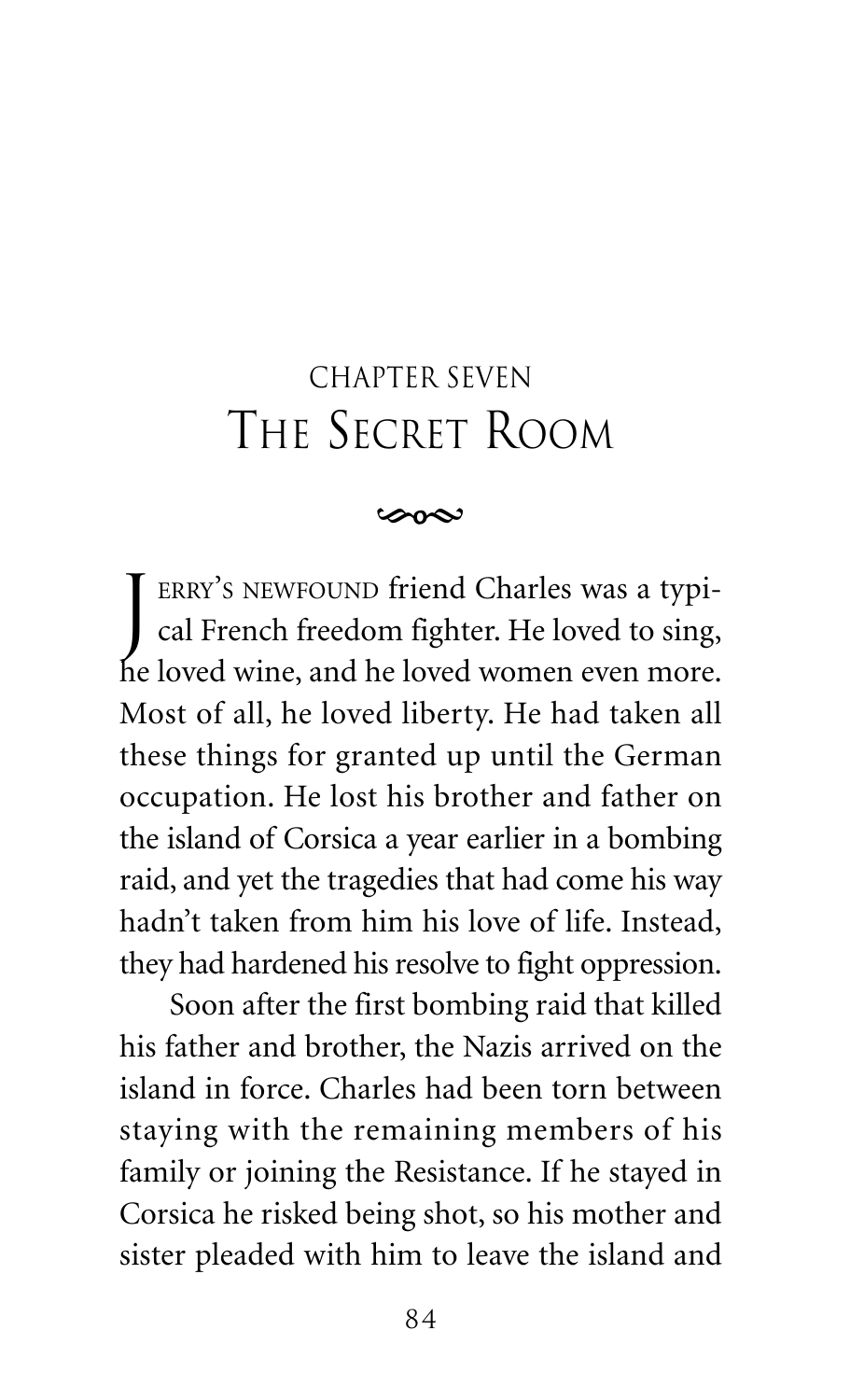## CHAPTER SEVEN

# The Secret Room

Jerry's newfound friend Charles was a typical French freedom fighter. He loved to sing, he loved wine, and he loved women even more. Most of all, he loved liberty. He had taken all these things for granted up until the German occupation. He lost his brother and father on the island of Corsica a year earlier in a bombing raid, and yet the tragedies that had come his way hadn't taken from him his love of life. Instead, they had hardened his resolve to fight oppression.

Soon after the first bombing raid that killed his father and brother, the Nazis arrived on the island in force. Charles had been torn between staying with the remaining members of his family or joining the Resistance. If he stayed in Corsica he risked being shot, so his mother and sister pleaded with him to leave the island and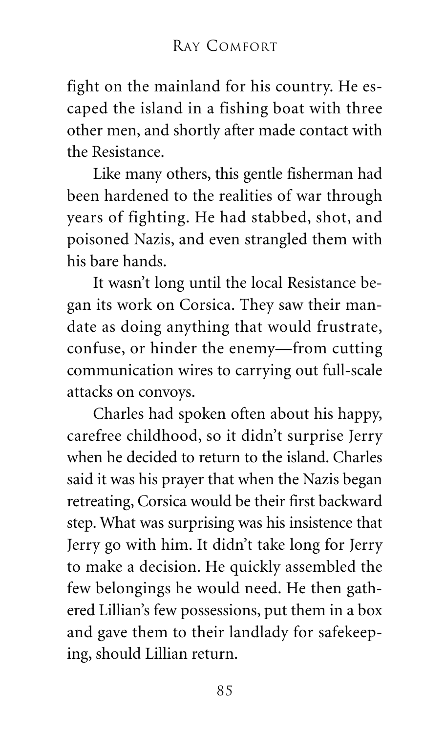fight on the mainland for his country. He escaped the island in a fishing boat with three other men, and shortly after made contact with the Resistance.

Like many others, this gentle fisherman had been hardened to the realities of war through years of fighting. He had stabbed, shot, and poisoned Nazis, and even strangled them with his bare hands.

It wasn't long until the local Resistance began its work on Corsica. They saw their mandate as doing anything that would frustrate, confuse, or hinder the enemy—from cutting communication wires to carrying out full-scale attacks on convoys.

Charles had spoken often about his happy, carefree childhood, so it didn't surprise Jerry when he decided to return to the island. Charles said it was his prayer that when the Nazis began retreating, Corsica would be their first backward step. What was surprising was his insistence that Jerry go with him. It didn't take long for Jerry to make a decision. He quickly assembled the few belongings he would need. He then gathered Lillian's few possessions, put them in a box and gave them to their landlady for safekeeping, should Lillian return.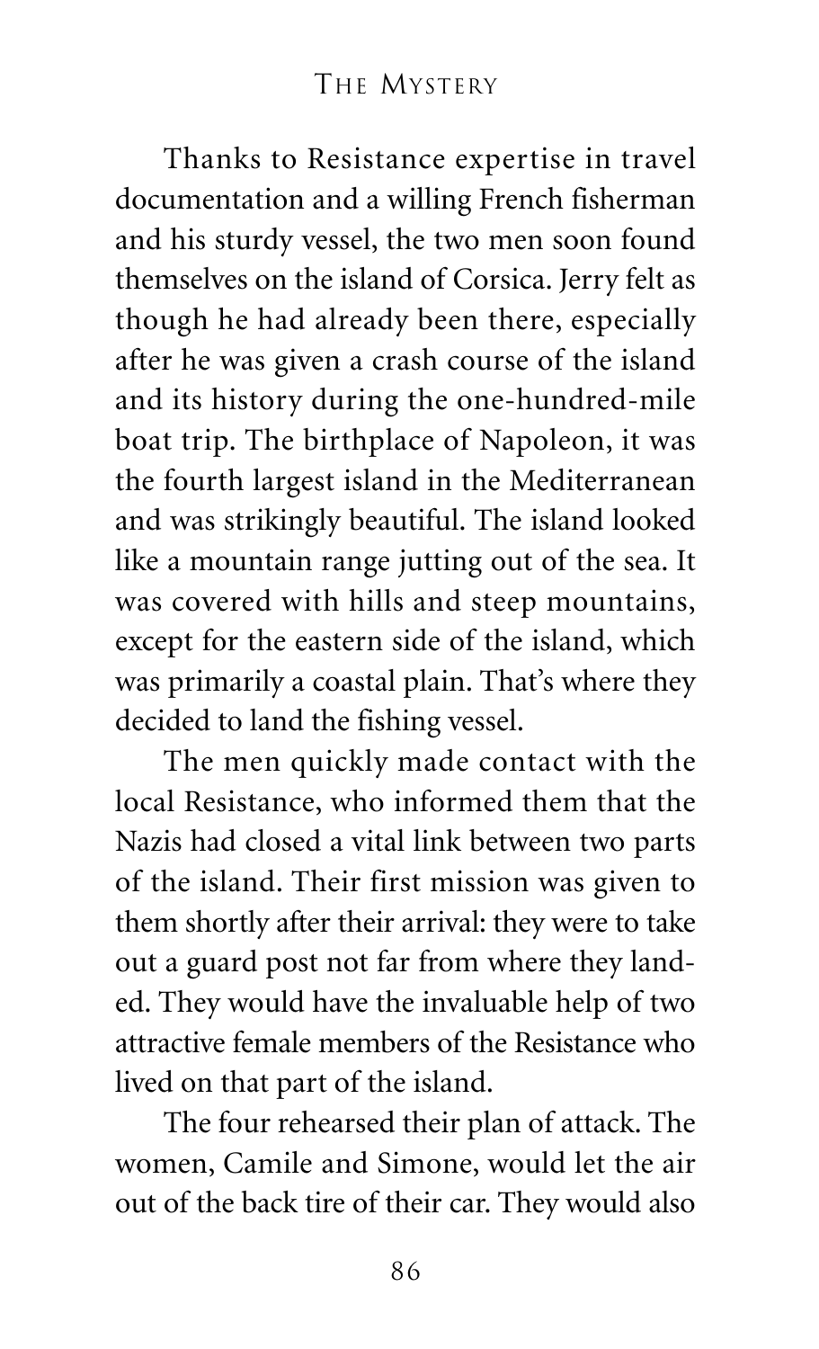Thanks to Resistance expertise in travel documentation and a willing French fisherman and his sturdy vessel, the two men soon found themselves on the island of Corsica. Jerry felt as though he had already been there, especially after he was given a crash course of the island and its history during the one-hundred-mile boat trip. The birthplace of Napoleon, it was the fourth largest island in the Mediterranean and was strikingly beautiful. The island looked like a mountain range jutting out of the sea. It was covered with hills and steep mountains, except for the eastern side of the island, which was primarily a coastal plain. That's where they decided to land the fishing vessel.

The men quickly made contact with the local Resistance, who informed them that the Nazis had closed a vital link between two parts of the island. Their first mission was given to them shortly after their arrival: they were to take out a guard post not far from where they landed. They would have the invaluable help of two attractive female members of the Resistance who lived on that part of the island.

The four rehearsed their plan of attack. The women, Camile and Simone, would let the air out of the back tire of their car. They would also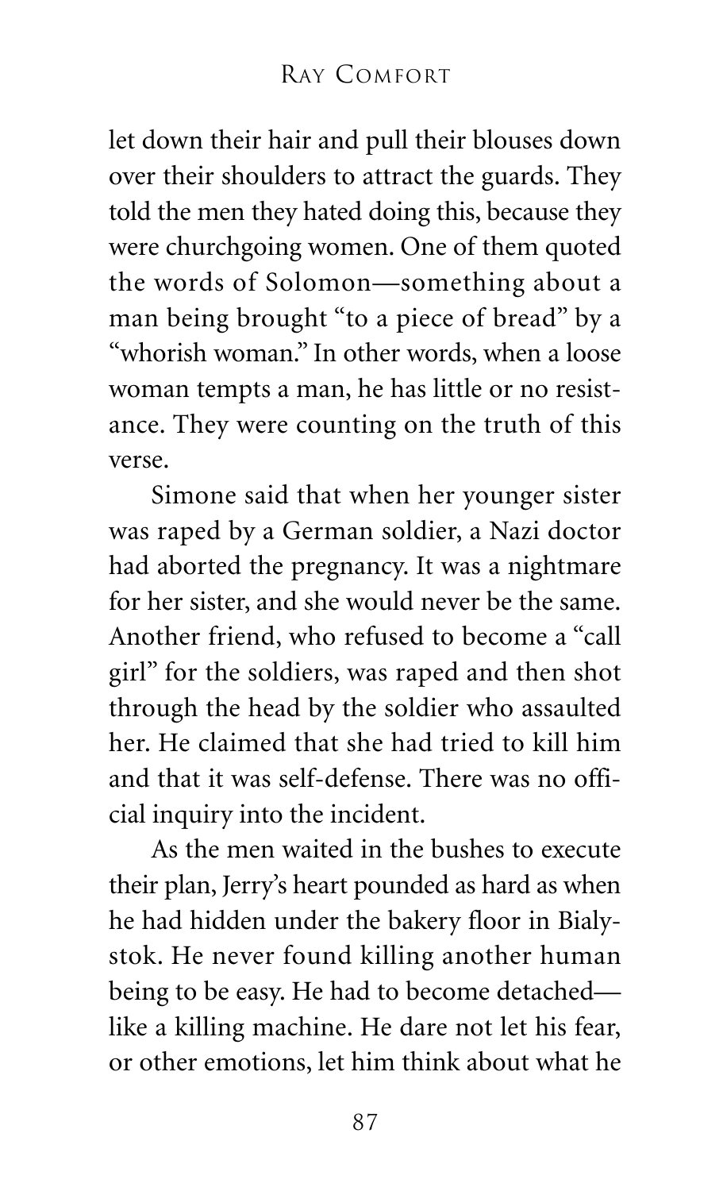let down their hair and pull their blouses down over their shoulders to attract the guards. They told the men they hated doing this, because they were churchgoing women. One of them quoted the words of Solomon—something about a man being brought "to a piece of bread" by a "whorish woman." In other words, when a loose woman tempts a man, he has little or no resistance. They were counting on the truth of this verse.

Simone said that when her younger sister was raped by a German soldier, a Nazi doctor had aborted the pregnancy. It was a nightmare for her sister, and she would never be the same. Another friend, who refused to become a "call girl" for the soldiers, was raped and then shot through the head by the soldier who assaulted her. He claimed that she had tried to kill him and that it was self-defense. There was no official inquiry into the incident.

As the men waited in the bushes to execute their plan, Jerry's heart pounded as hard as when he had hidden under the bakery floor in Bialystok. He never found killing another human being to be easy. He had to become detached—like a killing machine. He dare not let his fear, or other emotions, let him think about what he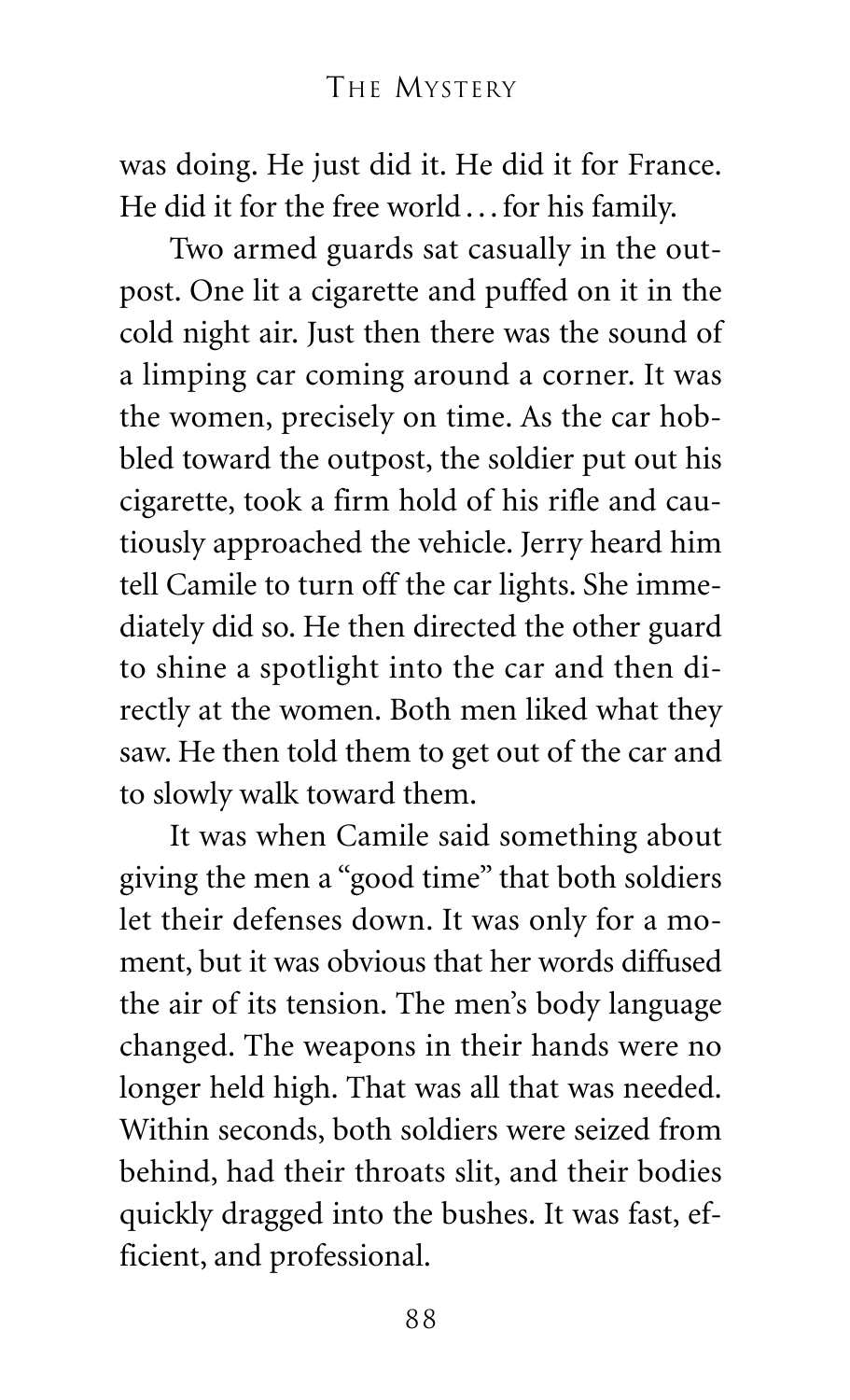was doing. He just did it. He did it for France. He did it for the free world . . . for his family.

Two armed guards sat casually in the outpost. One lit a cigarette and puffed on it in the cold night air. Just then there was the sound of a limping car coming around a corner. It was the women, precisely on time. As the car hobbled toward the outpost, the soldier put out his cigarette, took a firm hold of his rifle and cautiously approached the vehicle. Jerry heard him tell Camile to turn off the car lights. She immediately did so. He then directed the other guard to shine a spotlight into the car and then directly at the women. Both men liked what they saw. He then told them to get out of the car and to slowly walk toward them.

It was when Camile said something about giving the men a "good time" that both soldiers let their defenses down. It was only for a moment, but it was obvious that her words diffused the air of its tension. The men's body language changed. The weapons in their hands were no longer held high. That was all that was needed. Within seconds, both soldiers were seized from behind, had their throats slit, and their bodies quickly dragged into the bushes. It was fast, efficient, and professional.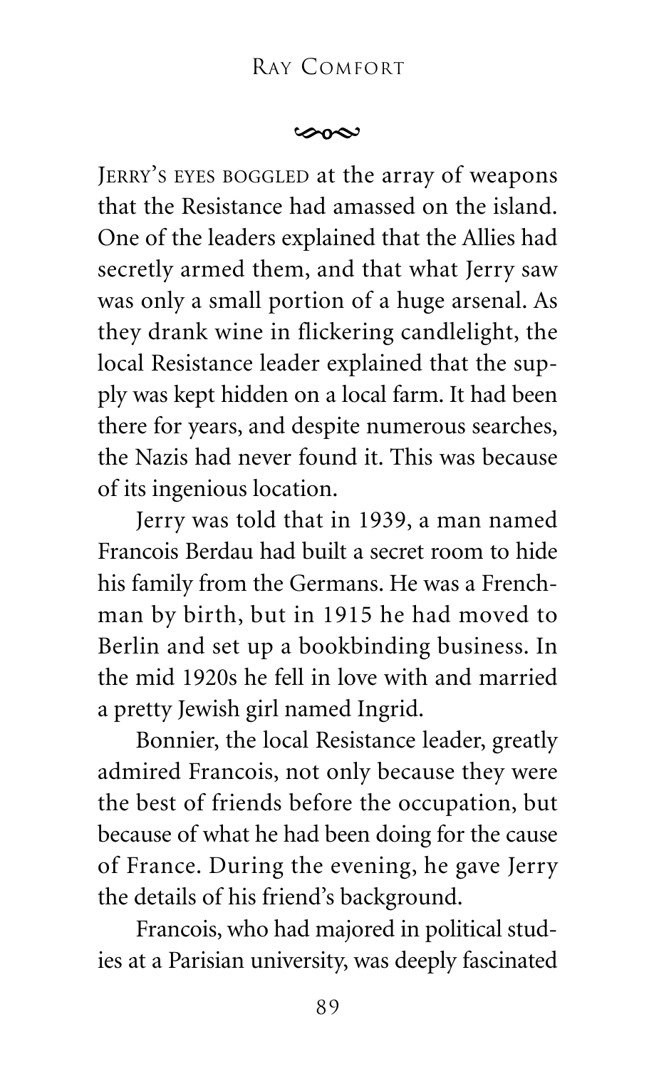JERRY'S EYES BOGGLED at the array of weapons that the Resistance had amassed on the island. One of the leaders explained that the Allies had secretly armed them, and that what Jerry saw was only a small portion of a huge arsenal. As they drank wine in flickering candlelight, the local Resistance leader explained that the supply was kept hidden on a local farm. It had been there for years, and despite numerous searches, the Nazis had never found it. This was because of its ingenious location.

Jerry was told that in 1939, a man named Francois Berdau had built a secret room to hide his family from the Germans. He was a Frenchman by birth, but in 1915 he had moved to Berlin and set up a bookbinding business. In the mid 1920s he fell in love with and married a pretty Jewish girl named Ingrid.

Bonnier, the local Resistance leader, greatly admired Francois, not only because they were the best of friends before the occupation, but because of what he had been doing for the cause of France. During the evening, he gave Jerry the details of his friend's background.

Francois, who had majored in political studies at a Parisian university, was deeply fascinated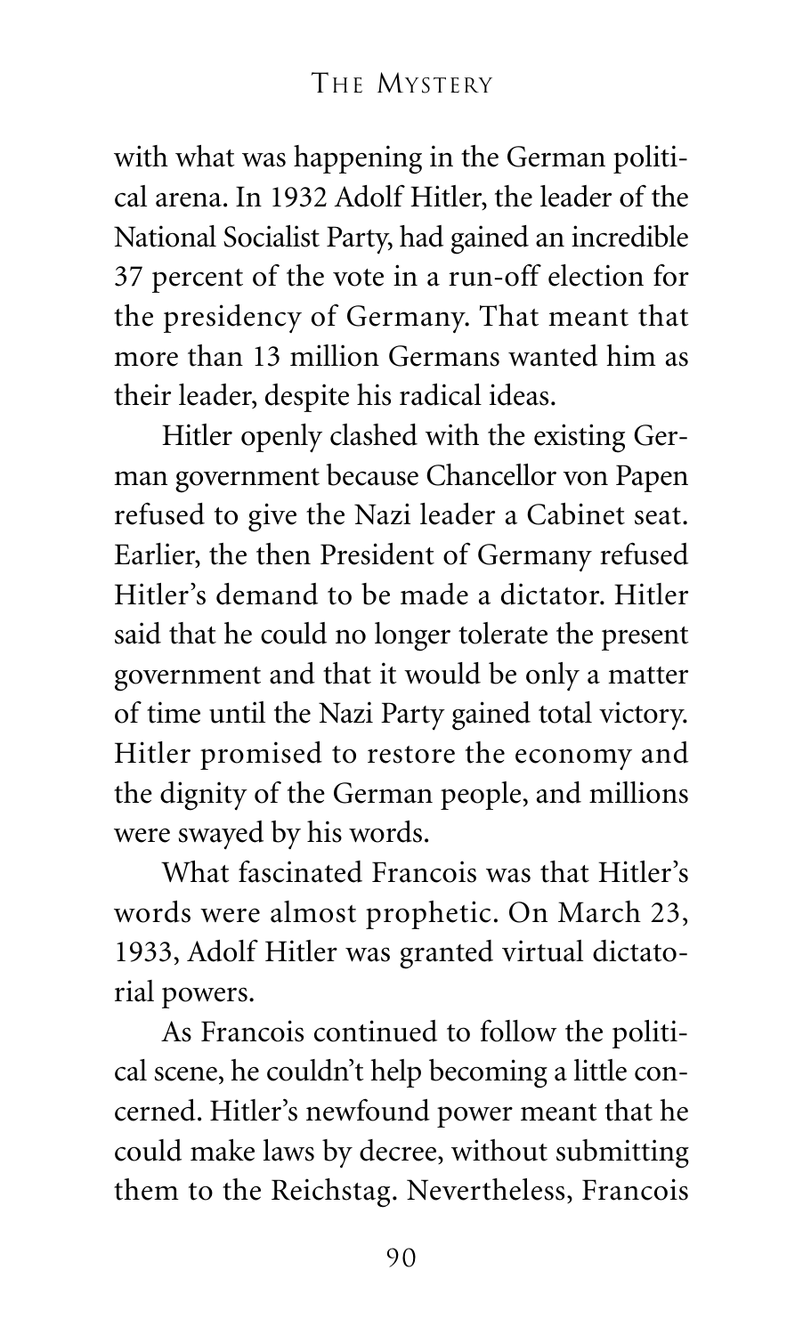with what was happening in the German political arena. In 1932 Adolf Hitler, the leader of the National Socialist Party, had gained an incredible 37 percent of the vote in a run-off election for the presidency of Germany. That meant that more than 13 million Germans wanted him as their leader, despite his radical ideas.

Hitler openly clashed with the existing German government because Chancellor von Papen refused to give the Nazi leader a Cabinet seat. Earlier, the then President of Germany refused Hitler's demand to be made a dictator. Hitler said that he could no longer tolerate the present government and that it would be only a matter of time until the Nazi Party gained total victory. Hitler promised to restore the economy and the dignity of the German people, and millions were swayed by his words.

What fascinated Francois was that Hitler's words were almost prophetic. On March 23, 1933, Adolf Hitler was granted virtual dictatorial powers.

As Francois continued to follow the political scene, he couldn't help becoming a little concerned. Hitler's newfound power meant that he could make laws by decree, without submitting them to the Reichstag. Nevertheless, Francois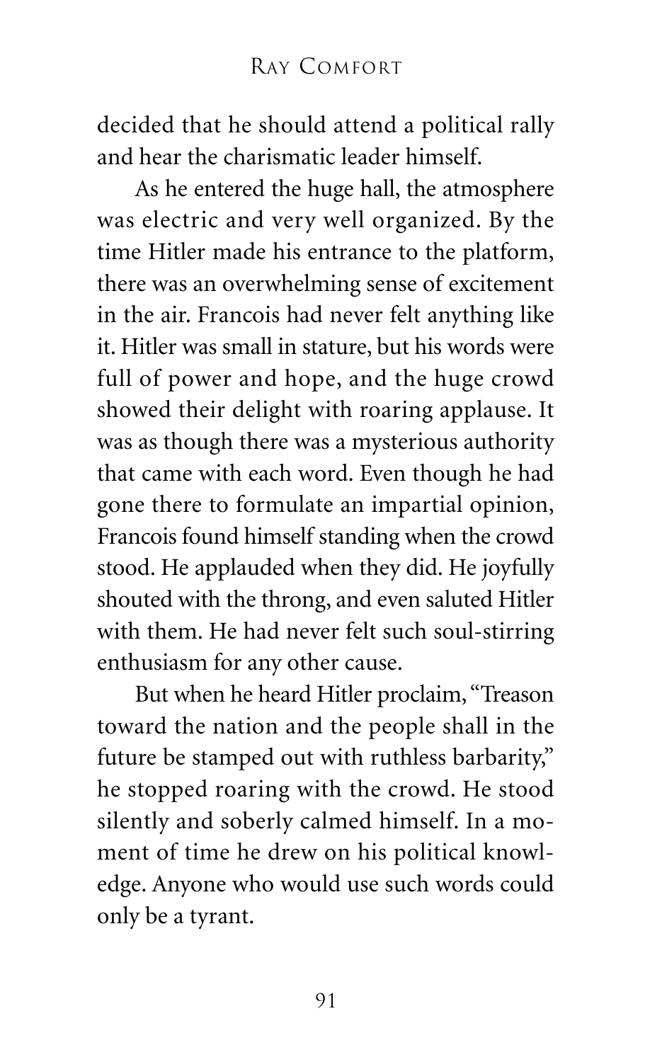decided that he should attend a political rally and hear the charismatic leader himself.

As he entered the huge hall, the atmosphere was electric and very well organized. By the time Hitler made his entrance to the platform, there was an overwhelming sense of excitement in the air. Francois had never felt anything like it. Hitler was small in stature, but his words were full of power and hope, and the huge crowd showed their delight with roaring applause. It was as though there was a mysterious authority that came with each word. Even though he had gone there to formulate an impartial opinion, Francois found himself standing when the crowd stood. He applauded when they did. He joyfully shouted with the throng, and even saluted Hitler with them. He had never felt such soul-stirring enthusiasm for any other cause.

But when he heard Hitler proclaim, "Treason toward the nation and the people shall in the future be stamped out with ruthless barbarity," he stopped roaring with the crowd. He stood silently and soberly calmed himself. In a moment of time he drew on his political knowledge. Anyone who would use such words could only be a tyrant.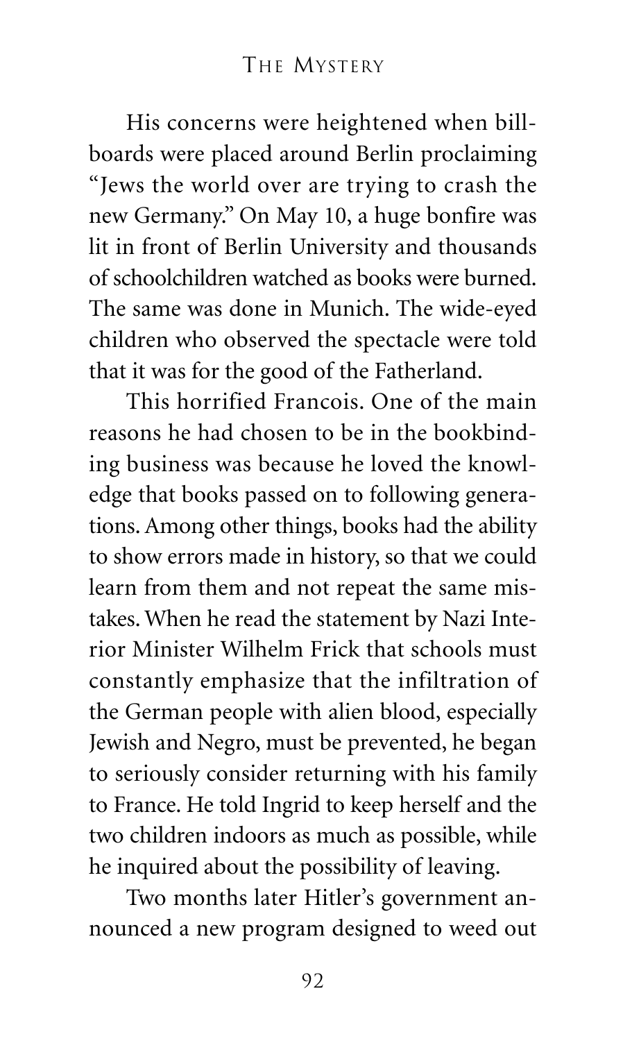His concerns were heightened when billboards were placed around Berlin proclaiming "Jews the world over are trying to crash the new Germany." On May 10, a huge bonfire was lit in front of Berlin University and thousands of schoolchildren watched as books were burned. The same was done in Munich. The wide-eyed children who observed the spectacle were told that it was for the good of the Fatherland.

This horrified Francois. One of the main reasons he had chosen to be in the bookbinding business was because he loved the knowledge that books passed on to following generations. Among other things, books had the ability to show errors made in history, so that we could learn from them and not repeat the same mistakes. When he read the statement by Nazi Interior Minister Wilhelm Frick that schools must constantly emphasize that the infiltration of the German people with alien blood, especially Jewish and Negro, must be prevented, he began to seriously consider returning with his family to France. He told Ingrid to keep herself and the two children indoors as much as possible, while he inquired about the possibility of leaving.

Two months later Hitler's government announced a new program designed to weed out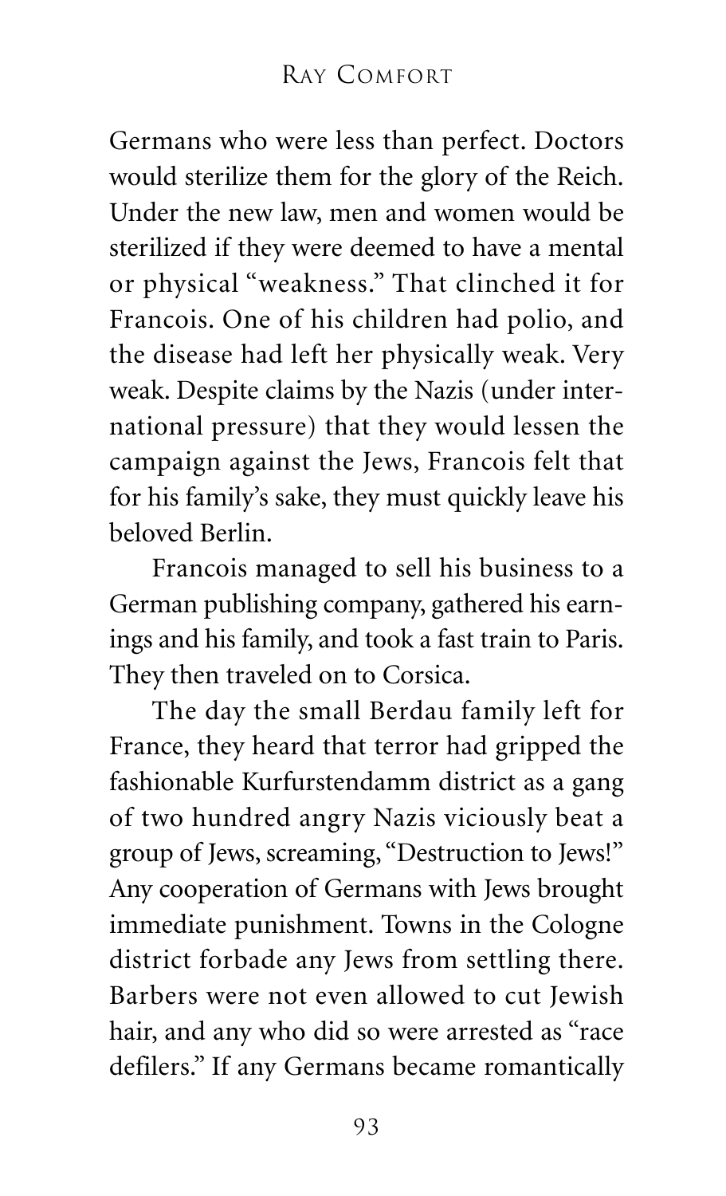Germans who were less than perfect. Doctors would sterilize them for the glory of the Reich. Under the new law, men and women would be sterilized if they were deemed to have a mental or physical "weakness." That clinched it for Francois. One of his children had polio, and the disease had left her physically weak. Very weak. Despite claims by the Nazis (under international pressure) that they would lessen the campaign against the Jews, Francois felt that for his family's sake, they must quickly leave his beloved Berlin.

Francois managed to sell his business to a German publishing company, gathered his earnings and his family, and took a fast train to Paris. They then traveled on to Corsica.

The day the small Berdau family left for France, they heard that terror had gripped the fashionable Kurfurstendamm district as a gang of two hundred angry Nazis viciously beat a group of Jews, screaming, "Destruction to Jews!" Any cooperation of Germans with Jews brought immediate punishment. Towns in the Cologne district forbade any Jews from settling there. Barbers were not even allowed to cut Jewish hair, and any who did so were arrested as "race defilers." If any Germans became romantically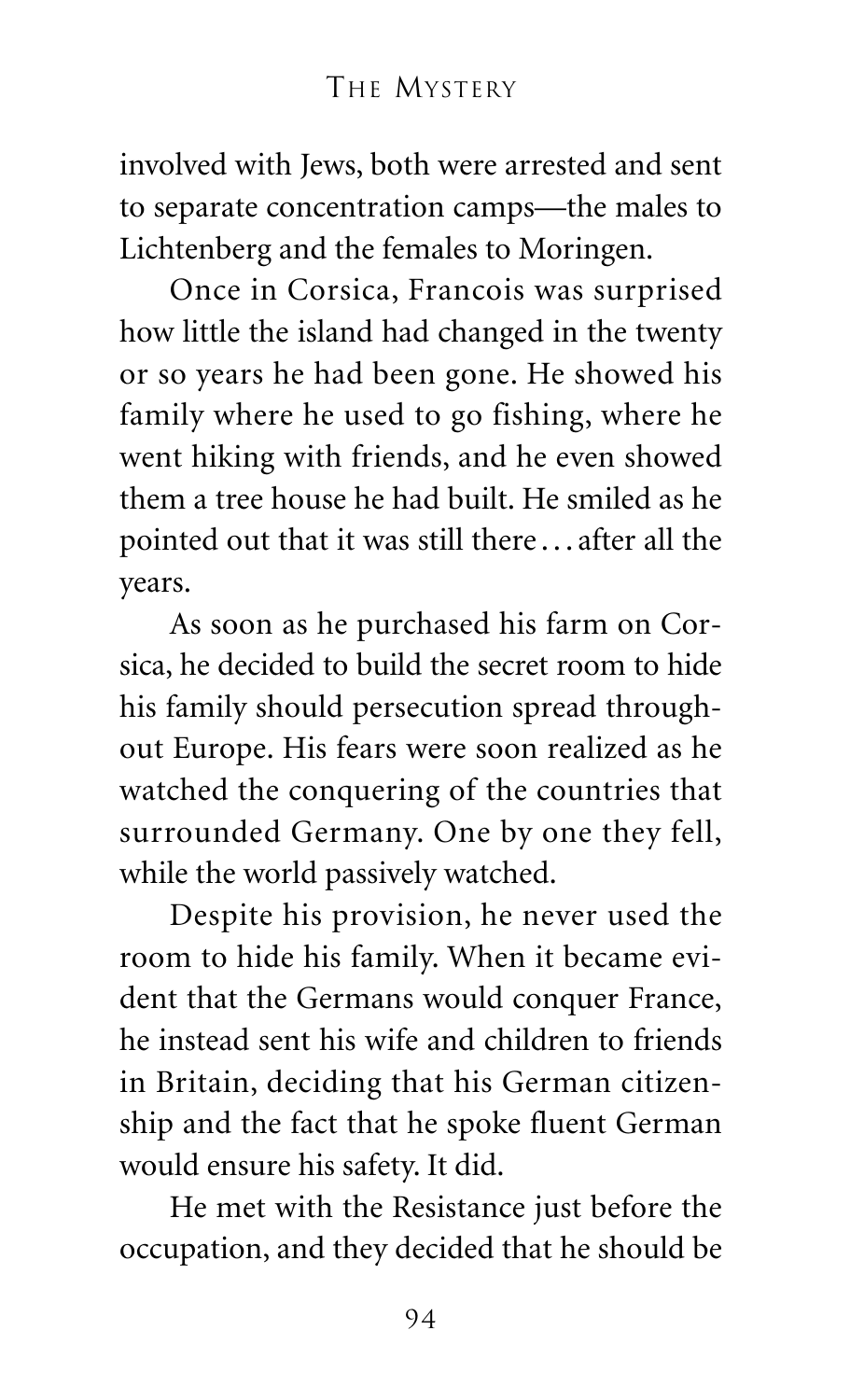involved with Jews, both were arrested and sent to separate concentration camps—the males to Lichtenberg and the females to Moringen.

Once in Corsica, Francois was surprised how little the island had changed in the twenty or so years he had been gone. He showed his family where he used to go fishing, where he went hiking with friends, and he even showed them a tree house he had built. He smiled as he pointed out that it was still there . . . after all the years.

As soon as he purchased his farm on Corsica, he decided to build the secret room to hide his family should persecution spread throughout Europe. His fears were soon realized as he watched the conquering of the countries that surrounded Germany. One by one they fell, while the world passively watched.

Despite his provision, he never used the room to hide his family. When it became evident that the Germans would conquer France, he instead sent his wife and children to friends in Britain, deciding that his German citizenship and the fact that he spoke fluent German would ensure his safety. It did.

He met with the Resistance just before the occupation, and they decided that he should be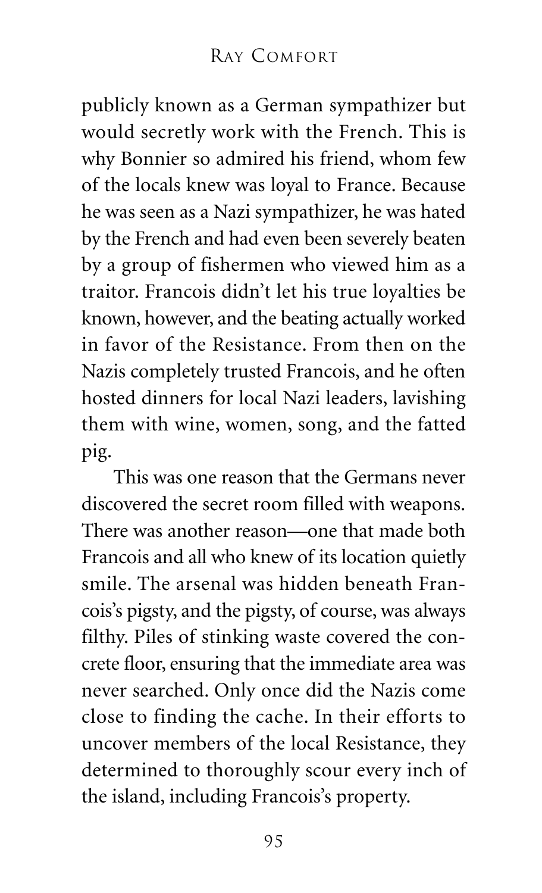publicly known as a German sympathizer but would secretly work with the French. This is why Bonnier so admired his friend, whom few of the locals knew was loyal to France. Because he was seen as a Nazi sympathizer, he was hated by the French and had even been severely beaten by a group of fishermen who viewed him as a traitor. Francois didn't let his true loyalties be known, however, and the beating actually worked in favor of the Resistance. From then on the Nazis completely trusted Francois, and he often hosted dinners for local Nazi leaders, lavishing them with wine, women, song, and the fatted pig.

This was one reason that the Germans never discovered the secret room filled with weapons. There was another reason—one that made both Francois and all who knew of its location quietly smile. The arsenal was hidden beneath Francois's pigsty, and the pigsty, of course, was always filthy. Piles of stinking waste covered the concrete floor, ensuring that the immediate area was never searched. Only once did the Nazis come close to finding the cache. In their efforts to uncover members of the local Resistance, they determined to thoroughly scour every inch of the island, including Francois's property.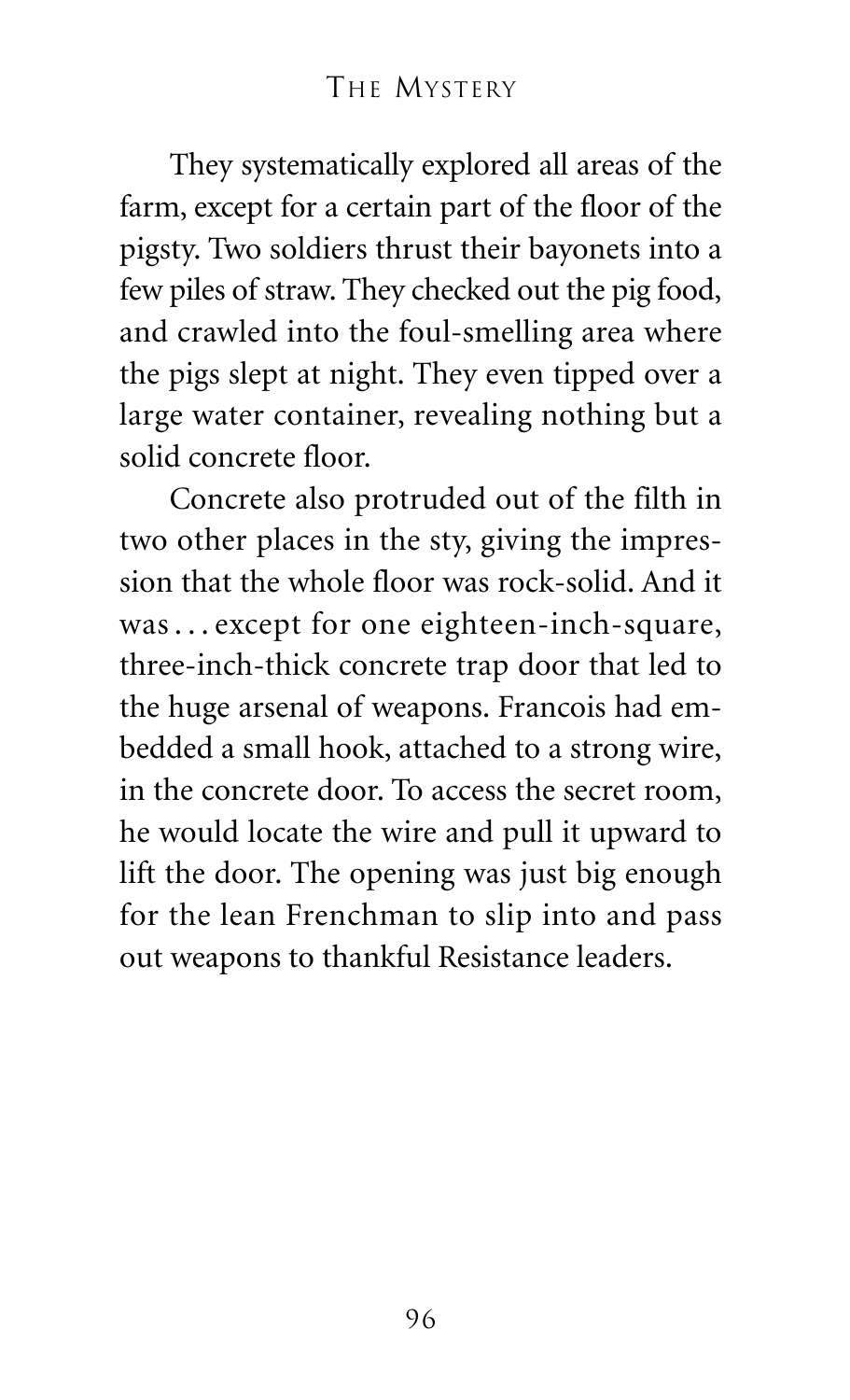They systematically explored all areas of the farm, except for a certain part of the floor of the pigsty. Two soldiers thrust their bayonets into a few piles of straw. They checked out the pig food, and crawled into the foul-smelling area where the pigs slept at night. They even tipped over a large water container, revealing nothing but a solid concrete floor.

Concrete also protruded out of the filth in two other places in the sty, giving the impression that the whole floor was rock-solid. And it was . . . except for one eighteen-inch-square, three-inch-thick concrete trap door that led to the huge arsenal of weapons. Francois had embedded a small hook, attached to a strong wire, in the concrete door. To access the secret room, he would locate the wire and pull it upward to lift the door. The opening was just big enough for the lean Frenchman to slip into and pass out weapons to thankful Resistance leaders.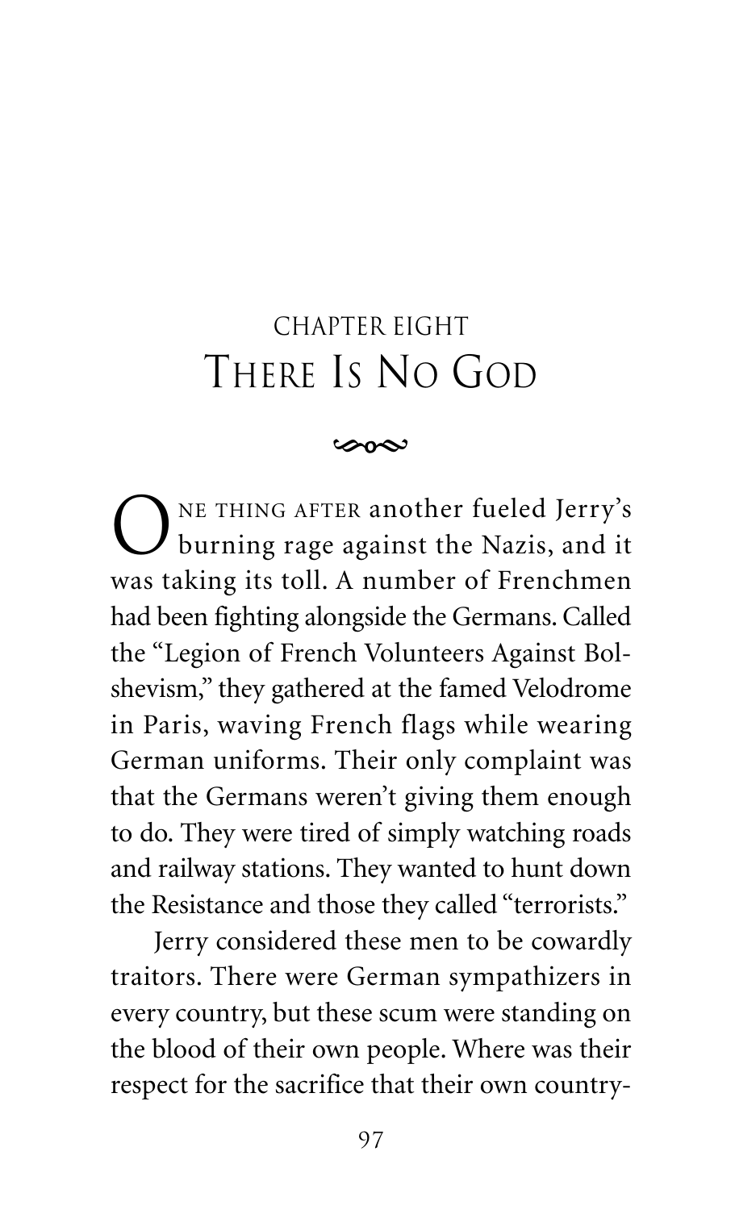# CHAPTER EIGHT
# There Is No God

One thing after another fueled Jerry's burning rage against the Nazis, and it was taking its toll. A number of Frenchmen had been fighting alongside the Germans. Called the "Legion of French Volunteers Against Bolshevism," they gathered at the famed Velodrome in Paris, waving French flags while wearing German uniforms. Their only complaint was that the Germans weren't giving them enough to do. They were tired of simply watching roads and railway stations. They wanted to hunt down the Resistance and those they called "terrorists."

Jerry considered these men to be cowardly traitors. There were German sympathizers in every country, but these scum were standing on the blood of their own people. Where was their respect for the sacrifice that their own country-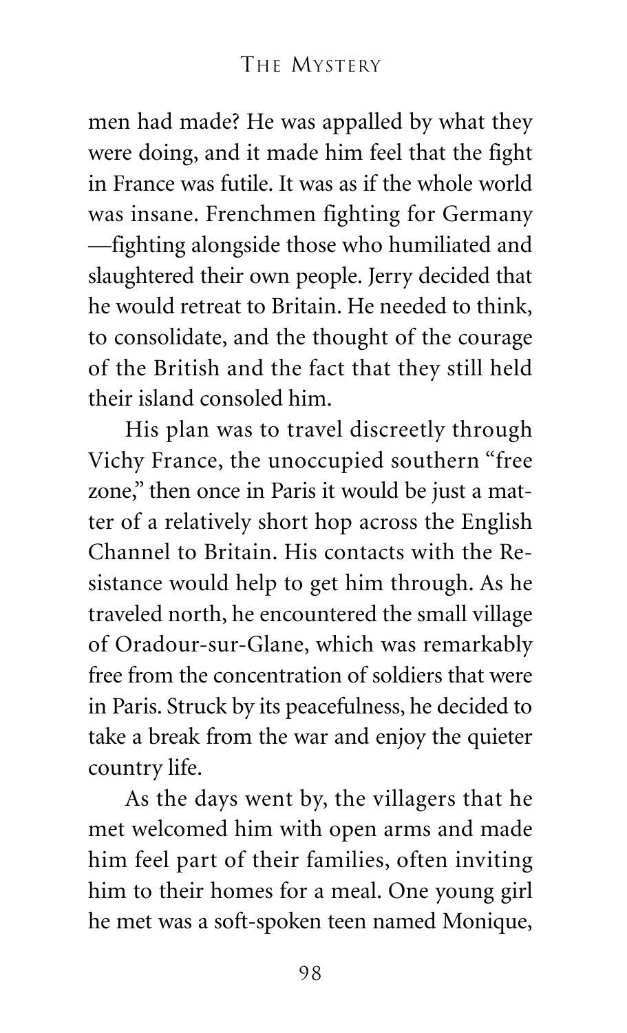men had made? He was appalled by what they were doing, and it made him feel that the fight in France was futile. It was as if the whole world was insane. Frenchmen fighting for Germany —fighting alongside those who humiliated and slaughtered their own people. Jerry decided that he would retreat to Britain. He needed to think, to consolidate, and the thought of the courage of the British and the fact that they still held their island consoled him.

His plan was to travel discreetly through Vichy France, the unoccupied southern "free zone," then once in Paris it would be just a matter of a relatively short hop across the English Channel to Britain. His contacts with the Resistance would help to get him through. As he traveled north, he encountered the small village of Oradour-sur-Glane, which was remarkably free from the concentration of soldiers that were in Paris. Struck by its peacefulness, he decided to take a break from the war and enjoy the quieter country life.

As the days went by, the villagers that he met welcomed him with open arms and made him feel part of their families, often inviting him to their homes for a meal. One young girl he met was a soft-spoken teen named Monique,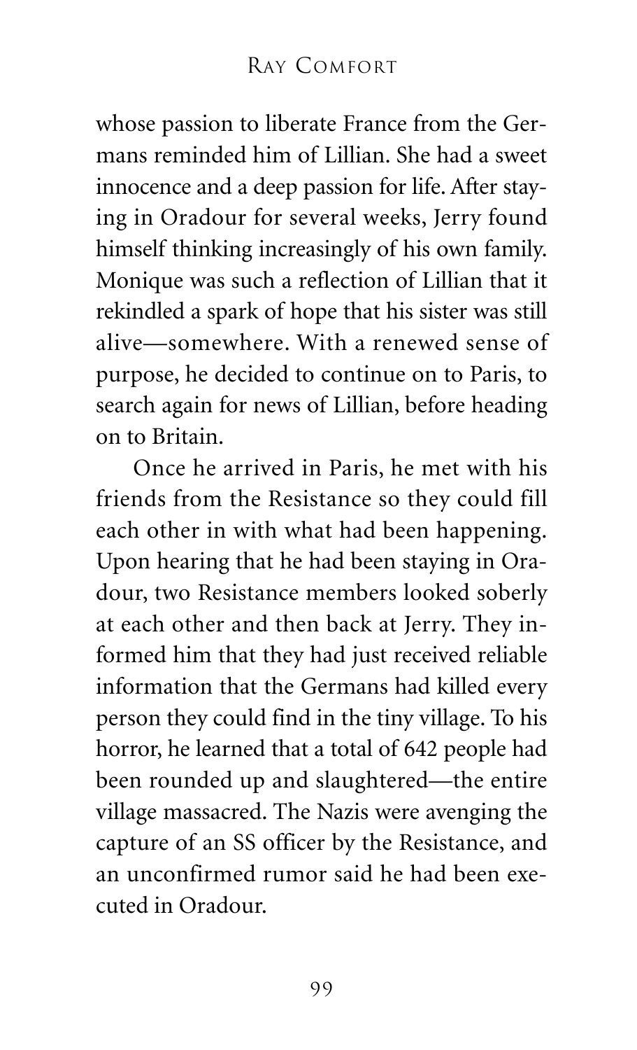whose passion to liberate France from the Germans reminded him of Lillian. She had a sweet innocence and a deep passion for life. After staying in Oradour for several weeks, Jerry found himself thinking increasingly of his own family. Monique was such a reflection of Lillian that it rekindled a spark of hope that his sister was still alive—somewhere. With a renewed sense of purpose, he decided to continue on to Paris, to search again for news of Lillian, before heading on to Britain.

Once he arrived in Paris, he met with his friends from the Resistance so they could fill each other in with what had been happening. Upon hearing that he had been staying in Oradour, two Resistance members looked soberly at each other and then back at Jerry. They informed him that they had just received reliable information that the Germans had killed every person they could find in the tiny village. To his horror, he learned that a total of 642 people had been rounded up and slaughtered—the entire village massacred. The Nazis were avenging the capture of an SS officer by the Resistance, and an unconfirmed rumor said he had been executed in Oradour.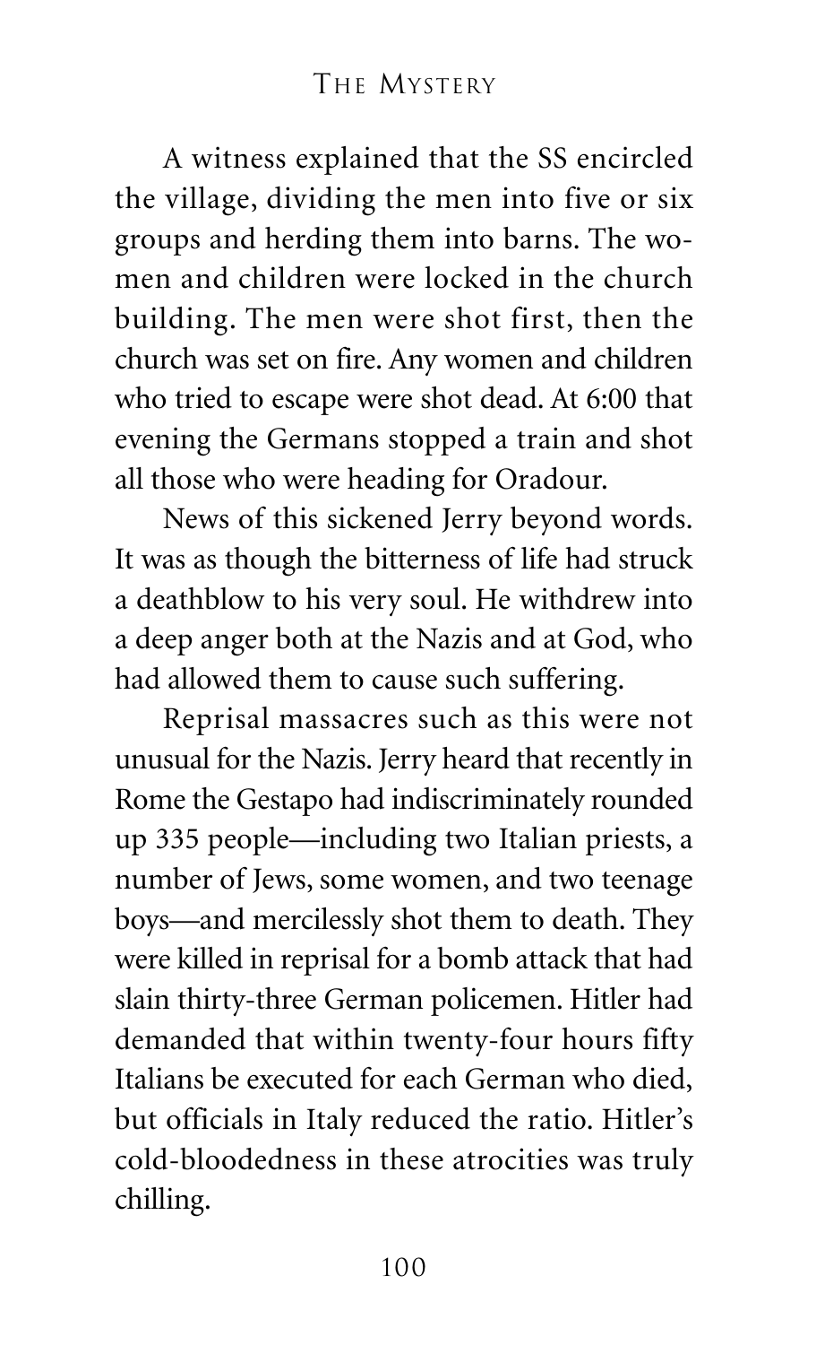A witness explained that the SS encircled the village, dividing the men into five or six groups and herding them into barns. The women and children were locked in the church building. The men were shot first, then the church was set on fire. Any women and children who tried to escape were shot dead. At 6:00 that evening the Germans stopped a train and shot all those who were heading for Oradour.

News of this sickened Jerry beyond words. It was as though the bitterness of life had struck a deathblow to his very soul. He withdrew into a deep anger both at the Nazis and at God, who had allowed them to cause such suffering.

Reprisal massacres such as this were not unusual for the Nazis. Jerry heard that recently in Rome the Gestapo had indiscriminately rounded up 335 people—including two Italian priests, a number of Jews, some women, and two teenage boys—and mercilessly shot them to death. They were killed in reprisal for a bomb attack that had slain thirty-three German policemen. Hitler had demanded that within twenty-four hours fifty Italians be executed for each German who died, but officials in Italy reduced the ratio. Hitler's cold-bloodedness in these atrocities was truly chilling.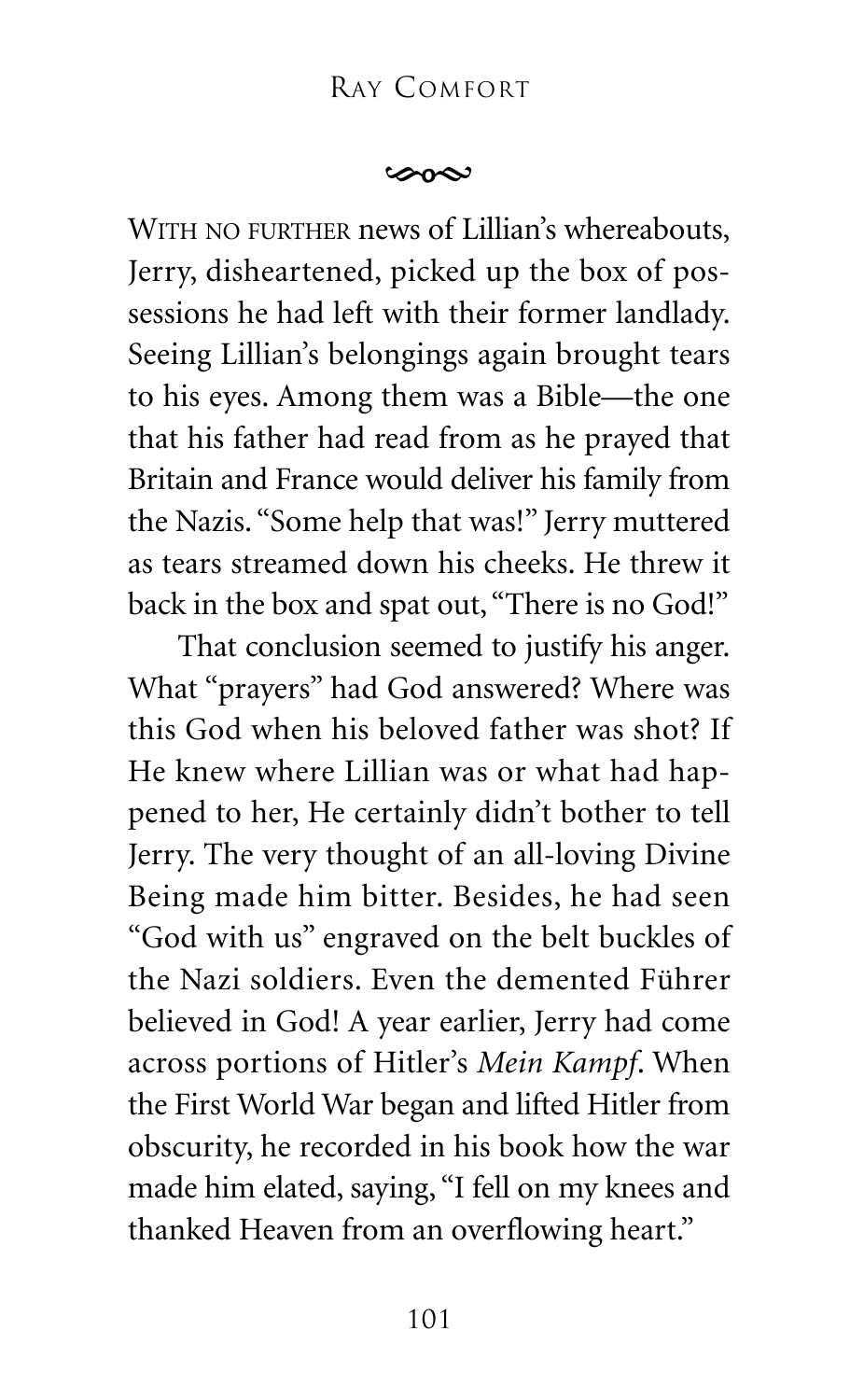WITH NO FURTHER news of Lillian's whereabouts, Jerry, disheartened, picked up the box of possessions he had left with their former landlady. Seeing Lillian's belongings again brought tears to his eyes. Among them was a Bible—the one that his father had read from as he prayed that Britain and France would deliver his family from the Nazis. "Some help that was!" Jerry muttered as tears streamed down his cheeks. He threw it back in the box and spat out, "There is no God!"

That conclusion seemed to justify his anger. What "prayers" had God answered? Where was this God when his beloved father was shot? If He knew where Lillian was or what had happened to her, He certainly didn't bother to tell Jerry. The very thought of an all-loving Divine Being made him bitter. Besides, he had seen "God with us" engraved on the belt buckles of the Nazi soldiers. Even the demented Führer believed in God! A year earlier, Jerry had come across portions of Hitler's *Mein Kampf*. When the First World War began and lifted Hitler from obscurity, he recorded in his book how the war made him elated, saying, "I fell on my knees and thanked Heaven from an overflowing heart."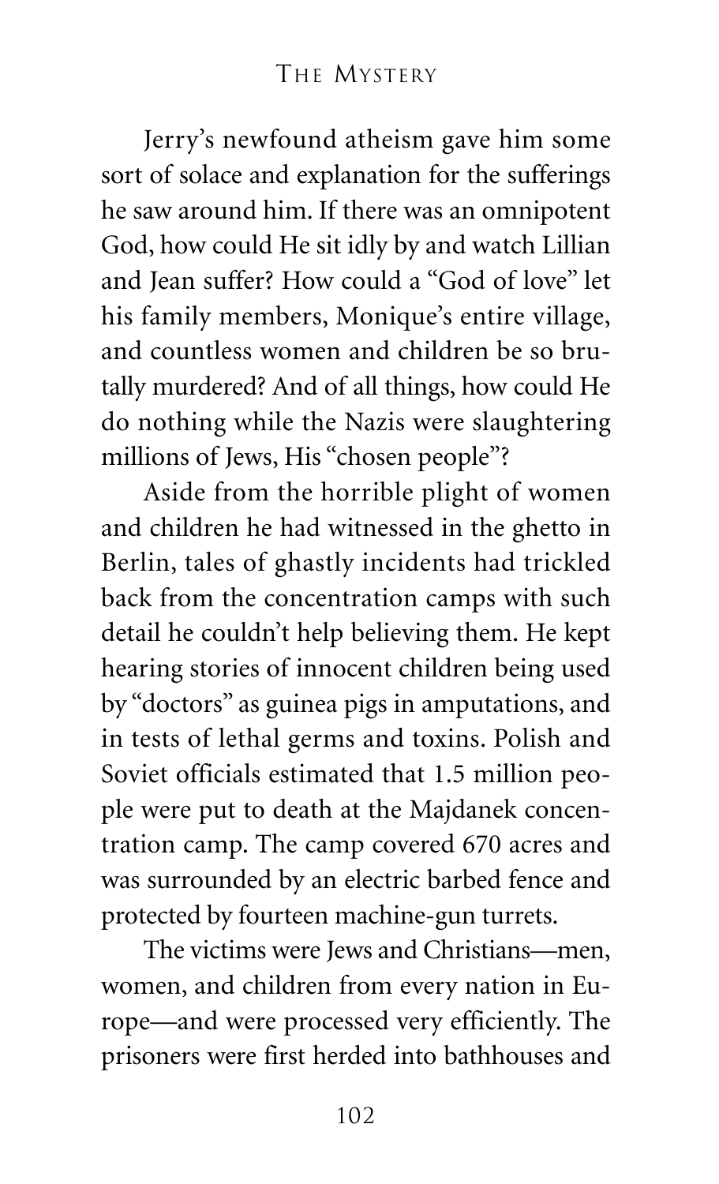Jerry's newfound atheism gave him some sort of solace and explanation for the sufferings he saw around him. If there was an omnipotent God, how could He sit idly by and watch Lillian and Jean suffer? How could a "God of love" let his family members, Monique's entire village, and countless women and children be so brutally murdered? And of all things, how could He do nothing while the Nazis were slaughtering millions of Jews, His "chosen people"?

Aside from the horrible plight of women and children he had witnessed in the ghetto in Berlin, tales of ghastly incidents had trickled back from the concentration camps with such detail he couldn't help believing them. He kept hearing stories of innocent children being used by "doctors" as guinea pigs in amputations, and in tests of lethal germs and toxins. Polish and Soviet officials estimated that 1.5 million people were put to death at the Majdanek concentration camp. The camp covered 670 acres and was surrounded by an electric barbed fence and protected by fourteen machine-gun turrets.

The victims were Jews and Christians—men, women, and children from every nation in Europe—and were processed very efficiently. The prisoners were first herded into bathhouses and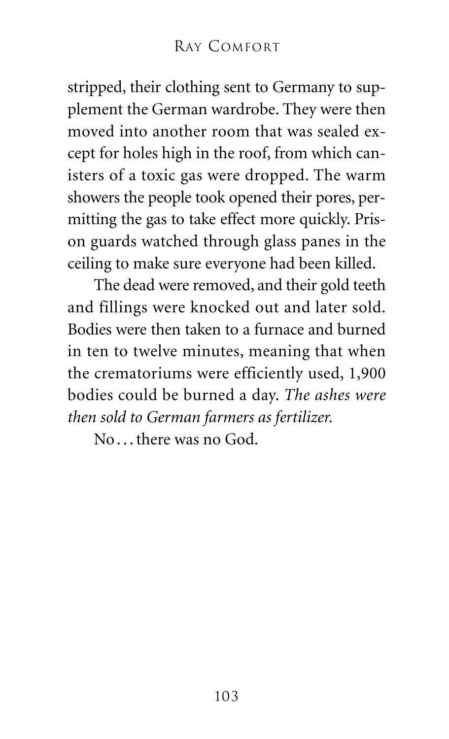stripped, their clothing sent to Germany to supplement the German wardrobe. They were then moved into another room that was sealed except for holes high in the roof, from which canisters of a toxic gas were dropped. The warm showers the people took opened their pores, permitting the gas to take effect more quickly. Prison guards watched through glass panes in the ceiling to make sure everyone had been killed.

The dead were removed, and their gold teeth and fillings were knocked out and later sold. Bodies were then taken to a furnace and burned in ten to twelve minutes, meaning that when the crematoriums were efficiently used, 1,900 bodies could be burned a day. *The ashes were then sold to German farmers as fertilizer.*

No . . . there was no God.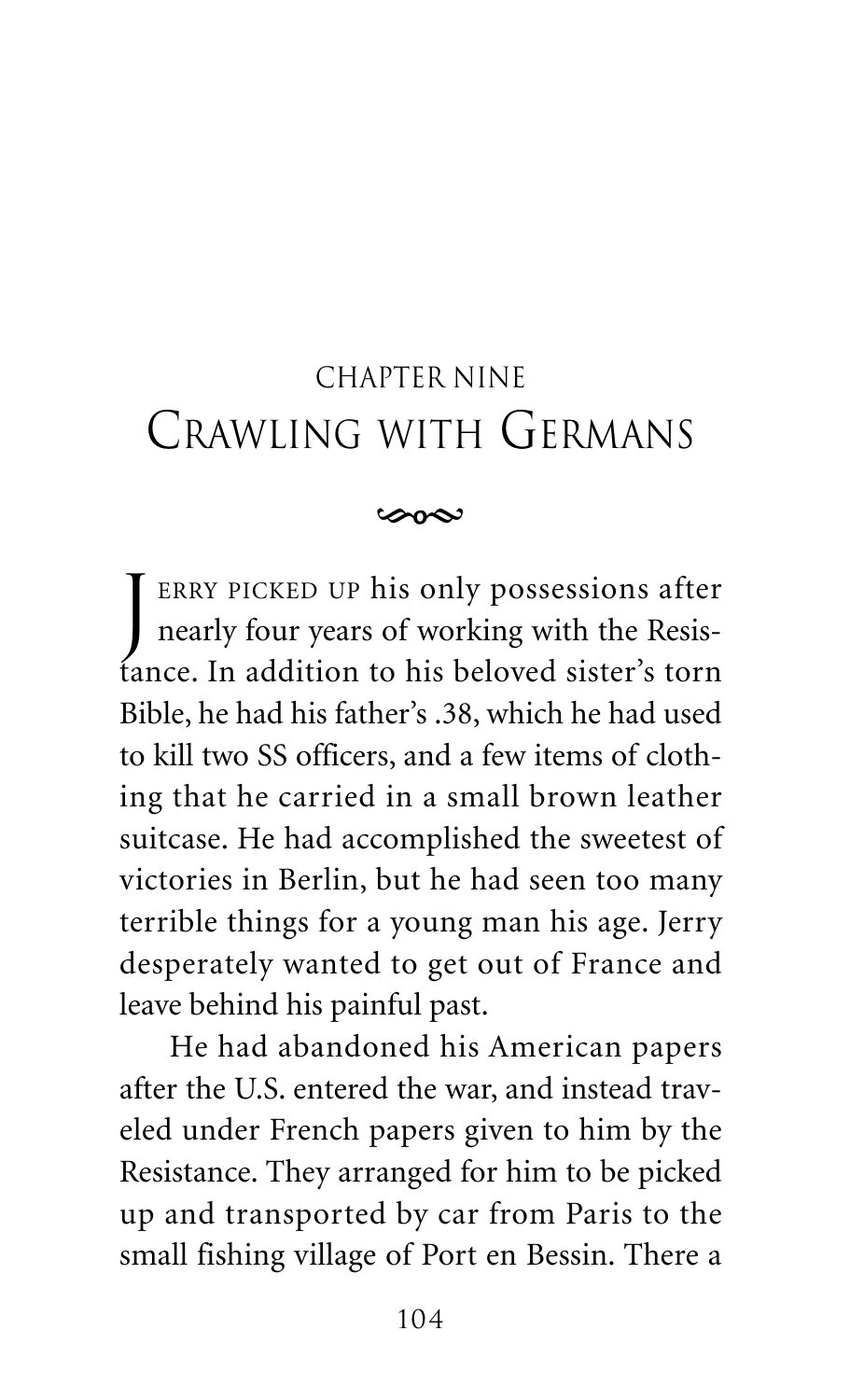# CHAPTER NINE
# Crawling with Germans

Jerry picked up his only possessions after nearly four years of working with the Resistance. In addition to his beloved sister's torn Bible, he had his father's .38, which he had used to kill two SS officers, and a few items of clothing that he carried in a small brown leather suitcase. He had accomplished the sweetest of victories in Berlin, but he had seen too many terrible things for a young man his age. Jerry desperately wanted to get out of France and leave behind his painful past.

He had abandoned his American papers after the U.S. entered the war, and instead traveled under French papers given to him by the Resistance. They arranged for him to be picked up and transported by car from Paris to the small fishing village of Port en Bessin. There a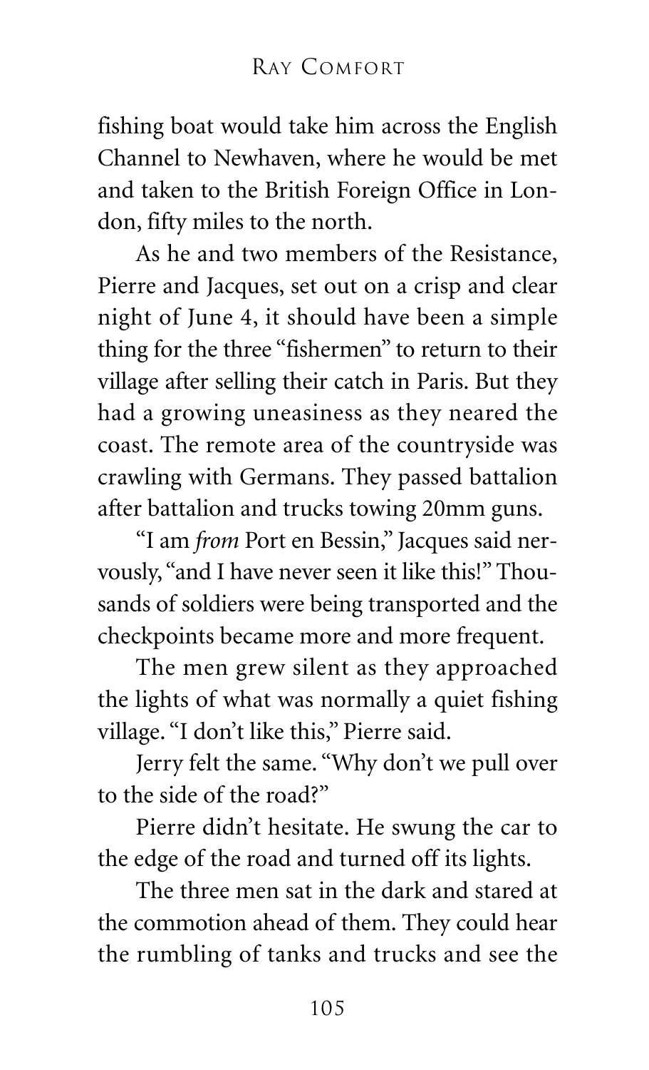fishing boat would take him across the English Channel to Newhaven, where he would be met and taken to the British Foreign Office in London, fifty miles to the north.

As he and two members of the Resistance, Pierre and Jacques, set out on a crisp and clear night of June 4, it should have been a simple thing for the three "fishermen" to return to their village after selling their catch in Paris. But they had a growing uneasiness as they neared the coast. The remote area of the countryside was crawling with Germans. They passed battalion after battalion and trucks towing 20mm guns.

"I am *from* Port en Bessin," Jacques said nervously, "and I have never seen it like this!" Thousands of soldiers were being transported and the checkpoints became more and more frequent.

The men grew silent as they approached the lights of what was normally a quiet fishing village. "I don't like this," Pierre said.

Jerry felt the same. "Why don't we pull over to the side of the road?"

Pierre didn't hesitate. He swung the car to the edge of the road and turned off its lights.

The three men sat in the dark and stared at the commotion ahead of them. They could hear the rumbling of tanks and trucks and see the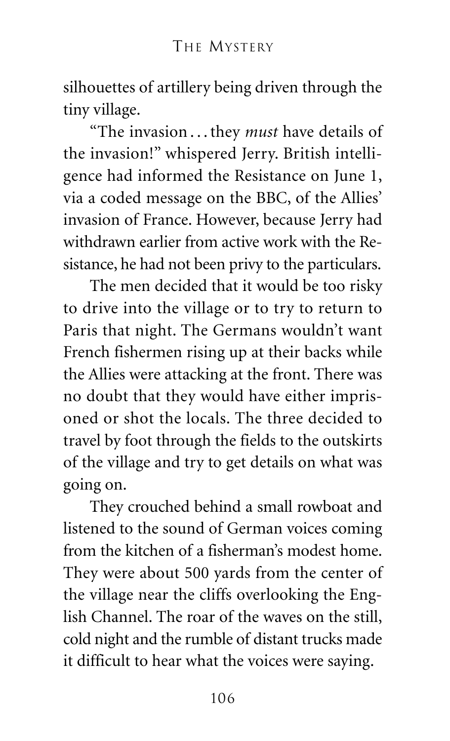silhouettes of artillery being driven through the tiny village.

"The invasion . . . they *must* have details of the invasion!" whispered Jerry. British intelligence had informed the Resistance on June 1, via a coded message on the BBC, of the Allies' invasion of France. However, because Jerry had withdrawn earlier from active work with the Resistance, he had not been privy to the particulars.

The men decided that it would be too risky to drive into the village or to try to return to Paris that night. The Germans wouldn't want French fishermen rising up at their backs while the Allies were attacking at the front. There was no doubt that they would have either imprisoned or shot the locals. The three decided to travel by foot through the fields to the outskirts of the village and try to get details on what was going on.

They crouched behind a small rowboat and listened to the sound of German voices coming from the kitchen of a fisherman's modest home. They were about 500 yards from the center of the village near the cliffs overlooking the English Channel. The roar of the waves on the still, cold night and the rumble of distant trucks made it difficult to hear what the voices were saying.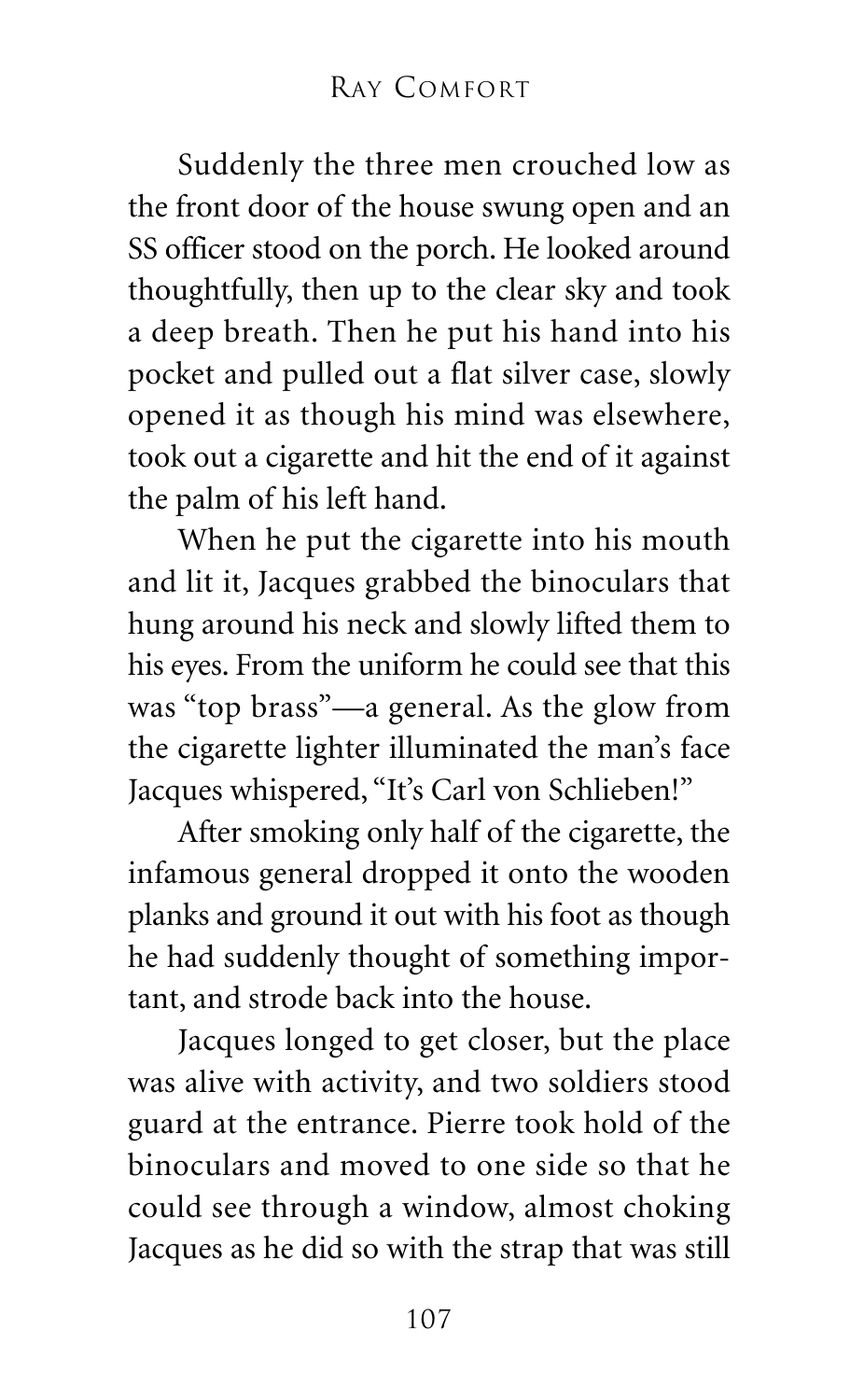Suddenly the three men crouched low as the front door of the house swung open and an SS officer stood on the porch. He looked around thoughtfully, then up to the clear sky and took a deep breath. Then he put his hand into his pocket and pulled out a flat silver case, slowly opened it as though his mind was elsewhere, took out a cigarette and hit the end of it against the palm of his left hand.

When he put the cigarette into his mouth and lit it, Jacques grabbed the binoculars that hung around his neck and slowly lifted them to his eyes. From the uniform he could see that this was "top brass"—a general. As the glow from the cigarette lighter illuminated the man's face Jacques whispered, "It's Carl von Schlieben!"

After smoking only half of the cigarette, the infamous general dropped it onto the wooden planks and ground it out with his foot as though he had suddenly thought of something important, and strode back into the house.

Jacques longed to get closer, but the place was alive with activity, and two soldiers stood guard at the entrance. Pierre took hold of the binoculars and moved to one side so that he could see through a window, almost choking Jacques as he did so with the strap that was still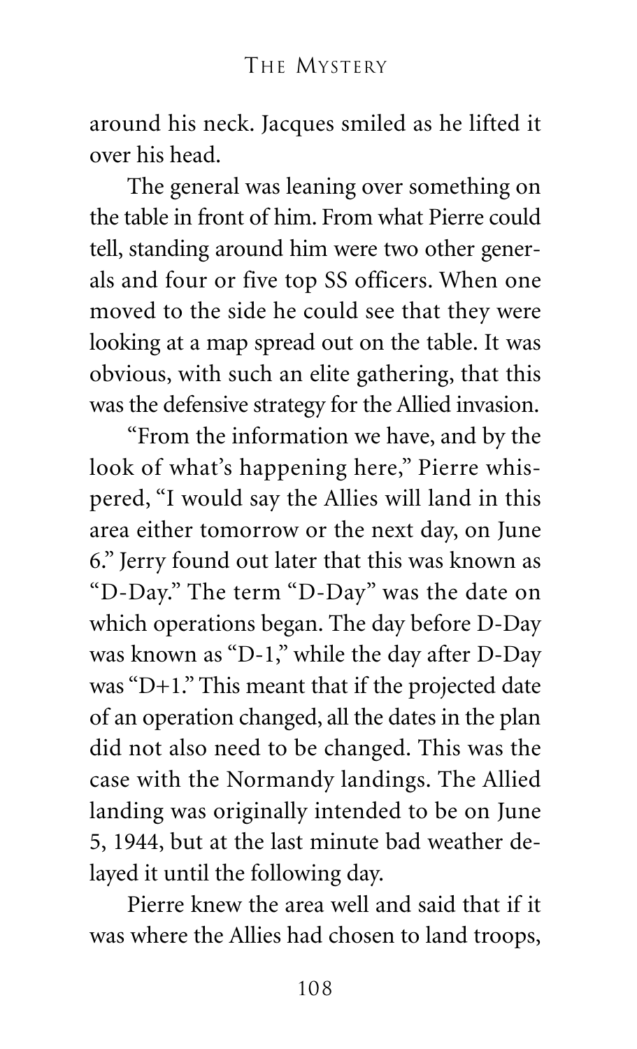around his neck. Jacques smiled as he lifted it over his head.

The general was leaning over something on the table in front of him. From what Pierre could tell, standing around him were two other generals and four or five top SS officers. When one moved to the side he could see that they were looking at a map spread out on the table. It was obvious, with such an elite gathering, that this was the defensive strategy for the Allied invasion.

"From the information we have, and by the look of what's happening here," Pierre whispered, "I would say the Allies will land in this area either tomorrow or the next day, on June 6." Jerry found out later that this was known as "D-Day." The term "D-Day" was the date on which operations began. The day before D-Day was known as "D-1," while the day after D-Day was "D+1." This meant that if the projected date of an operation changed, all the dates in the plan did not also need to be changed. This was the case with the Normandy landings. The Allied landing was originally intended to be on June 5, 1944, but at the last minute bad weather delayed it until the following day.

Pierre knew the area well and said that if it was where the Allies had chosen to land troops,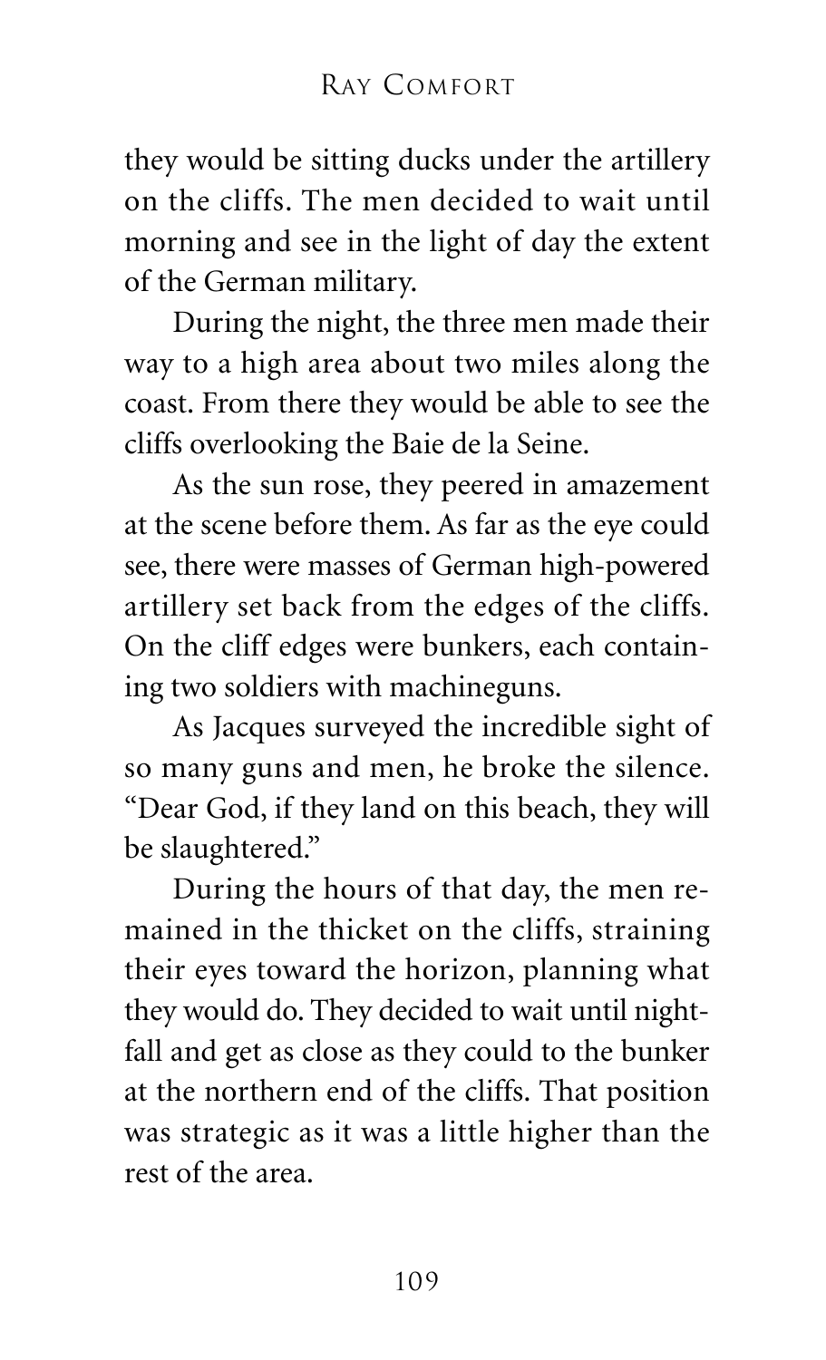they would be sitting ducks under the artillery on the cliffs. The men decided to wait until morning and see in the light of day the extent of the German military.

During the night, the three men made their way to a high area about two miles along the coast. From there they would be able to see the cliffs overlooking the Baie de la Seine.

As the sun rose, they peered in amazement at the scene before them. As far as the eye could see, there were masses of German high-powered artillery set back from the edges of the cliffs. On the cliff edges were bunkers, each containing two soldiers with machineguns.

As Jacques surveyed the incredible sight of so many guns and men, he broke the silence. "Dear God, if they land on this beach, they will be slaughtered."

During the hours of that day, the men remained in the thicket on the cliffs, straining their eyes toward the horizon, planning what they would do. They decided to wait until nightfall and get as close as they could to the bunker at the northern end of the cliffs. That position was strategic as it was a little higher than the rest of the area.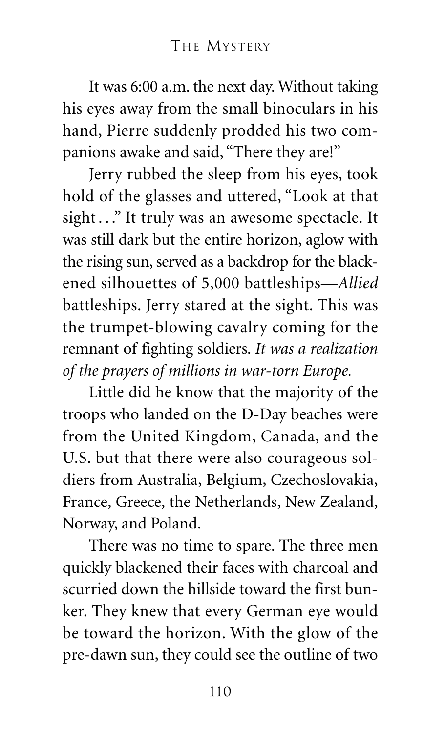It was 6:00 a.m. the next day. Without taking his eyes away from the small binoculars in his hand, Pierre suddenly prodded his two companions awake and said, "There they are!"

Jerry rubbed the sleep from his eyes, took hold of the glasses and uttered, "Look at that sight…" It truly was an awesome spectacle. It was still dark but the entire horizon, aglow with the rising sun, served as a backdrop for the blackened silhouettes of 5,000 battleships—*Allied* battleships. Jerry stared at the sight. This was the trumpet-blowing cavalry coming for the remnant of fighting soldiers. *It was a realization of the prayers of millions in war-torn Europe.*

Little did he know that the majority of the troops who landed on the D-Day beaches were from the United Kingdom, Canada, and the U.S. but that there were also courageous soldiers from Australia, Belgium, Czechoslovakia, France, Greece, the Netherlands, New Zealand, Norway, and Poland.

There was no time to spare. The three men quickly blackened their faces with charcoal and scurried down the hillside toward the first bunker. They knew that every German eye would be toward the horizon. With the glow of the pre-dawn sun, they could see the outline of two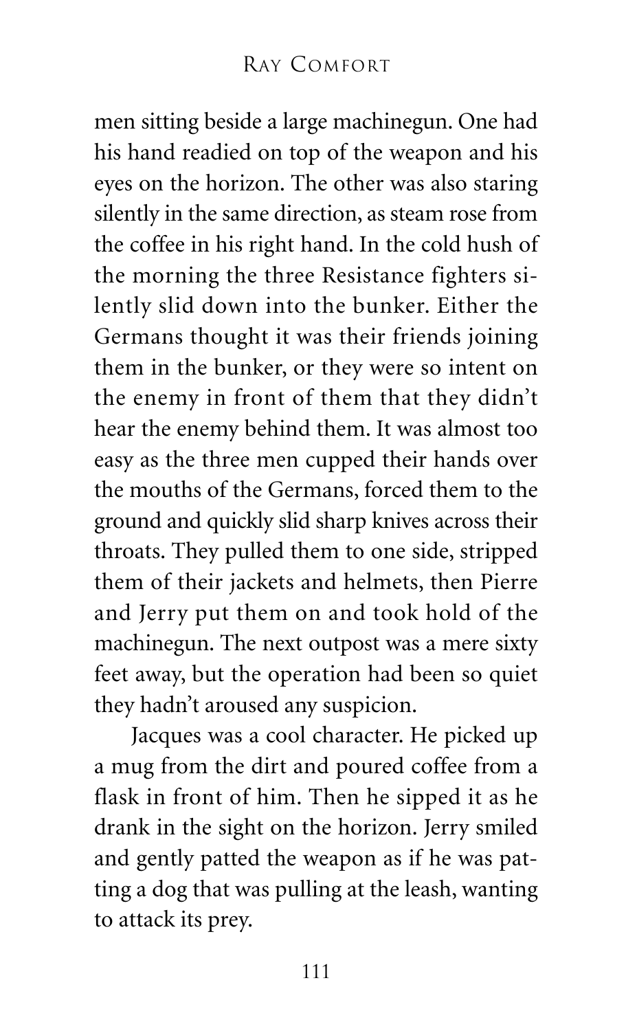men sitting beside a large machinegun. One had his hand readied on top of the weapon and his eyes on the horizon. The other was also staring silently in the same direction, as steam rose from the coffee in his right hand. In the cold hush of the morning the three Resistance fighters silently slid down into the bunker. Either the Germans thought it was their friends joining them in the bunker, or they were so intent on the enemy in front of them that they didn't hear the enemy behind them. It was almost too easy as the three men cupped their hands over the mouths of the Germans, forced them to the ground and quickly slid sharp knives across their throats. They pulled them to one side, stripped them of their jackets and helmets, then Pierre and Jerry put them on and took hold of the machinegun. The next outpost was a mere sixty feet away, but the operation had been so quiet they hadn't aroused any suspicion.

Jacques was a cool character. He picked up a mug from the dirt and poured coffee from a flask in front of him. Then he sipped it as he drank in the sight on the horizon. Jerry smiled and gently patted the weapon as if he was patting a dog that was pulling at the leash, wanting to attack its prey.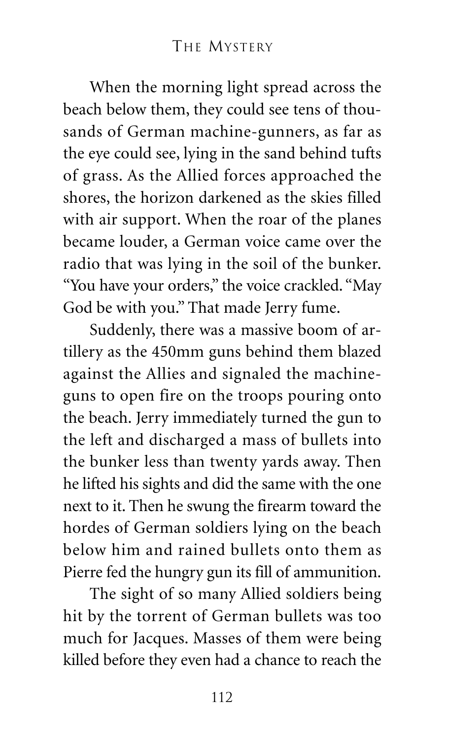When the morning light spread across the beach below them, they could see tens of thousands of German machine-gunners, as far as the eye could see, lying in the sand behind tufts of grass. As the Allied forces approached the shores, the horizon darkened as the skies filled with air support. When the roar of the planes became louder, a German voice came over the radio that was lying in the soil of the bunker. "You have your orders," the voice crackled. "May God be with you." That made Jerry fume.

Suddenly, there was a massive boom of artillery as the 450mm guns behind them blazed against the Allies and signaled the machine-guns to open fire on the troops pouring onto the beach. Jerry immediately turned the gun to the left and discharged a mass of bullets into the bunker less than twenty yards away. Then he lifted his sights and did the same with the one next to it. Then he swung the firearm toward the hordes of German soldiers lying on the beach below him and rained bullets onto them as Pierre fed the hungry gun its fill of ammunition.

The sight of so many Allied soldiers being hit by the torrent of German bullets was too much for Jacques. Masses of them were being killed before they even had a chance to reach the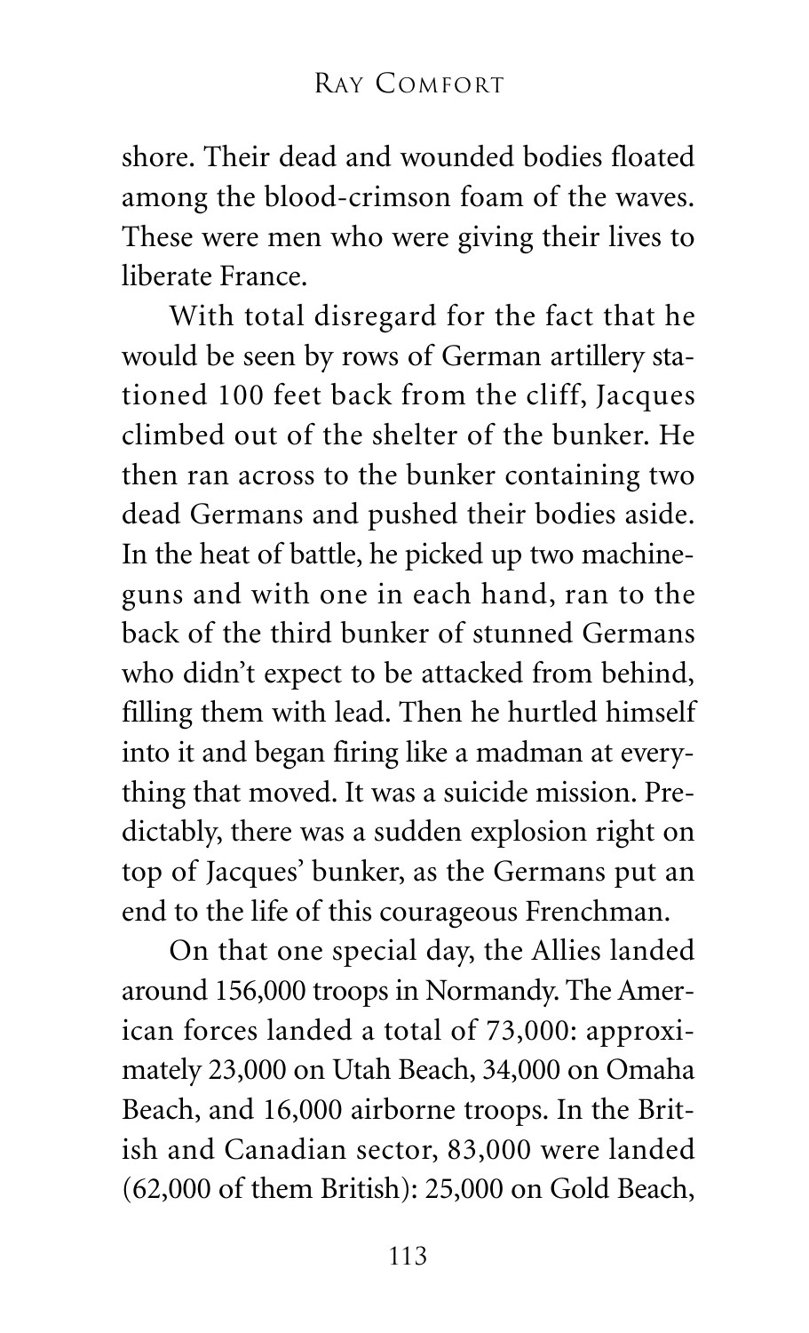shore. Their dead and wounded bodies floated among the blood-crimson foam of the waves. These were men who were giving their lives to liberate France.

With total disregard for the fact that he would be seen by rows of German artillery stationed 100 feet back from the cliff, Jacques climbed out of the shelter of the bunker. He then ran across to the bunker containing two dead Germans and pushed their bodies aside. In the heat of battle, he picked up two machine-guns and with one in each hand, ran to the back of the third bunker of stunned Germans who didn't expect to be attacked from behind, filling them with lead. Then he hurtled himself into it and began firing like a madman at everything that moved. It was a suicide mission. Predictably, there was a sudden explosion right on top of Jacques' bunker, as the Germans put an end to the life of this courageous Frenchman.

On that one special day, the Allies landed around 156,000 troops in Normandy. The American forces landed a total of 73,000: approximately 23,000 on Utah Beach, 34,000 on Omaha Beach, and 16,000 airborne troops. In the British and Canadian sector, 83,000 were landed (62,000 of them British): 25,000 on Gold Beach,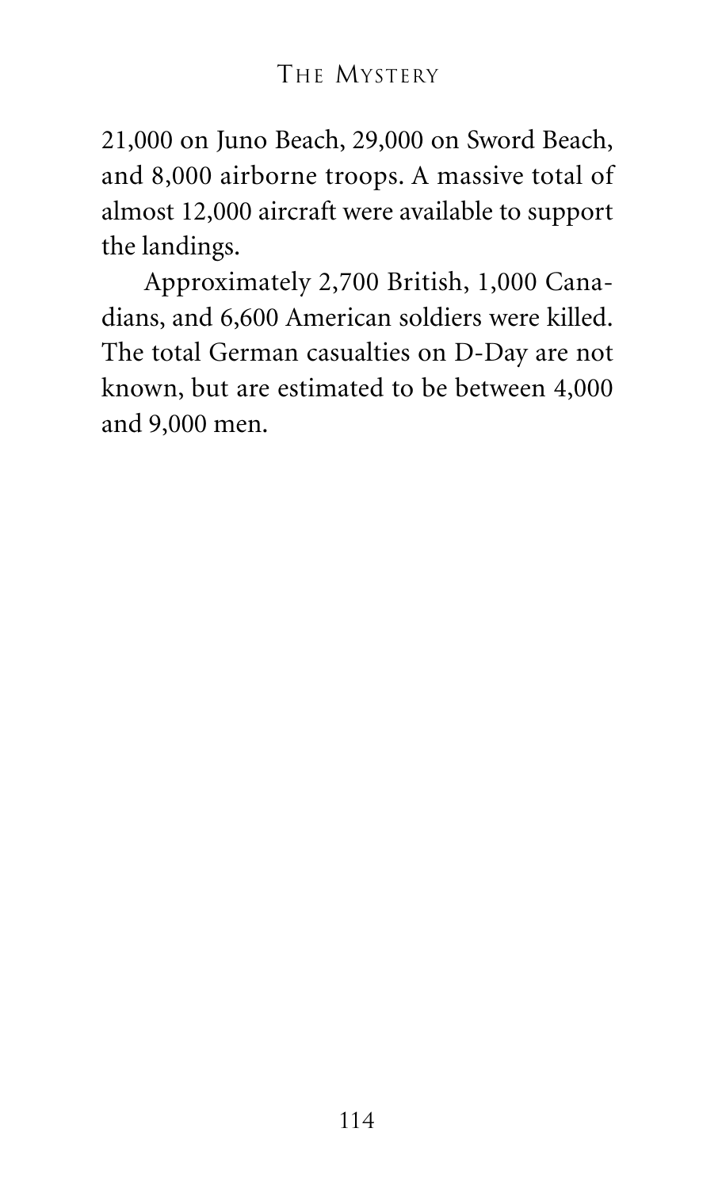21,000 on Juno Beach, 29,000 on Sword Beach, and 8,000 airborne troops. A massive total of almost 12,000 aircraft were available to support the landings.

Approximately 2,700 British, 1,000 Canadians, and 6,600 American soldiers were killed. The total German casualties on D-Day are not known, but are estimated to be between 4,000 and 9,000 men.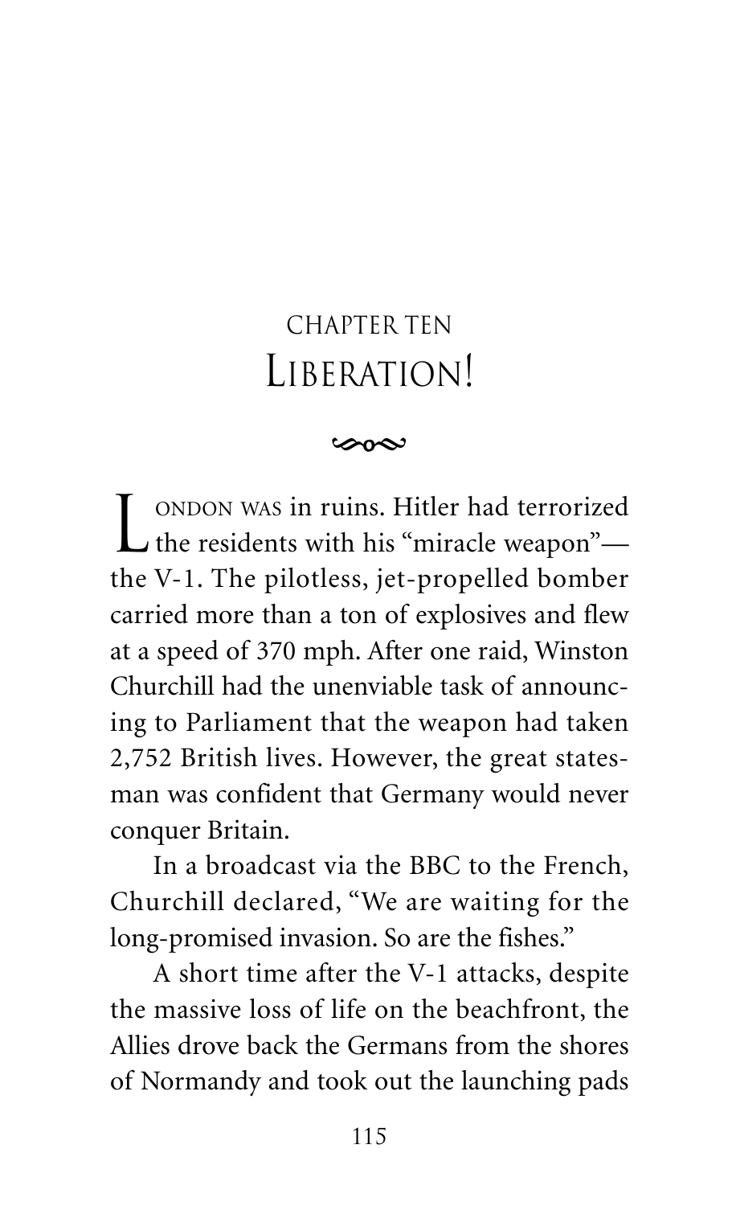# CHAPTER TEN
# LIBERATION!

London was in ruins. Hitler had terrorized the residents with his "miracle weapon"—the V-1. The pilotless, jet-propelled bomber carried more than a ton of explosives and flew at a speed of 370 mph. After one raid, Winston Churchill had the unenviable task of announcing to Parliament that the weapon had taken 2,752 British lives. However, the great statesman was confident that Germany would never conquer Britain.

In a broadcast via the BBC to the French, Churchill declared, "We are waiting for the long-promised invasion. So are the fishes."

A short time after the V-1 attacks, despite the massive loss of life on the beachfront, the Allies drove back the Germans from the shores of Normandy and took out the launching pads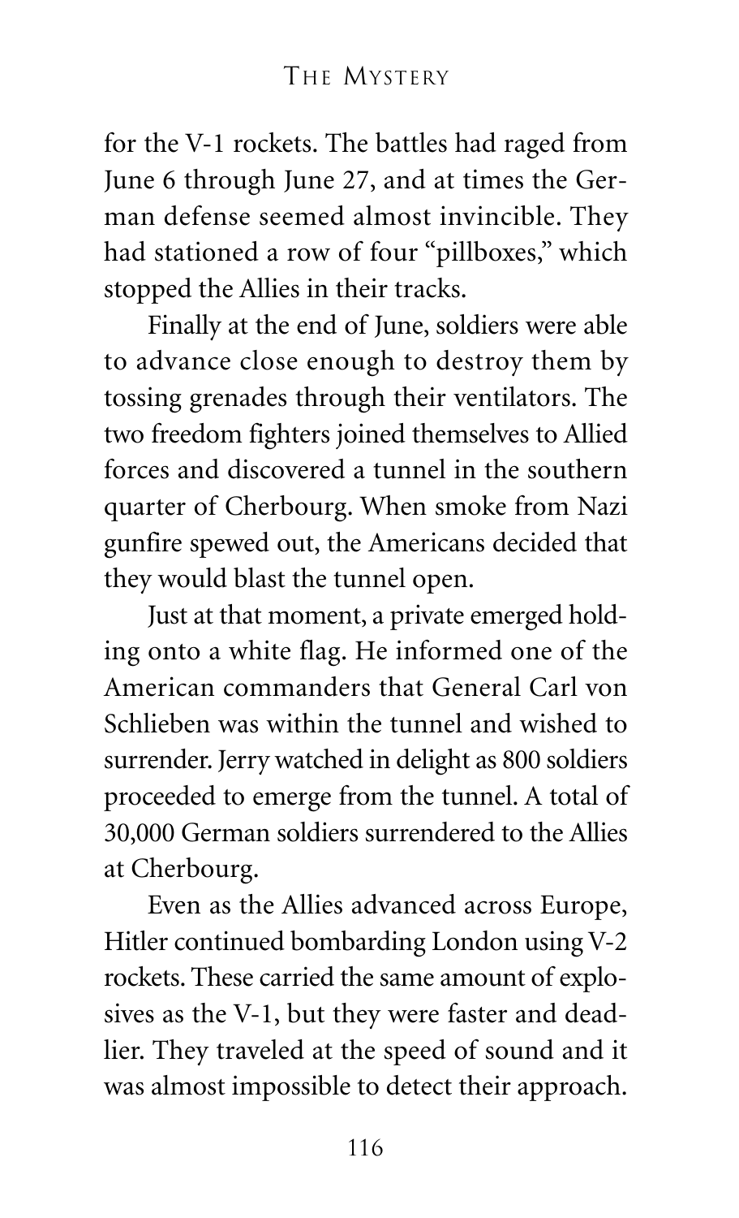for the V-1 rockets. The battles had raged from June 6 through June 27, and at times the German defense seemed almost invincible. They had stationed a row of four "pillboxes," which stopped the Allies in their tracks.

Finally at the end of June, soldiers were able to advance close enough to destroy them by tossing grenades through their ventilators. The two freedom fighters joined themselves to Allied forces and discovered a tunnel in the southern quarter of Cherbourg. When smoke from Nazi gunfire spewed out, the Americans decided that they would blast the tunnel open.

Just at that moment, a private emerged holding onto a white flag. He informed one of the American commanders that General Carl von Schlieben was within the tunnel and wished to surrender. Jerry watched in delight as 800 soldiers proceeded to emerge from the tunnel. A total of 30,000 German soldiers surrendered to the Allies at Cherbourg.

Even as the Allies advanced across Europe, Hitler continued bombarding London using V-2 rockets. These carried the same amount of explosives as the V-1, but they were faster and deadlier. They traveled at the speed of sound and it was almost impossible to detect their approach.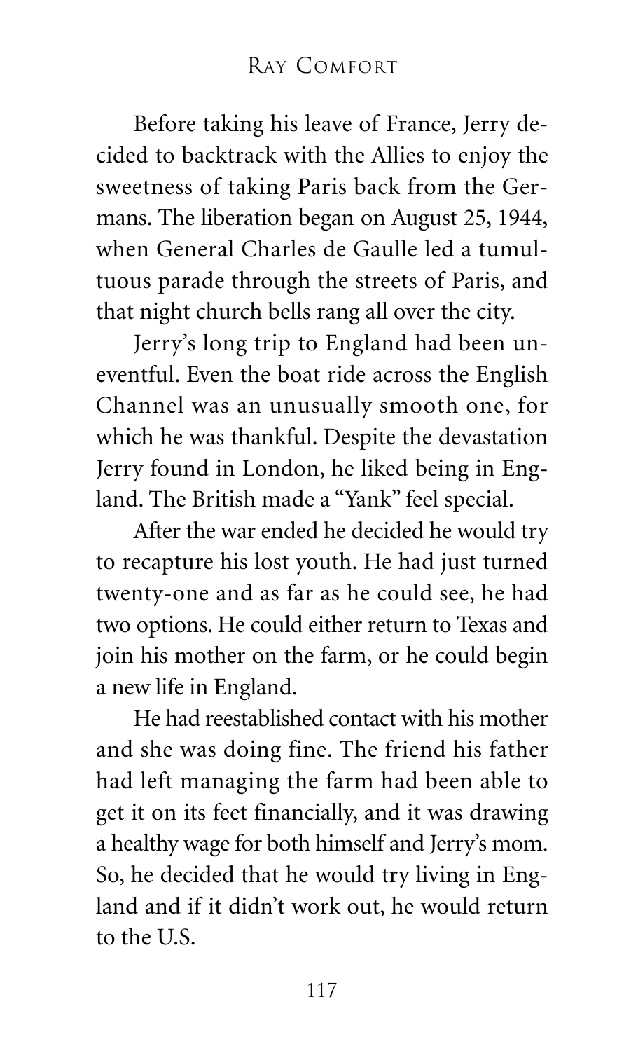Before taking his leave of France, Jerry decided to backtrack with the Allies to enjoy the sweetness of taking Paris back from the Germans. The liberation began on August 25, 1944, when General Charles de Gaulle led a tumultuous parade through the streets of Paris, and that night church bells rang all over the city.

Jerry's long trip to England had been uneventful. Even the boat ride across the English Channel was an unusually smooth one, for which he was thankful. Despite the devastation Jerry found in London, he liked being in England. The British made a "Yank" feel special.

After the war ended he decided he would try to recapture his lost youth. He had just turned twenty-one and as far as he could see, he had two options. He could either return to Texas and join his mother on the farm, or he could begin a new life in England.

He had reestablished contact with his mother and she was doing fine. The friend his father had left managing the farm had been able to get it on its feet financially, and it was drawing a healthy wage for both himself and Jerry's mom. So, he decided that he would try living in England and if it didn't work out, he would return to the U.S.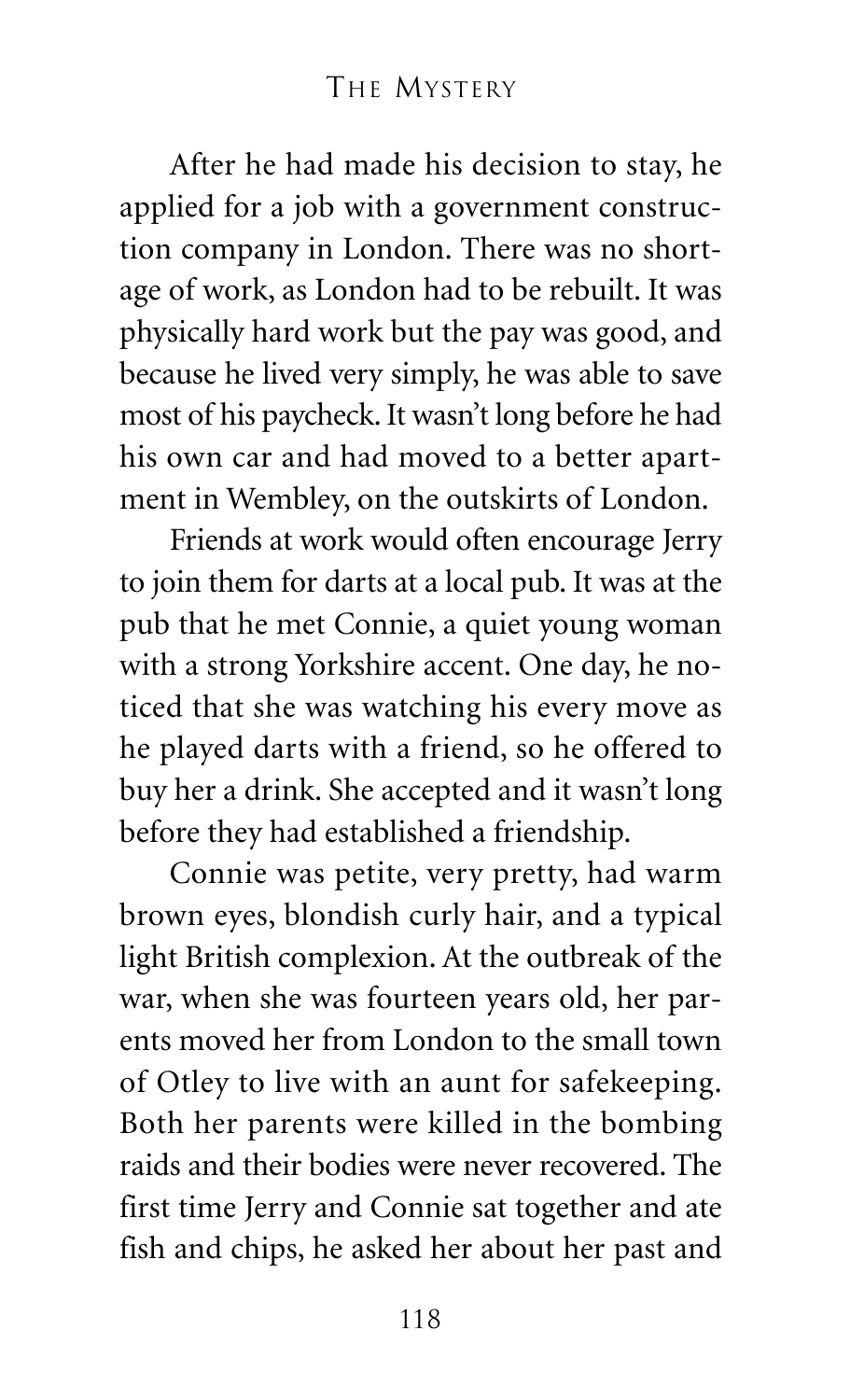After he had made his decision to stay, he applied for a job with a government construction company in London. There was no shortage of work, as London had to be rebuilt. It was physically hard work but the pay was good, and because he lived very simply, he was able to save most of his paycheck. It wasn't long before he had his own car and had moved to a better apartment in Wembley, on the outskirts of London.

Friends at work would often encourage Jerry to join them for darts at a local pub. It was at the pub that he met Connie, a quiet young woman with a strong Yorkshire accent. One day, he noticed that she was watching his every move as he played darts with a friend, so he offered to buy her a drink. She accepted and it wasn't long before they had established a friendship.

Connie was petite, very pretty, had warm brown eyes, blondish curly hair, and a typical light British complexion. At the outbreak of the war, when she was fourteen years old, her parents moved her from London to the small town of Otley to live with an aunt for safekeeping. Both her parents were killed in the bombing raids and their bodies were never recovered. The first time Jerry and Connie sat together and ate fish and chips, he asked her about her past and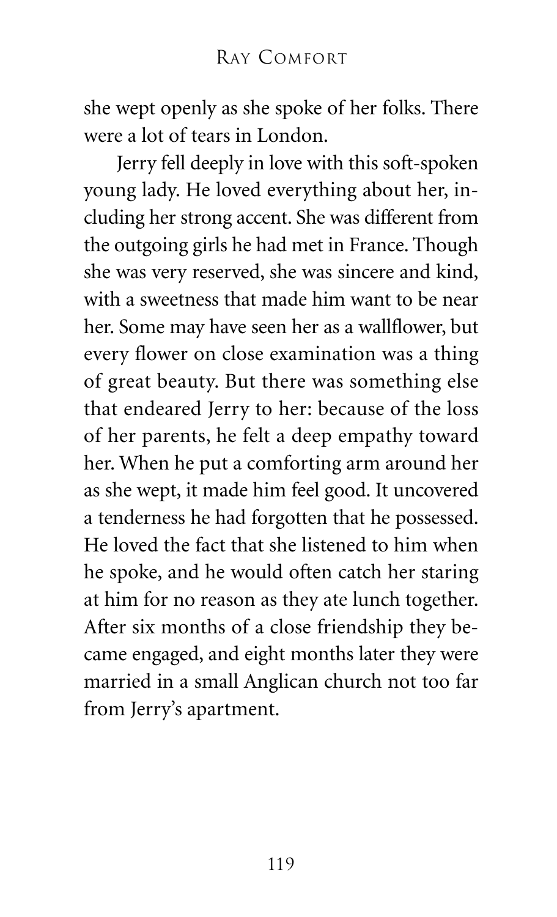she wept openly as she spoke of her folks. There were a lot of tears in London.

Jerry fell deeply in love with this soft-spoken young lady. He loved everything about her, including her strong accent. She was different from the outgoing girls he had met in France. Though she was very reserved, she was sincere and kind, with a sweetness that made him want to be near her. Some may have seen her as a wallflower, but every flower on close examination was a thing of great beauty. But there was something else that endeared Jerry to her: because of the loss of her parents, he felt a deep empathy toward her. When he put a comforting arm around her as she wept, it made him feel good. It uncovered a tenderness he had forgotten that he possessed. He loved the fact that she listened to him when he spoke, and he would often catch her staring at him for no reason as they ate lunch together. After six months of a close friendship they became engaged, and eight months later they were married in a small Anglican church not too far from Jerry's apartment.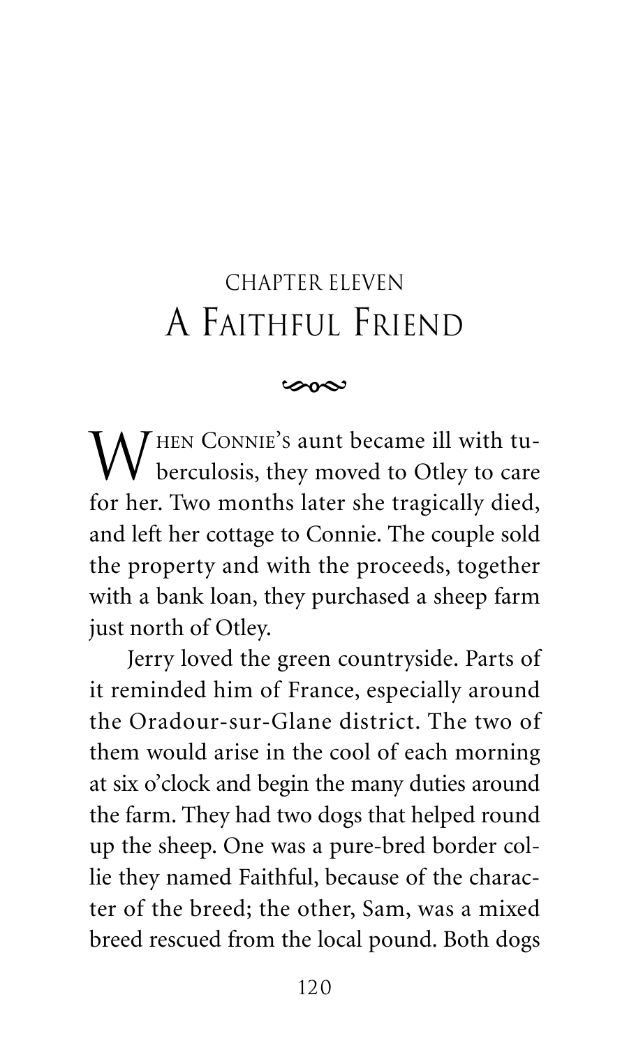# CHAPTER ELEVEN
# A Faithful Friend

When Connie's aunt became ill with tuberculosis, they moved to Otley to care for her. Two months later she tragically died, and left her cottage to Connie. The couple sold the property and with the proceeds, together with a bank loan, they purchased a sheep farm just north of Otley.

Jerry loved the green countryside. Parts of it reminded him of France, especially around the Oradour-sur-Glane district. The two of them would arise in the cool of each morning at six o'clock and begin the many duties around the farm. They had two dogs that helped round up the sheep. One was a pure-bred border collie they named Faithful, because of the character of the breed; the other, Sam, was a mixed breed rescued from the local pound. Both dogs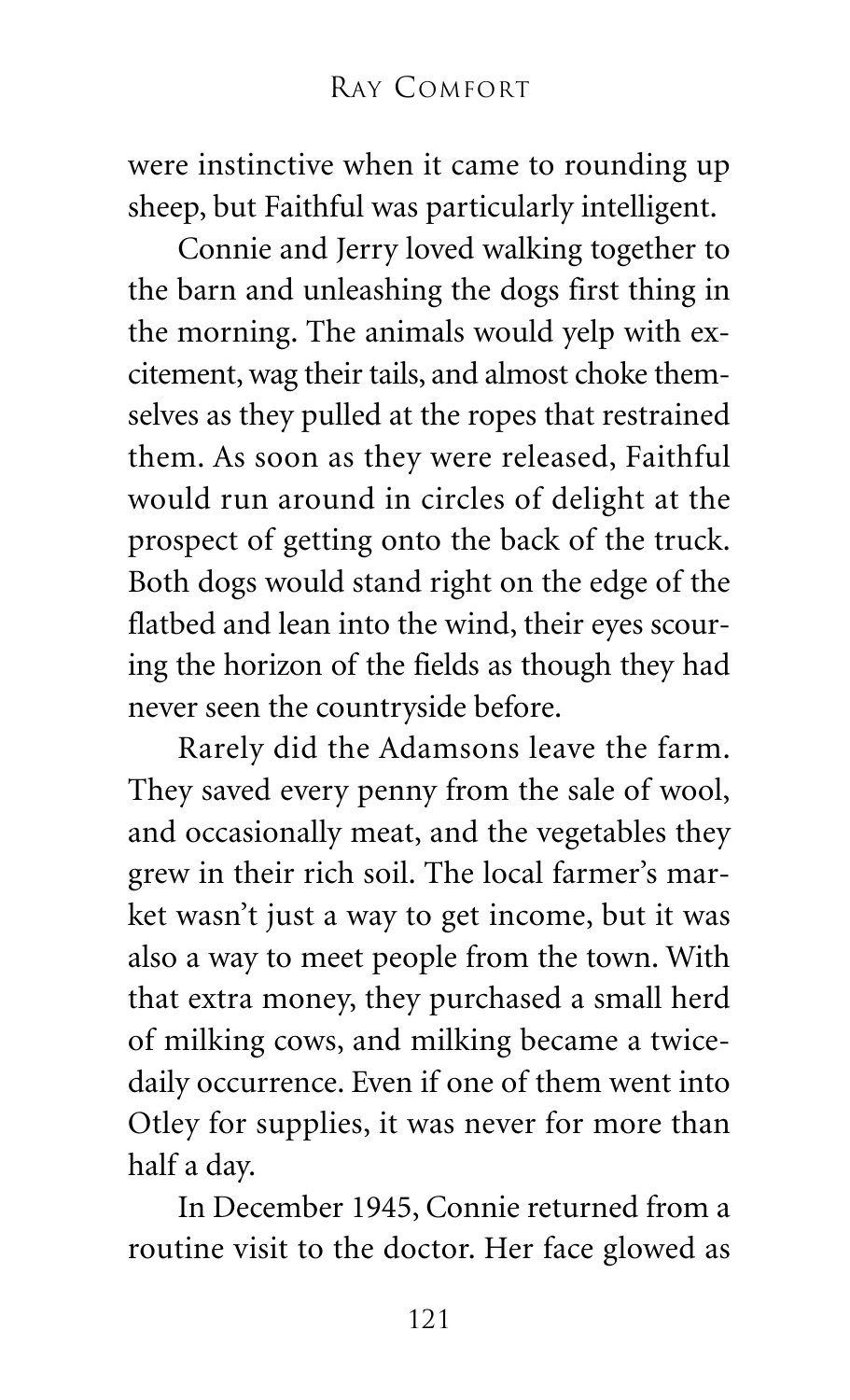were instinctive when it came to rounding up sheep, but Faithful was particularly intelligent.

Connie and Jerry loved walking together to the barn and unleashing the dogs first thing in the morning. The animals would yelp with excitement, wag their tails, and almost choke themselves as they pulled at the ropes that restrained them. As soon as they were released, Faithful would run around in circles of delight at the prospect of getting onto the back of the truck. Both dogs would stand right on the edge of the flatbed and lean into the wind, their eyes scouring the horizon of the fields as though they had never seen the countryside before.

Rarely did the Adamsons leave the farm. They saved every penny from the sale of wool, and occasionally meat, and the vegetables they grew in their rich soil. The local farmer's market wasn't just a way to get income, but it was also a way to meet people from the town. With that extra money, they purchased a small herd of milking cows, and milking became a twice-daily occurrence. Even if one of them went into Otley for supplies, it was never for more than half a day.

In December 1945, Connie returned from a routine visit to the doctor. Her face glowed as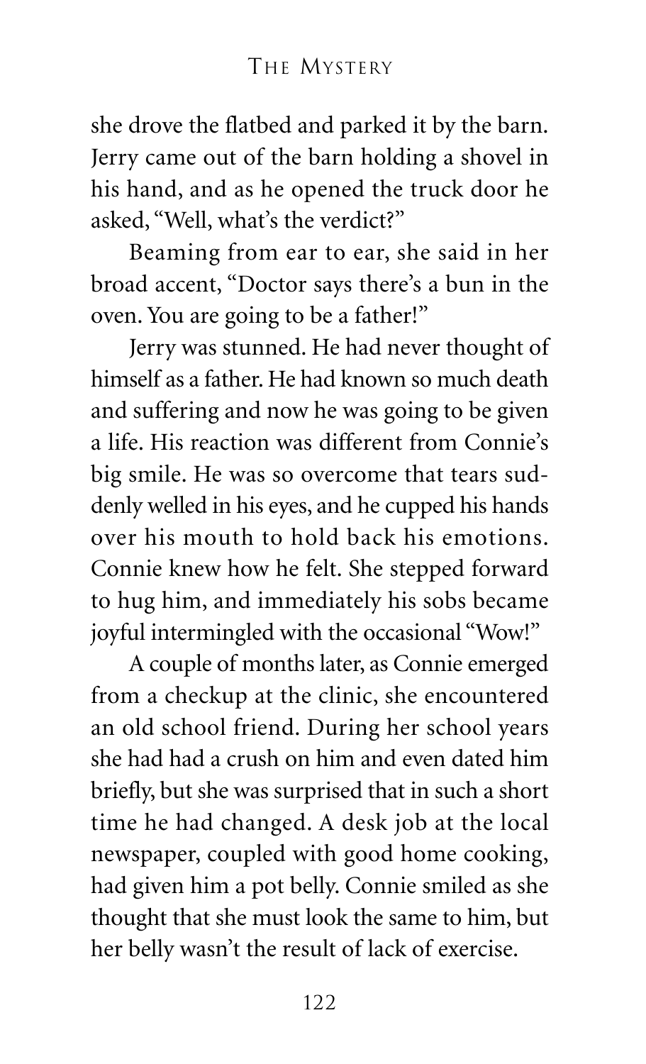she drove the flatbed and parked it by the barn. Jerry came out of the barn holding a shovel in his hand, and as he opened the truck door he asked, "Well, what's the verdict?"

Beaming from ear to ear, she said in her broad accent, "Doctor says there's a bun in the oven. You are going to be a father!"

Jerry was stunned. He had never thought of himself as a father. He had known so much death and suffering and now he was going to be given a life. His reaction was different from Connie's big smile. He was so overcome that tears suddenly welled in his eyes, and he cupped his hands over his mouth to hold back his emotions. Connie knew how he felt. She stepped forward to hug him, and immediately his sobs became joyful intermingled with the occasional "Wow!"

A couple of months later, as Connie emerged from a checkup at the clinic, she encountered an old school friend. During her school years she had had a crush on him and even dated him briefly, but she was surprised that in such a short time he had changed. A desk job at the local newspaper, coupled with good home cooking, had given him a pot belly. Connie smiled as she thought that she must look the same to him, but her belly wasn't the result of lack of exercise.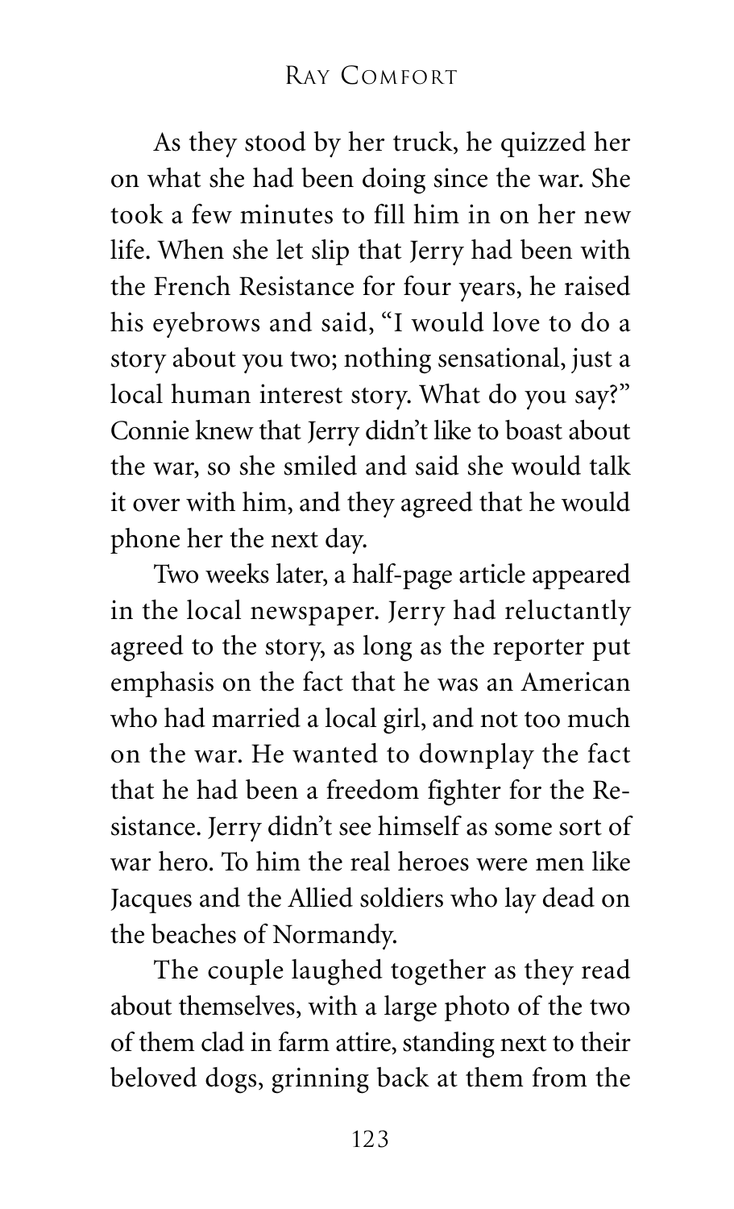As they stood by her truck, he quizzed her on what she had been doing since the war. She took a few minutes to fill him in on her new life. When she let slip that Jerry had been with the French Resistance for four years, he raised his eyebrows and said, "I would love to do a story about you two; nothing sensational, just a local human interest story. What do you say?" Connie knew that Jerry didn't like to boast about the war, so she smiled and said she would talk it over with him, and they agreed that he would phone her the next day.

Two weeks later, a half-page article appeared in the local newspaper. Jerry had reluctantly agreed to the story, as long as the reporter put emphasis on the fact that he was an American who had married a local girl, and not too much on the war. He wanted to downplay the fact that he had been a freedom fighter for the Resistance. Jerry didn't see himself as some sort of war hero. To him the real heroes were men like Jacques and the Allied soldiers who lay dead on the beaches of Normandy.

The couple laughed together as they read about themselves, with a large photo of the two of them clad in farm attire, standing next to their beloved dogs, grinning back at them from the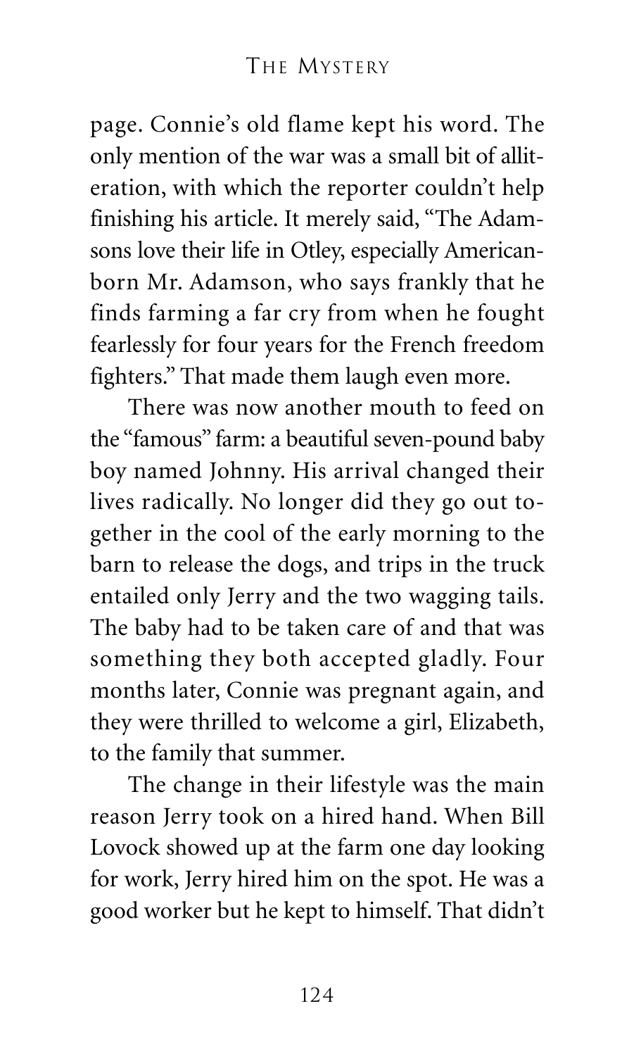page. Connie's old flame kept his word. The only mention of the war was a small bit of alliteration, with which the reporter couldn't help finishing his article. It merely said, "The Adamsons love their life in Otley, especially American-born Mr. Adamson, who says frankly that he finds farming a far cry from when he fought fearlessly for four years for the French freedom fighters." That made them laugh even more.

There was now another mouth to feed on the "famous" farm: a beautiful seven-pound baby boy named Johnny. His arrival changed their lives radically. No longer did they go out together in the cool of the early morning to the barn to release the dogs, and trips in the truck entailed only Jerry and the two wagging tails. The baby had to be taken care of and that was something they both accepted gladly. Four months later, Connie was pregnant again, and they were thrilled to welcome a girl, Elizabeth, to the family that summer.

The change in their lifestyle was the main reason Jerry took on a hired hand. When Bill Lovock showed up at the farm one day looking for work, Jerry hired him on the spot. He was a good worker but he kept to himself. That didn't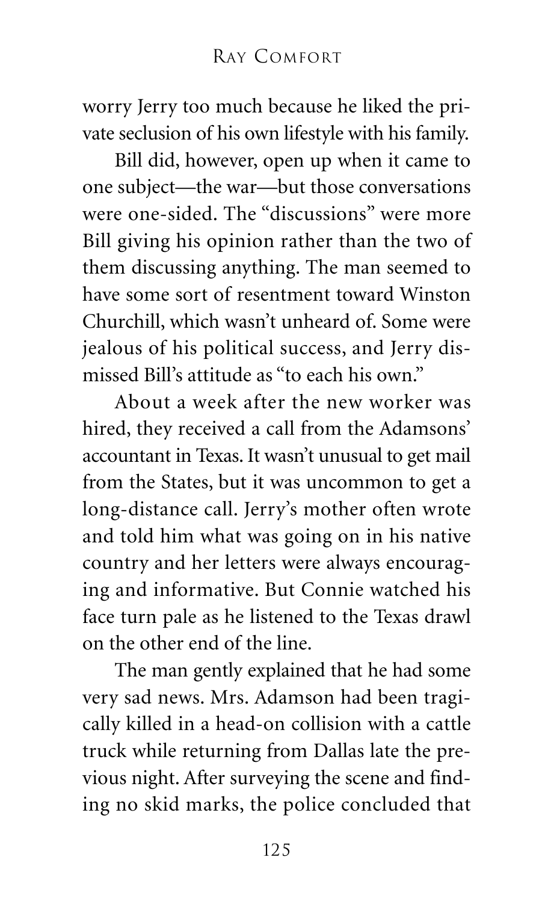worry Jerry too much because he liked the private seclusion of his own lifestyle with his family.

Bill did, however, open up when it came to one subject—the war—but those conversations were one-sided. The "discussions" were more Bill giving his opinion rather than the two of them discussing anything. The man seemed to have some sort of resentment toward Winston Churchill, which wasn't unheard of. Some were jealous of his political success, and Jerry dismissed Bill's attitude as "to each his own."

About a week after the new worker was hired, they received a call from the Adamsons' accountant in Texas. It wasn't unusual to get mail from the States, but it was uncommon to get a long-distance call. Jerry's mother often wrote and told him what was going on in his native country and her letters were always encouraging and informative. But Connie watched his face turn pale as he listened to the Texas drawl on the other end of the line.

The man gently explained that he had some very sad news. Mrs. Adamson had been tragically killed in a head-on collision with a cattle truck while returning from Dallas late the previous night. After surveying the scene and finding no skid marks, the police concluded that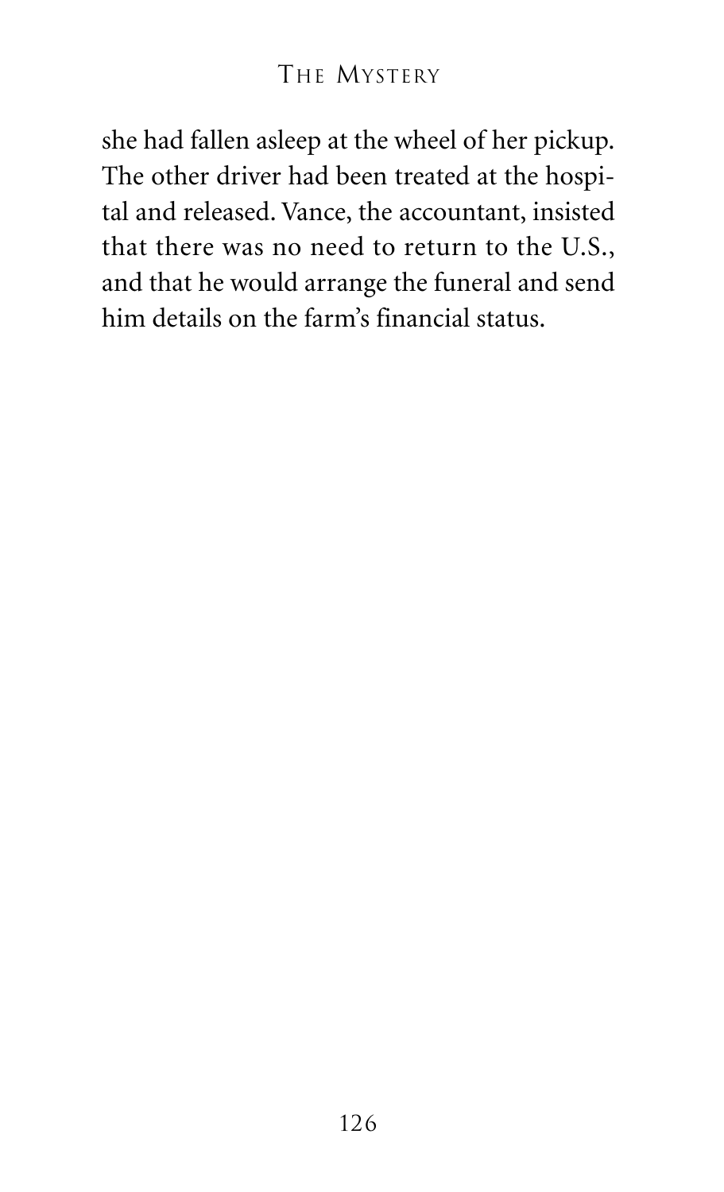she had fallen asleep at the wheel of her pickup. The other driver had been treated at the hospital and released. Vance, the accountant, insisted that there was no need to return to the U.S., and that he would arrange the funeral and send him details on the farm's financial status.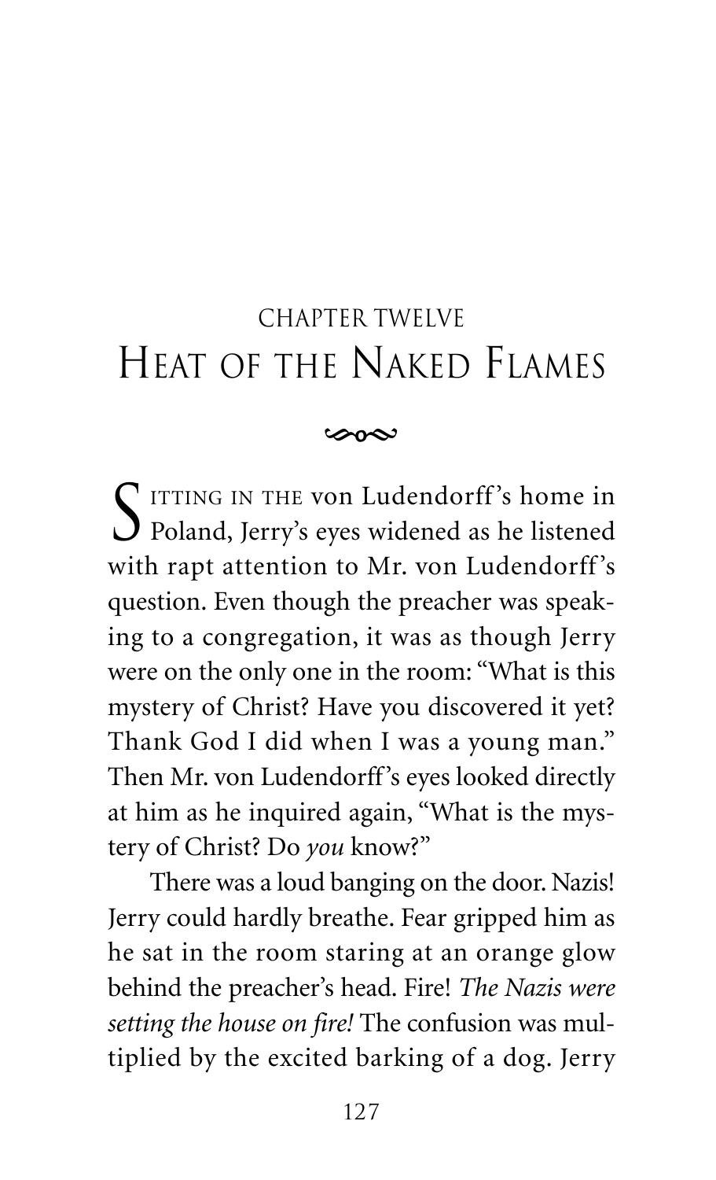# CHAPTER TWELVE
## Heat of the Naked Flames

Sitting in the von Ludendorff's home in Poland, Jerry's eyes widened as he listened with rapt attention to Mr. von Ludendorff's question. Even though the preacher was speaking to a congregation, it was as though Jerry were on the only one in the room: "What is this mystery of Christ? Have you discovered it yet? Thank God I did when I was a young man." Then Mr. von Ludendorff's eyes looked directly at him as he inquired again, "What is the mystery of Christ? Do *you* know?"

There was a loud banging on the door. Nazis! Jerry could hardly breathe. Fear gripped him as he sat in the room staring at an orange glow behind the preacher's head. Fire! *The Nazis were setting the house on fire!* The confusion was multiplied by the excited barking of a dog. Jerry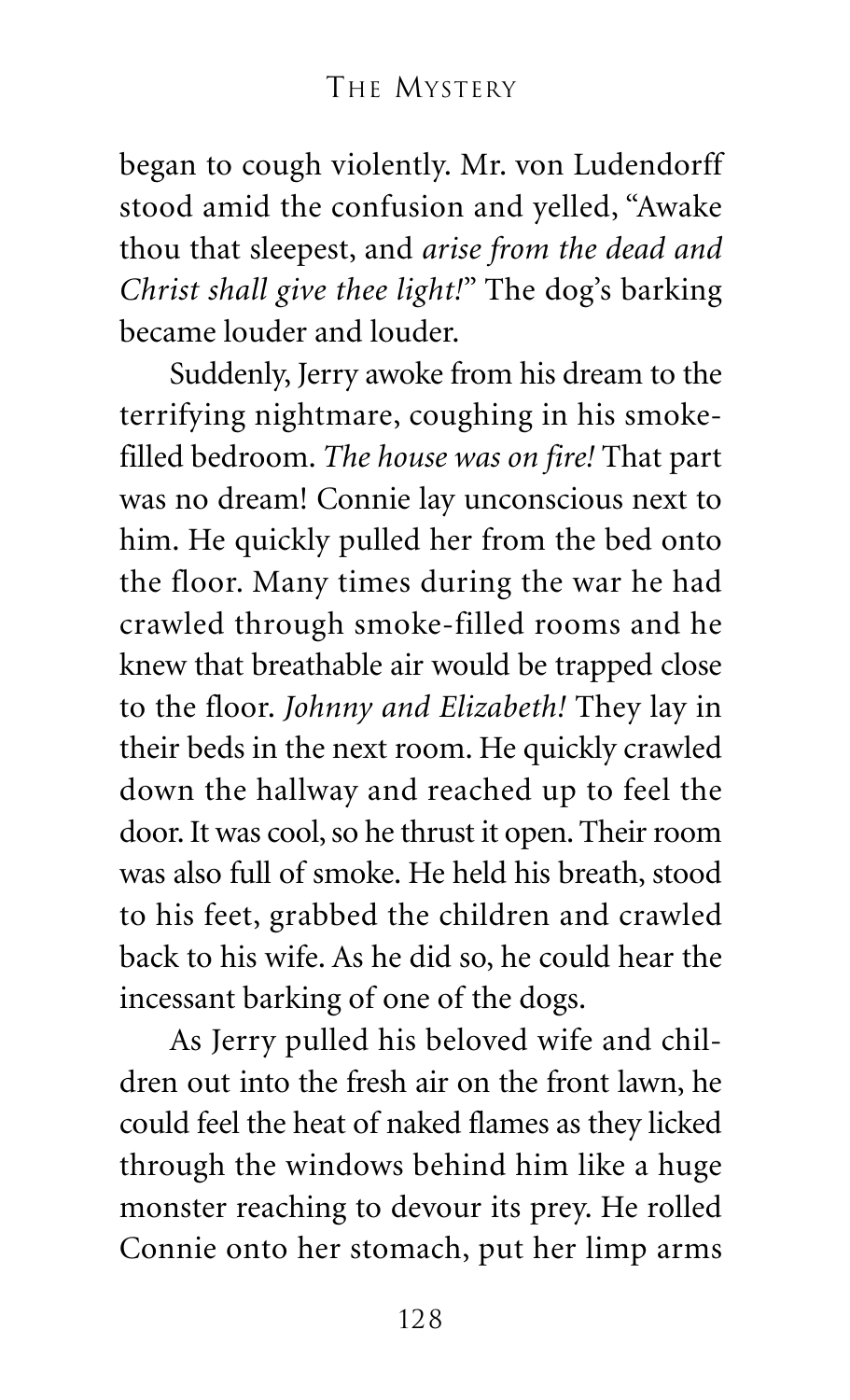began to cough violently. Mr. von Ludendorff stood amid the confusion and yelled, "Awake thou that sleepest, and *arise from the dead and Christ shall give thee light!*" The dog's barking became louder and louder.

Suddenly, Jerry awoke from his dream to the terrifying nightmare, coughing in his smoke-filled bedroom. *The house was on fire!* That part was no dream! Connie lay unconscious next to him. He quickly pulled her from the bed onto the floor. Many times during the war he had crawled through smoke-filled rooms and he knew that breathable air would be trapped close to the floor. *Johnny and Elizabeth!* They lay in their beds in the next room. He quickly crawled down the hallway and reached up to feel the door. It was cool, so he thrust it open. Their room was also full of smoke. He held his breath, stood to his feet, grabbed the children and crawled back to his wife. As he did so, he could hear the incessant barking of one of the dogs.

As Jerry pulled his beloved wife and children out into the fresh air on the front lawn, he could feel the heat of naked flames as they licked through the windows behind him like a huge monster reaching to devour its prey. He rolled Connie onto her stomach, put her limp arms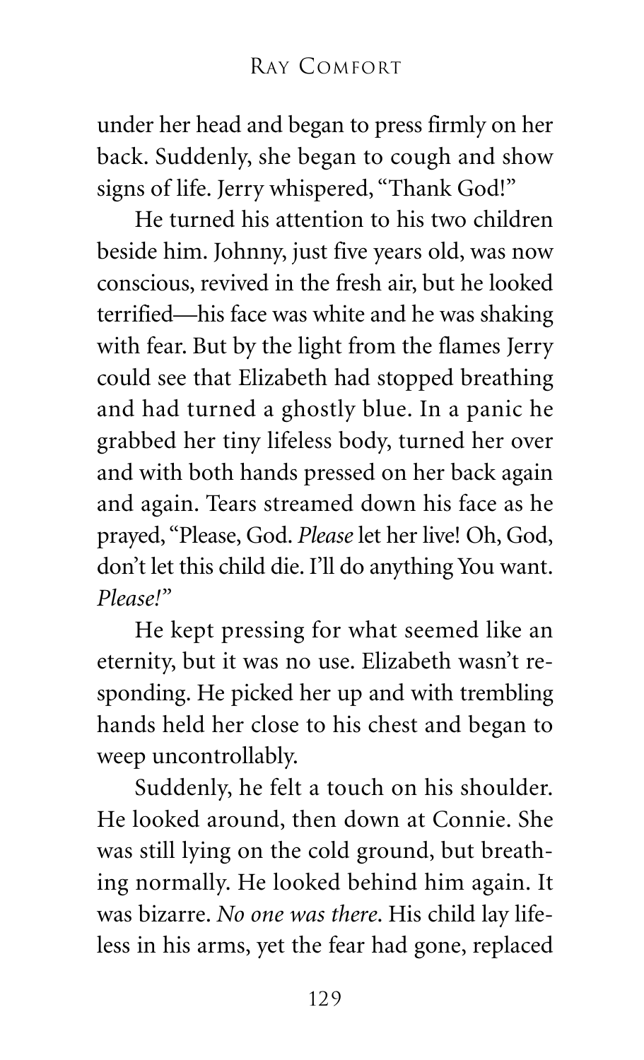under her head and began to press firmly on her back. Suddenly, she began to cough and show signs of life. Jerry whispered, "Thank God!"

He turned his attention to his two children beside him. Johnny, just five years old, was now conscious, revived in the fresh air, but he looked terrified—his face was white and he was shaking with fear. But by the light from the flames Jerry could see that Elizabeth had stopped breathing and had turned a ghostly blue. In a panic he grabbed her tiny lifeless body, turned her over and with both hands pressed on her back again and again. Tears streamed down his face as he prayed, "Please, God. *Please* let her live! Oh, God, don't let this child die. I'll do anything You want. *Please!*"

He kept pressing for what seemed like an eternity, but it was no use. Elizabeth wasn't responding. He picked her up and with trembling hands held her close to his chest and began to weep uncontrollably.

Suddenly, he felt a touch on his shoulder. He looked around, then down at Connie. She was still lying on the cold ground, but breathing normally. He looked behind him again. It was bizarre. *No one was there.* His child lay lifeless in his arms, yet the fear had gone, replaced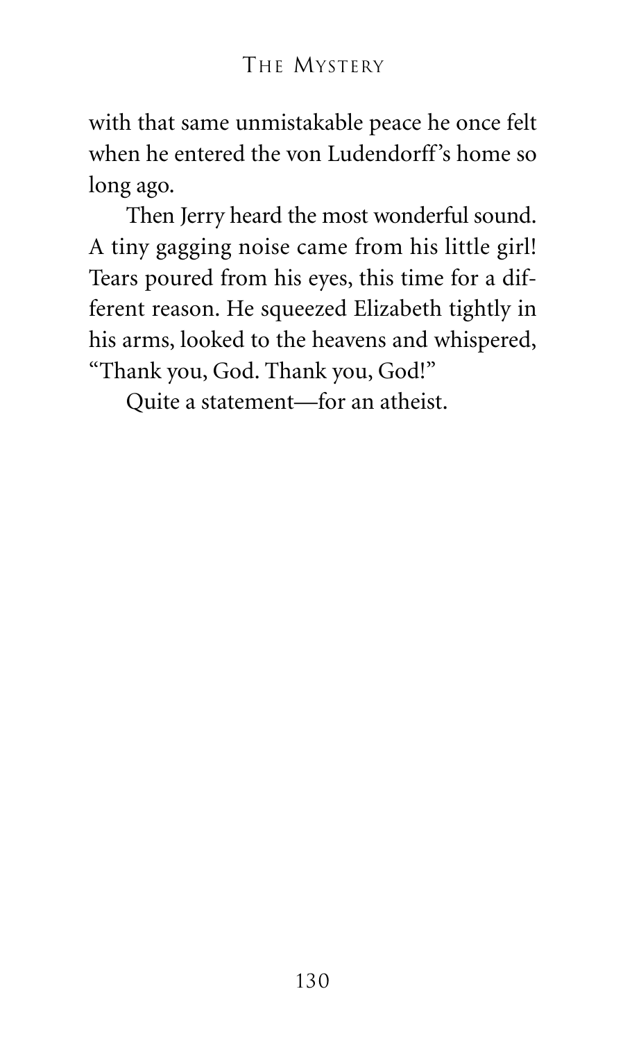with that same unmistakable peace he once felt when he entered the von Ludendorff's home so long ago.

Then Jerry heard the most wonderful sound. A tiny gagging noise came from his little girl! Tears poured from his eyes, this time for a different reason. He squeezed Elizabeth tightly in his arms, looked to the heavens and whispered, "Thank you, God. Thank you, God!"

Quite a statement—for an atheist.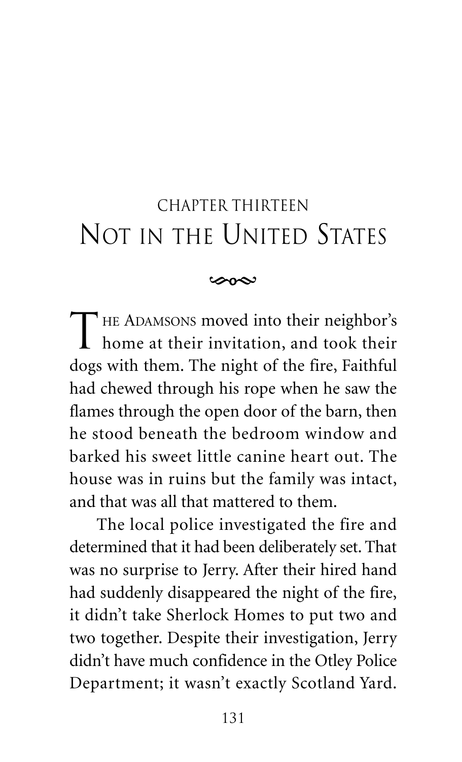## CHAPTER THIRTEEN

# NOT IN THE UNITED STATES

THE ADAMSONS moved into their neighbor's home at their invitation, and took their dogs with them. The night of the fire, Faithful had chewed through his rope when he saw the flames through the open door of the barn, then he stood beneath the bedroom window and barked his sweet little canine heart out. The house was in ruins but the family was intact, and that was all that mattered to them.

The local police investigated the fire and determined that it had been deliberately set. That was no surprise to Jerry. After their hired hand had suddenly disappeared the night of the fire, it didn't take Sherlock Homes to put two and two together. Despite their investigation, Jerry didn't have much confidence in the Otley Police Department; it wasn't exactly Scotland Yard.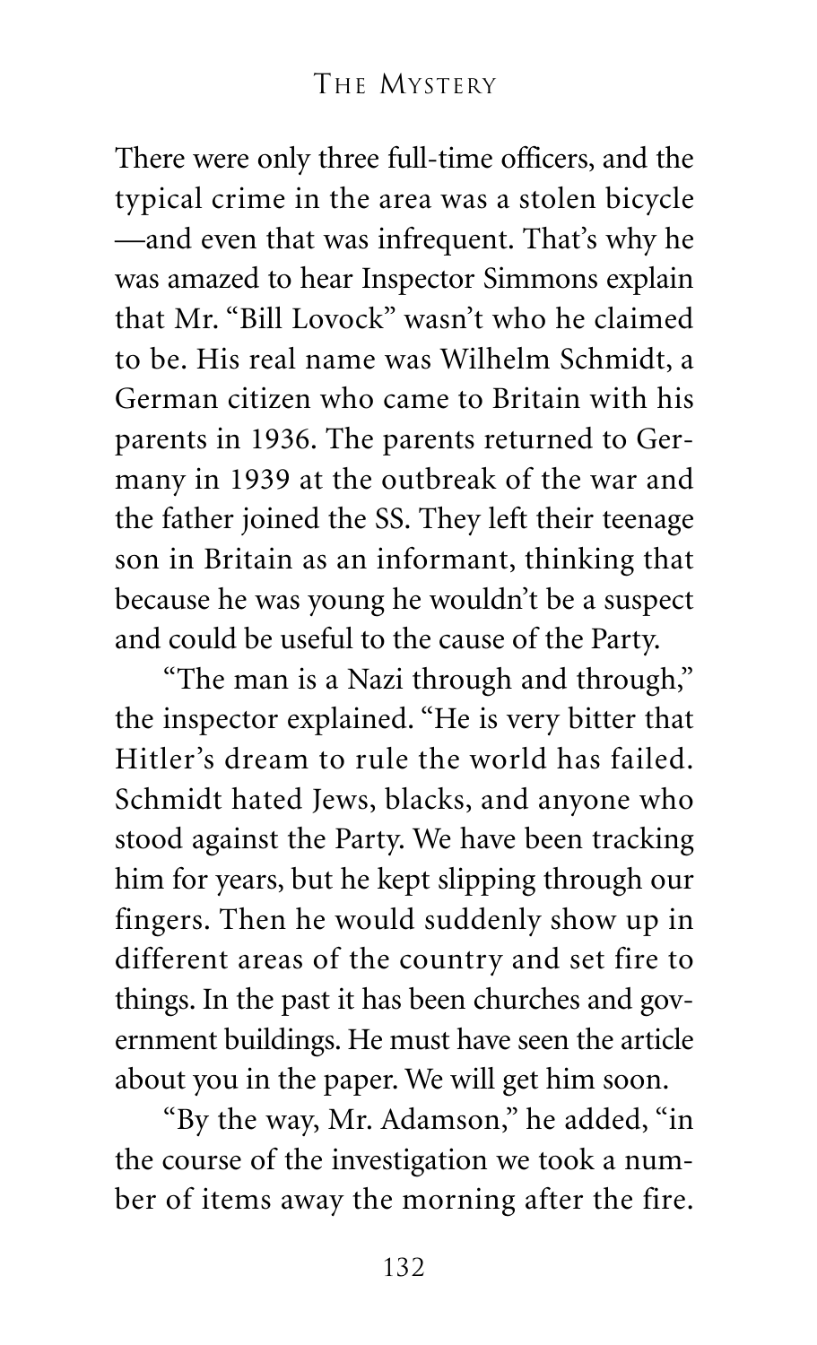There were only three full-time officers, and the typical crime in the area was a stolen bicycle —and even that was infrequent. That's why he was amazed to hear Inspector Simmons explain that Mr. "Bill Lovock" wasn't who he claimed to be. His real name was Wilhelm Schmidt, a German citizen who came to Britain with his parents in 1936. The parents returned to Germany in 1939 at the outbreak of the war and the father joined the SS. They left their teenage son in Britain as an informant, thinking that because he was young he wouldn't be a suspect and could be useful to the cause of the Party.

"The man is a Nazi through and through," the inspector explained. "He is very bitter that Hitler's dream to rule the world has failed. Schmidt hated Jews, blacks, and anyone who stood against the Party. We have been tracking him for years, but he kept slipping through our fingers. Then he would suddenly show up in different areas of the country and set fire to things. In the past it has been churches and government buildings. He must have seen the article about you in the paper. We will get him soon.

"By the way, Mr. Adamson," he added, "in the course of the investigation we took a number of items away the morning after the fire.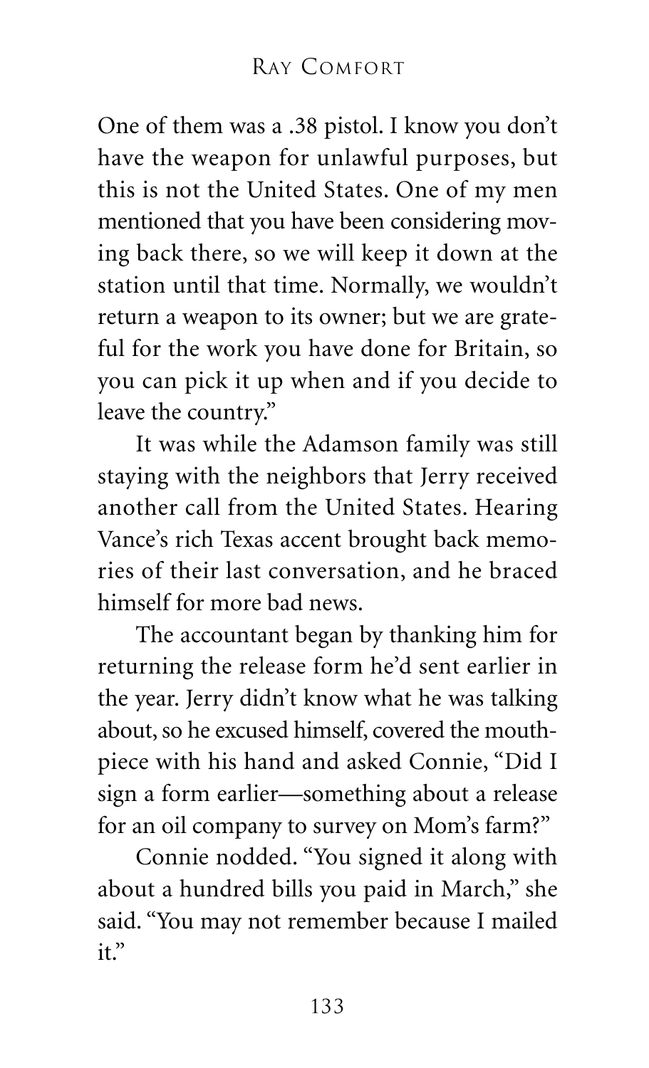One of them was a .38 pistol. I know you don't have the weapon for unlawful purposes, but this is not the United States. One of my men mentioned that you have been considering moving back there, so we will keep it down at the station until that time. Normally, we wouldn't return a weapon to its owner; but we are grateful for the work you have done for Britain, so you can pick it up when and if you decide to leave the country."

It was while the Adamson family was still staying with the neighbors that Jerry received another call from the United States. Hearing Vance's rich Texas accent brought back memories of their last conversation, and he braced himself for more bad news.

The accountant began by thanking him for returning the release form he'd sent earlier in the year. Jerry didn't know what he was talking about, so he excused himself, covered the mouthpiece with his hand and asked Connie, "Did I sign a form earlier—something about a release for an oil company to survey on Mom's farm?"

Connie nodded. "You signed it along with about a hundred bills you paid in March," she said. "You may not remember because I mailed it."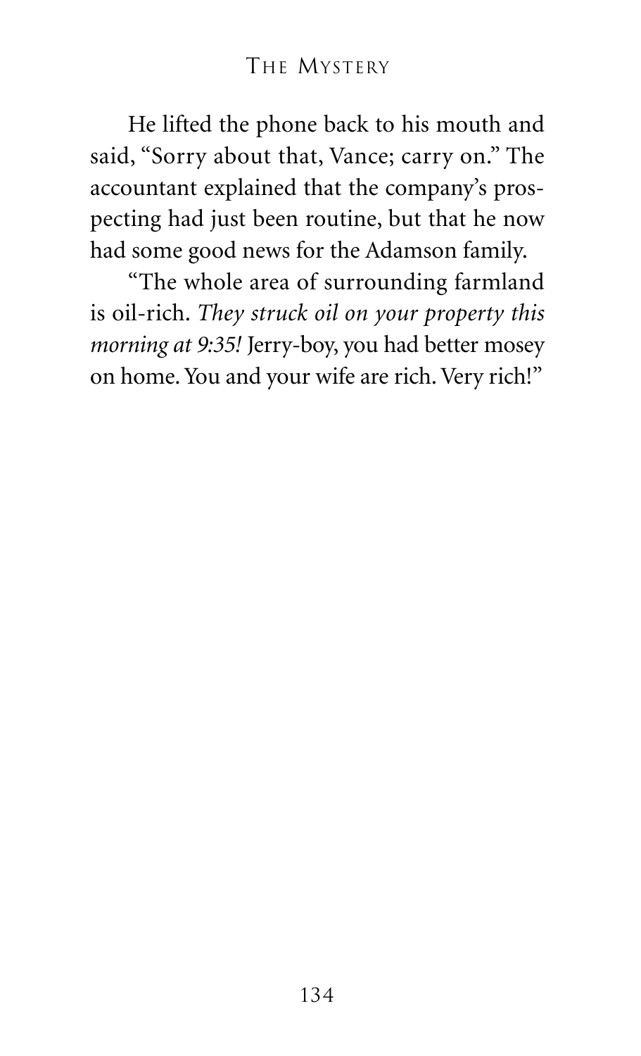He lifted the phone back to his mouth and said, "Sorry about that, Vance; carry on." The accountant explained that the company's prospecting had just been routine, but that he now had some good news for the Adamson family.

"The whole area of surrounding farmland is oil-rich. *They struck oil on your property this morning at 9:35!* Jerry-boy, you had better mosey on home. You and your wife are rich. Very rich!"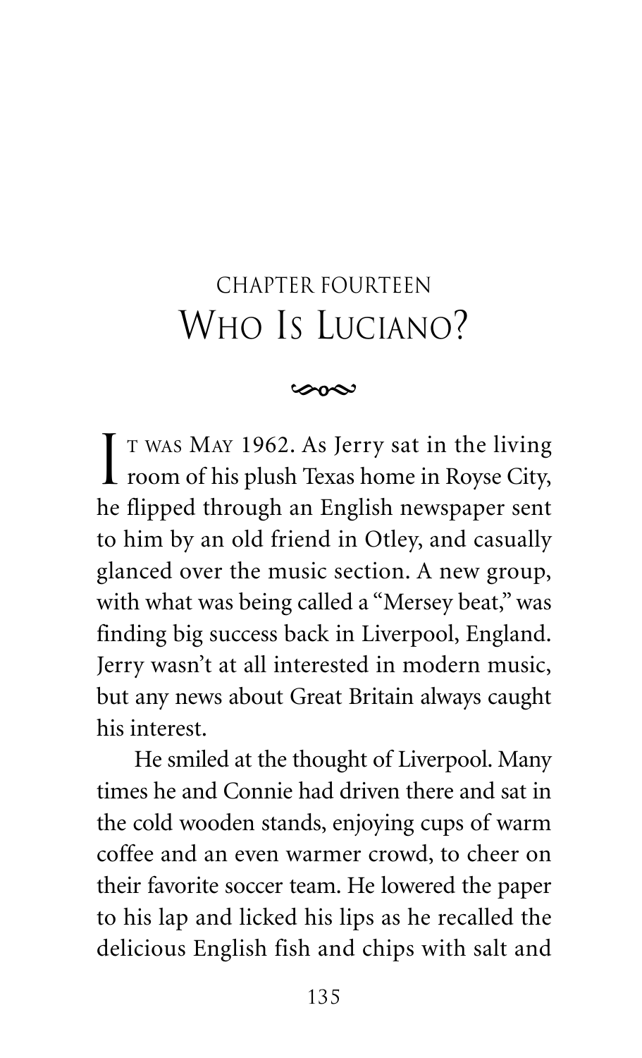# CHAPTER FOURTEEN
# Who Is Luciano?

It was May 1962. As Jerry sat in the living room of his plush Texas home in Royse City, he flipped through an English newspaper sent to him by an old friend in Otley, and casually glanced over the music section. A new group, with what was being called a "Mersey beat," was finding big success back in Liverpool, England. Jerry wasn't at all interested in modern music, but any news about Great Britain always caught his interest.

He smiled at the thought of Liverpool. Many times he and Connie had driven there and sat in the cold wooden stands, enjoying cups of warm coffee and an even warmer crowd, to cheer on their favorite soccer team. He lowered the paper to his lap and licked his lips as he recalled the delicious English fish and chips with salt and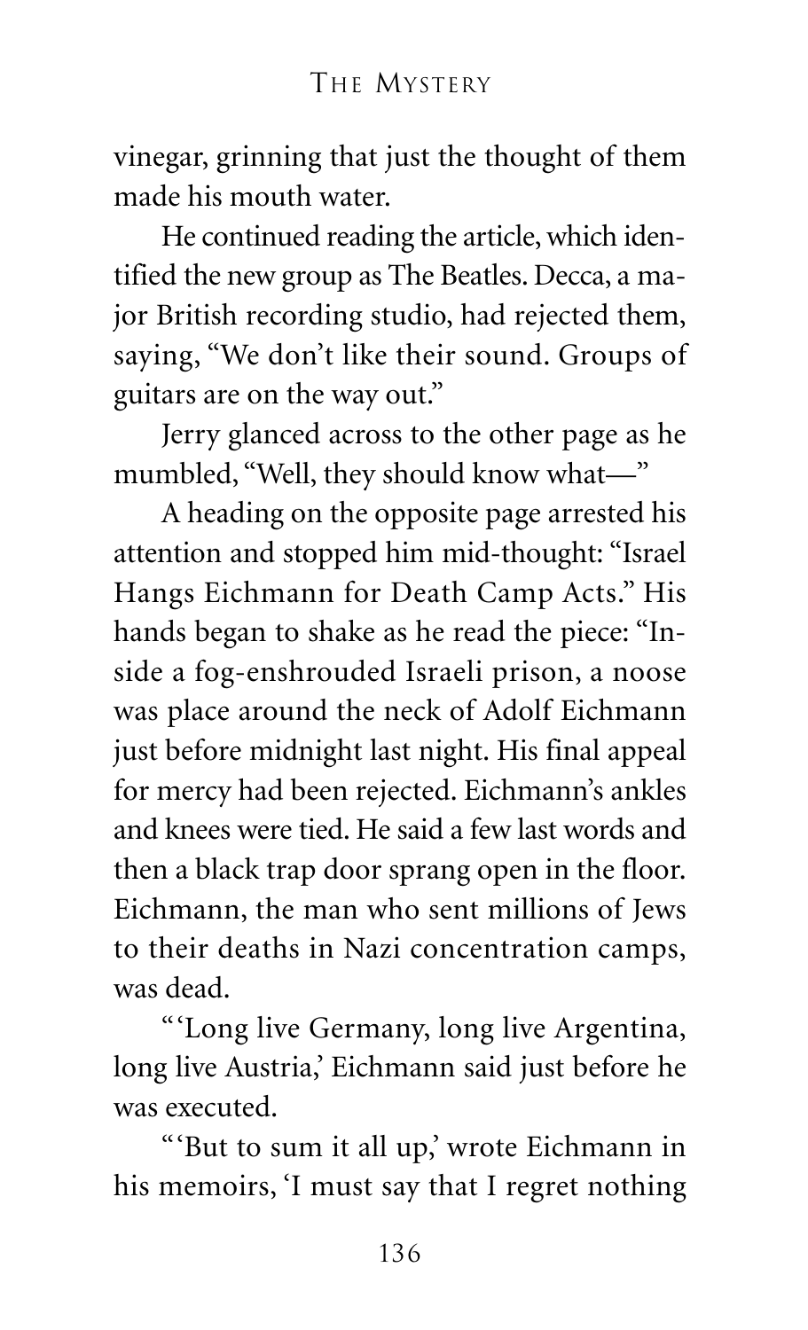vinegar, grinning that just the thought of them made his mouth water.

He continued reading the article, which identified the new group as The Beatles. Decca, a major British recording studio, had rejected them, saying, "We don't like their sound. Groups of guitars are on the way out."

Jerry glanced across to the other page as he mumbled, "Well, they should know what—"

A heading on the opposite page arrested his attention and stopped him mid-thought: "Israel Hangs Eichmann for Death Camp Acts." His hands began to shake as he read the piece: "Inside a fog-enshrouded Israeli prison, a noose was place around the neck of Adolf Eichmann just before midnight last night. His final appeal for mercy had been rejected. Eichmann's ankles and knees were tied. He said a few last words and then a black trap door sprang open in the floor. Eichmann, the man who sent millions of Jews to their deaths in Nazi concentration camps, was dead.

"'Long live Germany, long live Argentina, long live Austria,' Eichmann said just before he was executed.

"'But to sum it all up,' wrote Eichmann in his memoirs, 'I must say that I regret nothing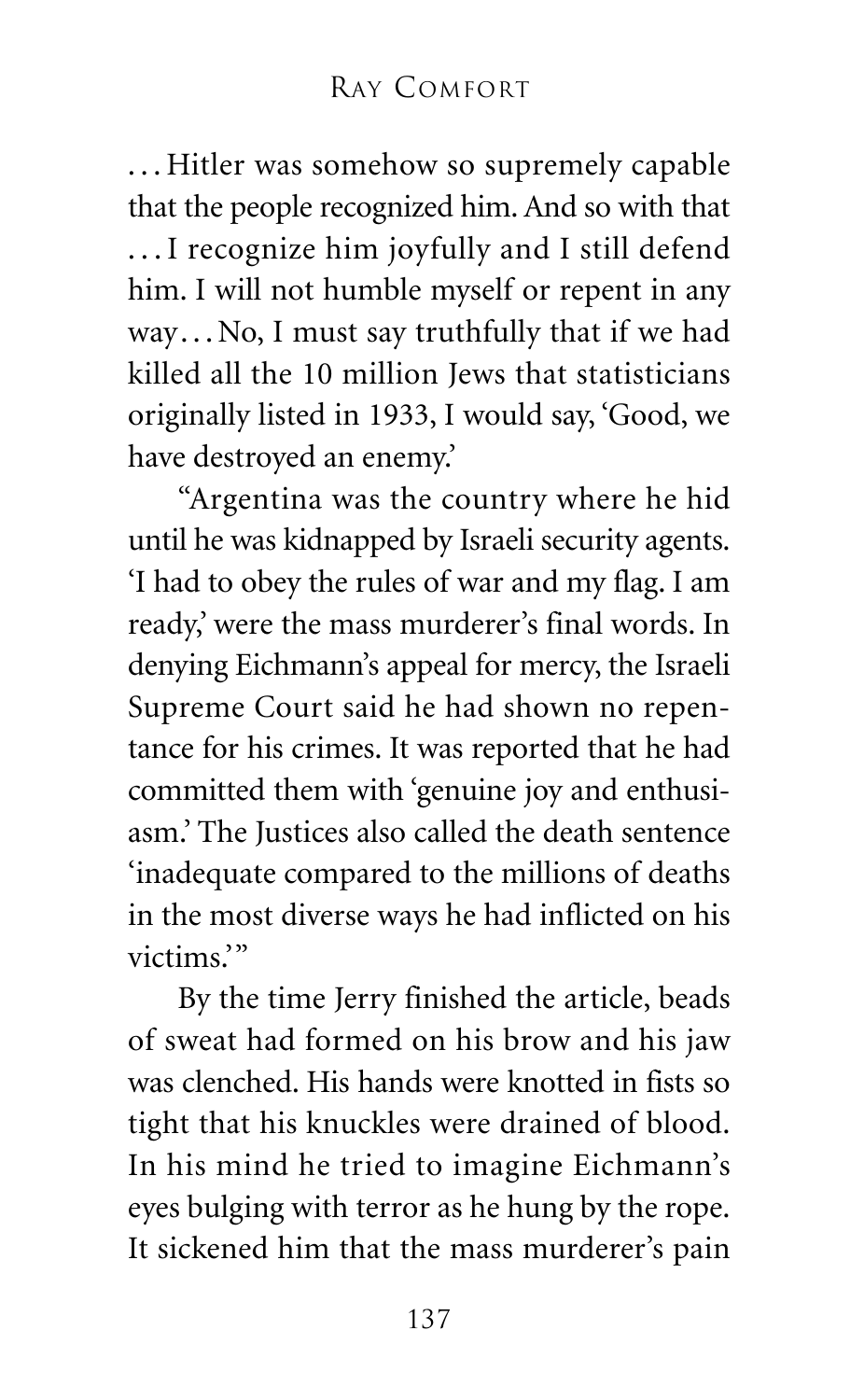. . . Hitler was somehow so supremely capable that the people recognized him. And so with that . . . I recognize him joyfully and I still defend him. I will not humble myself or repent in any way . . . No, I must say truthfully that if we had killed all the 10 million Jews that statisticians originally listed in 1933, I would say, 'Good, we have destroyed an enemy.'

"Argentina was the country where he hid until he was kidnapped by Israeli security agents. 'I had to obey the rules of war and my flag. I am ready,' were the mass murderer's final words. In denying Eichmann's appeal for mercy, the Israeli Supreme Court said he had shown no repentance for his crimes. It was reported that he had committed them with 'genuine joy and enthusiasm.' The Justices also called the death sentence 'inadequate compared to the millions of deaths in the most diverse ways he had inflicted on his victims.'"

By the time Jerry finished the article, beads of sweat had formed on his brow and his jaw was clenched. His hands were knotted in fists so tight that his knuckles were drained of blood. In his mind he tried to imagine Eichmann's eyes bulging with terror as he hung by the rope. It sickened him that the mass murderer's pain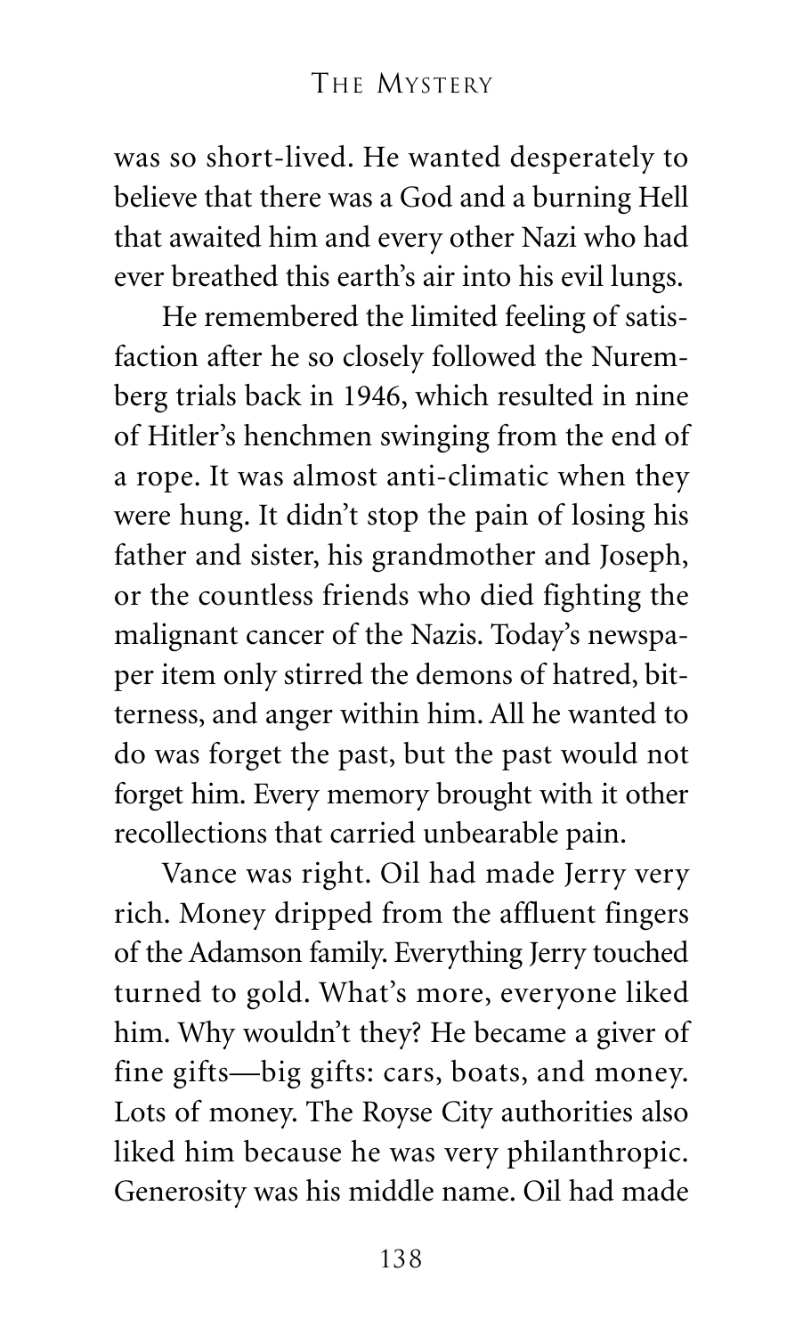was so short-lived. He wanted desperately to believe that there was a God and a burning Hell that awaited him and every other Nazi who had ever breathed this earth's air into his evil lungs.

He remembered the limited feeling of satisfaction after he so closely followed the Nuremberg trials back in 1946, which resulted in nine of Hitler's henchmen swinging from the end of a rope. It was almost anti-climatic when they were hung. It didn't stop the pain of losing his father and sister, his grandmother and Joseph, or the countless friends who died fighting the malignant cancer of the Nazis. Today's newspaper item only stirred the demons of hatred, bitterness, and anger within him. All he wanted to do was forget the past, but the past would not forget him. Every memory brought with it other recollections that carried unbearable pain.

Vance was right. Oil had made Jerry very rich. Money dripped from the affluent fingers of the Adamson family. Everything Jerry touched turned to gold. What's more, everyone liked him. Why wouldn't they? He became a giver of fine gifts—big gifts: cars, boats, and money. Lots of money. The Royse City authorities also liked him because he was very philanthropic. Generosity was his middle name. Oil had made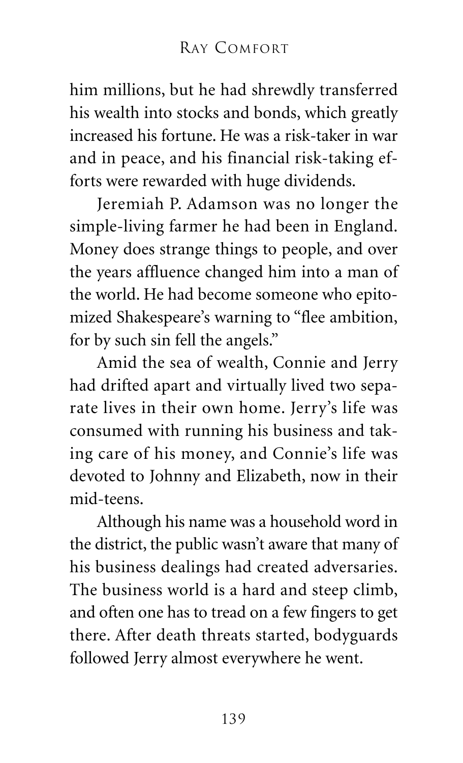him millions, but he had shrewdly transferred his wealth into stocks and bonds, which greatly increased his fortune. He was a risk-taker in war and in peace, and his financial risk-taking efforts were rewarded with huge dividends.

Jeremiah P. Adamson was no longer the simple-living farmer he had been in England. Money does strange things to people, and over the years affluence changed him into a man of the world. He had become someone who epitomized Shakespeare's warning to "flee ambition, for by such sin fell the angels."

Amid the sea of wealth, Connie and Jerry had drifted apart and virtually lived two separate lives in their own home. Jerry's life was consumed with running his business and taking care of his money, and Connie's life was devoted to Johnny and Elizabeth, now in their mid-teens.

Although his name was a household word in the district, the public wasn't aware that many of his business dealings had created adversaries. The business world is a hard and steep climb, and often one has to tread on a few fingers to get there. After death threats started, bodyguards followed Jerry almost everywhere he went.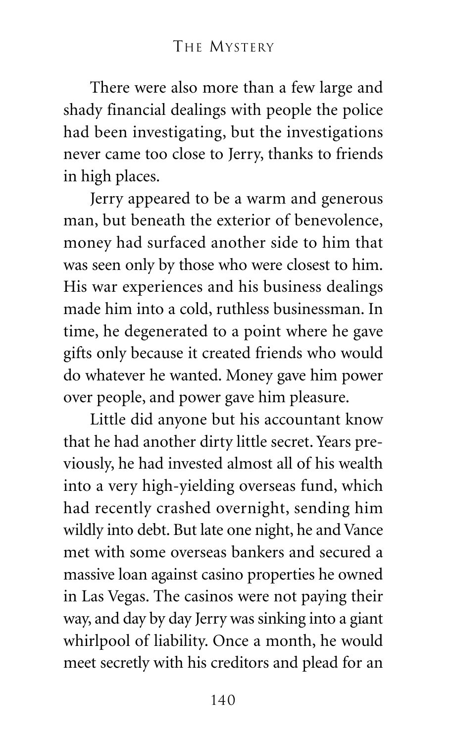There were also more than a few large and shady financial dealings with people the police had been investigating, but the investigations never came too close to Jerry, thanks to friends in high places.

Jerry appeared to be a warm and generous man, but beneath the exterior of benevolence, money had surfaced another side to him that was seen only by those who were closest to him. His war experiences and his business dealings made him into a cold, ruthless businessman. In time, he degenerated to a point where he gave gifts only because it created friends who would do whatever he wanted. Money gave him power over people, and power gave him pleasure.

Little did anyone but his accountant know that he had another dirty little secret. Years previously, he had invested almost all of his wealth into a very high-yielding overseas fund, which had recently crashed overnight, sending him wildly into debt. But late one night, he and Vance met with some overseas bankers and secured a massive loan against casino properties he owned in Las Vegas. The casinos were not paying their way, and day by day Jerry was sinking into a giant whirlpool of liability. Once a month, he would meet secretly with his creditors and plead for an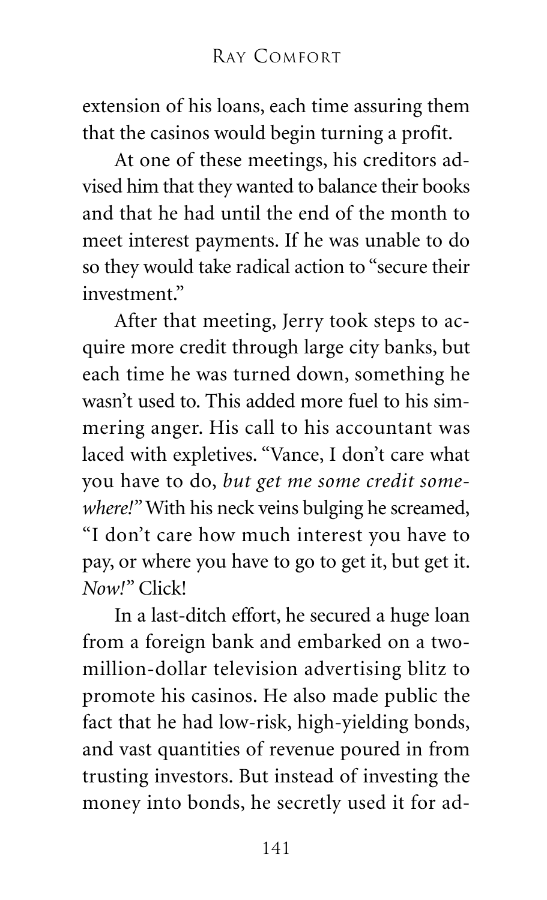extension of his loans, each time assuring them that the casinos would begin turning a profit.

At one of these meetings, his creditors advised him that they wanted to balance their books and that he had until the end of the month to meet interest payments. If he was unable to do so they would take radical action to "secure their investment."

After that meeting, Jerry took steps to acquire more credit through large city banks, but each time he was turned down, something he wasn't used to. This added more fuel to his simmering anger. His call to his accountant was laced with expletives. "Vance, I don't care what you have to do, *but get me some credit somewhere!*" With his neck veins bulging he screamed, "I don't care how much interest you have to pay, or where you have to go to get it, but get it. *Now!*" Click!

In a last-ditch effort, he secured a huge loan from a foreign bank and embarked on a two-million-dollar television advertising blitz to promote his casinos. He also made public the fact that he had low-risk, high-yielding bonds, and vast quantities of revenue poured in from trusting investors. But instead of investing the money into bonds, he secretly used it for ad-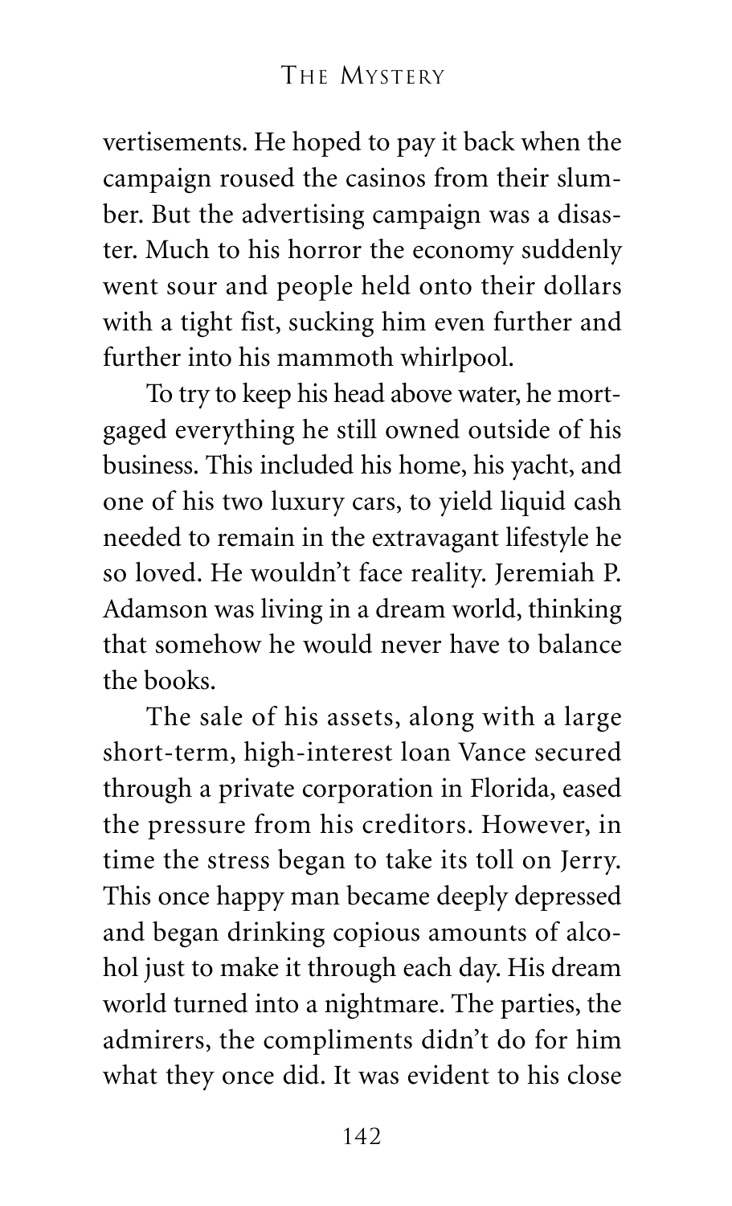vertisements. He hoped to pay it back when the campaign roused the casinos from their slumber. But the advertising campaign was a disaster. Much to his horror the economy suddenly went sour and people held onto their dollars with a tight fist, sucking him even further and further into his mammoth whirlpool.

To try to keep his head above water, he mortgaged everything he still owned outside of his business. This included his home, his yacht, and one of his two luxury cars, to yield liquid cash needed to remain in the extravagant lifestyle he so loved. He wouldn't face reality. Jeremiah P. Adamson was living in a dream world, thinking that somehow he would never have to balance the books.

The sale of his assets, along with a large short-term, high-interest loan Vance secured through a private corporation in Florida, eased the pressure from his creditors. However, in time the stress began to take its toll on Jerry. This once happy man became deeply depressed and began drinking copious amounts of alcohol just to make it through each day. His dream world turned into a nightmare. The parties, the admirers, the compliments didn't do for him what they once did. It was evident to his close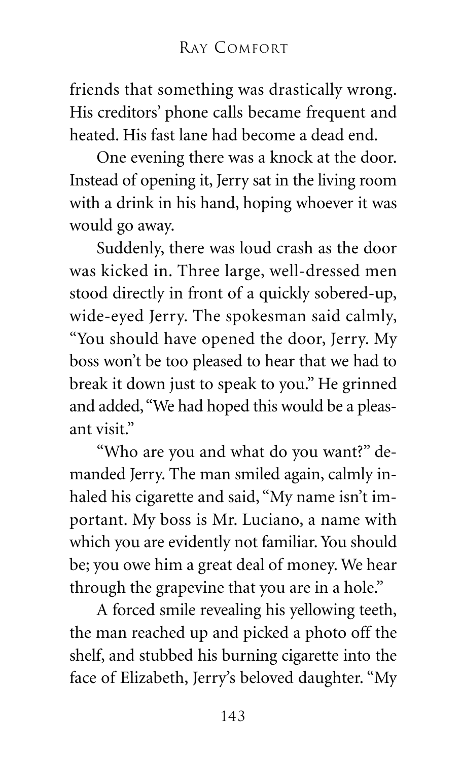friends that something was drastically wrong. His creditors' phone calls became frequent and heated. His fast lane had become a dead end.

One evening there was a knock at the door. Instead of opening it, Jerry sat in the living room with a drink in his hand, hoping whoever it was would go away.

Suddenly, there was loud crash as the door was kicked in. Three large, well-dressed men stood directly in front of a quickly sobered-up, wide-eyed Jerry. The spokesman said calmly, "You should have opened the door, Jerry. My boss won't be too pleased to hear that we had to break it down just to speak to you." He grinned and added, "We had hoped this would be a pleasant visit."

"Who are you and what do you want?" demanded Jerry. The man smiled again, calmly inhaled his cigarette and said, "My name isn't important. My boss is Mr. Luciano, a name with which you are evidently not familiar. You should be; you owe him a great deal of money. We hear through the grapevine that you are in a hole."

A forced smile revealing his yellowing teeth, the man reached up and picked a photo off the shelf, and stubbed his burning cigarette into the face of Elizabeth, Jerry's beloved daughter. "My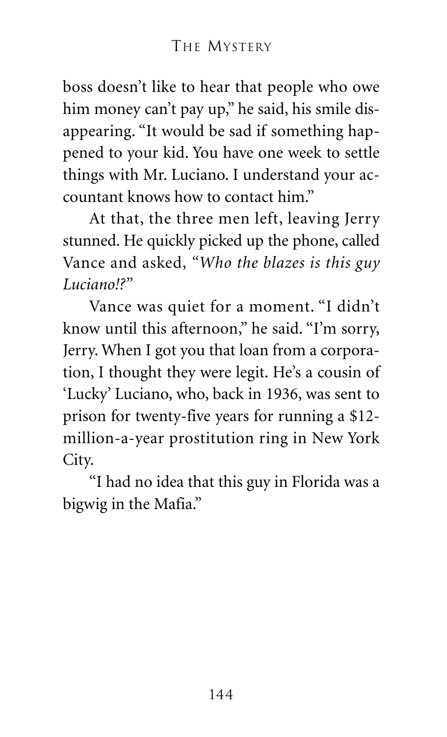boss doesn't like to hear that people who owe him money can't pay up," he said, his smile disappearing. "It would be sad if something happened to your kid. You have one week to settle things with Mr. Luciano. I understand your accountant knows how to contact him."

At that, the three men left, leaving Jerry stunned. He quickly picked up the phone, called Vance and asked, "*Who the blazes is this guy Luciano!?*"

Vance was quiet for a moment. "I didn't know until this afternoon," he said. "I'm sorry, Jerry. When I got you that loan from a corporation, I thought they were legit. He's a cousin of 'Lucky' Luciano, who, back in 1936, was sent to prison for twenty-five years for running a $12-million-a-year prostitution ring in New York City.

"I had no idea that this guy in Florida was a bigwig in the Mafia."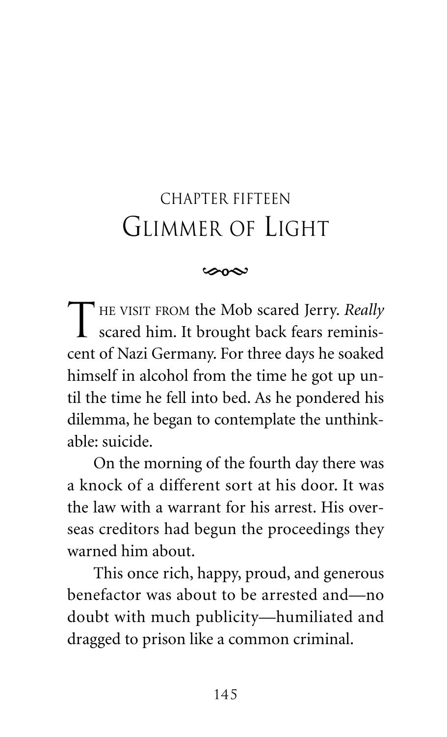# CHAPTER FIFTEEN
## GLIMMER OF LIGHT

THE VISIT FROM the Mob scared Jerry. *Really* scared him. It brought back fears reminiscent of Nazi Germany. For three days he soaked himself in alcohol from the time he got up until the time he fell into bed. As he pondered his dilemma, he began to contemplate the unthinkable: suicide.

On the morning of the fourth day there was a knock of a different sort at his door. It was the law with a warrant for his arrest. His overseas creditors had begun the proceedings they warned him about.

This once rich, happy, proud, and generous benefactor was about to be arrested and—no doubt with much publicity—humiliated and dragged to prison like a common criminal.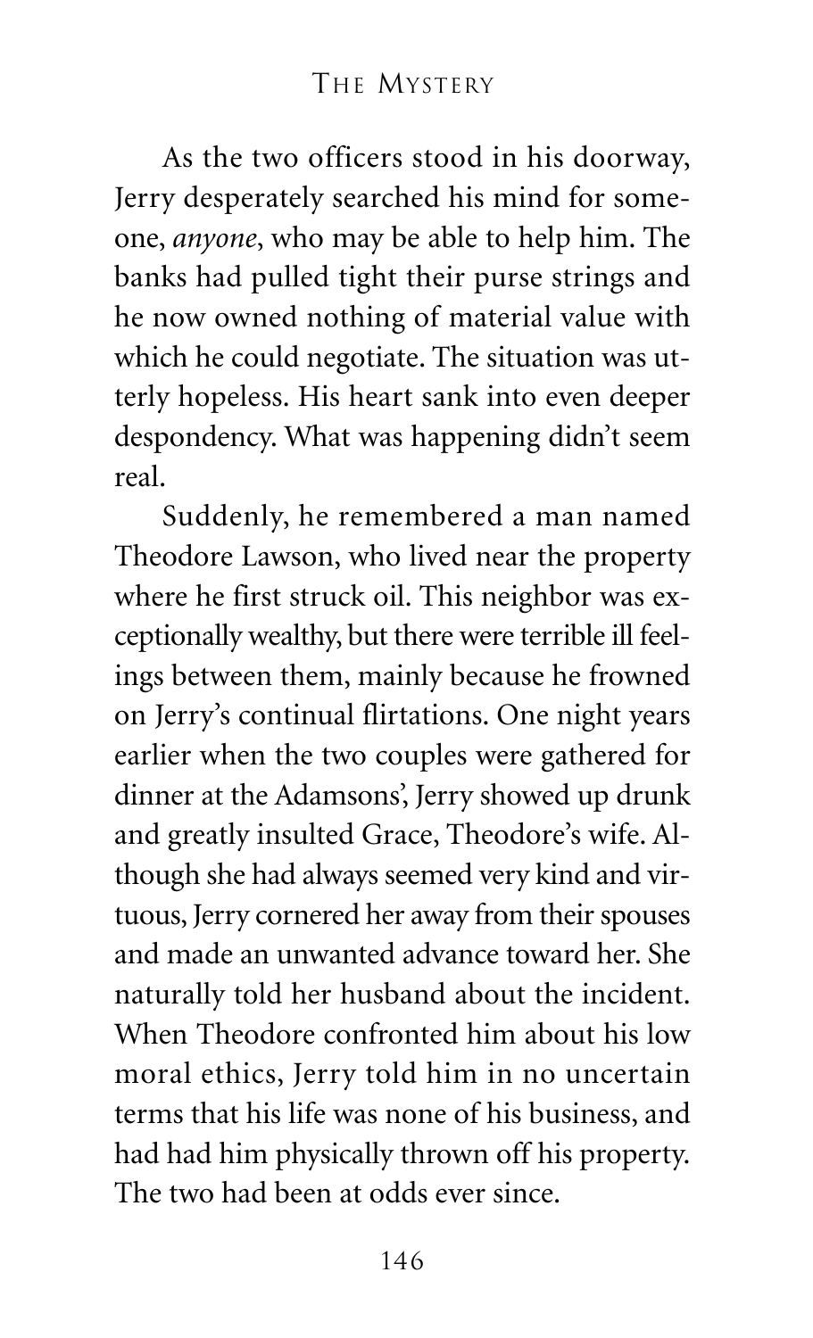As the two officers stood in his doorway, Jerry desperately searched his mind for someone, *anyone*, who may be able to help him. The banks had pulled tight their purse strings and he now owned nothing of material value with which he could negotiate. The situation was utterly hopeless. His heart sank into even deeper despondency. What was happening didn't seem real.

Suddenly, he remembered a man named Theodore Lawson, who lived near the property where he first struck oil. This neighbor was exceptionally wealthy, but there were terrible ill feelings between them, mainly because he frowned on Jerry's continual flirtations. One night years earlier when the two couples were gathered for dinner at the Adamsons', Jerry showed up drunk and greatly insulted Grace, Theodore's wife. Although she had always seemed very kind and virtuous, Jerry cornered her away from their spouses and made an unwanted advance toward her. She naturally told her husband about the incident. When Theodore confronted him about his low moral ethics, Jerry told him in no uncertain terms that his life was none of his business, and had had him physically thrown off his property. The two had been at odds ever since.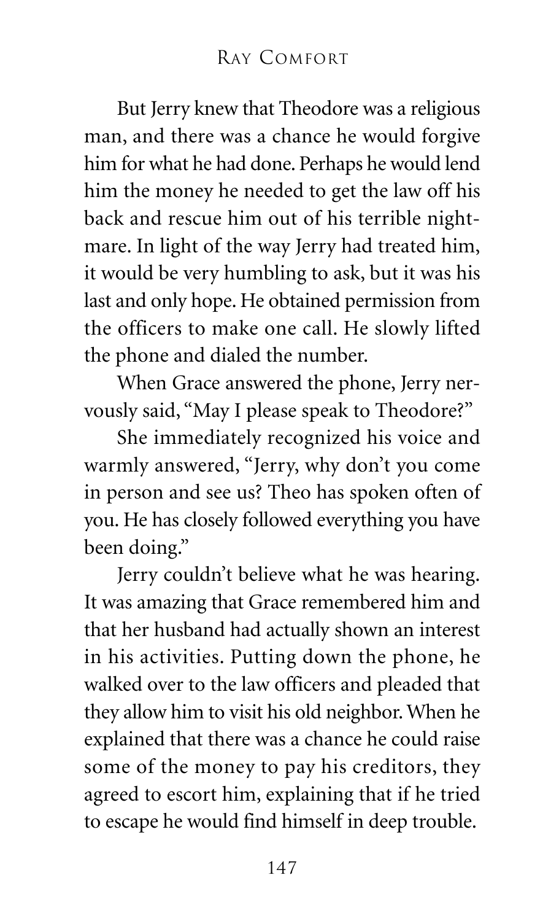But Jerry knew that Theodore was a religious man, and there was a chance he would forgive him for what he had done. Perhaps he would lend him the money he needed to get the law off his back and rescue him out of his terrible nightmare. In light of the way Jerry had treated him, it would be very humbling to ask, but it was his last and only hope. He obtained permission from the officers to make one call. He slowly lifted the phone and dialed the number.

When Grace answered the phone, Jerry nervously said, "May I please speak to Theodore?"

She immediately recognized his voice and warmly answered, "Jerry, why don't you come in person and see us? Theo has spoken often of you. He has closely followed everything you have been doing."

Jerry couldn't believe what he was hearing. It was amazing that Grace remembered him and that her husband had actually shown an interest in his activities. Putting down the phone, he walked over to the law officers and pleaded that they allow him to visit his old neighbor. When he explained that there was a chance he could raise some of the money to pay his creditors, they agreed to escort him, explaining that if he tried to escape he would find himself in deep trouble.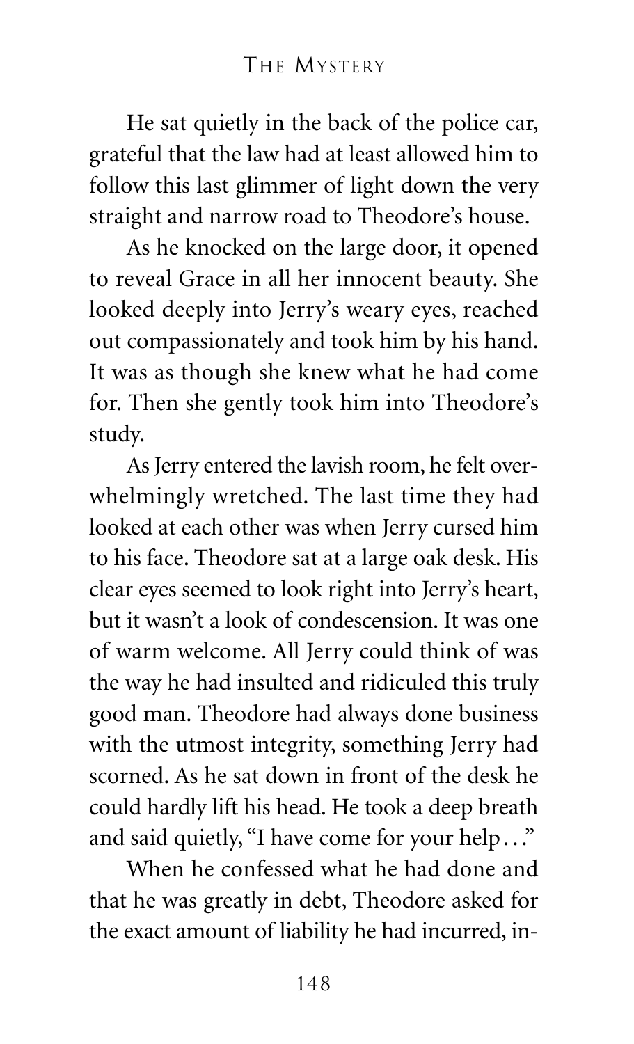He sat quietly in the back of the police car, grateful that the law had at least allowed him to follow this last glimmer of light down the very straight and narrow road to Theodore's house.

As he knocked on the large door, it opened to reveal Grace in all her innocent beauty. She looked deeply into Jerry's weary eyes, reached out compassionately and took him by his hand. It was as though she knew what he had come for. Then she gently took him into Theodore's study.

As Jerry entered the lavish room, he felt overwhelmingly wretched. The last time they had looked at each other was when Jerry cursed him to his face. Theodore sat at a large oak desk. His clear eyes seemed to look right into Jerry's heart, but it wasn't a look of condescension. It was one of warm welcome. All Jerry could think of was the way he had insulted and ridiculed this truly good man. Theodore had always done business with the utmost integrity, something Jerry had scorned. As he sat down in front of the desk he could hardly lift his head. He took a deep breath and said quietly, "I have come for your help..."

When he confessed what he had done and that he was greatly in debt, Theodore asked for the exact amount of liability he had incurred, in-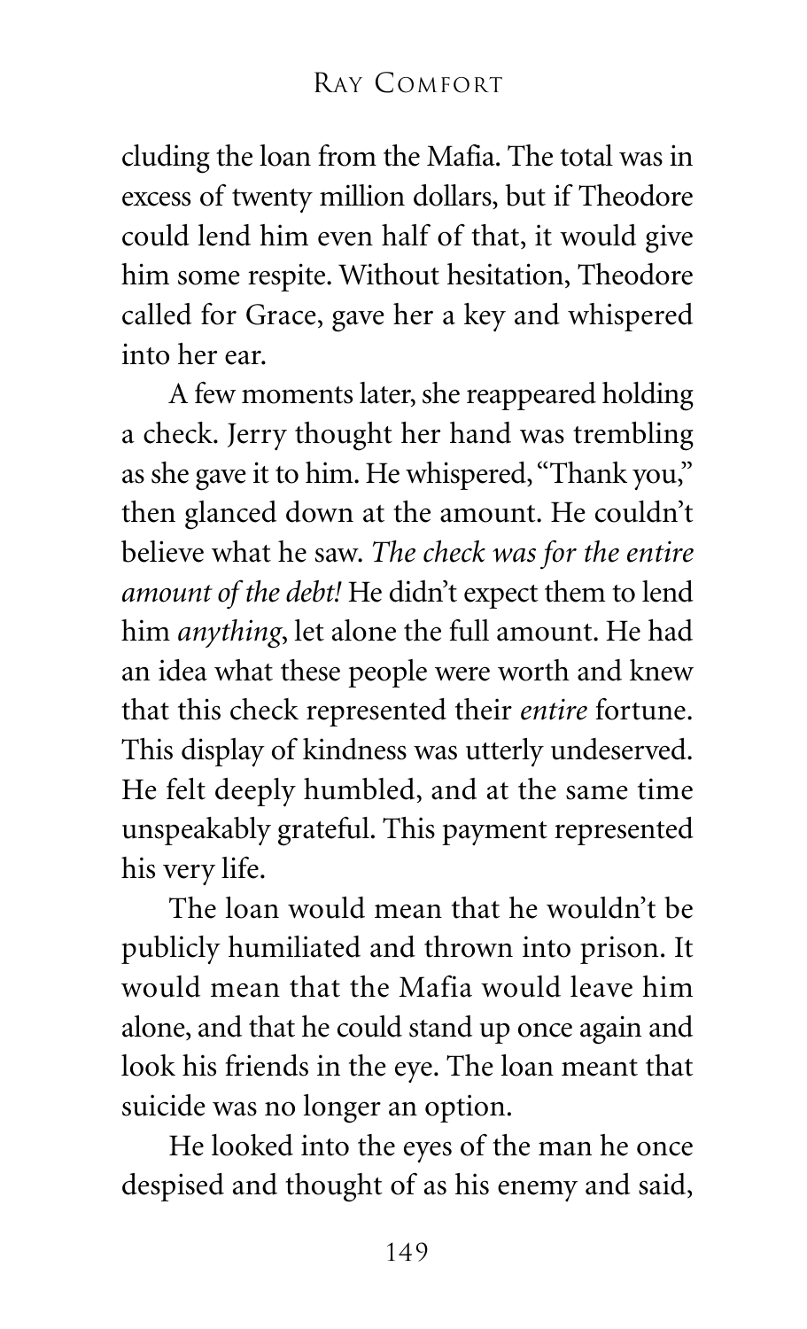cluding the loan from the Mafia. The total was in excess of twenty million dollars, but if Theodore could lend him even half of that, it would give him some respite. Without hesitation, Theodore called for Grace, gave her a key and whispered into her ear.

A few moments later, she reappeared holding a check. Jerry thought her hand was trembling as she gave it to him. He whispered, "Thank you," then glanced down at the amount. He couldn't believe what he saw. *The check was for the entire amount of the debt!* He didn't expect them to lend him *anything*, let alone the full amount. He had an idea what these people were worth and knew that this check represented their *entire* fortune. This display of kindness was utterly undeserved. He felt deeply humbled, and at the same time unspeakably grateful. This payment represented his very life.

The loan would mean that he wouldn't be publicly humiliated and thrown into prison. It would mean that the Mafia would leave him alone, and that he could stand up once again and look his friends in the eye. The loan meant that suicide was no longer an option.

He looked into the eyes of the man he once despised and thought of as his enemy and said,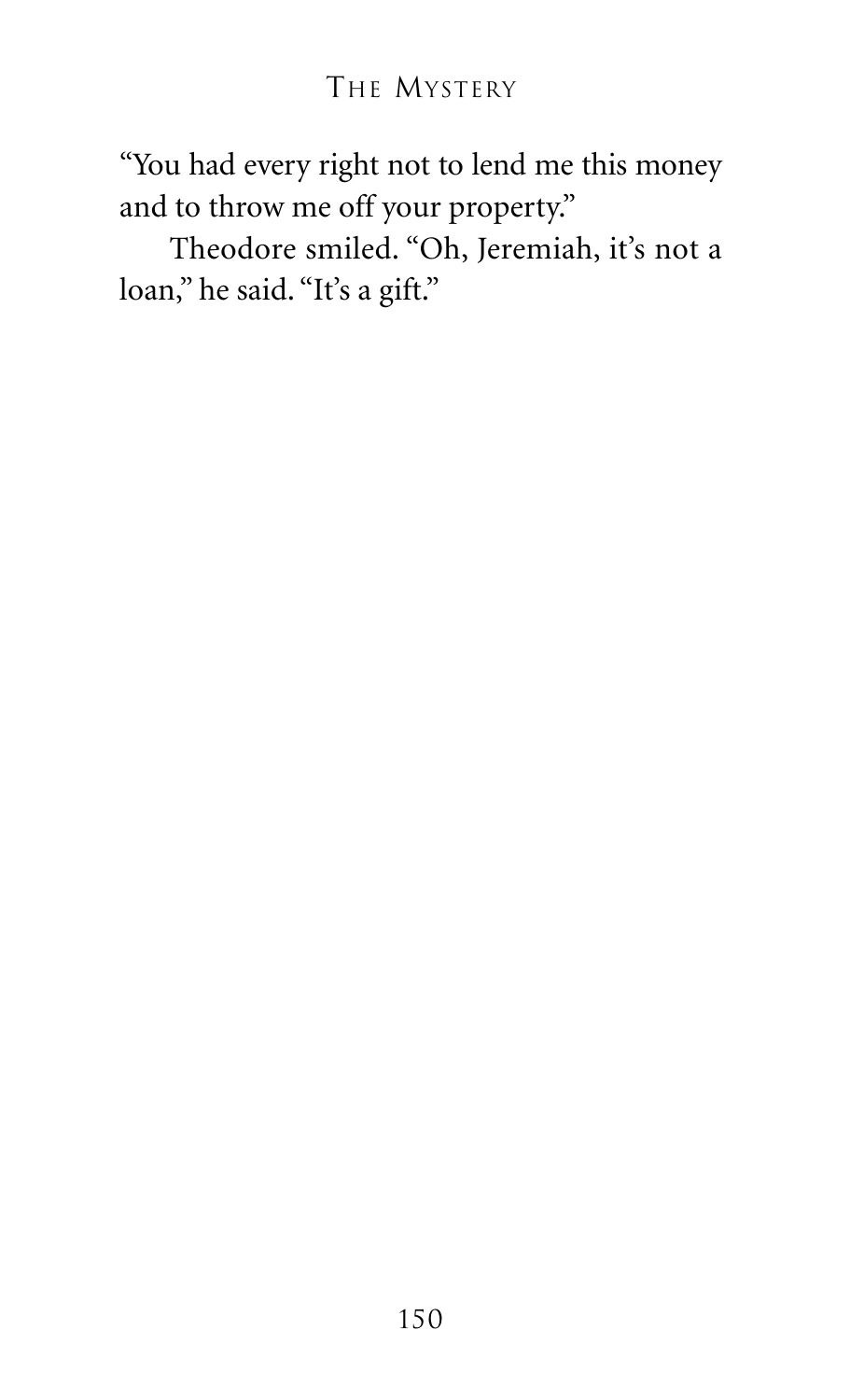"You had every right not to lend me this money and to throw me off your property."

Theodore smiled. "Oh, Jeremiah, it's not a loan," he said. "It's a gift."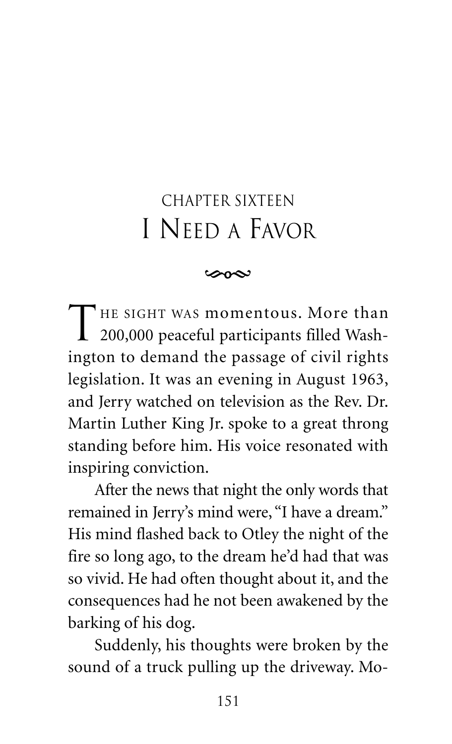# CHAPTER SIXTEEN
# I Need a Favor

THE SIGHT WAS momentous. More than 200,000 peaceful participants filled Washington to demand the passage of civil rights legislation. It was an evening in August 1963, and Jerry watched on television as the Rev. Dr. Martin Luther King Jr. spoke to a great throng standing before him. His voice resonated with inspiring conviction.

After the news that night the only words that remained in Jerry's mind were, "I have a dream." His mind flashed back to Otley the night of the fire so long ago, to the dream he'd had that was so vivid. He had often thought about it, and the consequences had he not been awakened by the barking of his dog.

Suddenly, his thoughts were broken by the sound of a truck pulling up the driveway. Mo-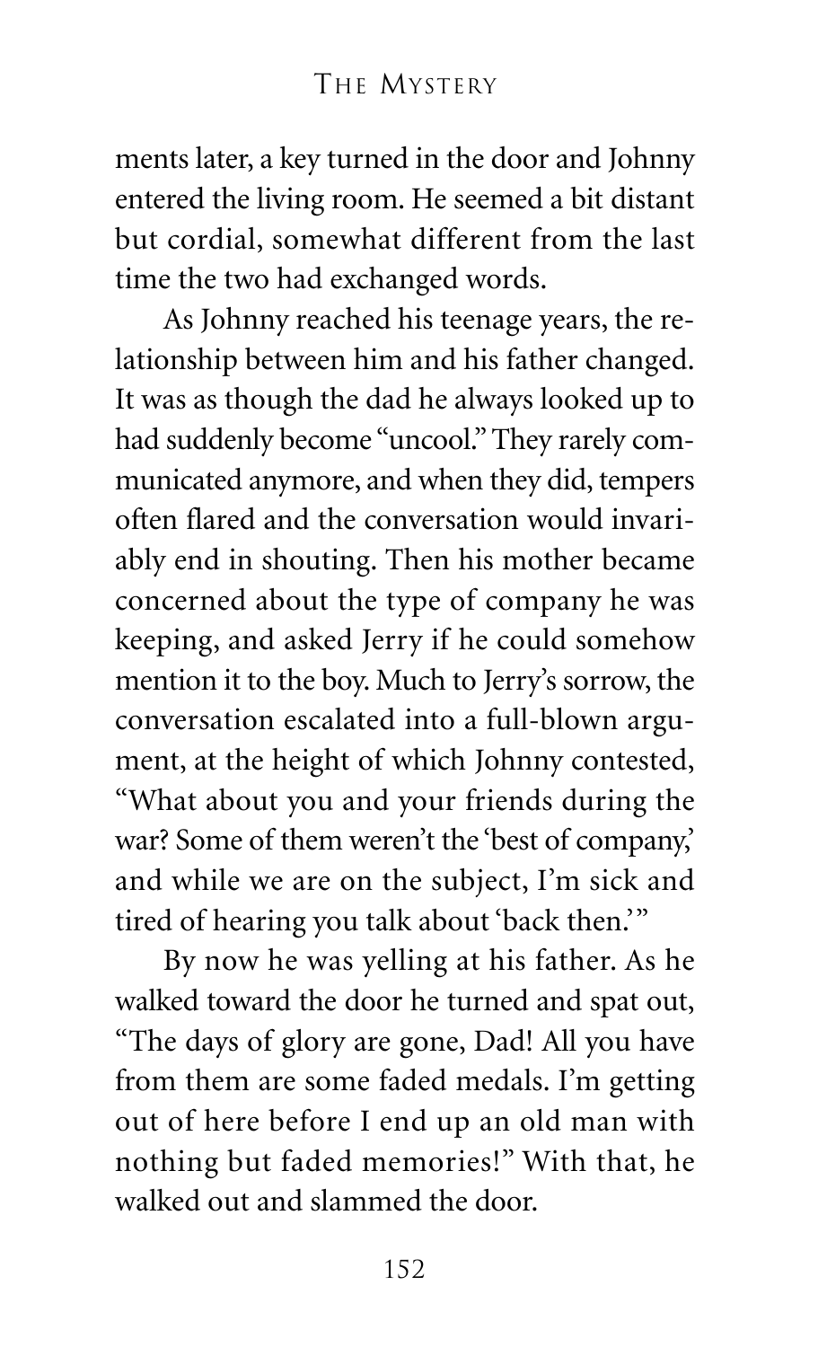ments later, a key turned in the door and Johnny entered the living room. He seemed a bit distant but cordial, somewhat different from the last time the two had exchanged words.

As Johnny reached his teenage years, the relationship between him and his father changed. It was as though the dad he always looked up to had suddenly become "uncool." They rarely communicated anymore, and when they did, tempers often flared and the conversation would invariably end in shouting. Then his mother became concerned about the type of company he was keeping, and asked Jerry if he could somehow mention it to the boy. Much to Jerry's sorrow, the conversation escalated into a full-blown argument, at the height of which Johnny contested, "What about you and your friends during the war? Some of them weren't the 'best of company,' and while we are on the subject, I'm sick and tired of hearing you talk about 'back then.'"

By now he was yelling at his father. As he walked toward the door he turned and spat out, "The days of glory are gone, Dad! All you have from them are some faded medals. I'm getting out of here before I end up an old man with nothing but faded memories!" With that, he walked out and slammed the door.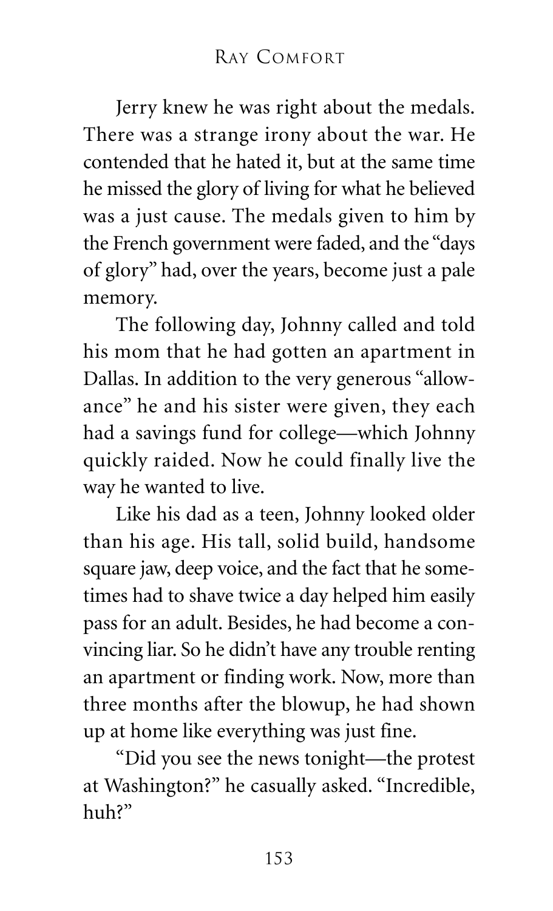Jerry knew he was right about the medals. There was a strange irony about the war. He contended that he hated it, but at the same time he missed the glory of living for what he believed was a just cause. The medals given to him by the French government were faded, and the "days of glory" had, over the years, become just a pale memory.

The following day, Johnny called and told his mom that he had gotten an apartment in Dallas. In addition to the very generous "allowance" he and his sister were given, they each had a savings fund for college—which Johnny quickly raided. Now he could finally live the way he wanted to live.

Like his dad as a teen, Johnny looked older than his age. His tall, solid build, handsome square jaw, deep voice, and the fact that he sometimes had to shave twice a day helped him easily pass for an adult. Besides, he had become a convincing liar. So he didn't have any trouble renting an apartment or finding work. Now, more than three months after the blowup, he had shown up at home like everything was just fine.

"Did you see the news tonight—the protest at Washington?" he casually asked. "Incredible, huh?"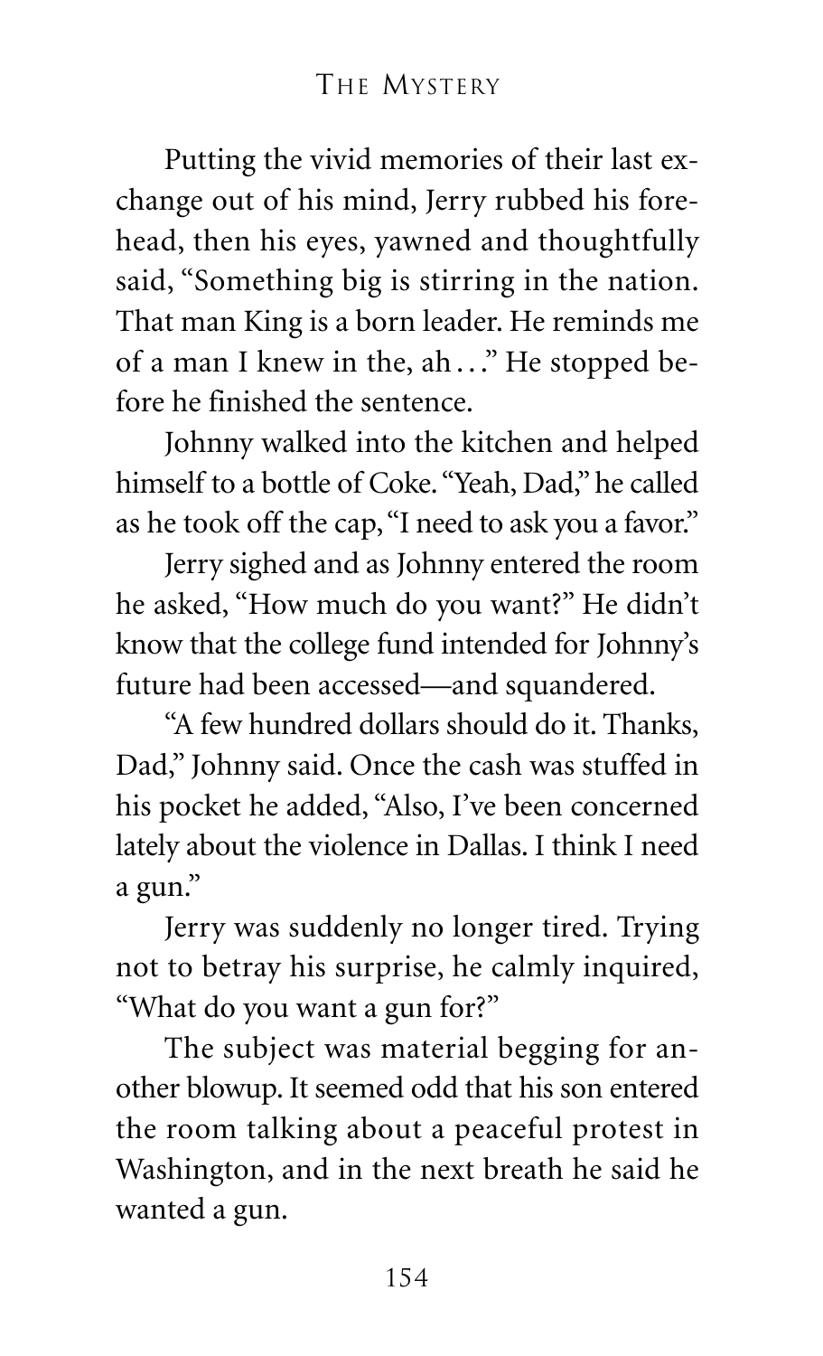Putting the vivid memories of their last exchange out of his mind, Jerry rubbed his forehead, then his eyes, yawned and thoughtfully said, "Something big is stirring in the nation. That man King is a born leader. He reminds me of a man I knew in the, ah..." He stopped before he finished the sentence.

Johnny walked into the kitchen and helped himself to a bottle of Coke. "Yeah, Dad," he called as he took off the cap, "I need to ask you a favor."

Jerry sighed and as Johnny entered the room he asked, "How much do you want?" He didn't know that the college fund intended for Johnny's future had been accessed—and squandered.

"A few hundred dollars should do it. Thanks, Dad," Johnny said. Once the cash was stuffed in his pocket he added, "Also, I've been concerned lately about the violence in Dallas. I think I need a gun."

Jerry was suddenly no longer tired. Trying not to betray his surprise, he calmly inquired, "What do you want a gun for?"

The subject was material begging for another blowup. It seemed odd that his son entered the room talking about a peaceful protest in Washington, and in the next breath he said he wanted a gun.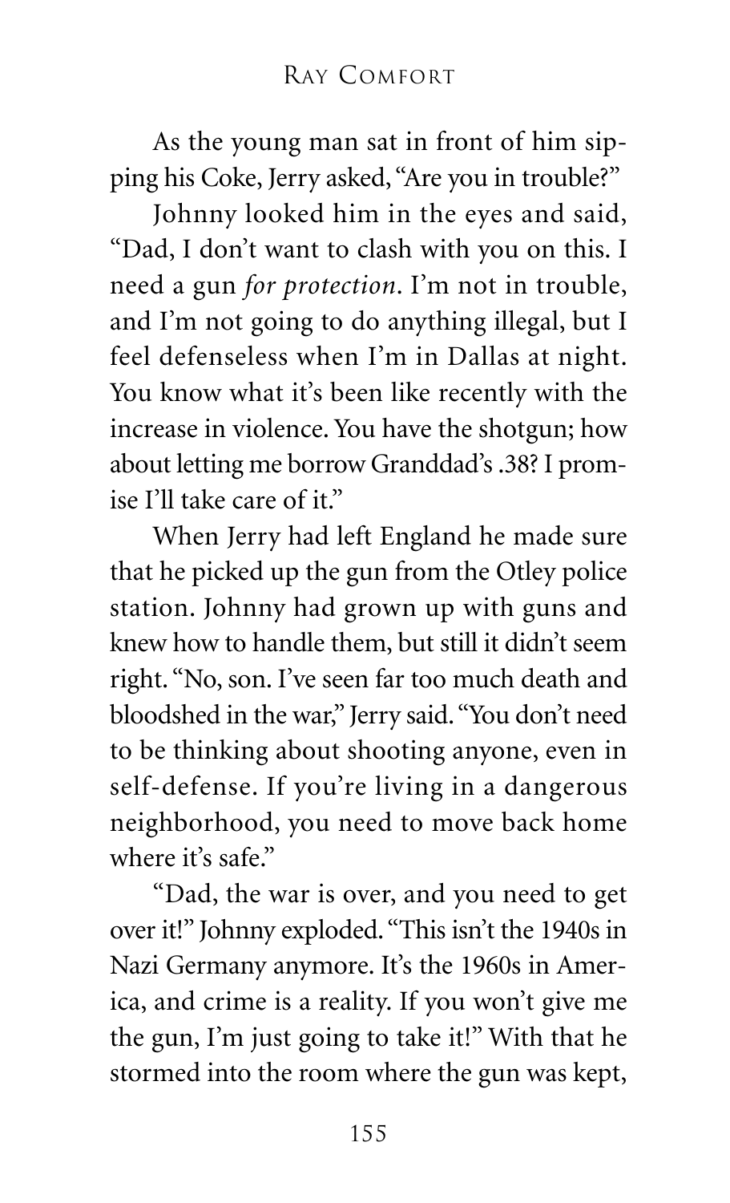As the young man sat in front of him sipping his Coke, Jerry asked, "Are you in trouble?"

Johnny looked him in the eyes and said, "Dad, I don't want to clash with you on this. I need a gun *for protection*. I'm not in trouble, and I'm not going to do anything illegal, but I feel defenseless when I'm in Dallas at night. You know what it's been like recently with the increase in violence. You have the shotgun; how about letting me borrow Granddad's .38? I promise I'll take care of it."

When Jerry had left England he made sure that he picked up the gun from the Otley police station. Johnny had grown up with guns and knew how to handle them, but still it didn't seem right. "No, son. I've seen far too much death and bloodshed in the war," Jerry said. "You don't need to be thinking about shooting anyone, even in self-defense. If you're living in a dangerous neighborhood, you need to move back home where it's safe."

"Dad, the war is over, and you need to get over it!" Johnny exploded. "This isn't the 1940s in Nazi Germany anymore. It's the 1960s in America, and crime is a reality. If you won't give me the gun, I'm just going to take it!" With that he stormed into the room where the gun was kept,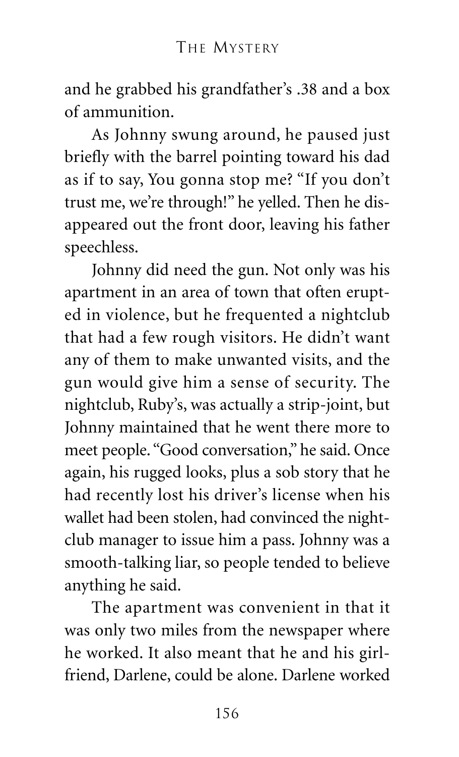and he grabbed his grandfather's .38 and a box of ammunition.

As Johnny swung around, he paused just briefly with the barrel pointing toward his dad as if to say, You gonna stop me? "If you don't trust me, we're through!" he yelled. Then he disappeared out the front door, leaving his father speechless.

Johnny did need the gun. Not only was his apartment in an area of town that often erupted in violence, but he frequented a nightclub that had a few rough visitors. He didn't want any of them to make unwanted visits, and the gun would give him a sense of security. The nightclub, Ruby's, was actually a strip-joint, but Johnny maintained that he went there more to meet people. "Good conversation," he said. Once again, his rugged looks, plus a sob story that he had recently lost his driver's license when his wallet had been stolen, had convinced the nightclub manager to issue him a pass. Johnny was a smooth-talking liar, so people tended to believe anything he said.

The apartment was convenient in that it was only two miles from the newspaper where he worked. It also meant that he and his girlfriend, Darlene, could be alone. Darlene worked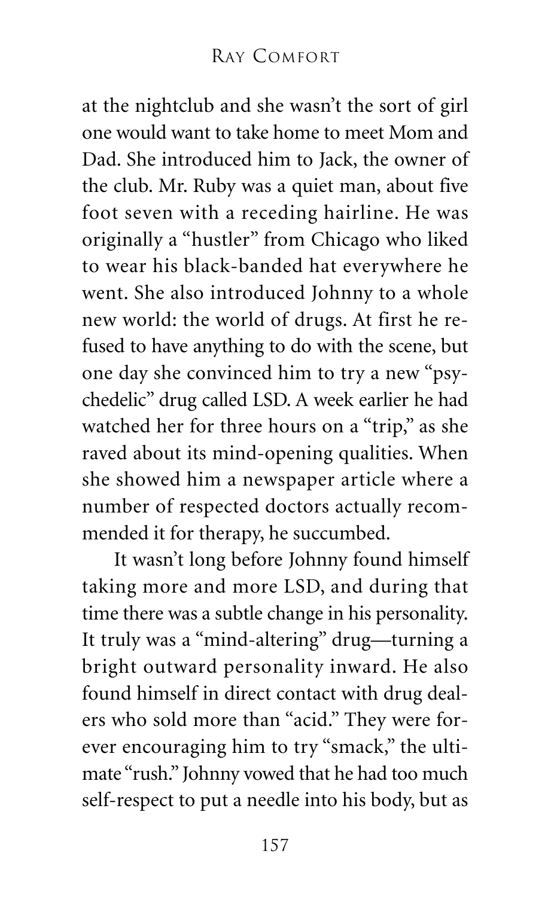at the nightclub and she wasn't the sort of girl one would want to take home to meet Mom and Dad. She introduced him to Jack, the owner of the club. Mr. Ruby was a quiet man, about five foot seven with a receding hairline. He was originally a "hustler" from Chicago who liked to wear his black-banded hat everywhere he went. She also introduced Johnny to a whole new world: the world of drugs. At first he refused to have anything to do with the scene, but one day she convinced him to try a new "psychedelic" drug called LSD. A week earlier he had watched her for three hours on a "trip," as she raved about its mind-opening qualities. When she showed him a newspaper article where a number of respected doctors actually recommended it for therapy, he succumbed.

It wasn't long before Johnny found himself taking more and more LSD, and during that time there was a subtle change in his personality. It truly was a "mind-altering" drug—turning a bright outward personality inward. He also found himself in direct contact with drug dealers who sold more than "acid." They were forever encouraging him to try "smack," the ultimate "rush." Johnny vowed that he had too much self-respect to put a needle into his body, but as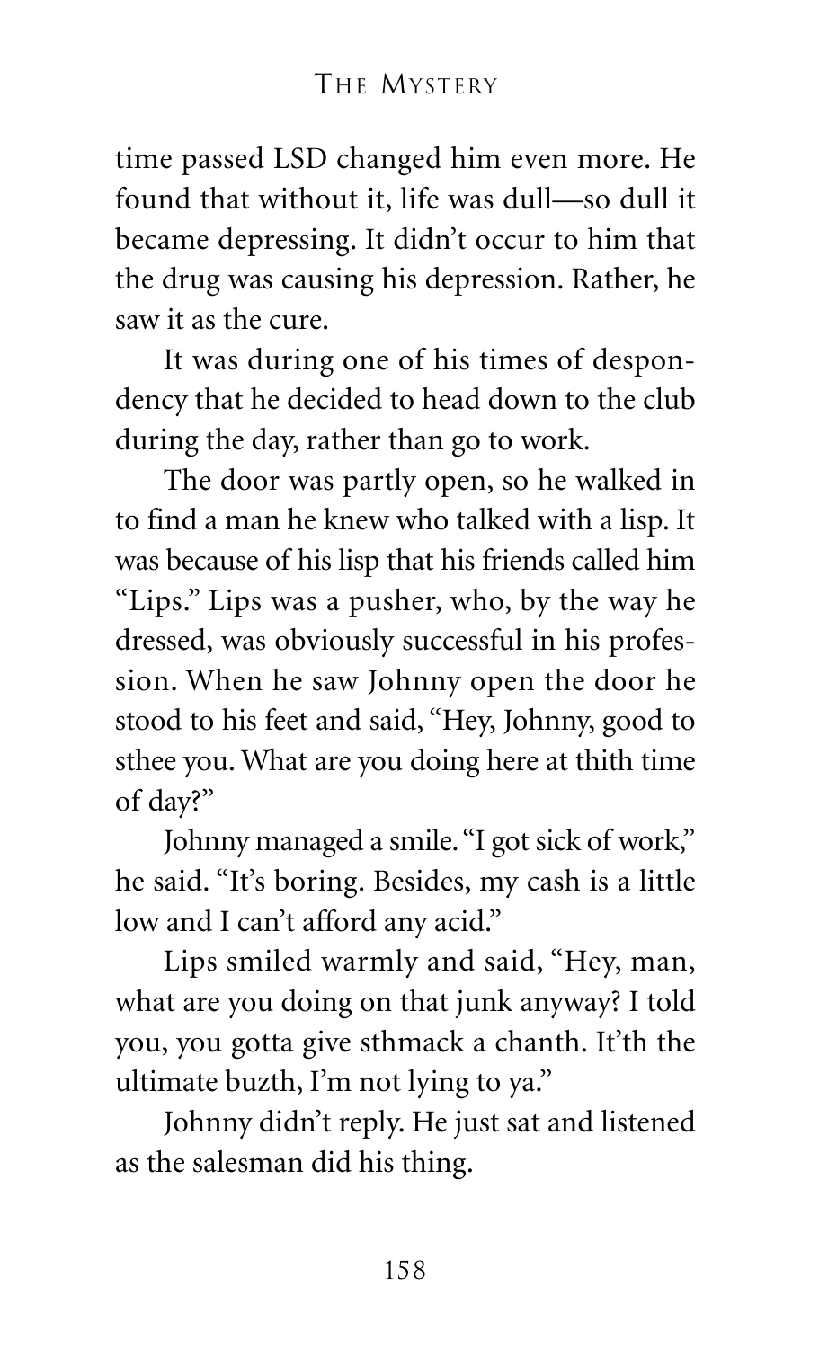time passed LSD changed him even more. He found that without it, life was dull—so dull it became depressing. It didn't occur to him that the drug was causing his depression. Rather, he saw it as the cure.

It was during one of his times of despondency that he decided to head down to the club during the day, rather than go to work.

The door was partly open, so he walked in to find a man he knew who talked with a lisp. It was because of his lisp that his friends called him "Lips." Lips was a pusher, who, by the way he dressed, was obviously successful in his profession. When he saw Johnny open the door he stood to his feet and said, "Hey, Johnny, good to sthee you. What are you doing here at thith time of day?"

Johnny managed a smile. "I got sick of work," he said. "It's boring. Besides, my cash is a little low and I can't afford any acid."

Lips smiled warmly and said, "Hey, man, what are you doing on that junk anyway? I told you, you gotta give sthmack a chanth. It'th the ultimate buzth, I'm not lying to ya."

Johnny didn't reply. He just sat and listened as the salesman did his thing.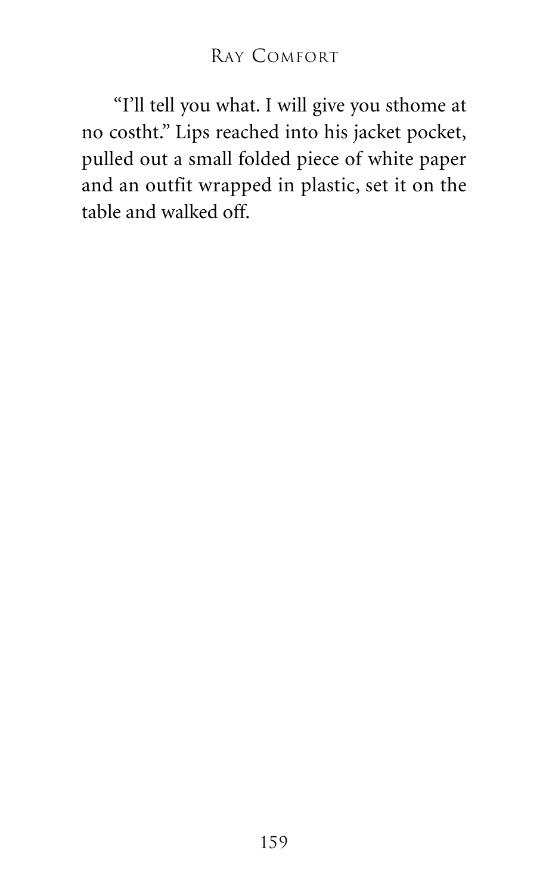"I'll tell you what. I will give you sthome at no costht." Lips reached into his jacket pocket, pulled out a small folded piece of white paper and an outfit wrapped in plastic, set it on the table and walked off.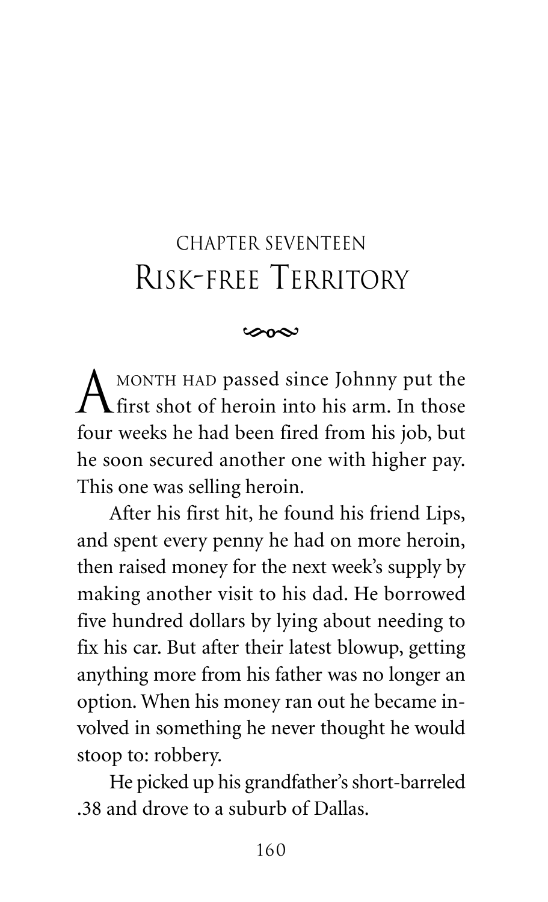# CHAPTER SEVENTEEN
# Risk-free Territory

A MONTH HAD passed since Johnny put the first shot of heroin into his arm. In those four weeks he had been fired from his job, but he soon secured another one with higher pay. This one was selling heroin.

After his first hit, he found his friend Lips, and spent every penny he had on more heroin, then raised money for the next week's supply by making another visit to his dad. He borrowed five hundred dollars by lying about needing to fix his car. But after their latest blowup, getting anything more from his father was no longer an option. When his money ran out he became involved in something he never thought he would stoop to: robbery.

He picked up his grandfather's short-barreled .38 and drove to a suburb of Dallas.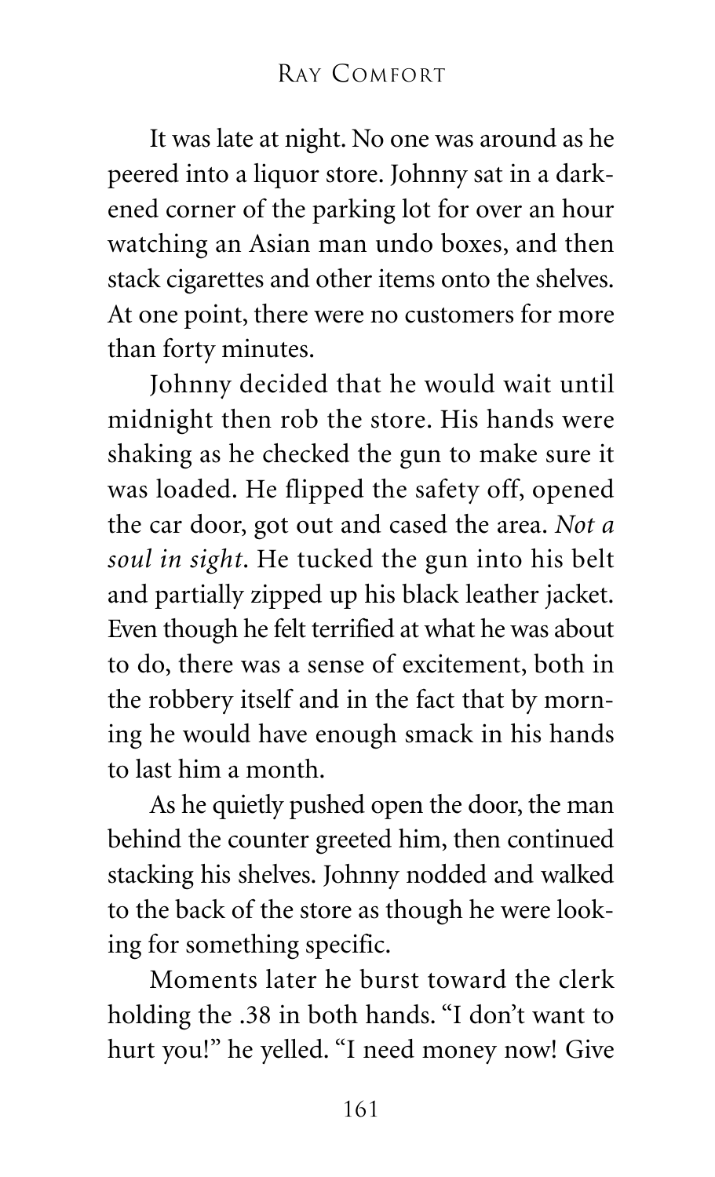It was late at night. No one was around as he peered into a liquor store. Johnny sat in a darkened corner of the parking lot for over an hour watching an Asian man undo boxes, and then stack cigarettes and other items onto the shelves. At one point, there were no customers for more than forty minutes.

Johnny decided that he would wait until midnight then rob the store. His hands were shaking as he checked the gun to make sure it was loaded. He flipped the safety off, opened the car door, got out and cased the area. *Not a soul in sight*. He tucked the gun into his belt and partially zipped up his black leather jacket. Even though he felt terrified at what he was about to do, there was a sense of excitement, both in the robbery itself and in the fact that by morning he would have enough smack in his hands to last him a month.

As he quietly pushed open the door, the man behind the counter greeted him, then continued stacking his shelves. Johnny nodded and walked to the back of the store as though he were looking for something specific.

Moments later he burst toward the clerk holding the .38 in both hands. "I don't want to hurt you!" he yelled. "I need money now! Give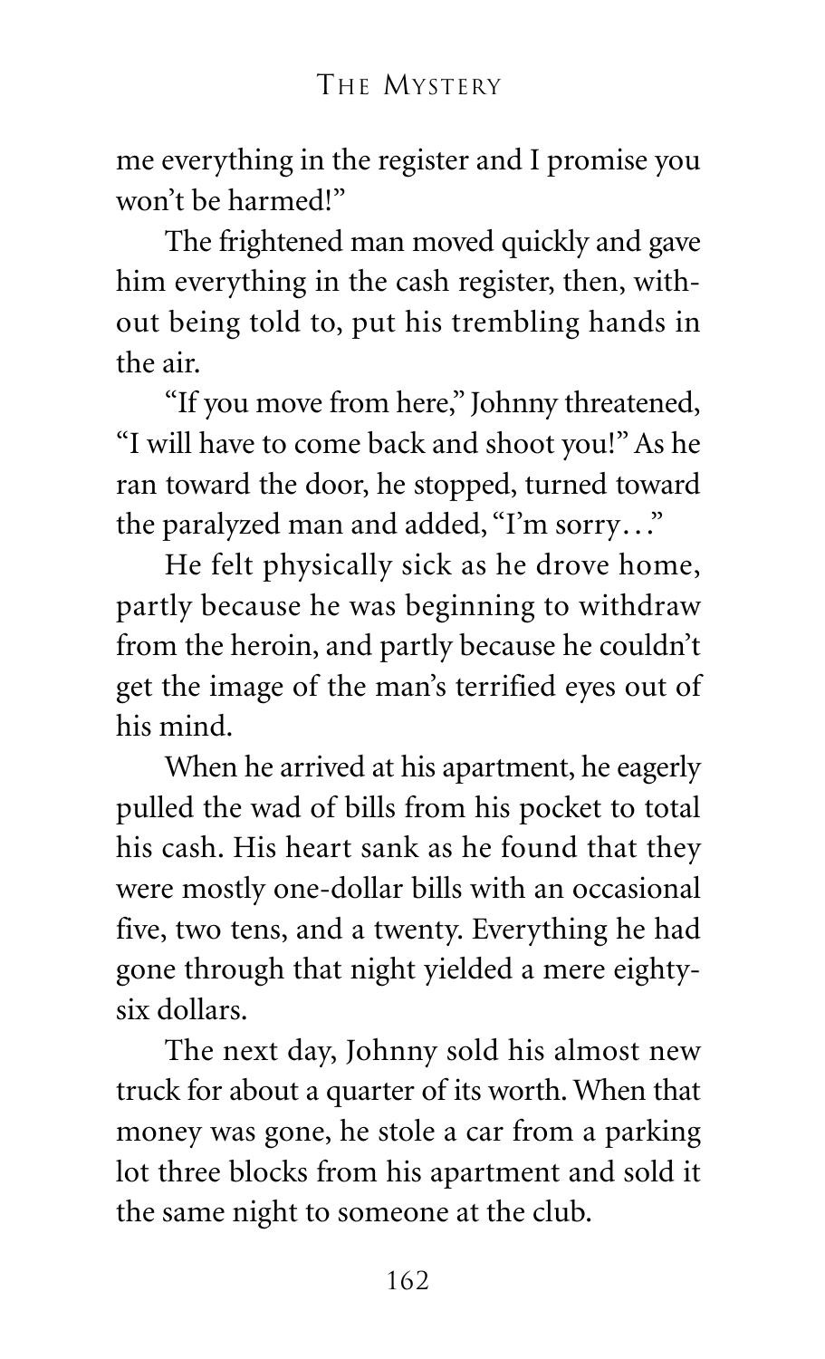me everything in the register and I promise you won't be harmed!"

The frightened man moved quickly and gave him everything in the cash register, then, without being told to, put his trembling hands in the air.

"If you move from here," Johnny threatened, "I will have to come back and shoot you!" As he ran toward the door, he stopped, turned toward the paralyzed man and added, "I'm sorry…"

He felt physically sick as he drove home, partly because he was beginning to withdraw from the heroin, and partly because he couldn't get the image of the man's terrified eyes out of his mind.

When he arrived at his apartment, he eagerly pulled the wad of bills from his pocket to total his cash. His heart sank as he found that they were mostly one-dollar bills with an occasional five, two tens, and a twenty. Everything he had gone through that night yielded a mere eighty-six dollars.

The next day, Johnny sold his almost new truck for about a quarter of its worth. When that money was gone, he stole a car from a parking lot three blocks from his apartment and sold it the same night to someone at the club.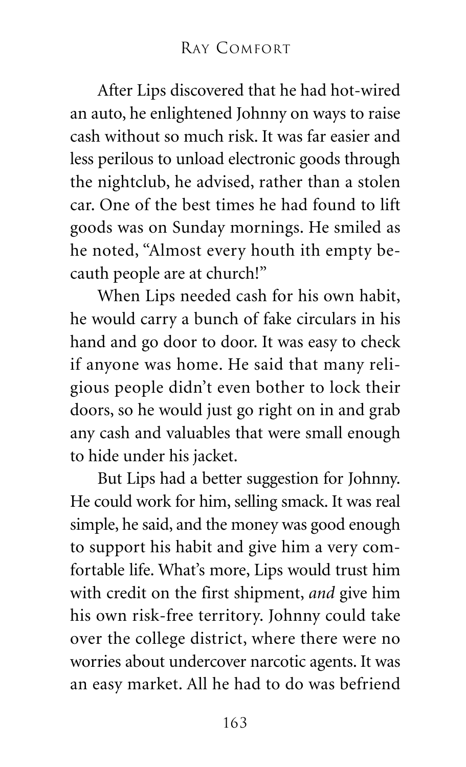After Lips discovered that he had hot-wired an auto, he enlightened Johnny on ways to raise cash without so much risk. It was far easier and less perilous to unload electronic goods through the nightclub, he advised, rather than a stolen car. One of the best times he had found to lift goods was on Sunday mornings. He smiled as he noted, "Almost every houth ith empty becauth people are at church!"

When Lips needed cash for his own habit, he would carry a bunch of fake circulars in his hand and go door to door. It was easy to check if anyone was home. He said that many religious people didn't even bother to lock their doors, so he would just go right on in and grab any cash and valuables that were small enough to hide under his jacket.

But Lips had a better suggestion for Johnny. He could work for him, selling smack. It was real simple, he said, and the money was good enough to support his habit and give him a very comfortable life. What's more, Lips would trust him with credit on the first shipment, *and* give him his own risk-free territory. Johnny could take over the college district, where there were no worries about undercover narcotic agents. It was an easy market. All he had to do was befriend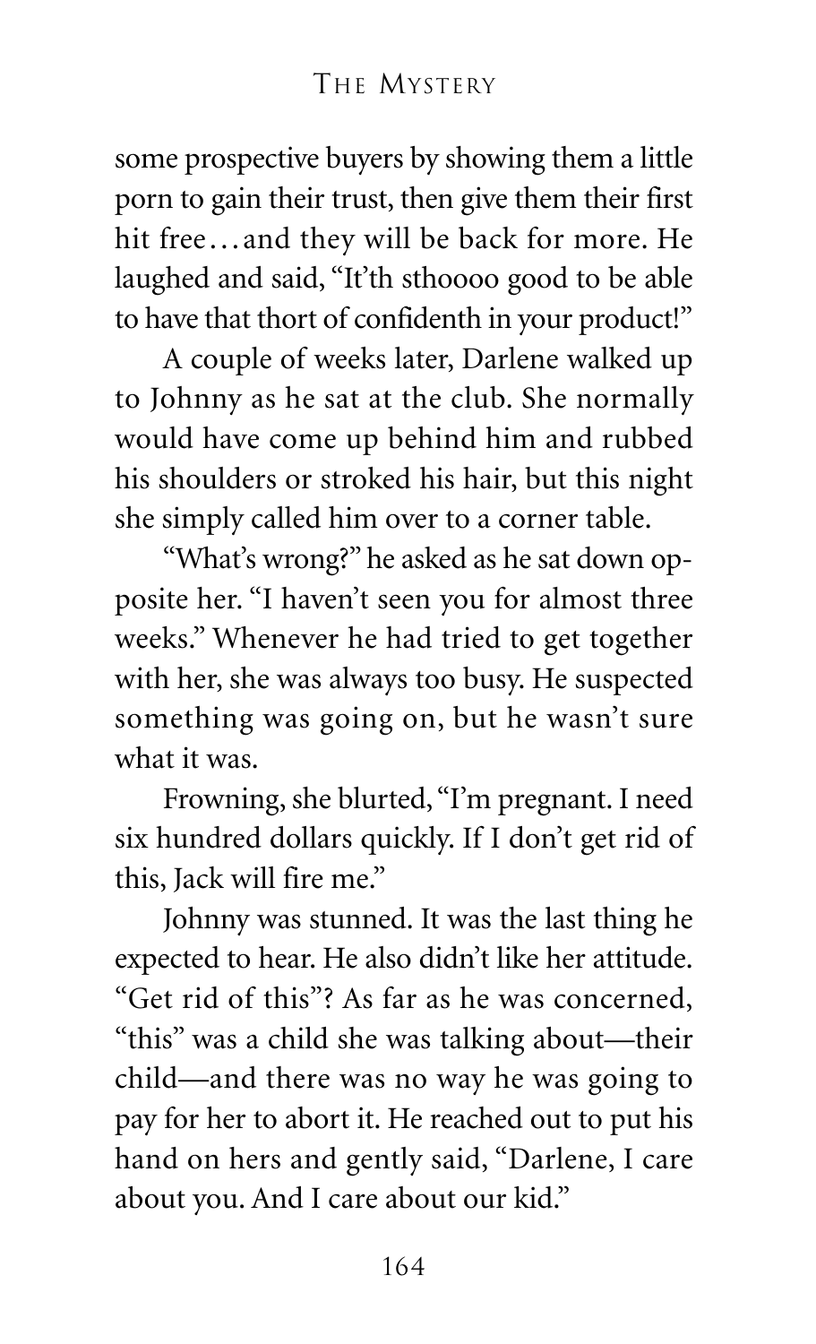some prospective buyers by showing them a little porn to gain their trust, then give them their first hit free…and they will be back for more. He laughed and said, "It'th sthoooo good to be able to have that thort of confidenth in your product!"

A couple of weeks later, Darlene walked up to Johnny as he sat at the club. She normally would have come up behind him and rubbed his shoulders or stroked his hair, but this night she simply called him over to a corner table.

"What's wrong?" he asked as he sat down opposite her. "I haven't seen you for almost three weeks." Whenever he had tried to get together with her, she was always too busy. He suspected something was going on, but he wasn't sure what it was.

Frowning, she blurted, "I'm pregnant. I need six hundred dollars quickly. If I don't get rid of this, Jack will fire me."

Johnny was stunned. It was the last thing he expected to hear. He also didn't like her attitude. "Get rid of this"? As far as he was concerned, "this" was a child she was talking about—their child—and there was no way he was going to pay for her to abort it. He reached out to put his hand on hers and gently said, "Darlene, I care about you. And I care about our kid."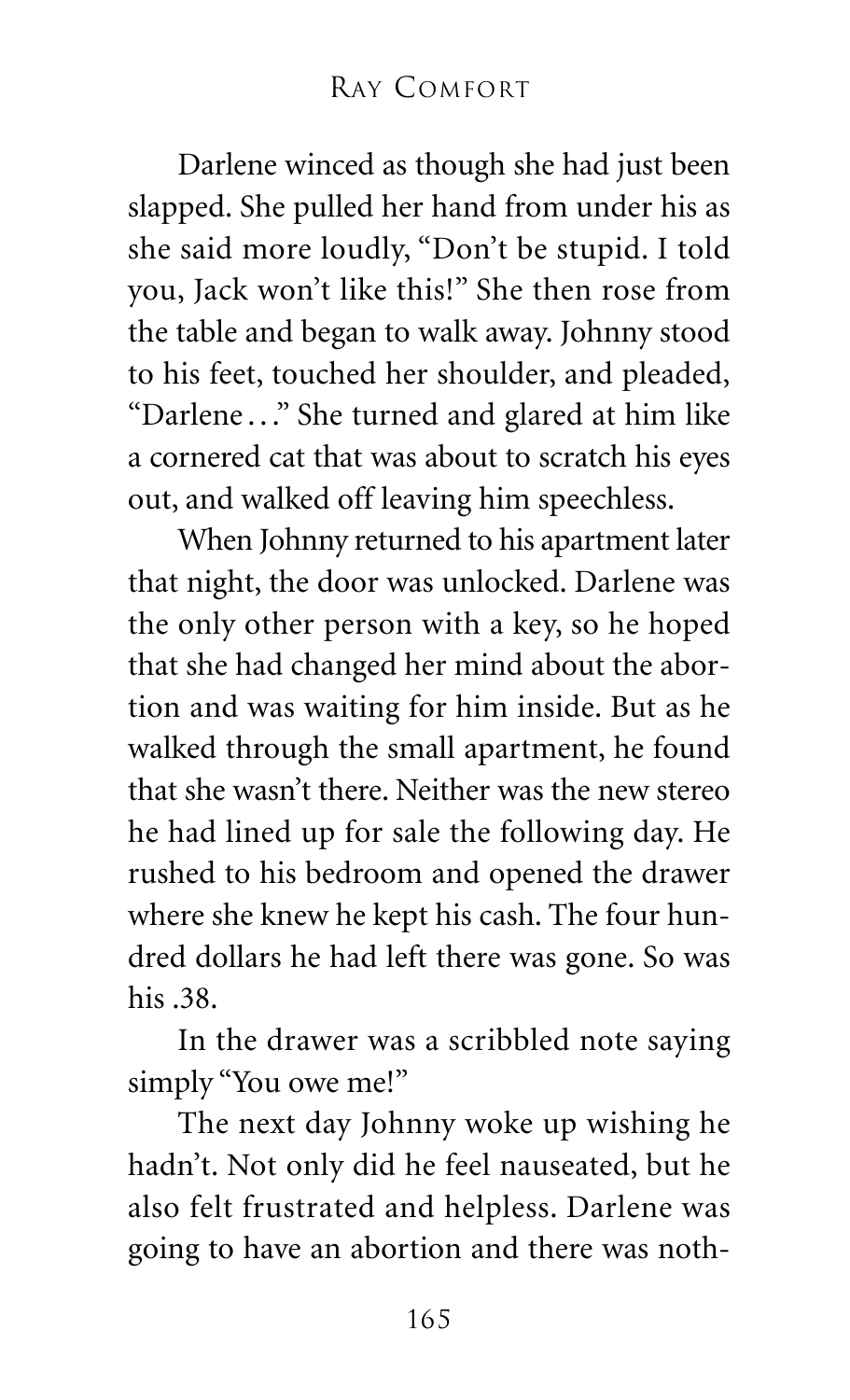Darlene winced as though she had just been slapped. She pulled her hand from under his as she said more loudly, "Don't be stupid. I told you, Jack won't like this!" She then rose from the table and began to walk away. Johnny stood to his feet, touched her shoulder, and pleaded, "Darlene..." She turned and glared at him like a cornered cat that was about to scratch his eyes out, and walked off leaving him speechless.

When Johnny returned to his apartment later that night, the door was unlocked. Darlene was the only other person with a key, so he hoped that she had changed her mind about the abortion and was waiting for him inside. But as he walked through the small apartment, he found that she wasn't there. Neither was the new stereo he had lined up for sale the following day. He rushed to his bedroom and opened the drawer where she knew he kept his cash. The four hundred dollars he had left there was gone. So was his .38.

In the drawer was a scribbled note saying simply "You owe me!"

The next day Johnny woke up wishing he hadn't. Not only did he feel nauseated, but he also felt frustrated and helpless. Darlene was going to have an abortion and there was noth-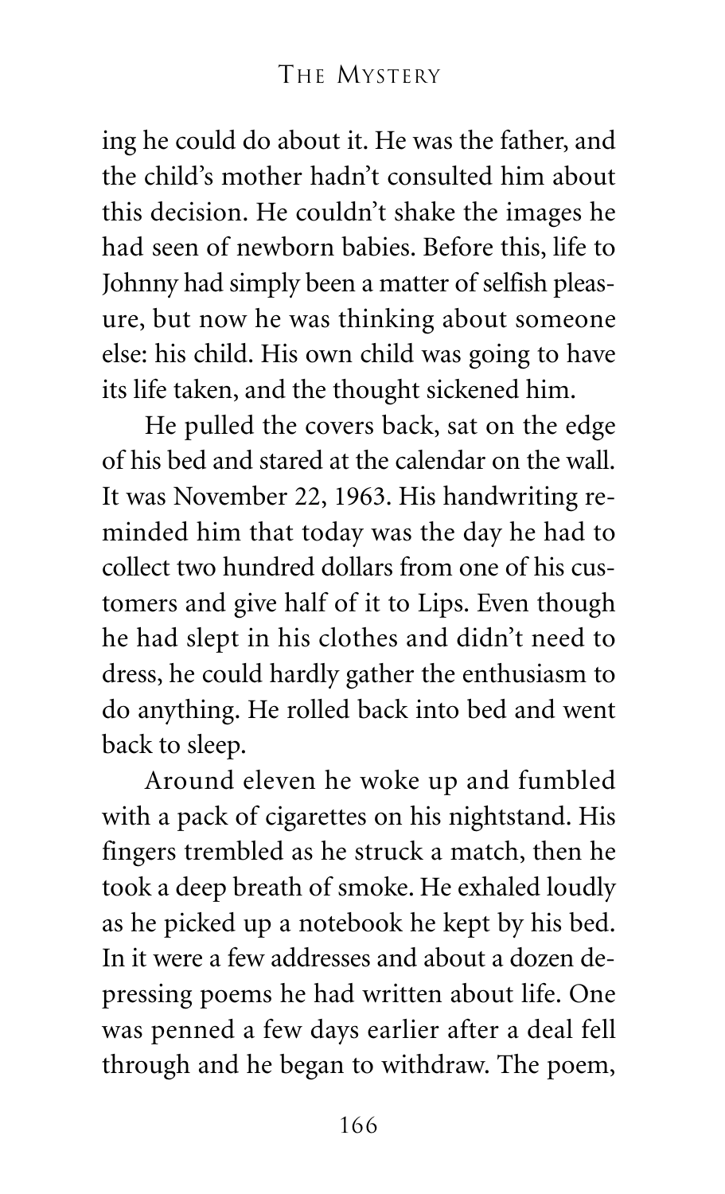ing he could do about it. He was the father, and the child's mother hadn't consulted him about this decision. He couldn't shake the images he had seen of newborn babies. Before this, life to Johnny had simply been a matter of selfish pleasure, but now he was thinking about someone else: his child. His own child was going to have its life taken, and the thought sickened him.

He pulled the covers back, sat on the edge of his bed and stared at the calendar on the wall. It was November 22, 1963. His handwriting reminded him that today was the day he had to collect two hundred dollars from one of his customers and give half of it to Lips. Even though he had slept in his clothes and didn't need to dress, he could hardly gather the enthusiasm to do anything. He rolled back into bed and went back to sleep.

Around eleven he woke up and fumbled with a pack of cigarettes on his nightstand. His fingers trembled as he struck a match, then he took a deep breath of smoke. He exhaled loudly as he picked up a notebook he kept by his bed. In it were a few addresses and about a dozen depressing poems he had written about life. One was penned a few days earlier after a deal fell through and he began to withdraw. The poem,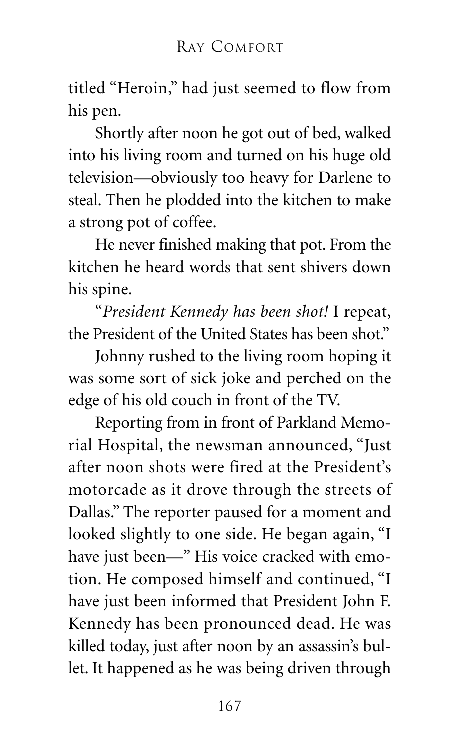titled "Heroin," had just seemed to flow from his pen.

Shortly after noon he got out of bed, walked into his living room and turned on his huge old television—obviously too heavy for Darlene to steal. Then he plodded into the kitchen to make a strong pot of coffee.

He never finished making that pot. From the kitchen he heard words that sent shivers down his spine.

"*President Kennedy has been shot!* I repeat, the President of the United States has been shot."

Johnny rushed to the living room hoping it was some sort of sick joke and perched on the edge of his old couch in front of the TV.

Reporting from in front of Parkland Memorial Hospital, the newsman announced, "Just after noon shots were fired at the President's motorcade as it drove through the streets of Dallas." The reporter paused for a moment and looked slightly to one side. He began again, "I have just been—" His voice cracked with emotion. He composed himself and continued, "I have just been informed that President John F. Kennedy has been pronounced dead. He was killed today, just after noon by an assassin's bullet. It happened as he was being driven through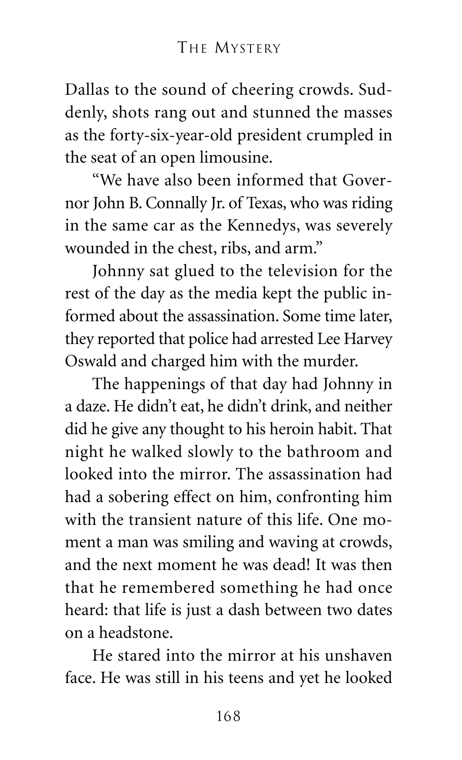Dallas to the sound of cheering crowds. Suddenly, shots rang out and stunned the masses as the forty-six-year-old president crumpled in the seat of an open limousine.

"We have also been informed that Governor John B. Connally Jr. of Texas, who was riding in the same car as the Kennedys, was severely wounded in the chest, ribs, and arm."

Johnny sat glued to the television for the rest of the day as the media kept the public informed about the assassination. Some time later, they reported that police had arrested Lee Harvey Oswald and charged him with the murder.

The happenings of that day had Johnny in a daze. He didn't eat, he didn't drink, and neither did he give any thought to his heroin habit. That night he walked slowly to the bathroom and looked into the mirror. The assassination had had a sobering effect on him, confronting him with the transient nature of this life. One moment a man was smiling and waving at crowds, and the next moment he was dead! It was then that he remembered something he had once heard: that life is just a dash between two dates on a headstone.

He stared into the mirror at his unshaven face. He was still in his teens and yet he looked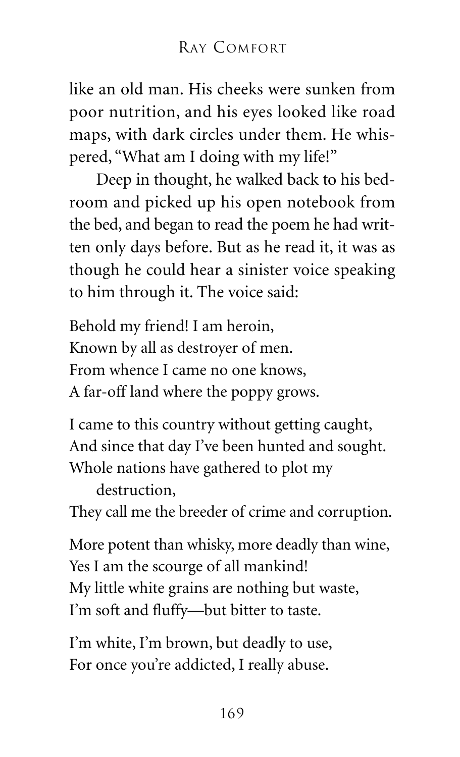like an old man. His cheeks were sunken from poor nutrition, and his eyes looked like road maps, with dark circles under them. He whispered, "What am I doing with my life!"

Deep in thought, he walked back to his bedroom and picked up his open notebook from the bed, and began to read the poem he had written only days before. But as he read it, it was as though he could hear a sinister voice speaking to him through it. The voice said:

Behold my friend! I am heroin,  
Known by all as destroyer of men.  
From whence I came no one knows,  
A far-off land where the poppy grows.

I came to this country without getting caught,  
And since that day I've been hunted and sought.  
Whole nations have gathered to plot my destruction,  
They call me the breeder of crime and corruption.

More potent than whisky, more deadly than wine,  
Yes I am the scourge of all mankind!  
My little white grains are nothing but waste,  
I'm soft and fluffy—but bitter to taste.

I'm white, I'm brown, but deadly to use,  
For once you're addicted, I really abuse.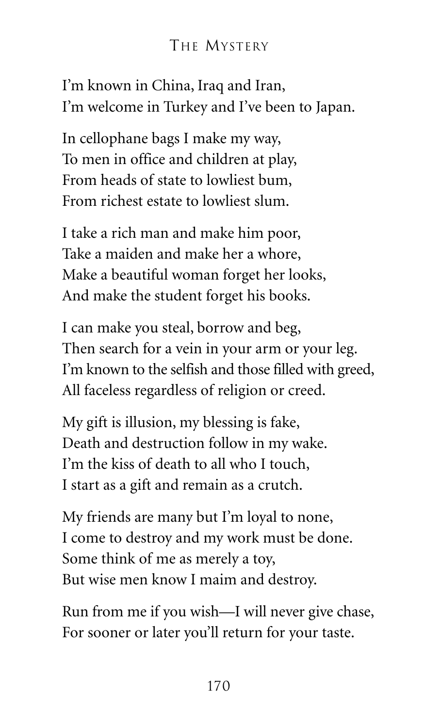# The Mystery

I'm known in China, Iraq and Iran,
I'm welcome in Turkey and I've been to Japan.

In cellophane bags I make my way,
To men in office and children at play,
From heads of state to lowliest bum,
From richest estate to lowliest slum.

I take a rich man and make him poor,
Take a maiden and make her a whore,
Make a beautiful woman forget her looks,
And make the student forget his books.

I can make you steal, borrow and beg,
Then search for a vein in your arm or your leg.
I'm known to the selfish and those filled with greed,
All faceless regardless of religion or creed.

My gift is illusion, my blessing is fake,
Death and destruction follow in my wake.
I'm the kiss of death to all who I touch,
I start as a gift and remain as a crutch.

My friends are many but I'm loyal to none,
I come to destroy and my work must be done.
Some think of me as merely a toy,
But wise men know I maim and destroy.

Run from me if you wish—I will never give chase,
For sooner or later you'll return for your taste.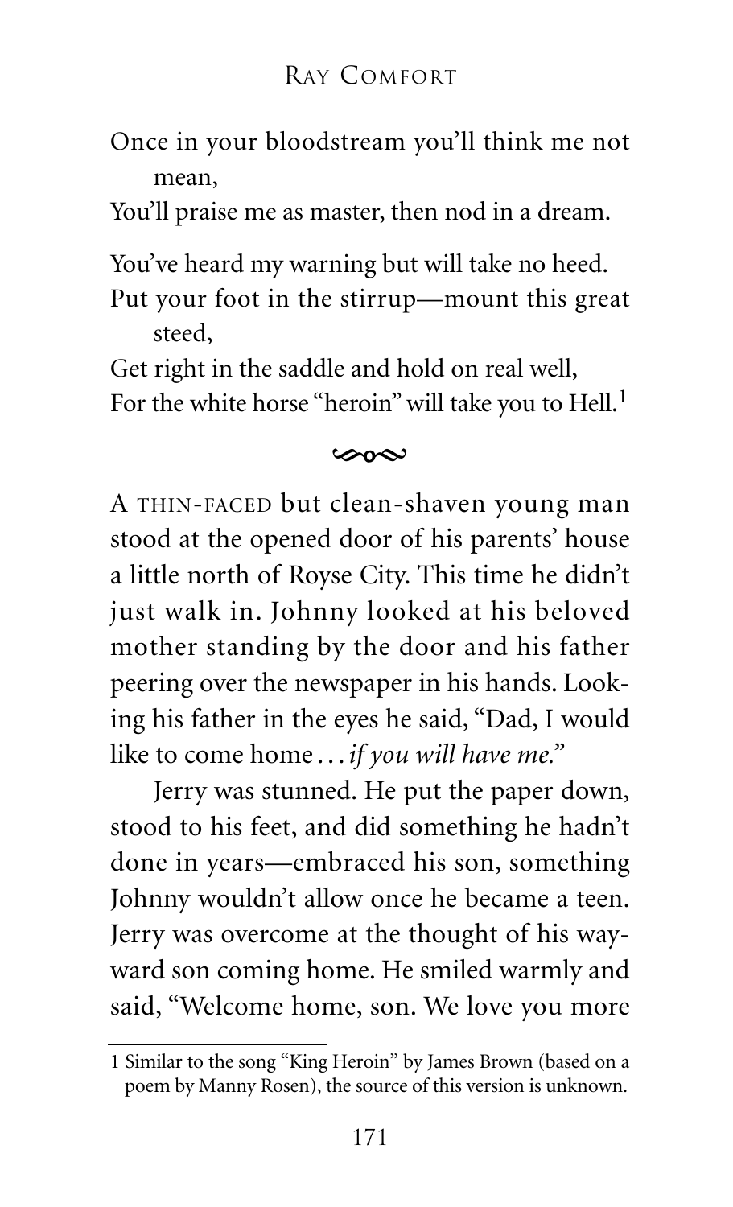Once in your bloodstream you'll think me not mean,
You'll praise me as master, then nod in a dream.

You've heard my warning but will take no heed.
Put your foot in the stirrup—mount this great steed,
Get right in the saddle and hold on real well,
For the white horse "heroin" will take you to Hell.[1]

∽∘∼

A THIN-FACED but clean-shaven young man stood at the opened door of his parents' house a little north of Royse City. This time he didn't just walk in. Johnny looked at his beloved mother standing by the door and his father peering over the newspaper in his hands. Looking his father in the eyes he said, "Dad, I would like to come home . . . *if you will have me.*"

Jerry was stunned. He put the paper down, stood to his feet, and did something he hadn't done in years—embraced his son, something Johnny wouldn't allow once he became a teen. Jerry was overcome at the thought of his wayward son coming home. He smiled warmly and said, "Welcome home, son. We love you more

---

[1] Similar to the song "King Heroin" by James Brown (based on a poem by Manny Rosen), the source of this version is unknown.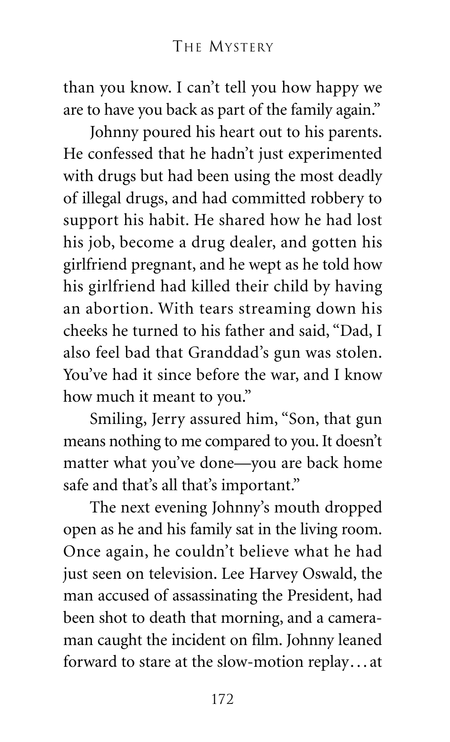than you know. I can't tell you how happy we are to have you back as part of the family again."

Johnny poured his heart out to his parents. He confessed that he hadn't just experimented with drugs but had been using the most deadly of illegal drugs, and had committed robbery to support his habit. He shared how he had lost his job, become a drug dealer, and gotten his girlfriend pregnant, and he wept as he told how his girlfriend had killed their child by having an abortion. With tears streaming down his cheeks he turned to his father and said, "Dad, I also feel bad that Granddad's gun was stolen. You've had it since before the war, and I know how much it meant to you."

Smiling, Jerry assured him, "Son, that gun means nothing to me compared to you. It doesn't matter what you've done—you are back home safe and that's all that's important."

The next evening Johnny's mouth dropped open as he and his family sat in the living room. Once again, he couldn't believe what he had just seen on television. Lee Harvey Oswald, the man accused of assassinating the President, had been shot to death that morning, and a cameraman caught the incident on film. Johnny leaned forward to stare at the slow-motion replay… at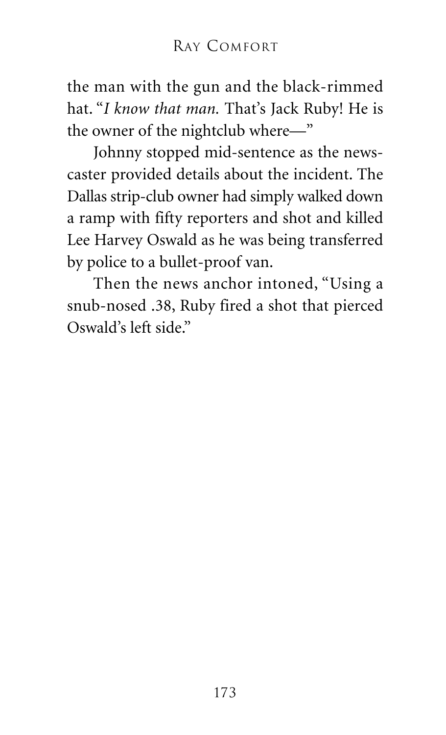the man with the gun and the black-rimmed hat. "*I know that man.* That's Jack Ruby! He is the owner of the nightclub where—"

Johnny stopped mid-sentence as the newscaster provided details about the incident. The Dallas strip-club owner had simply walked down a ramp with fifty reporters and shot and killed Lee Harvey Oswald as he was being transferred by police to a bullet-proof van.

Then the news anchor intoned, "Using a snub-nosed .38, Ruby fired a shot that pierced Oswald's left side."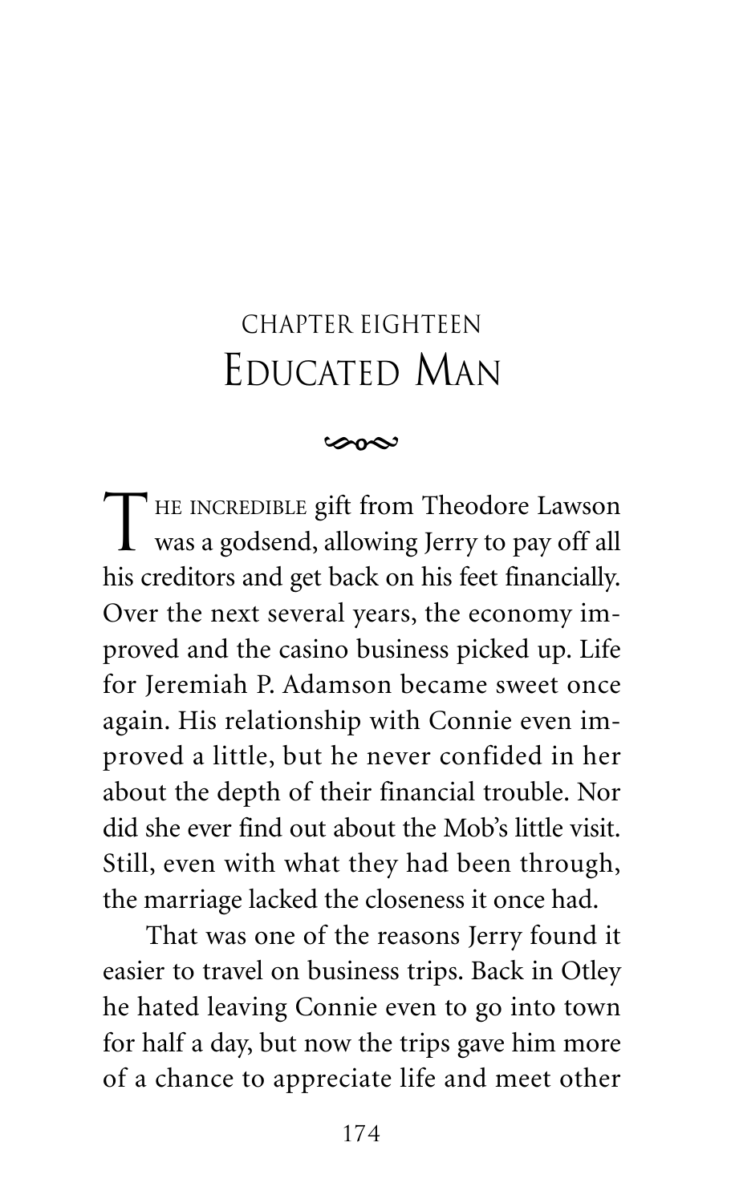# CHAPTER EIGHTEEN
# EDUCATED MAN

THE INCREDIBLE gift from Theodore Lawson was a godsend, allowing Jerry to pay off all his creditors and get back on his feet financially. Over the next several years, the economy improved and the casino business picked up. Life for Jeremiah P. Adamson became sweet once again. His relationship with Connie even improved a little, but he never confided in her about the depth of their financial trouble. Nor did she ever find out about the Mob's little visit. Still, even with what they had been through, the marriage lacked the closeness it once had.

That was one of the reasons Jerry found it easier to travel on business trips. Back in Otley he hated leaving Connie even to go into town for half a day, but now the trips gave him more of a chance to appreciate life and meet other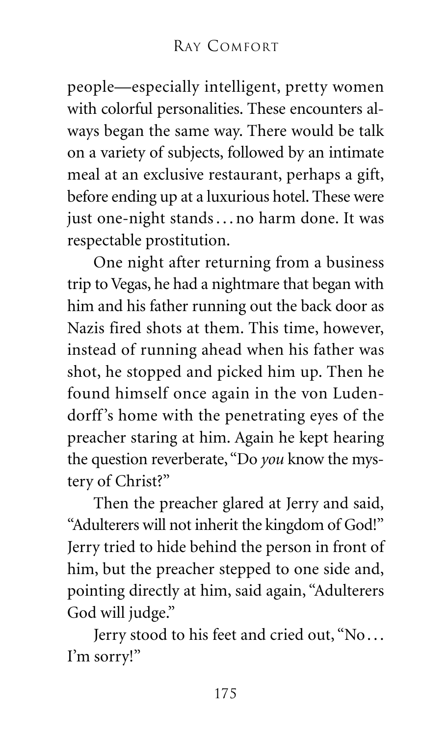people—especially intelligent, pretty women with colorful personalities. These encounters always began the same way. There would be talk on a variety of subjects, followed by an intimate meal at an exclusive restaurant, perhaps a gift, before ending up at a luxurious hotel. These were just one-night stands . . . no harm done. It was respectable prostitution.

One night after returning from a business trip to Vegas, he had a nightmare that began with him and his father running out the back door as Nazis fired shots at them. This time, however, instead of running ahead when his father was shot, he stopped and picked him up. Then he found himself once again in the von Ludendorff's home with the penetrating eyes of the preacher staring at him. Again he kept hearing the question reverberate, "Do *you* know the mystery of Christ?"

Then the preacher glared at Jerry and said, "Adulterers will not inherit the kingdom of God!" Jerry tried to hide behind the person in front of him, but the preacher stepped to one side and, pointing directly at him, said again, "Adulterers God will judge."

Jerry stood to his feet and cried out, "No . . . I'm sorry!"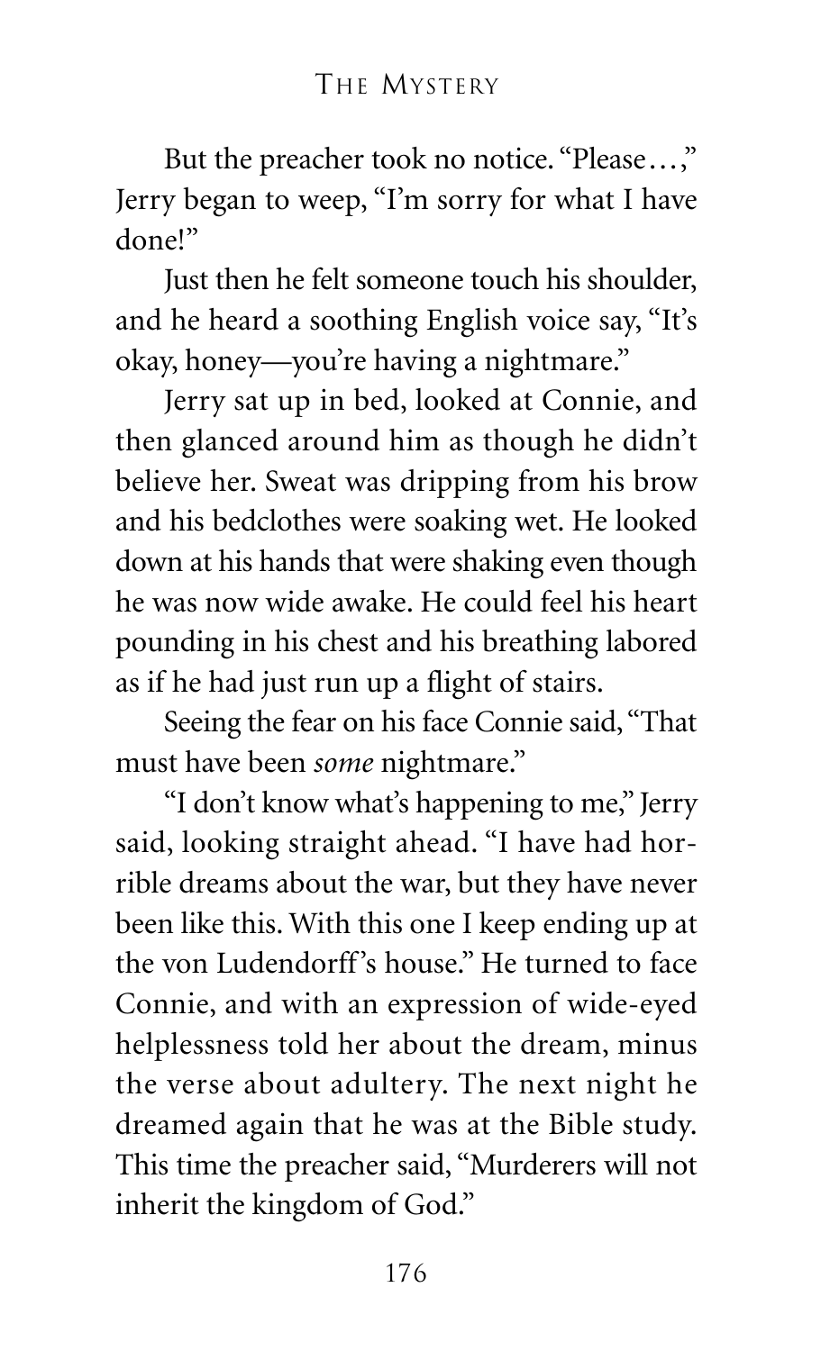But the preacher took no notice. "Please…," Jerry began to weep, "I'm sorry for what I have done!"

Just then he felt someone touch his shoulder, and he heard a soothing English voice say, "It's okay, honey—you're having a nightmare."

Jerry sat up in bed, looked at Connie, and then glanced around him as though he didn't believe her. Sweat was dripping from his brow and his bedclothes were soaking wet. He looked down at his hands that were shaking even though he was now wide awake. He could feel his heart pounding in his chest and his breathing labored as if he had just run up a flight of stairs.

Seeing the fear on his face Connie said, "That must have been *some* nightmare."

"I don't know what's happening to me," Jerry said, looking straight ahead. "I have had horrible dreams about the war, but they have never been like this. With this one I keep ending up at the von Ludendorff's house." He turned to face Connie, and with an expression of wide-eyed helplessness told her about the dream, minus the verse about adultery. The next night he dreamed again that he was at the Bible study. This time the preacher said, "Murderers will not inherit the kingdom of God."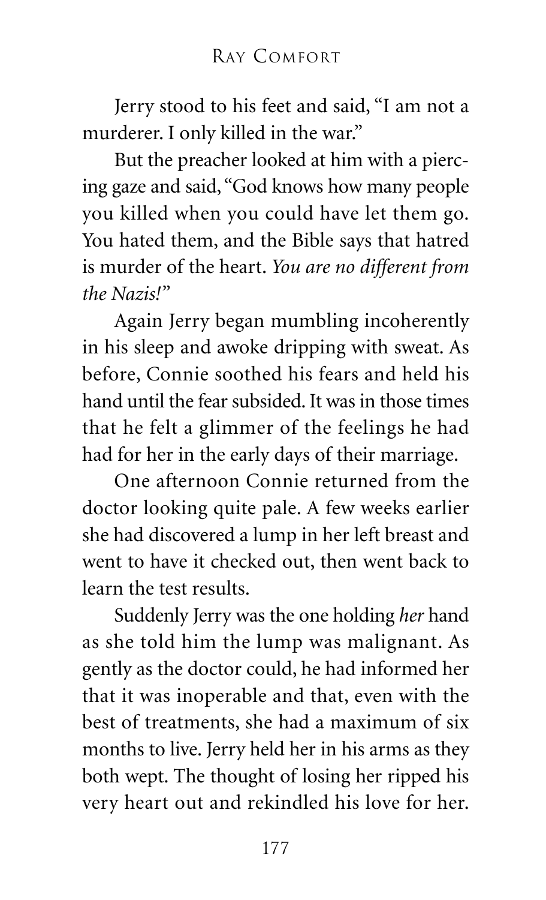Jerry stood to his feet and said, "I am not a murderer. I only killed in the war."

But the preacher looked at him with a piercing gaze and said, "God knows how many people you killed when you could have let them go. You hated them, and the Bible says that hatred is murder of the heart. *You are no different from the Nazis!*"

Again Jerry began mumbling incoherently in his sleep and awoke dripping with sweat. As before, Connie soothed his fears and held his hand until the fear subsided. It was in those times that he felt a glimmer of the feelings he had had for her in the early days of their marriage.

One afternoon Connie returned from the doctor looking quite pale. A few weeks earlier she had discovered a lump in her left breast and went to have it checked out, then went back to learn the test results.

Suddenly Jerry was the one holding *her* hand as she told him the lump was malignant. As gently as the doctor could, he had informed her that it was inoperable and that, even with the best of treatments, she had a maximum of six months to live. Jerry held her in his arms as they both wept. The thought of losing her ripped his very heart out and rekindled his love for her.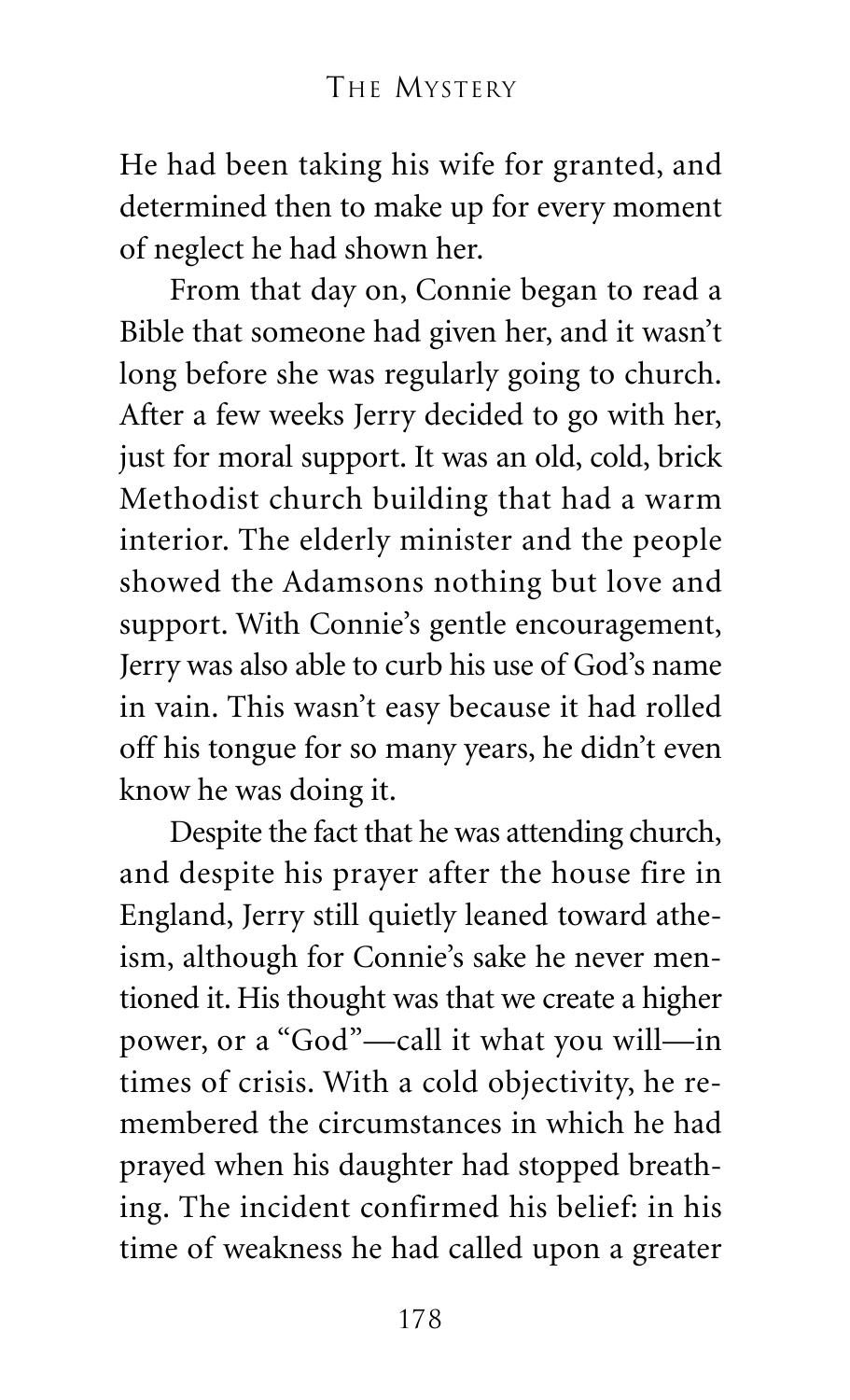He had been taking his wife for granted, and determined then to make up for every moment of neglect he had shown her.

From that day on, Connie began to read a Bible that someone had given her, and it wasn't long before she was regularly going to church. After a few weeks Jerry decided to go with her, just for moral support. It was an old, cold, brick Methodist church building that had a warm interior. The elderly minister and the people showed the Adamsons nothing but love and support. With Connie's gentle encouragement, Jerry was also able to curb his use of God's name in vain. This wasn't easy because it had rolled off his tongue for so many years, he didn't even know he was doing it.

Despite the fact that he was attending church, and despite his prayer after the house fire in England, Jerry still quietly leaned toward atheism, although for Connie's sake he never mentioned it. His thought was that we create a higher power, or a "God"—call it what you will—in times of crisis. With a cold objectivity, he remembered the circumstances in which he had prayed when his daughter had stopped breathing. The incident confirmed his belief: in his time of weakness he had called upon a greater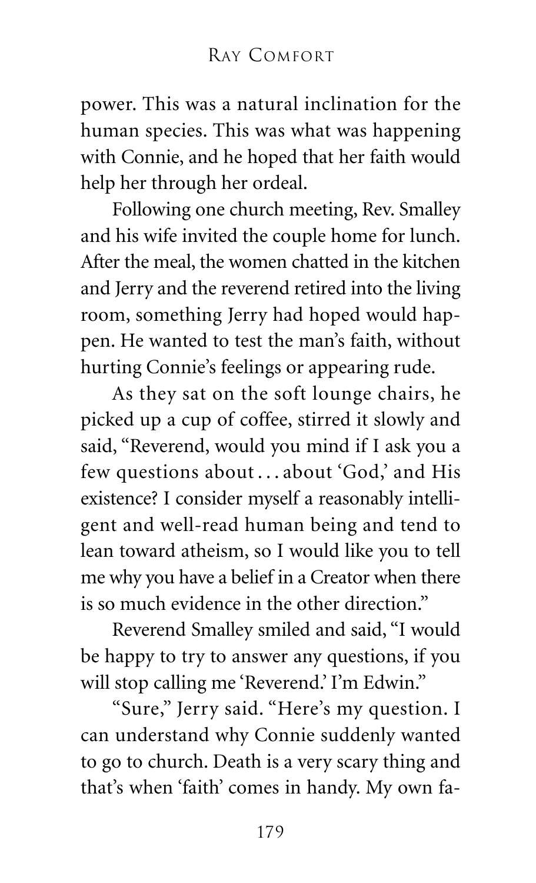power. This was a natural inclination for the human species. This was what was happening with Connie, and he hoped that her faith would help her through her ordeal.

Following one church meeting, Rev. Smalley and his wife invited the couple home for lunch. After the meal, the women chatted in the kitchen and Jerry and the reverend retired into the living room, something Jerry had hoped would happen. He wanted to test the man's faith, without hurting Connie's feelings or appearing rude.

As they sat on the soft lounge chairs, he picked up a cup of coffee, stirred it slowly and said, "Reverend, would you mind if I ask you a few questions about . . . about 'God,' and His existence? I consider myself a reasonably intelligent and well-read human being and tend to lean toward atheism, so I would like you to tell me why you have a belief in a Creator when there is so much evidence in the other direction."

Reverend Smalley smiled and said, "I would be happy to try to answer any questions, if you will stop calling me 'Reverend.' I'm Edwin."

"Sure," Jerry said. "Here's my question. I can understand why Connie suddenly wanted to go to church. Death is a very scary thing and that's when 'faith' comes in handy. My own fa-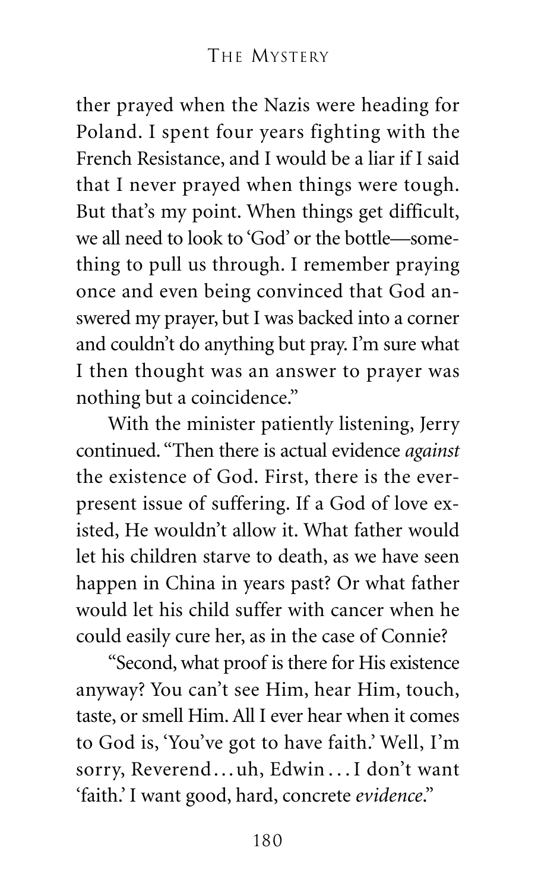ther prayed when the Nazis were heading for Poland. I spent four years fighting with the French Resistance, and I would be a liar if I said that I never prayed when things were tough. But that's my point. When things get difficult, we all need to look to 'God' or the bottle—something to pull us through. I remember praying once and even being convinced that God answered my prayer, but I was backed into a corner and couldn't do anything but pray. I'm sure what I then thought was an answer to prayer was nothing but a coincidence."

With the minister patiently listening, Jerry continued. "Then there is actual evidence *against* the existence of God. First, there is the ever-present issue of suffering. If a God of love existed, He wouldn't allow it. What father would let his children starve to death, as we have seen happen in China in years past? Or what father would let his child suffer with cancer when he could easily cure her, as in the case of Connie?

"Second, what proof is there for His existence anyway? You can't see Him, hear Him, touch, taste, or smell Him. All I ever hear when it comes to God is, 'You've got to have faith.' Well, I'm sorry, Reverend…uh, Edwin…I don't want 'faith.' I want good, hard, concrete *evidence*."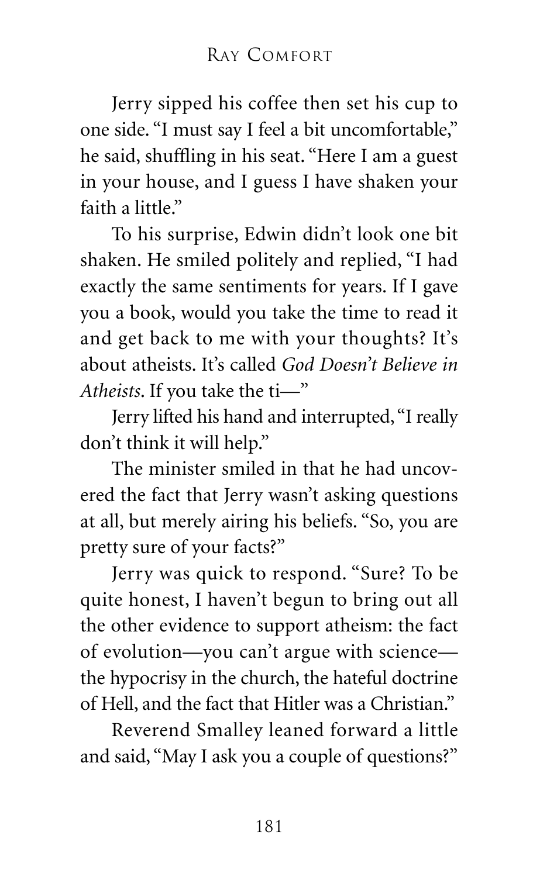Jerry sipped his coffee then set his cup to one side. "I must say I feel a bit uncomfortable," he said, shuffling in his seat. "Here I am a guest in your house, and I guess I have shaken your faith a little."

To his surprise, Edwin didn't look one bit shaken. He smiled politely and replied, "I had exactly the same sentiments for years. If I gave you a book, would you take the time to read it and get back to me with your thoughts? It's about atheists. It's called *God Doesn't Believe in Atheists*. If you take the ti—"

Jerry lifted his hand and interrupted, "I really don't think it will help."

The minister smiled in that he had uncovered the fact that Jerry wasn't asking questions at all, but merely airing his beliefs. "So, you are pretty sure of your facts?"

Jerry was quick to respond. "Sure? To be quite honest, I haven't begun to bring out all the other evidence to support atheism: the fact of evolution—you can't argue with science—the hypocrisy in the church, the hateful doctrine of Hell, and the fact that Hitler was a Christian."

Reverend Smalley leaned forward a little and said, "May I ask you a couple of questions?"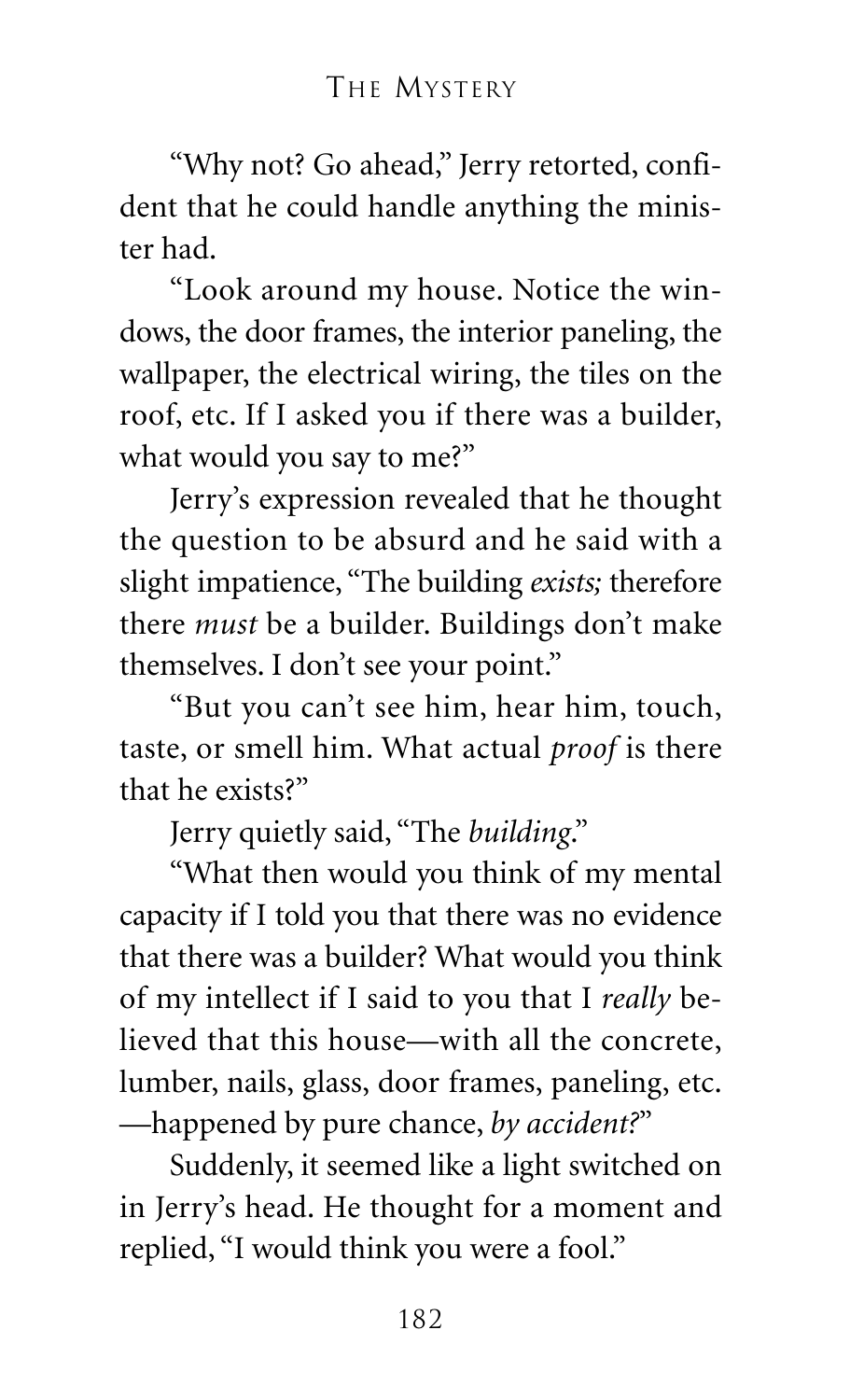"Why not? Go ahead," Jerry retorted, confident that he could handle anything the minister had.

"Look around my house. Notice the windows, the door frames, the interior paneling, the wallpaper, the electrical wiring, the tiles on the roof, etc. If I asked you if there was a builder, what would you say to me?"

Jerry's expression revealed that he thought the question to be absurd and he said with a slight impatience, "The building *exists;* therefore there *must* be a builder. Buildings don't make themselves. I don't see your point."

"But you can't see him, hear him, touch, taste, or smell him. What actual *proof* is there that he exists?"

Jerry quietly said, "The *building*."

"What then would you think of my mental capacity if I told you that there was no evidence that there was a builder? What would you think of my intellect if I said to you that I *really* believed that this house—with all the concrete, lumber, nails, glass, door frames, paneling, etc. —happened by pure chance, *by accident?*"

Suddenly, it seemed like a light switched on in Jerry's head. He thought for a moment and replied, "I would think you were a fool."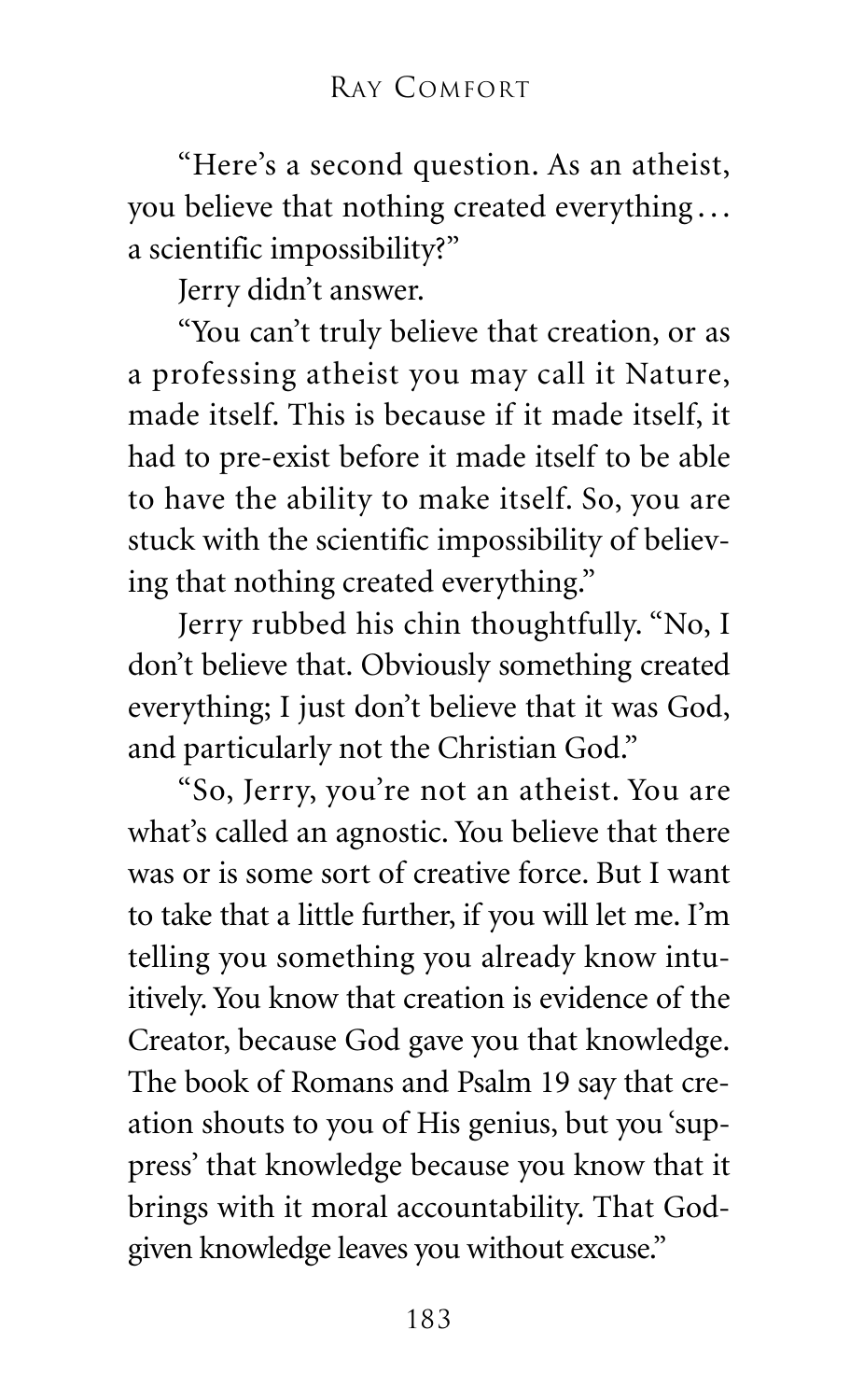"Here's a second question. As an atheist, you believe that nothing created everything... a scientific impossibility?"

Jerry didn't answer.

"You can't truly believe that creation, or as a professing atheist you may call it Nature, made itself. This is because if it made itself, it had to pre-exist before it made itself to be able to have the ability to make itself. So, you are stuck with the scientific impossibility of believing that nothing created everything."

Jerry rubbed his chin thoughtfully. "No, I don't believe that. Obviously something created everything; I just don't believe that it was God, and particularly not the Christian God."

"So, Jerry, you're not an atheist. You are what's called an agnostic. You believe that there was or is some sort of creative force. But I want to take that a little further, if you will let me. I'm telling you something you already know intuitively. You know that creation is evidence of the Creator, because God gave you that knowledge. The book of Romans and Psalm 19 say that creation shouts to you of His genius, but you 'suppress' that knowledge because you know that it brings with it moral accountability. That God-given knowledge leaves you without excuse."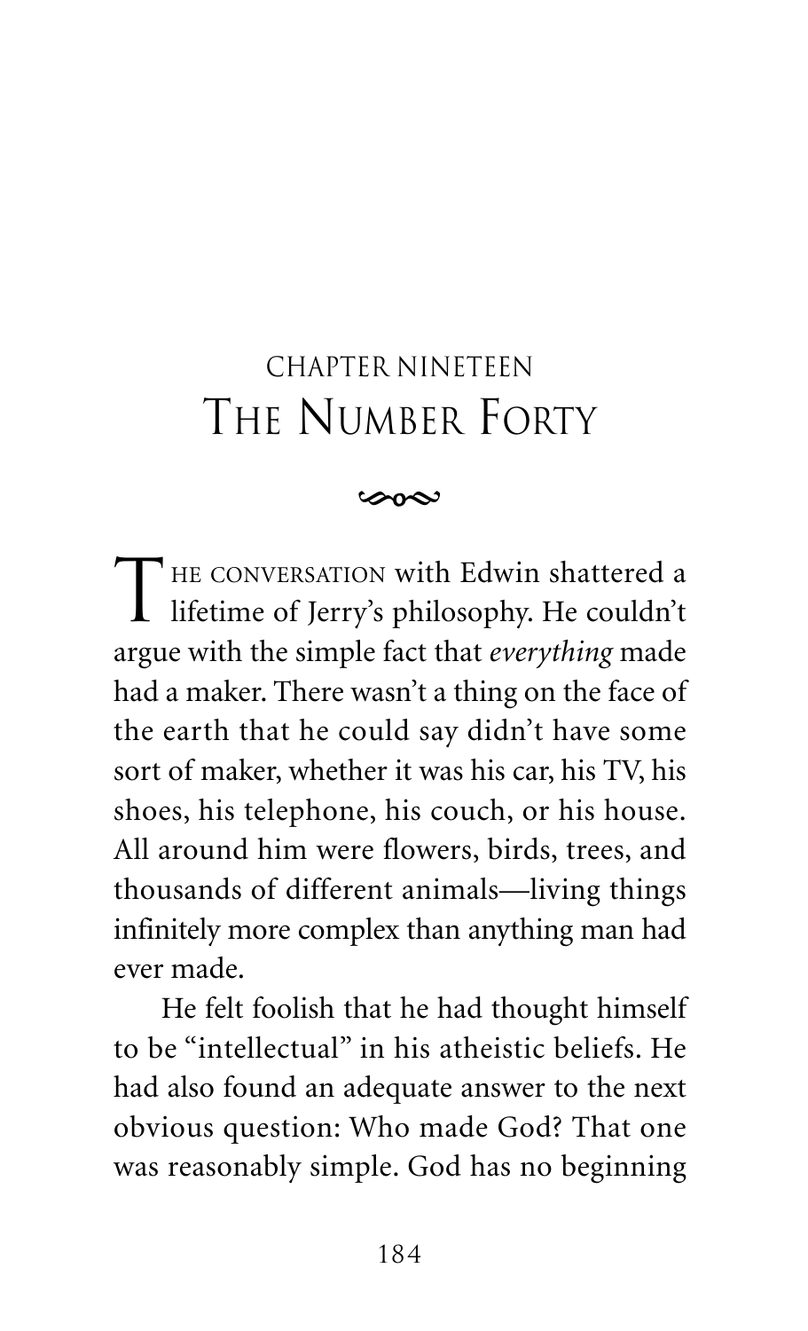# CHAPTER NINETEEN
## THE NUMBER FORTY

THE CONVERSATION with Edwin shattered a lifetime of Jerry's philosophy. He couldn't argue with the simple fact that *everything* made had a maker. There wasn't a thing on the face of the earth that he could say didn't have some sort of maker, whether it was his car, his TV, his shoes, his telephone, his couch, or his house. All around him were flowers, birds, trees, and thousands of different animals—living things infinitely more complex than anything man had ever made.

He felt foolish that he had thought himself to be "intellectual" in his atheistic beliefs. He had also found an adequate answer to the next obvious question: Who made God? That one was reasonably simple. God has no beginning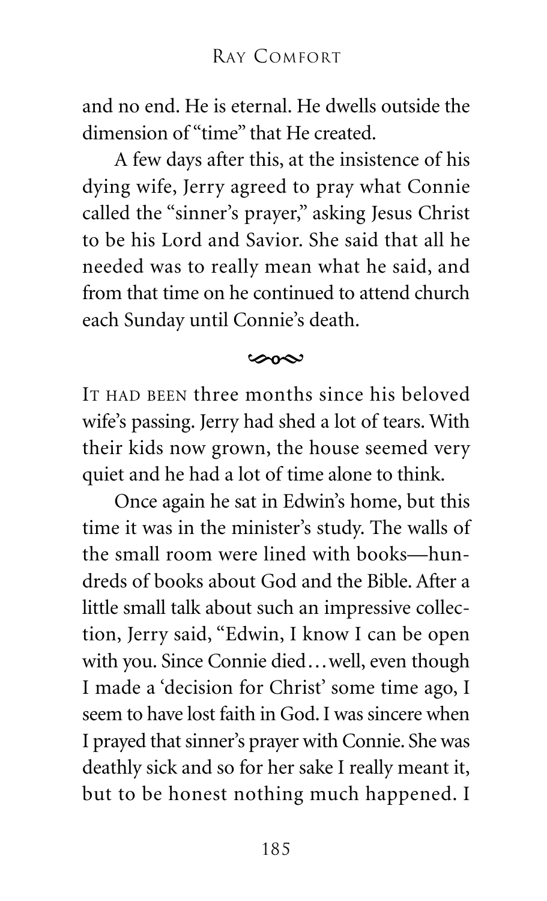and no end. He is eternal. He dwells outside the dimension of "time" that He created.

A few days after this, at the insistence of his dying wife, Jerry agreed to pray what Connie called the "sinner's prayer," asking Jesus Christ to be his Lord and Savior. She said that all he needed was to really mean what he said, and from that time on he continued to attend church each Sunday until Connie's death.

---

IT HAD BEEN three months since his beloved wife's passing. Jerry had shed a lot of tears. With their kids now grown, the house seemed very quiet and he had a lot of time alone to think.

Once again he sat in Edwin's home, but this time it was in the minister's study. The walls of the small room were lined with books—hundreds of books about God and the Bible. After a little small talk about such an impressive collection, Jerry said, "Edwin, I know I can be open with you. Since Connie died…well, even though I made a 'decision for Christ' some time ago, I seem to have lost faith in God. I was sincere when I prayed that sinner's prayer with Connie. She was deathly sick and so for her sake I really meant it, but to be honest nothing much happened. I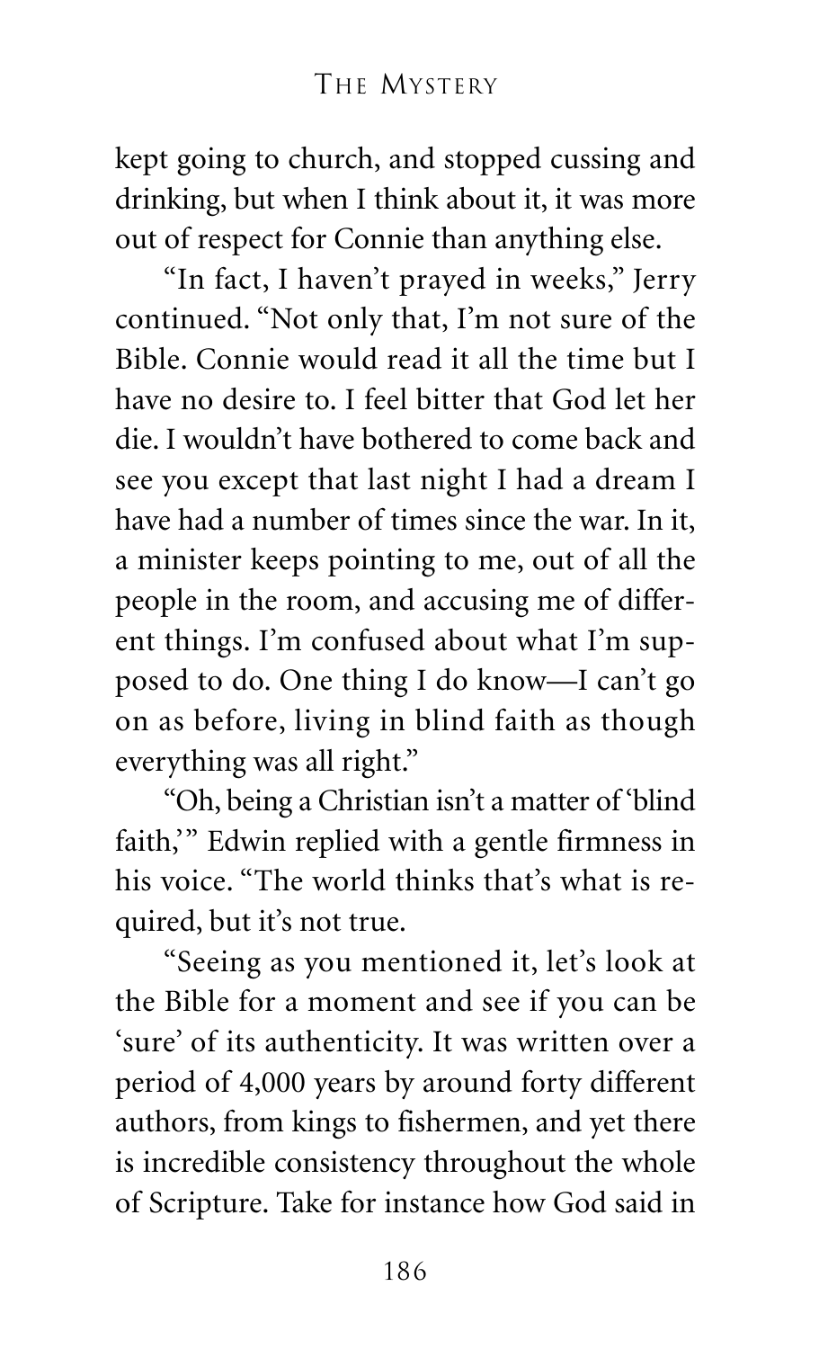kept going to church, and stopped cussing and drinking, but when I think about it, it was more out of respect for Connie than anything else.

"In fact, I haven't prayed in weeks," Jerry continued. "Not only that, I'm not sure of the Bible. Connie would read it all the time but I have no desire to. I feel bitter that God let her die. I wouldn't have bothered to come back and see you except that last night I had a dream I have had a number of times since the war. In it, a minister keeps pointing to me, out of all the people in the room, and accusing me of different things. I'm confused about what I'm supposed to do. One thing I do know—I can't go on as before, living in blind faith as though everything was all right."

"Oh, being a Christian isn't a matter of 'blind faith,'" Edwin replied with a gentle firmness in his voice. "The world thinks that's what is required, but it's not true.

"Seeing as you mentioned it, let's look at the Bible for a moment and see if you can be 'sure' of its authenticity. It was written over a period of 4,000 years by around forty different authors, from kings to fishermen, and yet there is incredible consistency throughout the whole of Scripture. Take for instance how God said in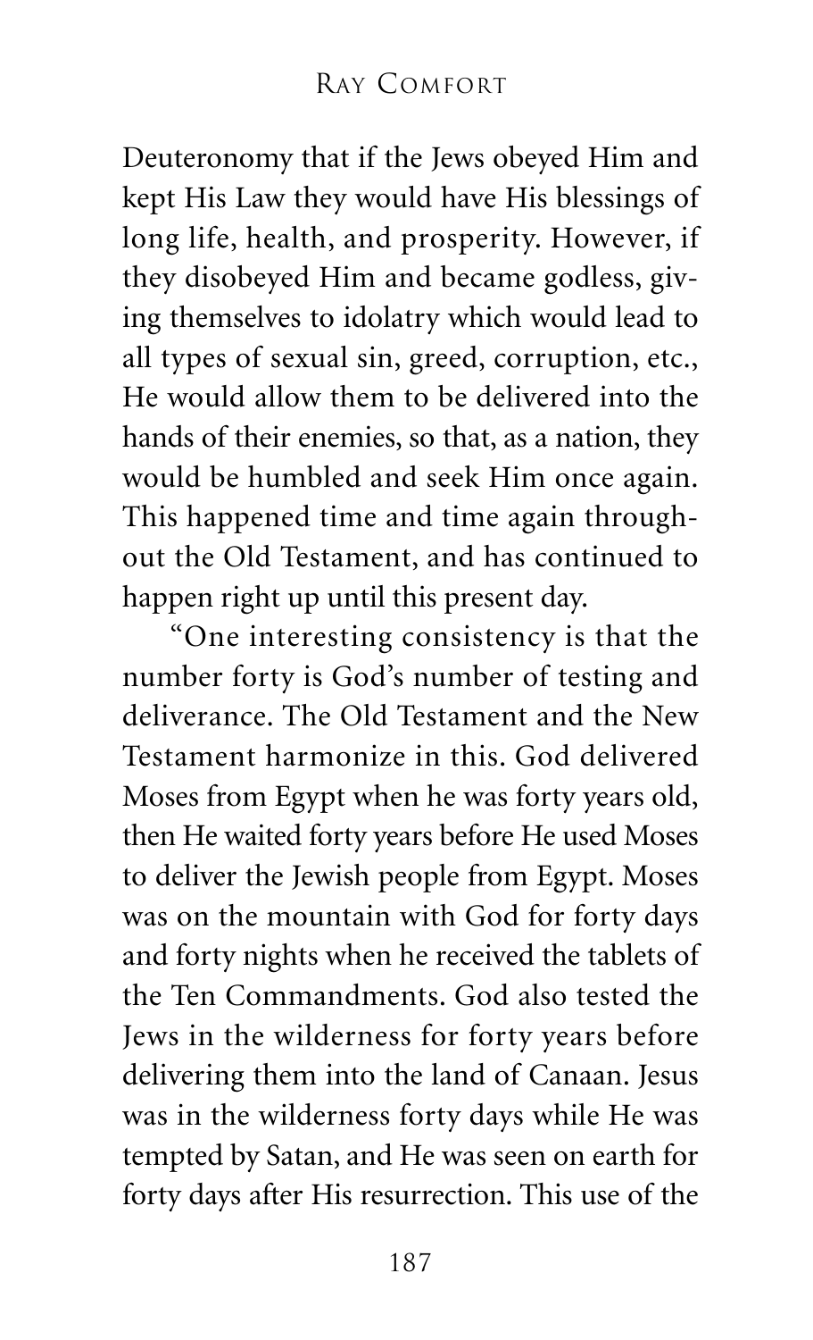Deuteronomy that if the Jews obeyed Him and kept His Law they would have His blessings of long life, health, and prosperity. However, if they disobeyed Him and became godless, giving themselves to idolatry which would lead to all types of sexual sin, greed, corruption, etc., He would allow them to be delivered into the hands of their enemies, so that, as a nation, they would be humbled and seek Him once again. This happened time and time again throughout the Old Testament, and has continued to happen right up until this present day.

"One interesting consistency is that the number forty is God's number of testing and deliverance. The Old Testament and the New Testament harmonize in this. God delivered Moses from Egypt when he was forty years old, then He waited forty years before He used Moses to deliver the Jewish people from Egypt. Moses was on the mountain with God for forty days and forty nights when he received the tablets of the Ten Commandments. God also tested the Jews in the wilderness for forty years before delivering them into the land of Canaan. Jesus was in the wilderness forty days while He was tempted by Satan, and He was seen on earth for forty days after His resurrection. This use of the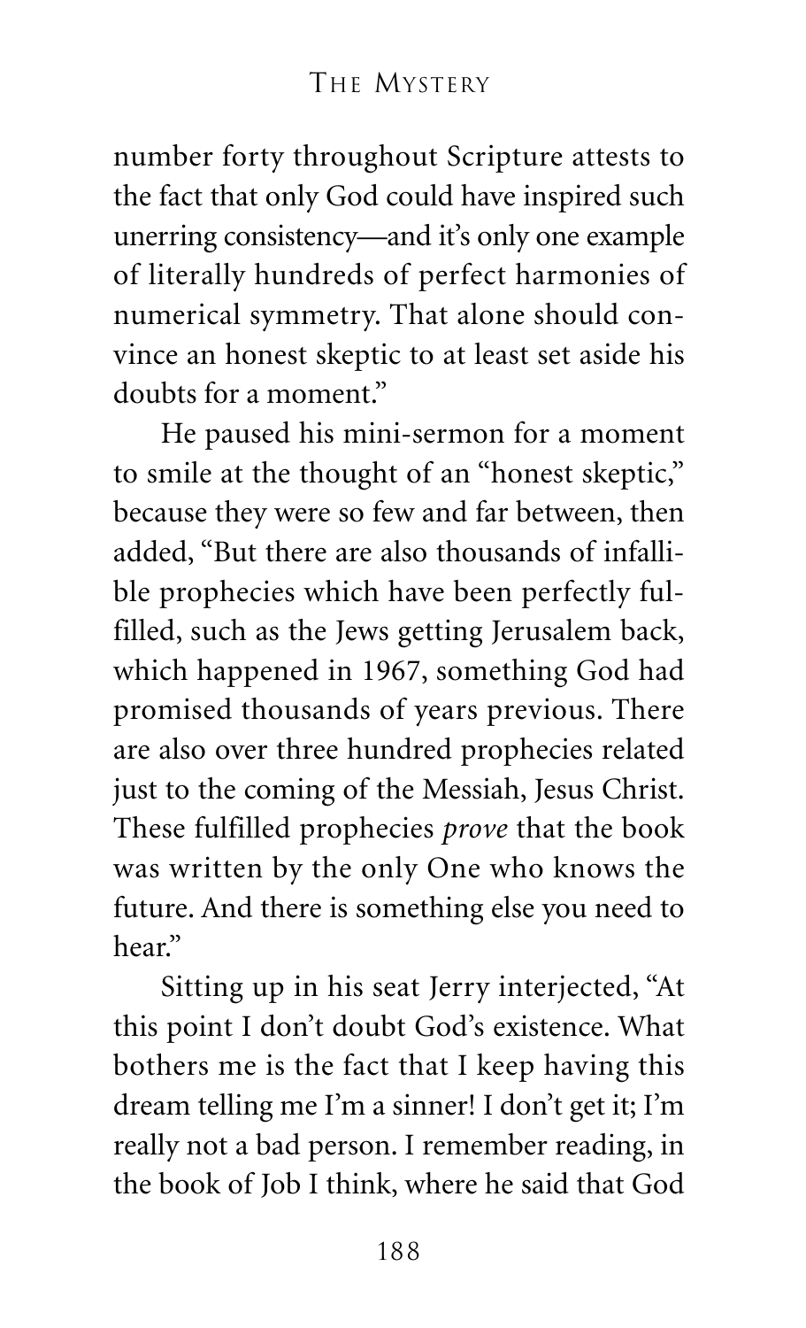number forty throughout Scripture attests to the fact that only God could have inspired such unerring consistency—and it's only one example of literally hundreds of perfect harmonies of numerical symmetry. That alone should convince an honest skeptic to at least set aside his doubts for a moment."

He paused his mini-sermon for a moment to smile at the thought of an "honest skeptic," because they were so few and far between, then added, "But there are also thousands of infallible prophecies which have been perfectly fulfilled, such as the Jews getting Jerusalem back, which happened in 1967, something God had promised thousands of years previous. There are also over three hundred prophecies related just to the coming of the Messiah, Jesus Christ. These fulfilled prophecies *prove* that the book was written by the only One who knows the future. And there is something else you need to hear."

Sitting up in his seat Jerry interjected, "At this point I don't doubt God's existence. What bothers me is the fact that I keep having this dream telling me I'm a sinner! I don't get it; I'm really not a bad person. I remember reading, in the book of Job I think, where he said that God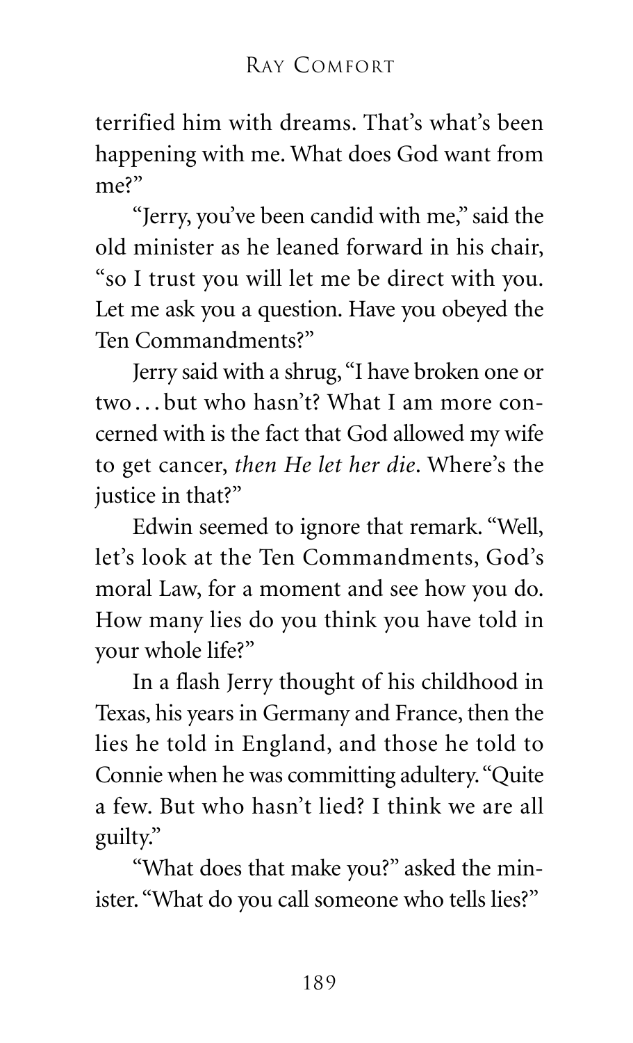terrified him with dreams. That's what's been happening with me. What does God want from me?"

"Jerry, you've been candid with me," said the old minister as he leaned forward in his chair, "so I trust you will let me be direct with you. Let me ask you a question. Have you obeyed the Ten Commandments?"

Jerry said with a shrug, "I have broken one or two . . . but who hasn't? What I am more concerned with is the fact that God allowed my wife to get cancer, *then He let her die*. Where's the justice in that?"

Edwin seemed to ignore that remark. "Well, let's look at the Ten Commandments, God's moral Law, for a moment and see how you do. How many lies do you think you have told in your whole life?"

In a flash Jerry thought of his childhood in Texas, his years in Germany and France, then the lies he told in England, and those he told to Connie when he was committing adultery. "Quite a few. But who hasn't lied? I think we are all guilty."

"What does that make you?" asked the minister. "What do you call someone who tells lies?"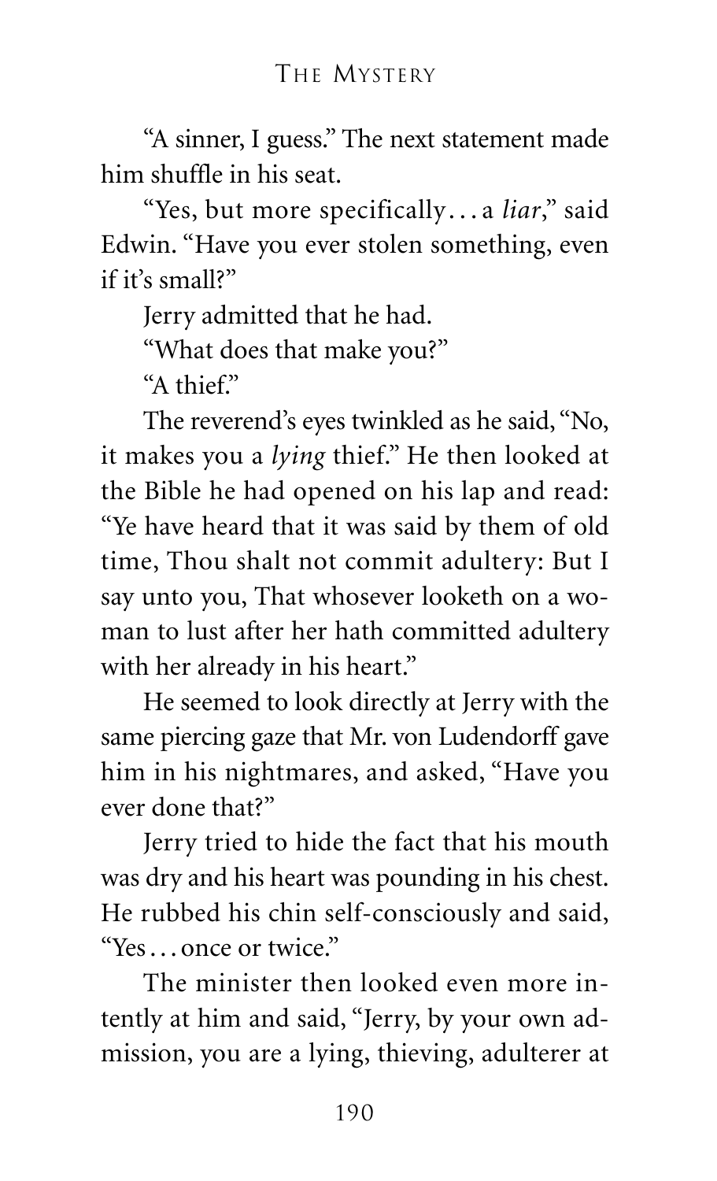"A sinner, I guess." The next statement made him shuffle in his seat.

"Yes, but more specifically… a *liar*," said Edwin. "Have you ever stolen something, even if it's small?"

Jerry admitted that he had.

"What does that make you?"

"A thief."

The reverend's eyes twinkled as he said, "No, it makes you a *lying* thief." He then looked at the Bible he had opened on his lap and read: "Ye have heard that it was said by them of old time, Thou shalt not commit adultery: But I say unto you, That whosever looketh on a woman to lust after her hath committed adultery with her already in his heart."

He seemed to look directly at Jerry with the same piercing gaze that Mr. von Ludendorff gave him in his nightmares, and asked, "Have you ever done that?"

Jerry tried to hide the fact that his mouth was dry and his heart was pounding in his chest. He rubbed his chin self-consciously and said, "Yes… once or twice."

The minister then looked even more intently at him and said, "Jerry, by your own admission, you are a lying, thieving, adulterer at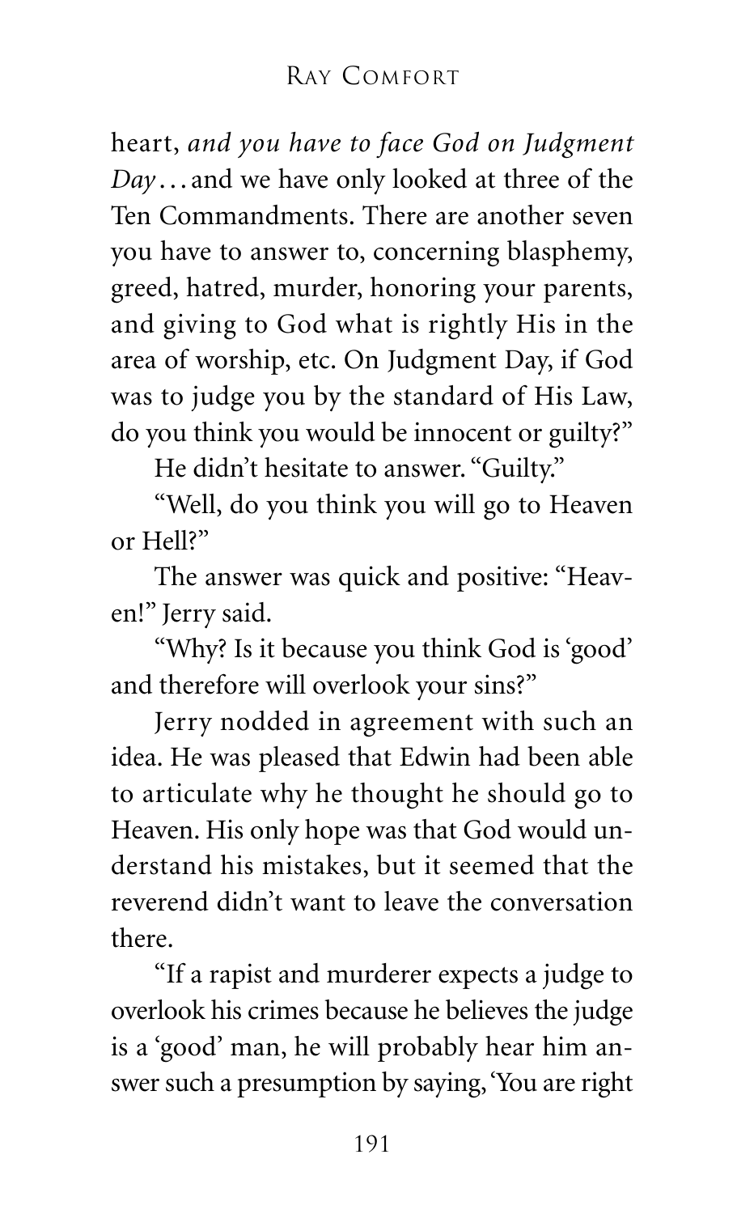heart, *and you have to face God on Judgment Day*... and we have only looked at three of the Ten Commandments. There are another seven you have to answer to, concerning blasphemy, greed, hatred, murder, honoring your parents, and giving to God what is rightly His in the area of worship, etc. On Judgment Day, if God was to judge you by the standard of His Law, do you think you would be innocent or guilty?"

He didn't hesitate to answer. "Guilty."

"Well, do you think you will go to Heaven or Hell?"

The answer was quick and positive: "Heaven!" Jerry said.

"Why? Is it because you think God is 'good' and therefore will overlook your sins?"

Jerry nodded in agreement with such an idea. He was pleased that Edwin had been able to articulate why he thought he should go to Heaven. His only hope was that God would understand his mistakes, but it seemed that the reverend didn't want to leave the conversation there.

"If a rapist and murderer expects a judge to overlook his crimes because he believes the judge is a 'good' man, he will probably hear him answer such a presumption by saying, 'You are right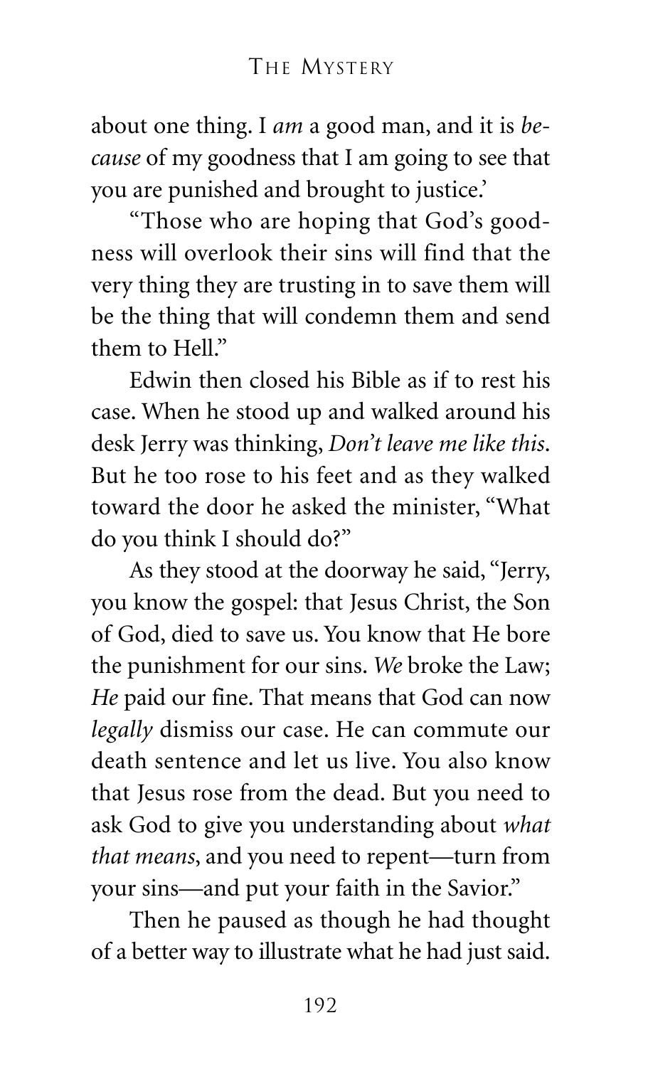about one thing. I *am* a good man, and it is *because* of my goodness that I am going to see that you are punished and brought to justice.'

"Those who are hoping that God's goodness will overlook their sins will find that the very thing they are trusting in to save them will be the thing that will condemn them and send them to Hell."

Edwin then closed his Bible as if to rest his case. When he stood up and walked around his desk Jerry was thinking, *Don't leave me like this*. But he too rose to his feet and as they walked toward the door he asked the minister, "What do you think I should do?"

As they stood at the doorway he said, "Jerry, you know the gospel: that Jesus Christ, the Son of God, died to save us. You know that He bore the punishment for our sins. *We* broke the Law; *He* paid our fine. That means that God can now *legally* dismiss our case. He can commute our death sentence and let us live. You also know that Jesus rose from the dead. But you need to ask God to give you understanding about *what that means*, and you need to repent—turn from your sins—and put your faith in the Savior."

Then he paused as though he had thought of a better way to illustrate what he had just said.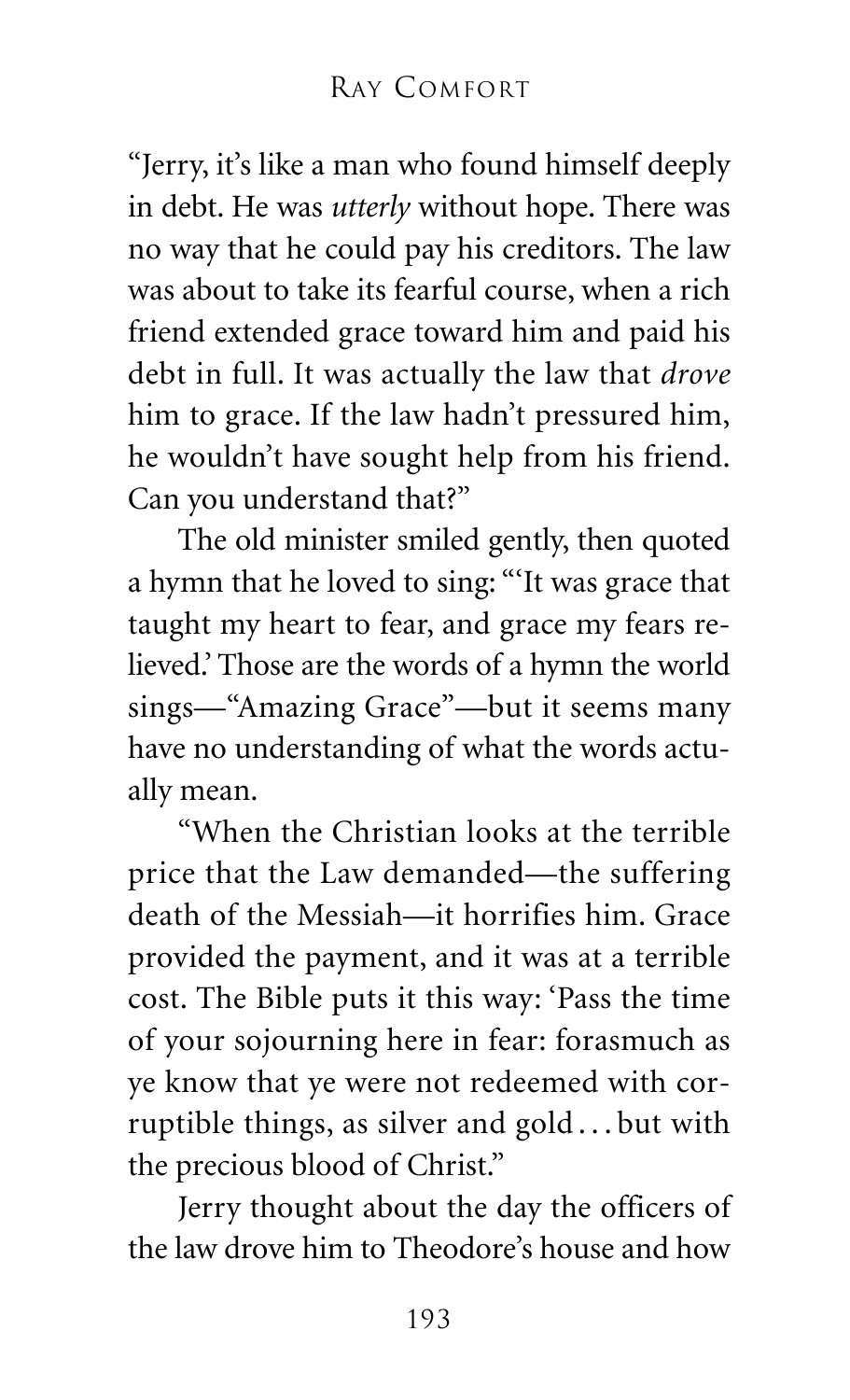"Jerry, it's like a man who found himself deeply in debt. He was *utterly* without hope. There was no way that he could pay his creditors. The law was about to take its fearful course, when a rich friend extended grace toward him and paid his debt in full. It was actually the law that *drove* him to grace. If the law hadn't pressured him, he wouldn't have sought help from his friend. Can you understand that?"

The old minister smiled gently, then quoted a hymn that he loved to sing: "'It was grace that taught my heart to fear, and grace my fears relieved.' Those are the words of a hymn the world sings—"Amazing Grace"—but it seems many have no understanding of what the words actually mean.

"When the Christian looks at the terrible price that the Law demanded—the suffering death of the Messiah—it horrifies him. Grace provided the payment, and it was at a terrible cost. The Bible puts it this way: 'Pass the time of your sojourning here in fear: forasmuch as ye know that ye were not redeemed with corruptible things, as silver and gold . . . but with the precious blood of Christ.'"

Jerry thought about the day the officers of the law drove him to Theodore's house and how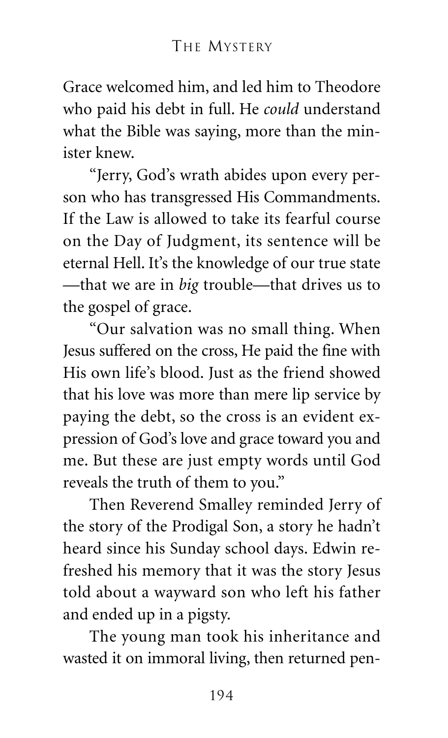Grace welcomed him, and led him to Theodore who paid his debt in full. He *could* understand what the Bible was saying, more than the minister knew.

"Jerry, God's wrath abides upon every person who has transgressed His Commandments. If the Law is allowed to take its fearful course on the Day of Judgment, its sentence will be eternal Hell. It's the knowledge of our true state —that we are in *big* trouble—that drives us to the gospel of grace.

"Our salvation was no small thing. When Jesus suffered on the cross, He paid the fine with His own life's blood. Just as the friend showed that his love was more than mere lip service by paying the debt, so the cross is an evident expression of God's love and grace toward you and me. But these are just empty words until God reveals the truth of them to you."

Then Reverend Smalley reminded Jerry of the story of the Prodigal Son, a story he hadn't heard since his Sunday school days. Edwin refreshed his memory that it was the story Jesus told about a wayward son who left his father and ended up in a pigsty.

The young man took his inheritance and wasted it on immoral living, then returned pen-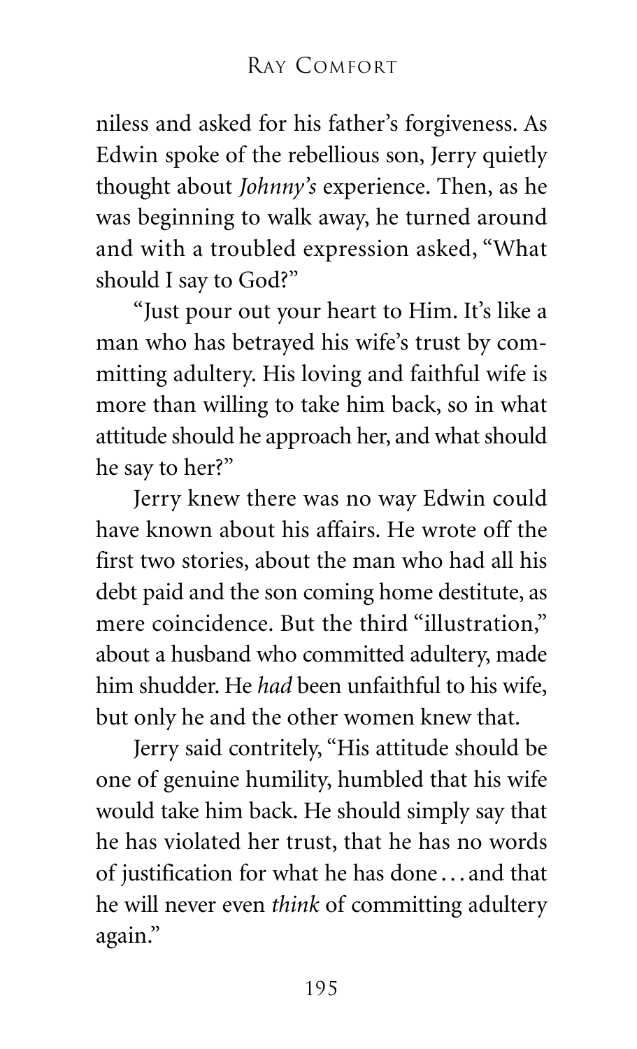niless and asked for his father's forgiveness. As Edwin spoke of the rebellious son, Jerry quietly thought about *Johnny's* experience. Then, as he was beginning to walk away, he turned around and with a troubled expression asked, "What should I say to God?"

"Just pour out your heart to Him. It's like a man who has betrayed his wife's trust by committing adultery. His loving and faithful wife is more than willing to take him back, so in what attitude should he approach her, and what should he say to her?"

Jerry knew there was no way Edwin could have known about his affairs. He wrote off the first two stories, about the man who had all his debt paid and the son coming home destitute, as mere coincidence. But the third "illustration," about a husband who committed adultery, made him shudder. He *had* been unfaithful to his wife, but only he and the other women knew that.

Jerry said contritely, "His attitude should be one of genuine humility, humbled that his wife would take him back. He should simply say that he has violated her trust, that he has no words of justification for what he has done . . . and that he will never even *think* of committing adultery again."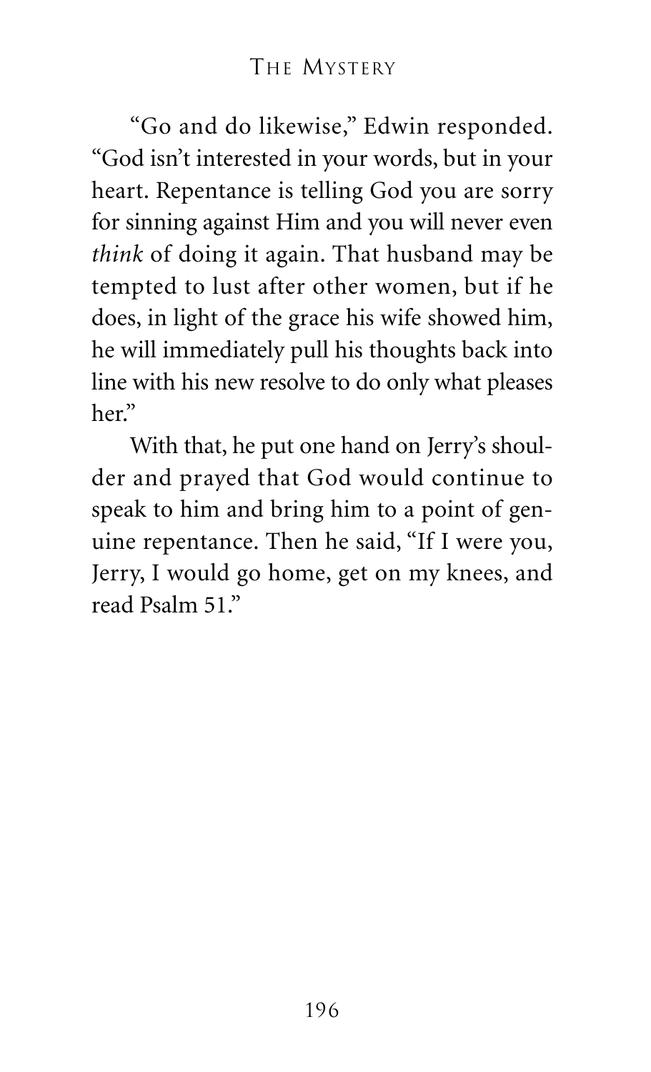"Go and do likewise," Edwin responded. "God isn't interested in your words, but in your heart. Repentance is telling God you are sorry for sinning against Him and you will never even *think* of doing it again. That husband may be tempted to lust after other women, but if he does, in light of the grace his wife showed him, he will immediately pull his thoughts back into line with his new resolve to do only what pleases her."

With that, he put one hand on Jerry's shoulder and prayed that God would continue to speak to him and bring him to a point of genuine repentance. Then he said, "If I were you, Jerry, I would go home, get on my knees, and read Psalm 51."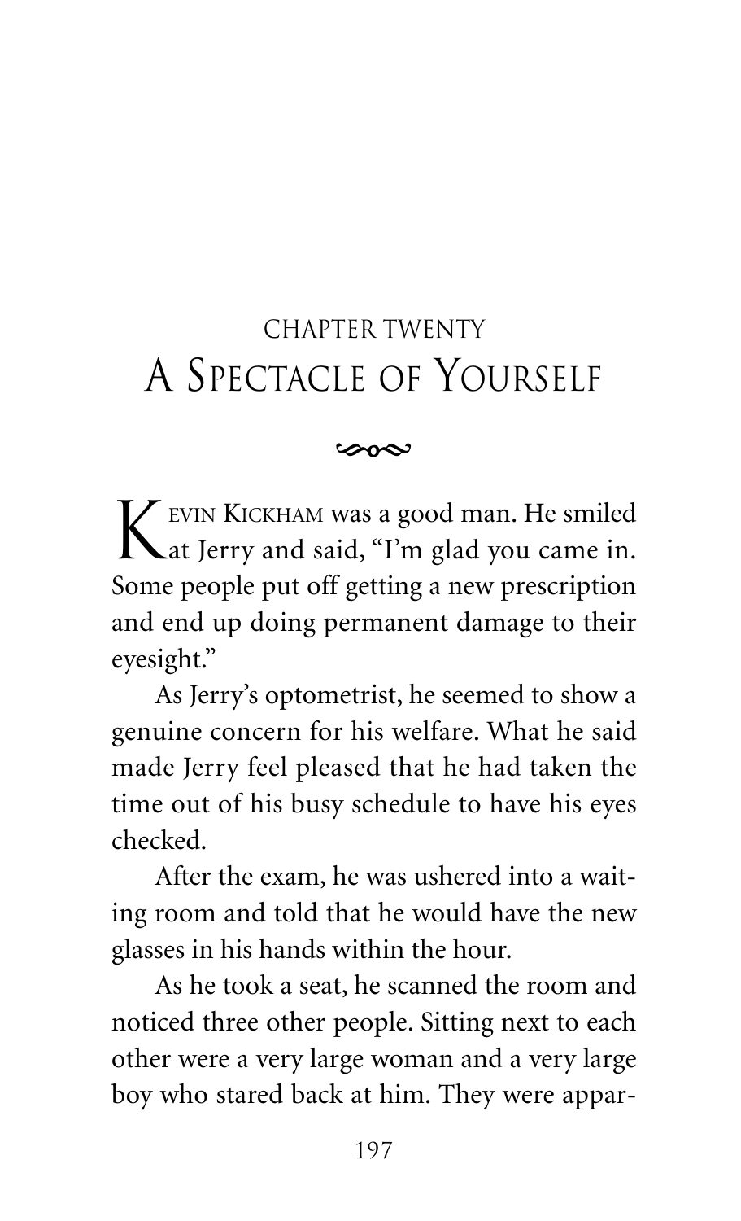## CHAPTER TWENTY

# A Spectacle of Yourself

Kevin Kickham was a good man. He smiled at Jerry and said, "I'm glad you came in. Some people put off getting a new prescription and end up doing permanent damage to their eyesight."

As Jerry's optometrist, he seemed to show a genuine concern for his welfare. What he said made Jerry feel pleased that he had taken the time out of his busy schedule to have his eyes checked.

After the exam, he was ushered into a waiting room and told that he would have the new glasses in his hands within the hour.

As he took a seat, he scanned the room and noticed three other people. Sitting next to each other were a very large woman and a very large boy who stared back at him. They were appar-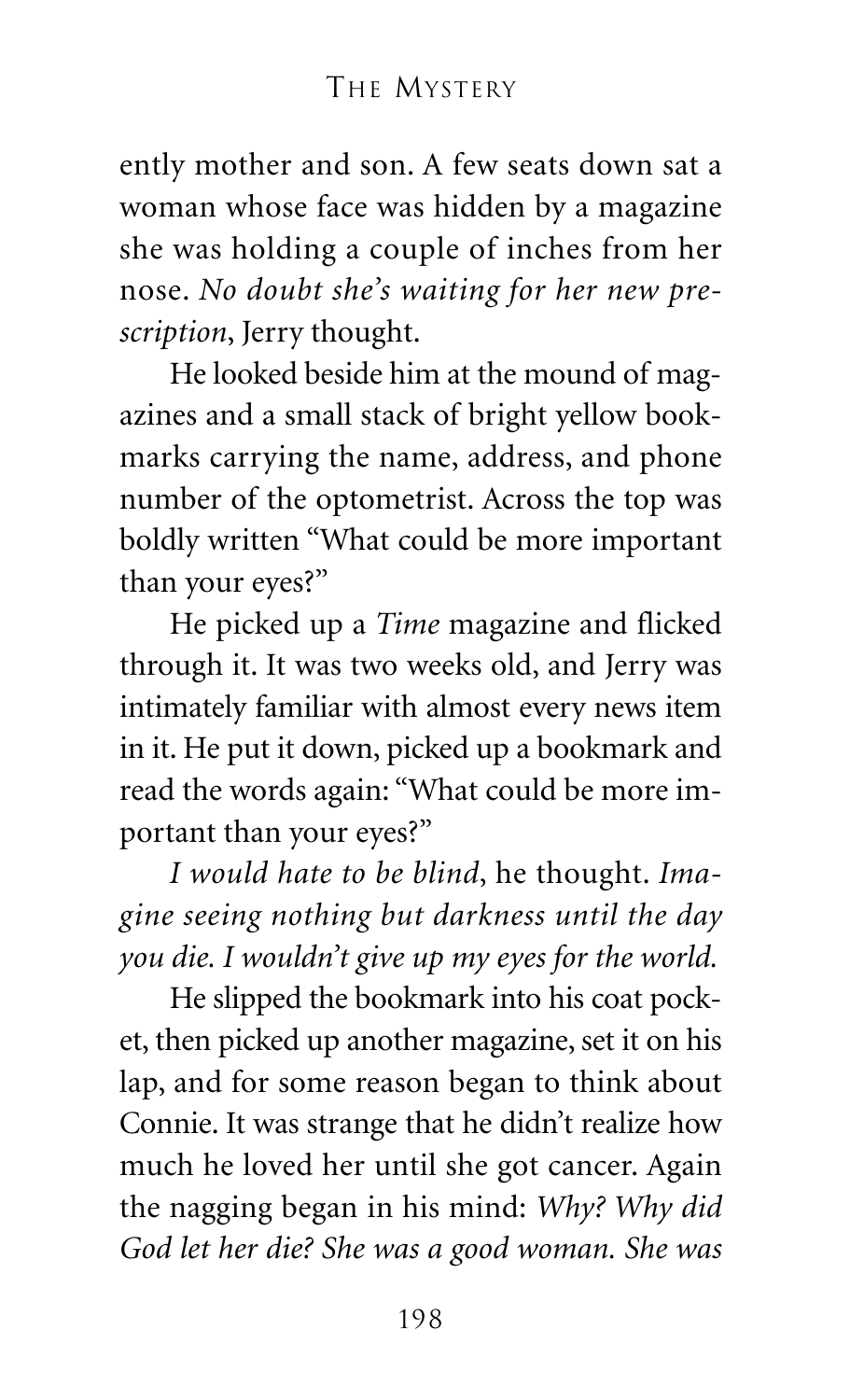ently mother and son. A few seats down sat a woman whose face was hidden by a magazine she was holding a couple of inches from her nose. *No doubt she's waiting for her new prescription*, Jerry thought.

He looked beside him at the mound of magazines and a small stack of bright yellow bookmarks carrying the name, address, and phone number of the optometrist. Across the top was boldly written "What could be more important than your eyes?"

He picked up a *Time* magazine and flicked through it. It was two weeks old, and Jerry was intimately familiar with almost every news item in it. He put it down, picked up a bookmark and read the words again: "What could be more important than your eyes?"

*I would hate to be blind*, he thought. *Imagine seeing nothing but darkness until the day you die. I wouldn't give up my eyes for the world.*

He slipped the bookmark into his coat pocket, then picked up another magazine, set it on his lap, and for some reason began to think about Connie. It was strange that he didn't realize how much he loved her until she got cancer. Again the nagging began in his mind: *Why? Why did God let her die? She was a good woman. She was*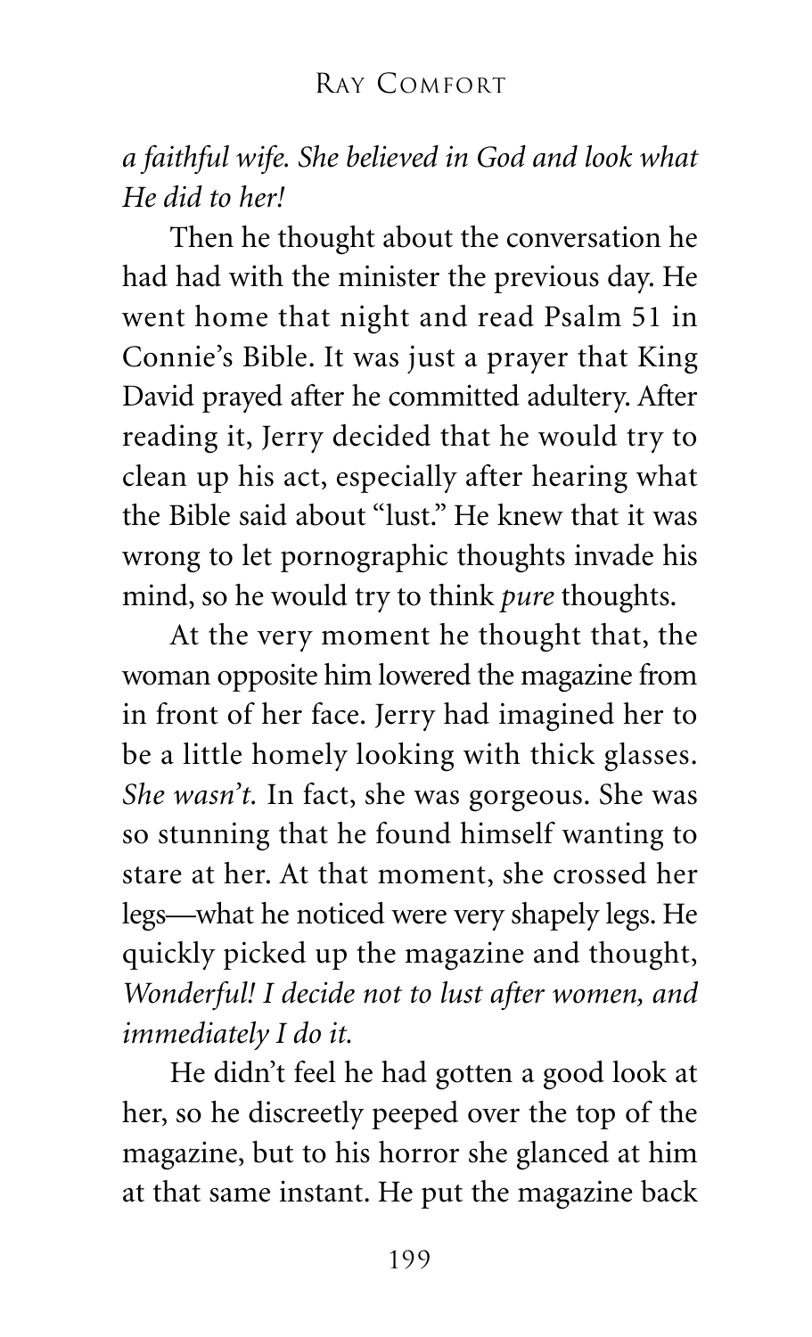*a faithful wife. She believed in God and look what He did to her!*

Then he thought about the conversation he had had with the minister the previous day. He went home that night and read Psalm 51 in Connie's Bible. It was just a prayer that King David prayed after he committed adultery. After reading it, Jerry decided that he would try to clean up his act, especially after hearing what the Bible said about "lust." He knew that it was wrong to let pornographic thoughts invade his mind, so he would try to think *pure* thoughts.

At the very moment he thought that, the woman opposite him lowered the magazine from in front of her face. Jerry had imagined her to be a little homely looking with thick glasses. *She wasn't.* In fact, she was gorgeous. She was so stunning that he found himself wanting to stare at her. At that moment, she crossed her legs—what he noticed were very shapely legs. He quickly picked up the magazine and thought, *Wonderful! I decide not to lust after women, and immediately I do it.*

He didn't feel he had gotten a good look at her, so he discreetly peeped over the top of the magazine, but to his horror she glanced at him at that same instant. He put the magazine back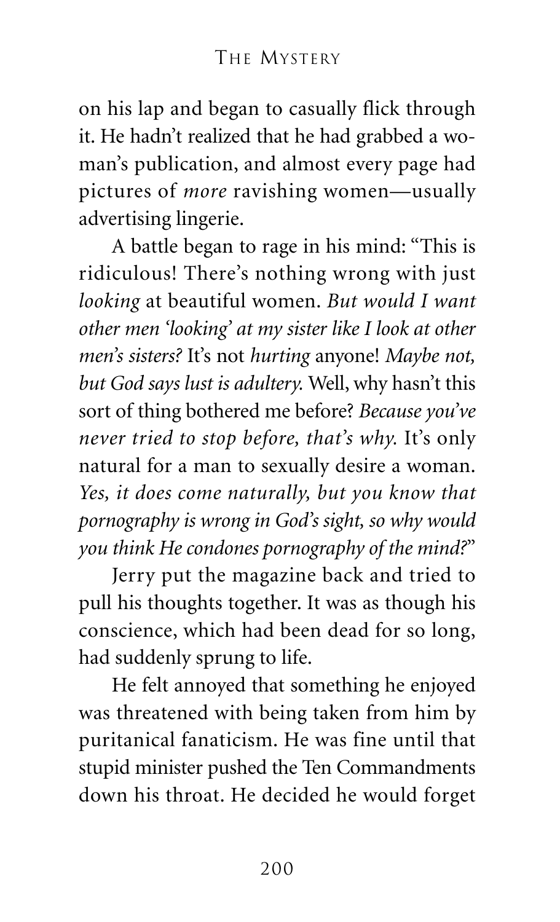on his lap and began to casually flick through it. He hadn't realized that he had grabbed a woman's publication, and almost every page had pictures of *more* ravishing women—usually advertising lingerie.

A battle began to rage in his mind: "This is ridiculous! There's nothing wrong with just *looking* at beautiful women. *But would I want other men 'looking' at my sister like I look at other men's sisters?* It's not *hurting* anyone! *Maybe not, but God says lust is adultery.* Well, why hasn't this sort of thing bothered me before? *Because you've never tried to stop before, that's why.* It's only natural for a man to sexually desire a woman. *Yes, it does come naturally, but you know that pornography is wrong in God's sight, so why would you think He condones pornography of the mind?*"

Jerry put the magazine back and tried to pull his thoughts together. It was as though his conscience, which had been dead for so long, had suddenly sprung to life.

He felt annoyed that something he enjoyed was threatened with being taken from him by puritanical fanaticism. He was fine until that stupid minister pushed the Ten Commandments down his throat. He decided he would forget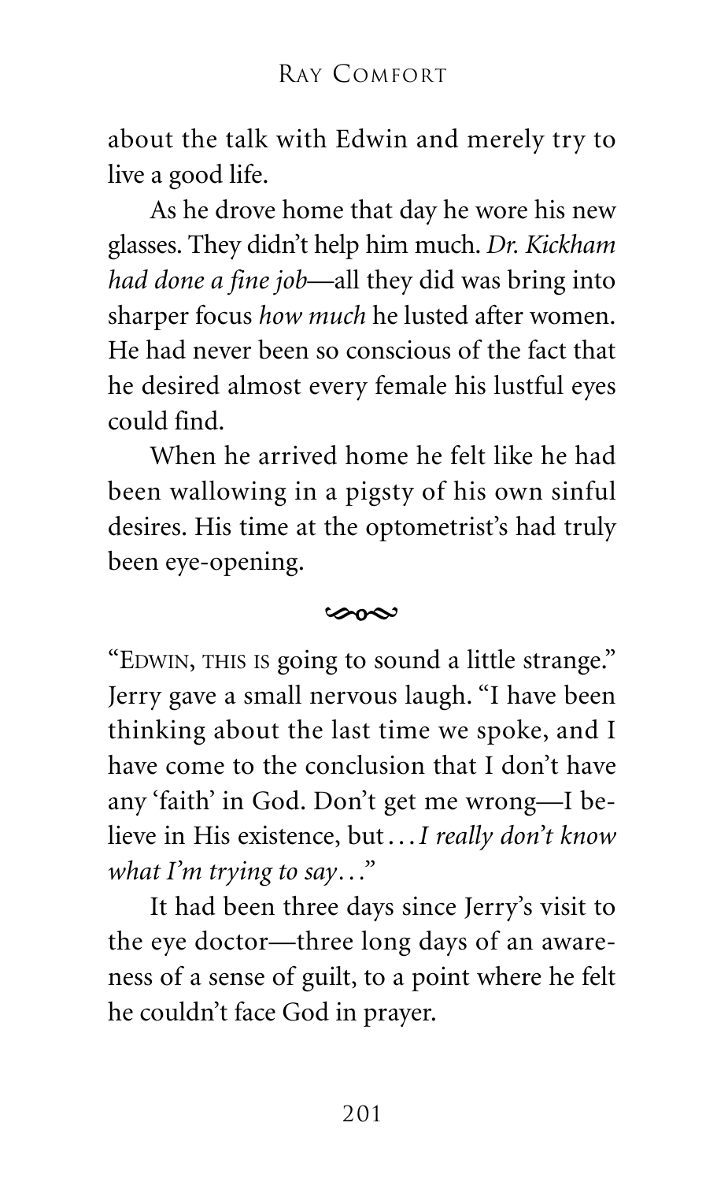about the talk with Edwin and merely try to live a good life.

As he drove home that day he wore his new glasses. They didn't help him much. *Dr. Kickham had done a fine job*—all they did was bring into sharper focus *how much* he lusted after women. He had never been so conscious of the fact that he desired almost every female his lustful eyes could find.

When he arrived home he felt like he had been wallowing in a pigsty of his own sinful desires. His time at the optometrist's had truly been eye-opening.

---

"EDWIN, THIS IS going to sound a little strange." Jerry gave a small nervous laugh. "I have been thinking about the last time we spoke, and I have come to the conclusion that I don't have any 'faith' in God. Don't get me wrong—I believe in His existence, but . . . *I really don't know what I'm trying to say . . .*"

It had been three days since Jerry's visit to the eye doctor—three long days of an awareness of a sense of guilt, to a point where he felt he couldn't face God in prayer.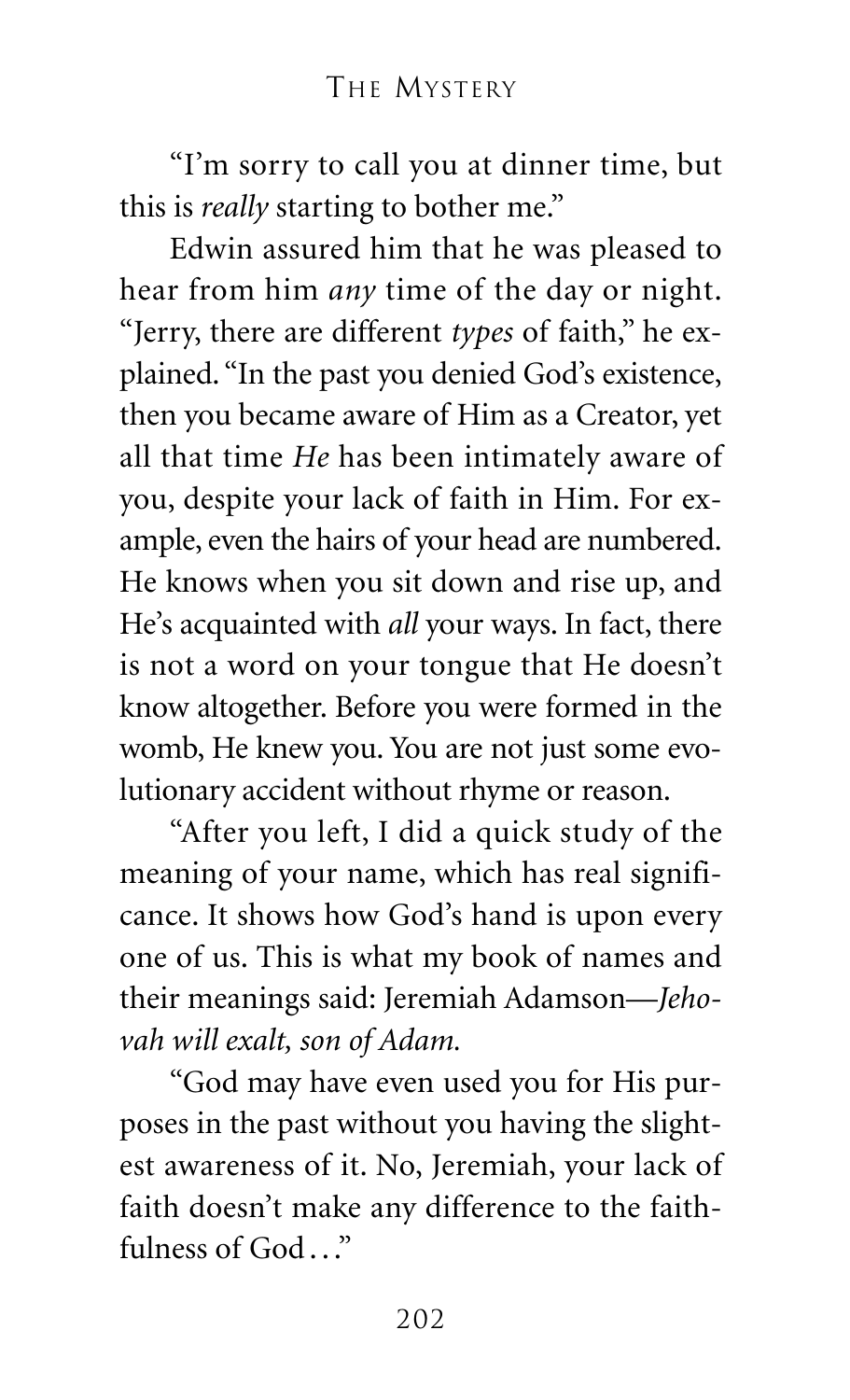"I'm sorry to call you at dinner time, but this is *really* starting to bother me."

Edwin assured him that he was pleased to hear from him *any* time of the day or night. "Jerry, there are different *types* of faith," he explained. "In the past you denied God's existence, then you became aware of Him as a Creator, yet all that time *He* has been intimately aware of you, despite your lack of faith in Him. For example, even the hairs of your head are numbered. He knows when you sit down and rise up, and He's acquainted with *all* your ways. In fact, there is not a word on your tongue that He doesn't know altogether. Before you were formed in the womb, He knew you. You are not just some evolutionary accident without rhyme or reason.

"After you left, I did a quick study of the meaning of your name, which has real significance. It shows how God's hand is upon every one of us. This is what my book of names and their meanings said: Jeremiah Adamson—*Jehovah will exalt, son of Adam.*

"God may have even used you for His purposes in the past without you having the slightest awareness of it. No, Jeremiah, your lack of faith doesn't make any difference to the faithfulness of God…"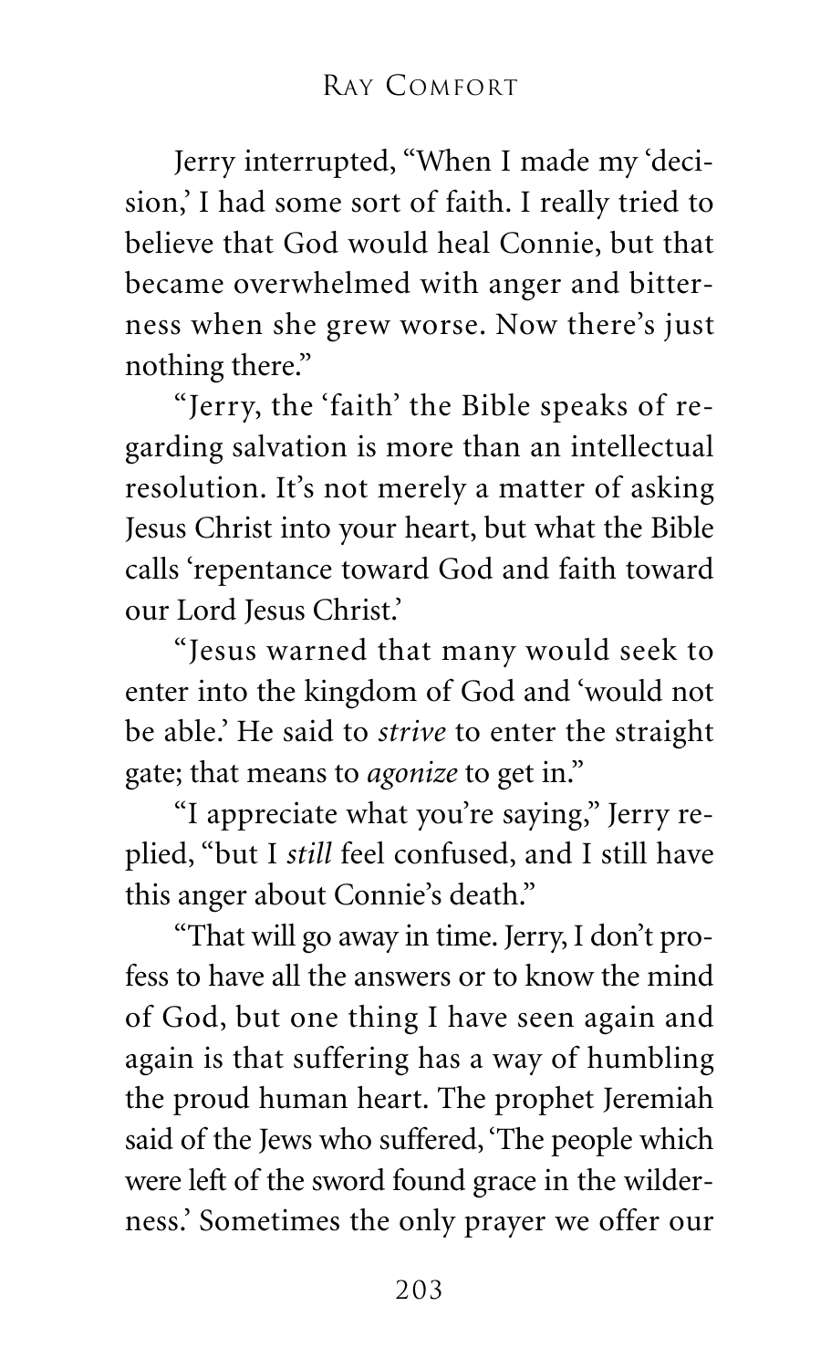Jerry interrupted, "When I made my 'decision,' I had some sort of faith. I really tried to believe that God would heal Connie, but that became overwhelmed with anger and bitterness when she grew worse. Now there's just nothing there."

"Jerry, the 'faith' the Bible speaks of regarding salvation is more than an intellectual resolution. It's not merely a matter of asking Jesus Christ into your heart, but what the Bible calls 'repentance toward God and faith toward our Lord Jesus Christ.'

"Jesus warned that many would seek to enter into the kingdom of God and 'would not be able.' He said to *strive* to enter the straight gate; that means to *agonize* to get in."

"I appreciate what you're saying," Jerry replied, "but I *still* feel confused, and I still have this anger about Connie's death."

"That will go away in time. Jerry, I don't profess to have all the answers or to know the mind of God, but one thing I have seen again and again is that suffering has a way of humbling the proud human heart. The prophet Jeremiah said of the Jews who suffered, 'The people which were left of the sword found grace in the wilderness.' Sometimes the only prayer we offer our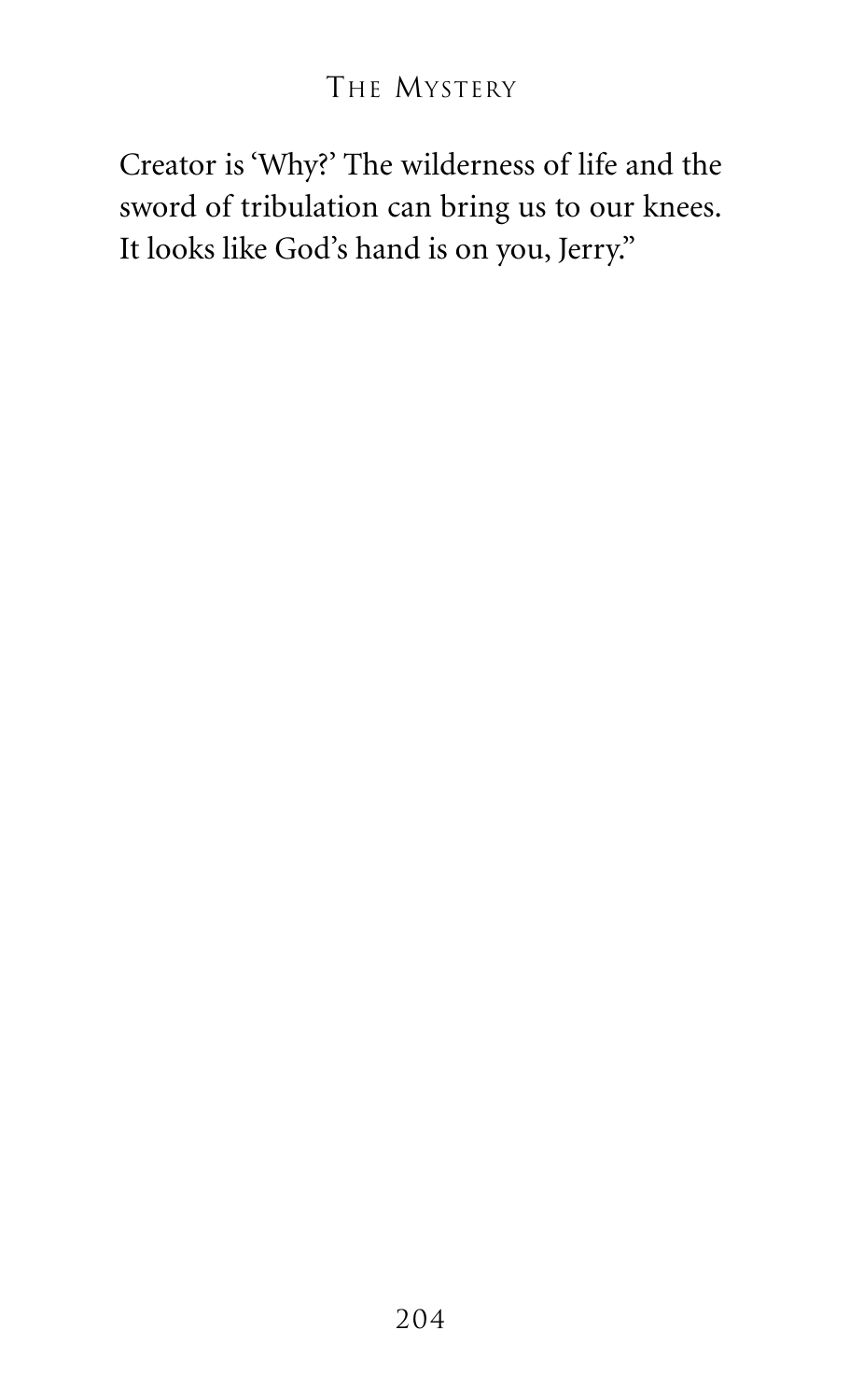Creator is 'Why?' The wilderness of life and the sword of tribulation can bring us to our knees. It looks like God's hand is on you, Jerry."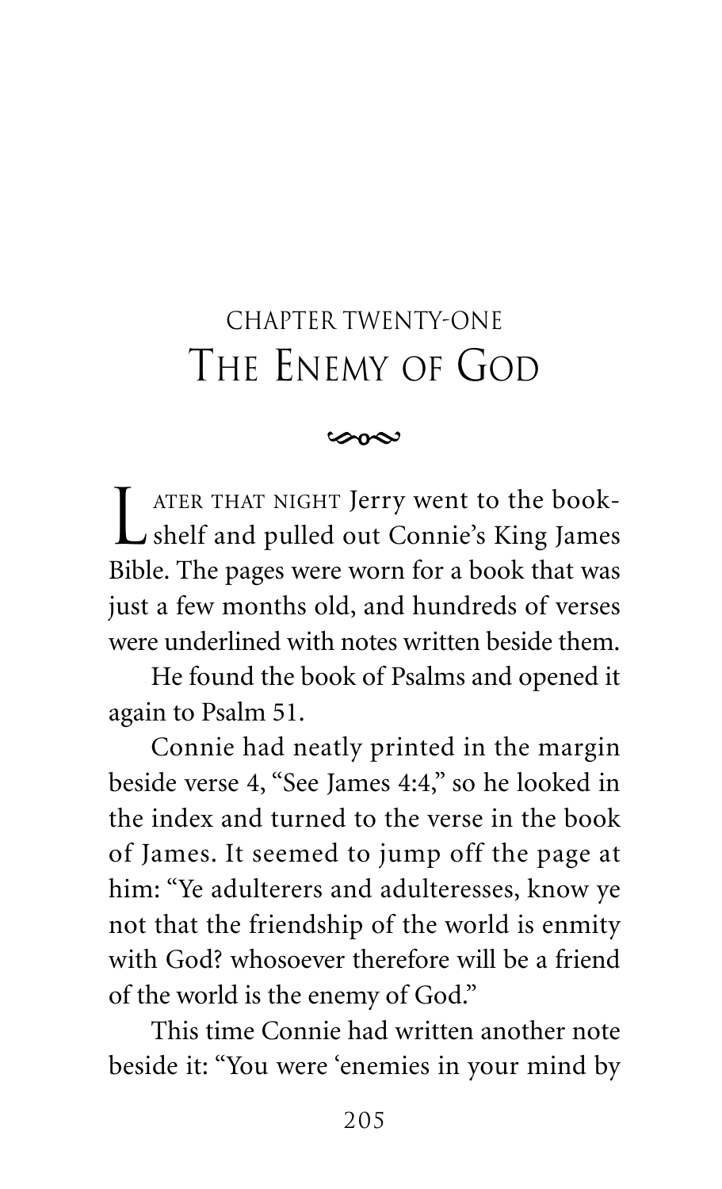# CHAPTER TWENTY-ONE
# THE ENEMY OF GOD

LATER THAT NIGHT Jerry went to the bookshelf and pulled out Connie's King James Bible. The pages were worn for a book that was just a few months old, and hundreds of verses were underlined with notes written beside them.

He found the book of Psalms and opened it again to Psalm 51.

Connie had neatly printed in the margin beside verse 4, "See James 4:4," so he looked in the index and turned to the verse in the book of James. It seemed to jump off the page at him: "Ye adulterers and adulteresses, know ye not that the friendship of the world is enmity with God? whosoever therefore will be a friend of the world is the enemy of God."

This time Connie had written another note beside it: "You were 'enemies in your mind by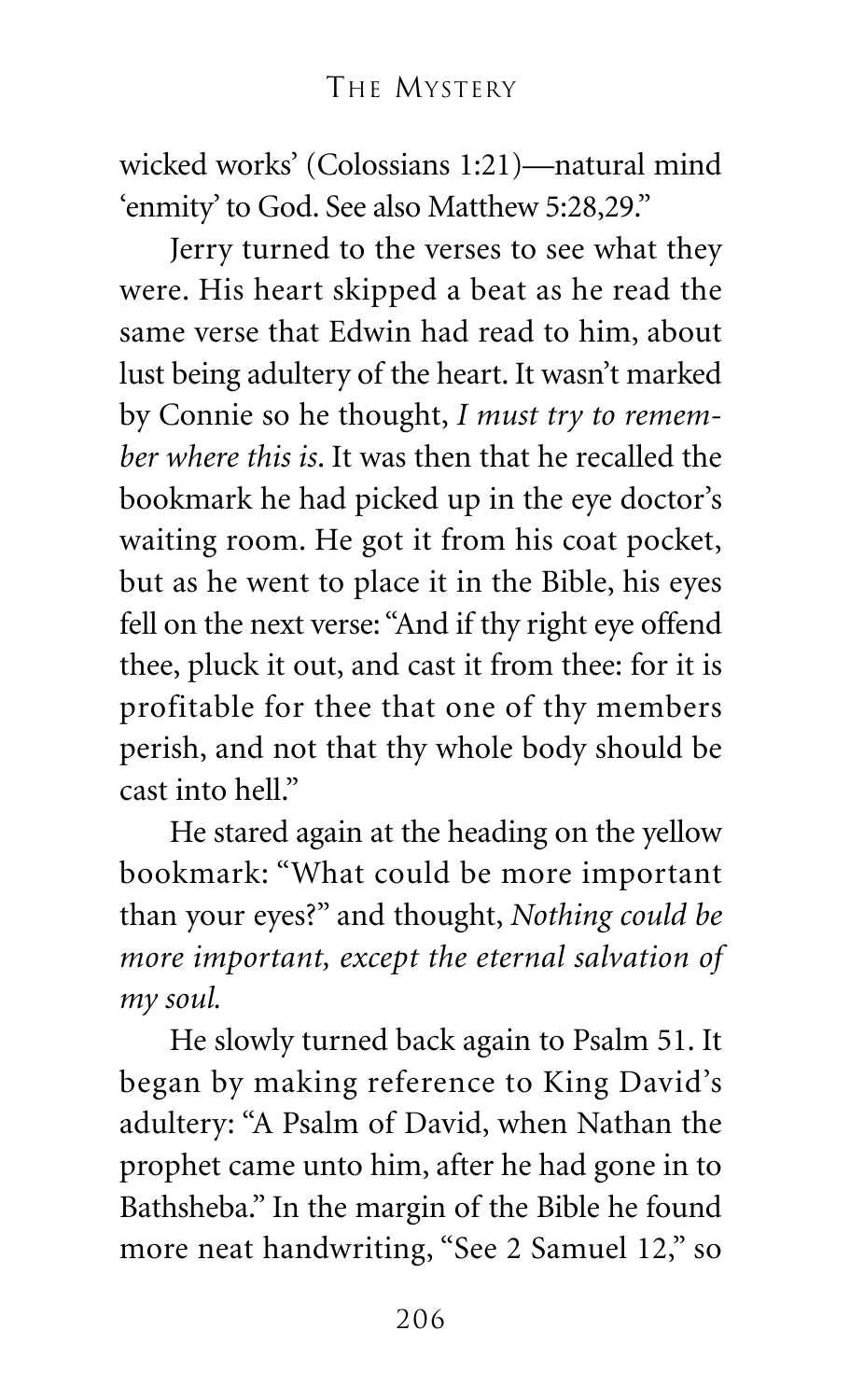wicked works' (Colossians 1:21)—natural mind 'enmity' to God. See also Matthew 5:28,29."

Jerry turned to the verses to see what they were. His heart skipped a beat as he read the same verse that Edwin had read to him, about lust being adultery of the heart. It wasn't marked by Connie so he thought, *I must try to remember where this is*. It was then that he recalled the bookmark he had picked up in the eye doctor's waiting room. He got it from his coat pocket, but as he went to place it in the Bible, his eyes fell on the next verse: "And if thy right eye offend thee, pluck it out, and cast it from thee: for it is profitable for thee that one of thy members perish, and not that thy whole body should be cast into hell."

He stared again at the heading on the yellow bookmark: "What could be more important than your eyes?" and thought, *Nothing could be more important, except the eternal salvation of my soul.*

He slowly turned back again to Psalm 51. It began by making reference to King David's adultery: "A Psalm of David, when Nathan the prophet came unto him, after he had gone in to Bathsheba." In the margin of the Bible he found more neat handwriting, "See 2 Samuel 12," so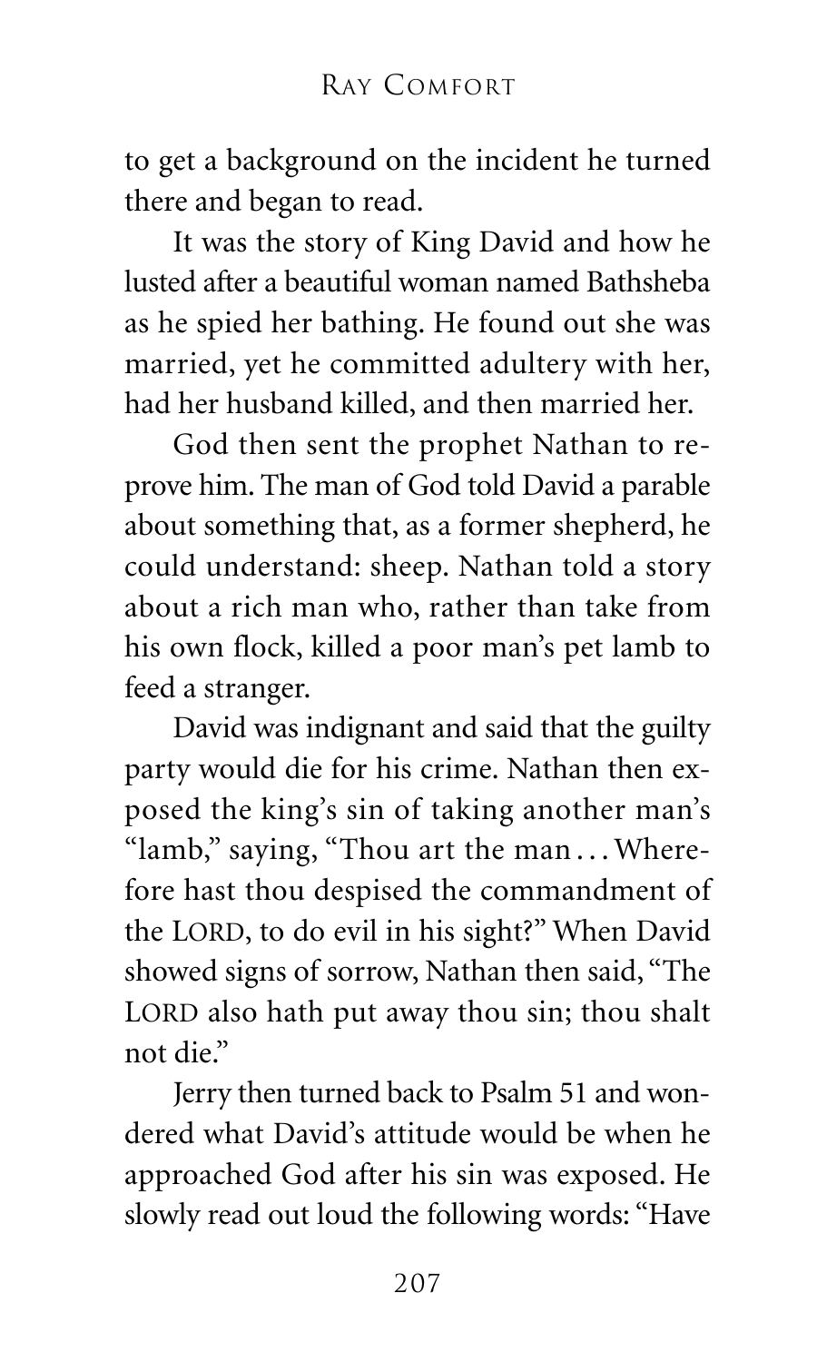to get a background on the incident he turned there and began to read.

It was the story of King David and how he lusted after a beautiful woman named Bathsheba as he spied her bathing. He found out she was married, yet he committed adultery with her, had her husband killed, and then married her.

God then sent the prophet Nathan to reprove him. The man of God told David a parable about something that, as a former shepherd, he could understand: sheep. Nathan told a story about a rich man who, rather than take from his own flock, killed a poor man's pet lamb to feed a stranger.

David was indignant and said that the guilty party would die for his crime. Nathan then exposed the king's sin of taking another man's "lamb," saying, "Thou art the man . . . Wherefore hast thou despised the commandment of the LORD, to do evil in his sight?" When David showed signs of sorrow, Nathan then said, "The LORD also hath put away thou sin; thou shalt not die."

Jerry then turned back to Psalm 51 and wondered what David's attitude would be when he approached God after his sin was exposed. He slowly read out loud the following words: "Have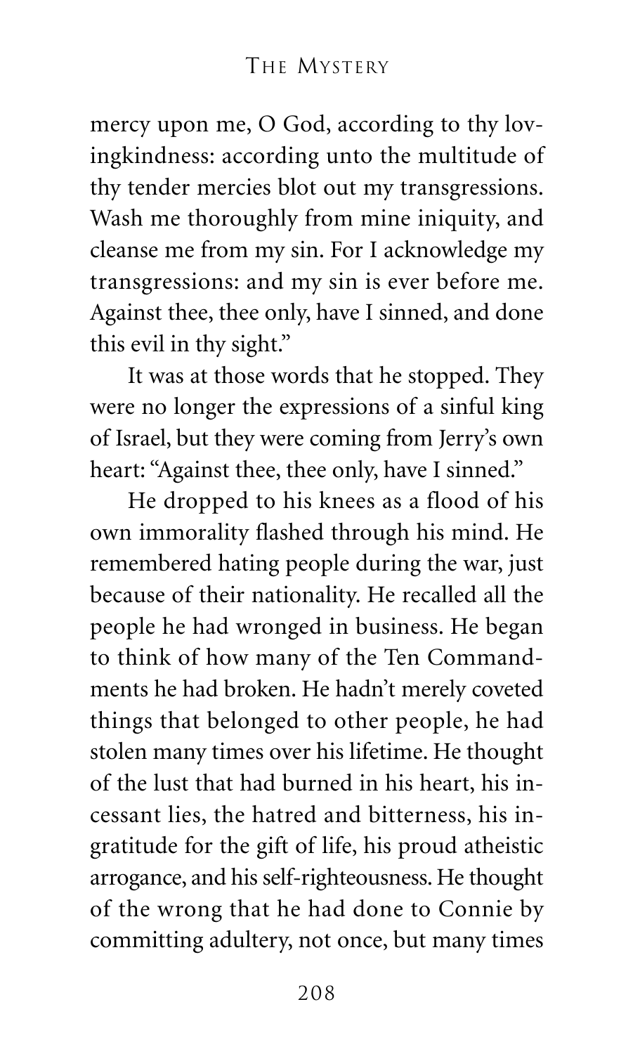mercy upon me, O God, according to thy lovingkindness: according unto the multitude of thy tender mercies blot out my transgressions. Wash me thoroughly from mine iniquity, and cleanse me from my sin. For I acknowledge my transgressions: and my sin is ever before me. Against thee, thee only, have I sinned, and done this evil in thy sight."

It was at those words that he stopped. They were no longer the expressions of a sinful king of Israel, but they were coming from Jerry's own heart: "Against thee, thee only, have I sinned."

He dropped to his knees as a flood of his own immorality flashed through his mind. He remembered hating people during the war, just because of their nationality. He recalled all the people he had wronged in business. He began to think of how many of the Ten Commandments he had broken. He hadn't merely coveted things that belonged to other people, he had stolen many times over his lifetime. He thought of the lust that had burned in his heart, his incessant lies, the hatred and bitterness, his ingratitude for the gift of life, his proud atheistic arrogance, and his self-righteousness. He thought of the wrong that he had done to Connie by committing adultery, not once, but many times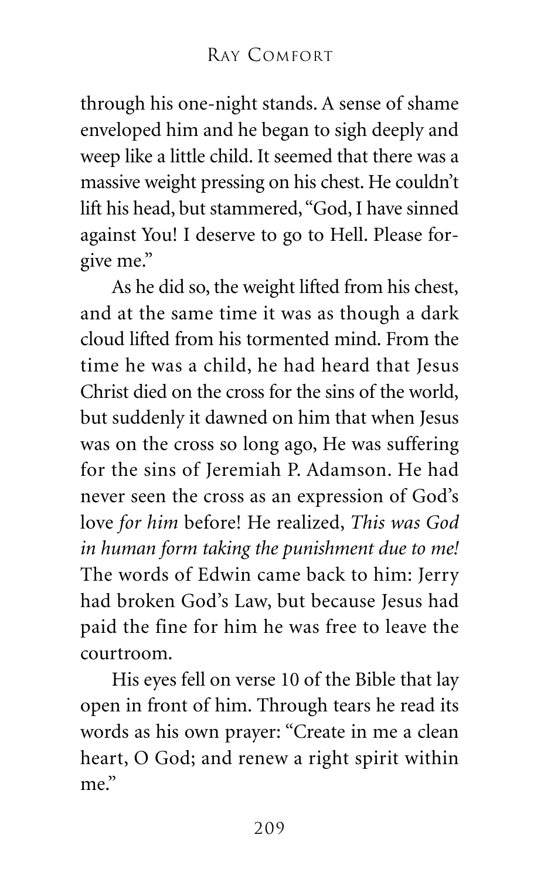through his one-night stands. A sense of shame enveloped him and he began to sigh deeply and weep like a little child. It seemed that there was a massive weight pressing on his chest. He couldn't lift his head, but stammered, "God, I have sinned against You! I deserve to go to Hell. Please forgive me."

As he did so, the weight lifted from his chest, and at the same time it was as though a dark cloud lifted from his tormented mind. From the time he was a child, he had heard that Jesus Christ died on the cross for the sins of the world, but suddenly it dawned on him that when Jesus was on the cross so long ago, He was suffering for the sins of Jeremiah P. Adamson. He had never seen the cross as an expression of God's love *for him* before! He realized, *This was God in human form taking the punishment due to me!* The words of Edwin came back to him: Jerry had broken God's Law, but because Jesus had paid the fine for him he was free to leave the courtroom.

His eyes fell on verse 10 of the Bible that lay open in front of him. Through tears he read its words as his own prayer: "Create in me a clean heart, O God; and renew a right spirit within me."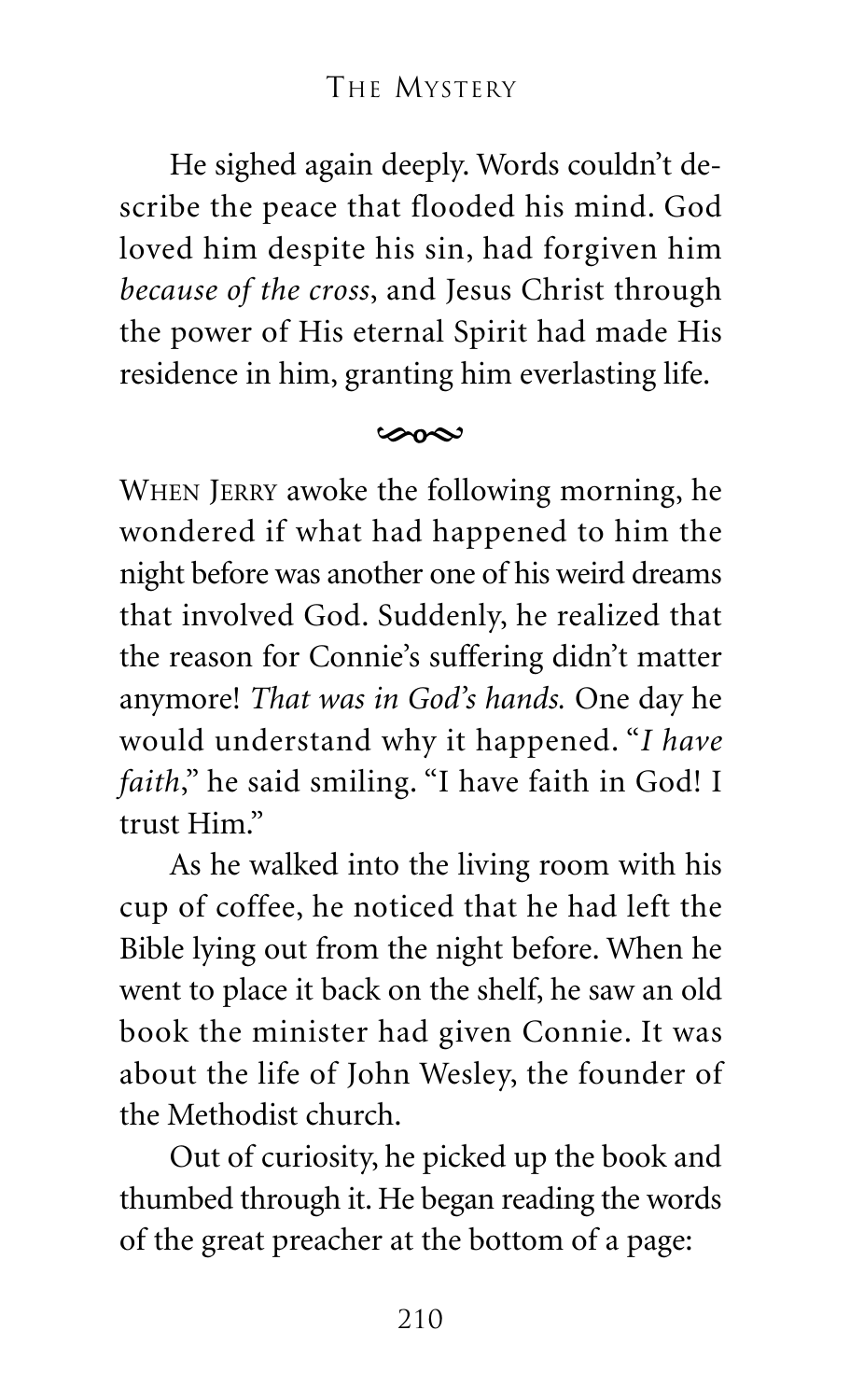He sighed again deeply. Words couldn't describe the peace that flooded his mind. God loved him despite his sin, had forgiven him *because of the cross*, and Jesus Christ through the power of His eternal Spirit had made His residence in him, granting him everlasting life.

<center>∽o∾</center>

WHEN JERRY awoke the following morning, he wondered if what had happened to him the night before was another one of his weird dreams that involved God. Suddenly, he realized that the reason for Connie's suffering didn't matter anymore! *That was in God's hands.* One day he would understand why it happened. "*I have faith*," he said smiling. "I have faith in God! I trust Him."

As he walked into the living room with his cup of coffee, he noticed that he had left the Bible lying out from the night before. When he went to place it back on the shelf, he saw an old book the minister had given Connie. It was about the life of John Wesley, the founder of the Methodist church.

Out of curiosity, he picked up the book and thumbed through it. He began reading the words of the great preacher at the bottom of a page: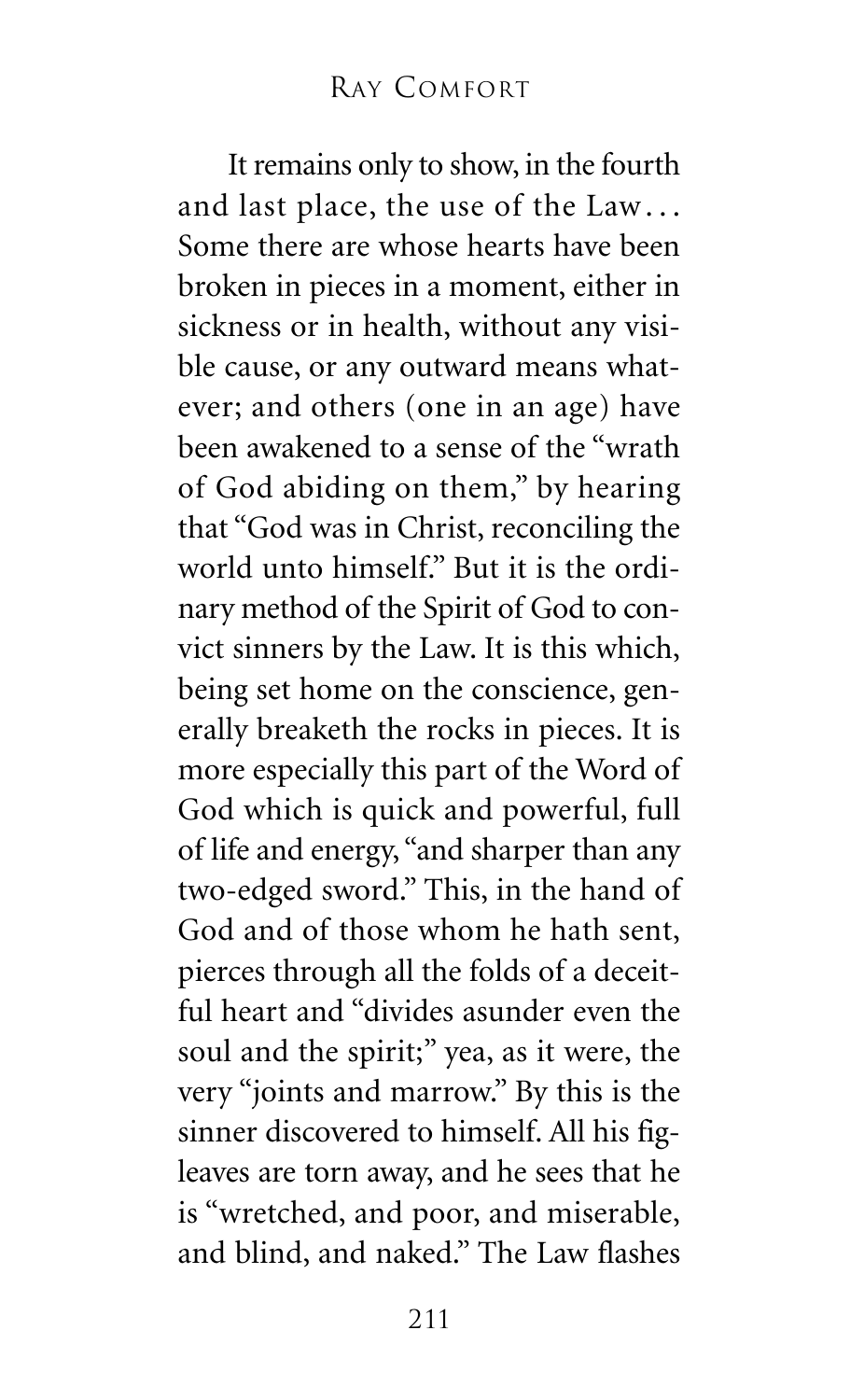It remains only to show, in the fourth and last place, the use of the Law... Some there are whose hearts have been broken in pieces in a moment, either in sickness or in health, without any visible cause, or any outward means whatever; and others (one in an age) have been awakened to a sense of the "wrath of God abiding on them," by hearing that "God was in Christ, reconciling the world unto himself." But it is the ordinary method of the Spirit of God to convict sinners by the Law. It is this which, being set home on the conscience, generally breaketh the rocks in pieces. It is more especially this part of the Word of God which is quick and powerful, full of life and energy, "and sharper than any two-edged sword." This, in the hand of God and of those whom he hath sent, pierces through all the folds of a deceitful heart and "divides asunder even the soul and the spirit;" yea, as it were, the very "joints and marrow." By this is the sinner discovered to himself. All his fig-leaves are torn away, and he sees that he is "wretched, and poor, and miserable, and blind, and naked." The Law flashes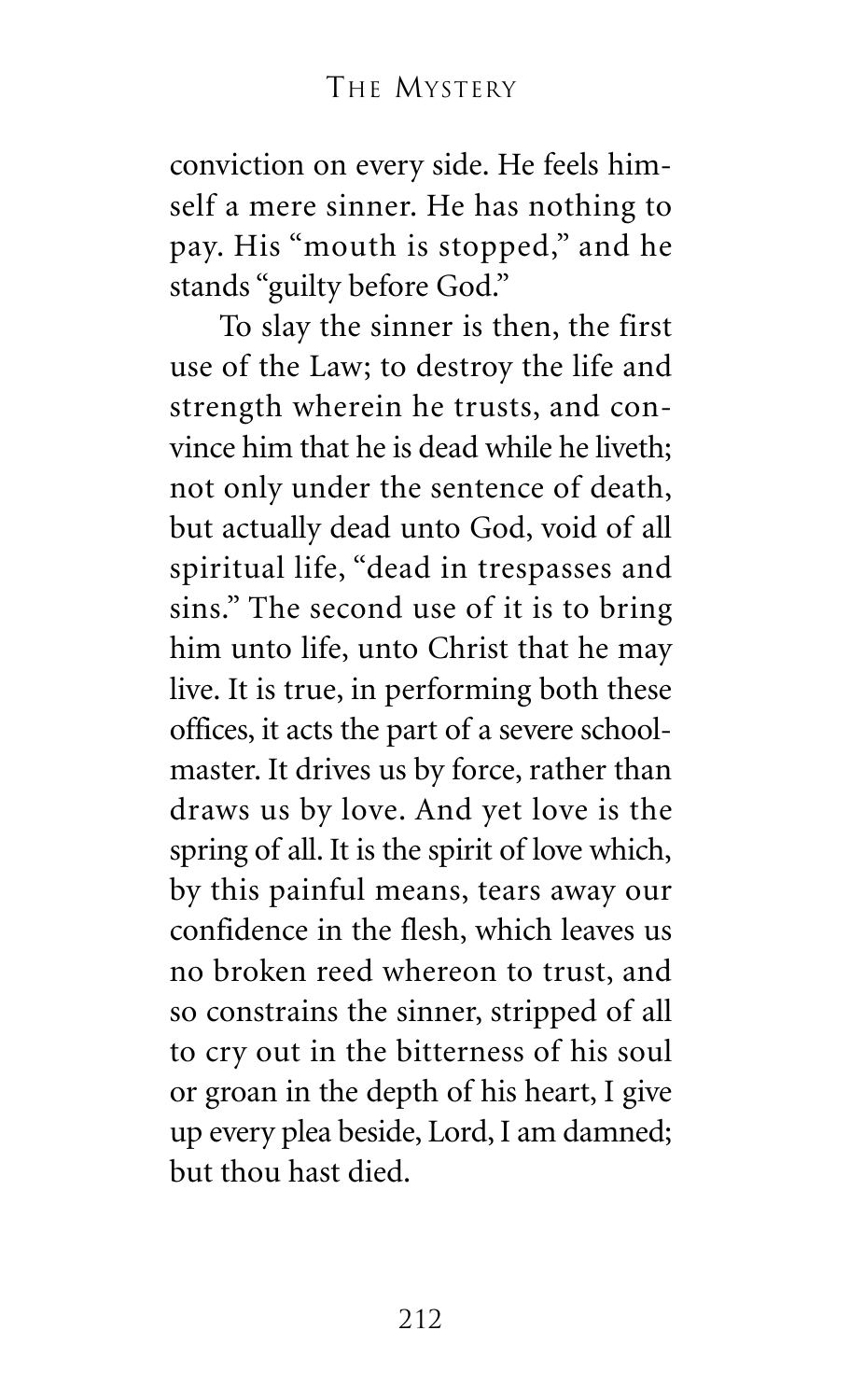conviction on every side. He feels himself a mere sinner. He has nothing to pay. His "mouth is stopped," and he stands "guilty before God."

To slay the sinner is then, the first use of the Law; to destroy the life and strength wherein he trusts, and convince him that he is dead while he liveth; not only under the sentence of death, but actually dead unto God, void of all spiritual life, "dead in trespasses and sins." The second use of it is to bring him unto life, unto Christ that he may live. It is true, in performing both these offices, it acts the part of a severe schoolmaster. It drives us by force, rather than draws us by love. And yet love is the spring of all. It is the spirit of love which, by this painful means, tears away our confidence in the flesh, which leaves us no broken reed whereon to trust, and so constrains the sinner, stripped of all to cry out in the bitterness of his soul or groan in the depth of his heart, I give up every plea beside, Lord, I am damned; but thou hast died.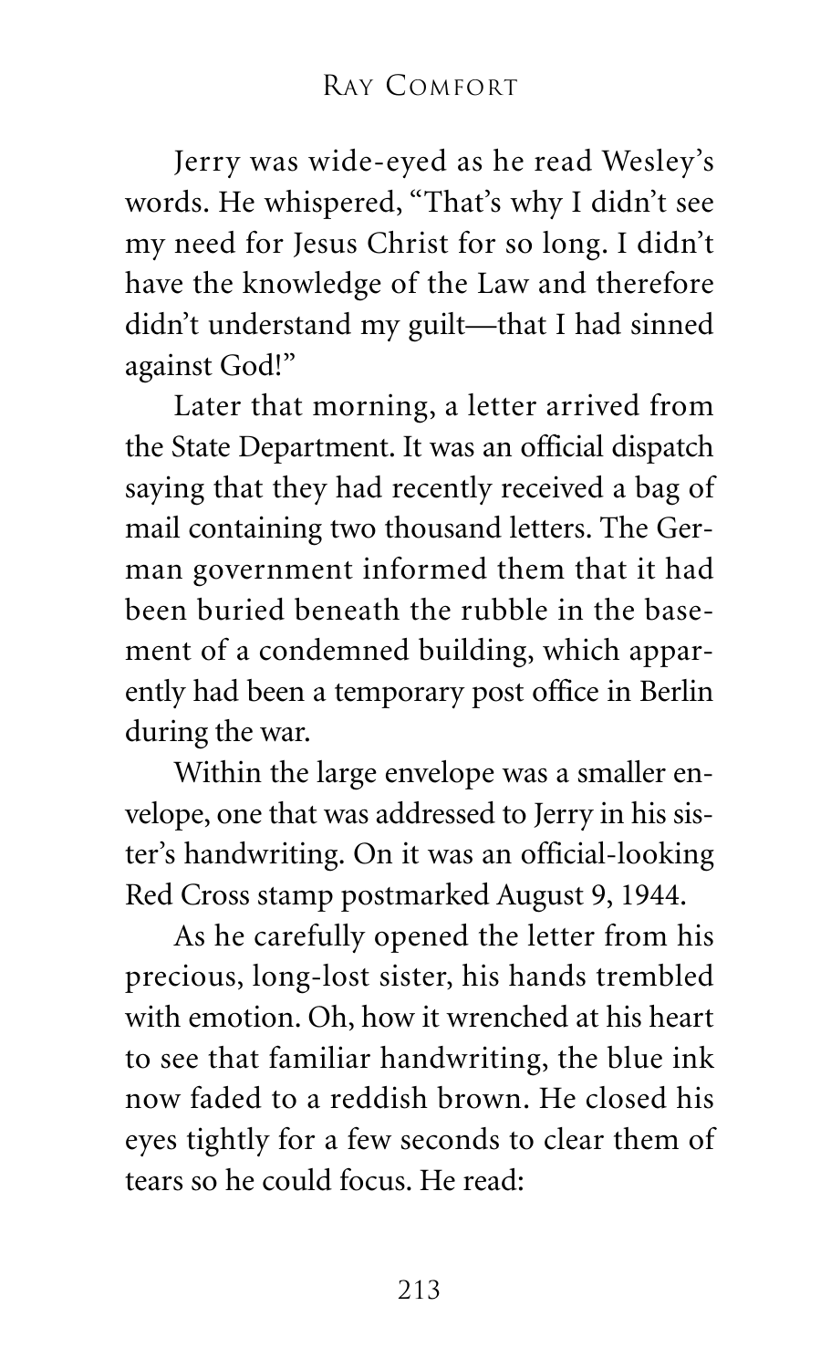Jerry was wide-eyed as he read Wesley's words. He whispered, "That's why I didn't see my need for Jesus Christ for so long. I didn't have the knowledge of the Law and therefore didn't understand my guilt—that I had sinned against God!"

Later that morning, a letter arrived from the State Department. It was an official dispatch saying that they had recently received a bag of mail containing two thousand letters. The German government informed them that it had been buried beneath the rubble in the basement of a condemned building, which apparently had been a temporary post office in Berlin during the war.

Within the large envelope was a smaller envelope, one that was addressed to Jerry in his sister's handwriting. On it was an official-looking Red Cross stamp postmarked August 9, 1944.

As he carefully opened the letter from his precious, long-lost sister, his hands trembled with emotion. Oh, how it wrenched at his heart to see that familiar handwriting, the blue ink now faded to a reddish brown. He closed his eyes tightly for a few seconds to clear them of tears so he could focus. He read: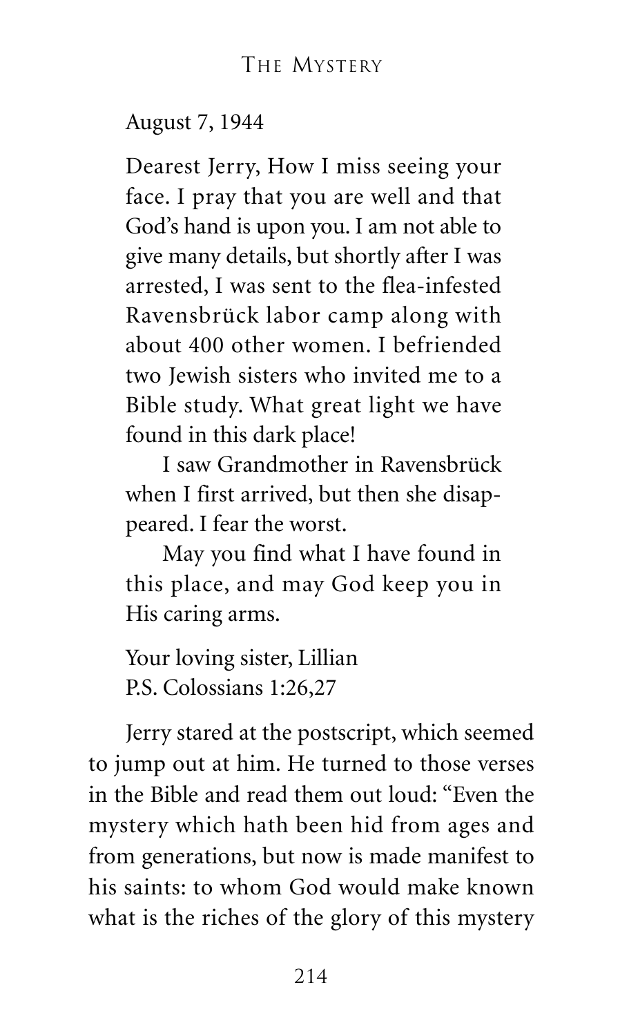August 7, 1944

Dearest Jerry, How I miss seeing your face. I pray that you are well and that God's hand is upon you. I am not able to give many details, but shortly after I was arrested, I was sent to the flea-infested Ravensbrück labor camp along with about 400 other women. I befriended two Jewish sisters who invited me to a Bible study. What great light we have found in this dark place!

I saw Grandmother in Ravensbrück when I first arrived, but then she disappeared. I fear the worst.

May you find what I have found in this place, and may God keep you in His caring arms.

Your loving sister, Lillian
P.S. Colossians 1:26,27

Jerry stared at the postscript, which seemed to jump out at him. He turned to those verses in the Bible and read them out loud: "Even the mystery which hath been hid from ages and from generations, but now is made manifest to his saints: to whom God would make known what is the riches of the glory of this mystery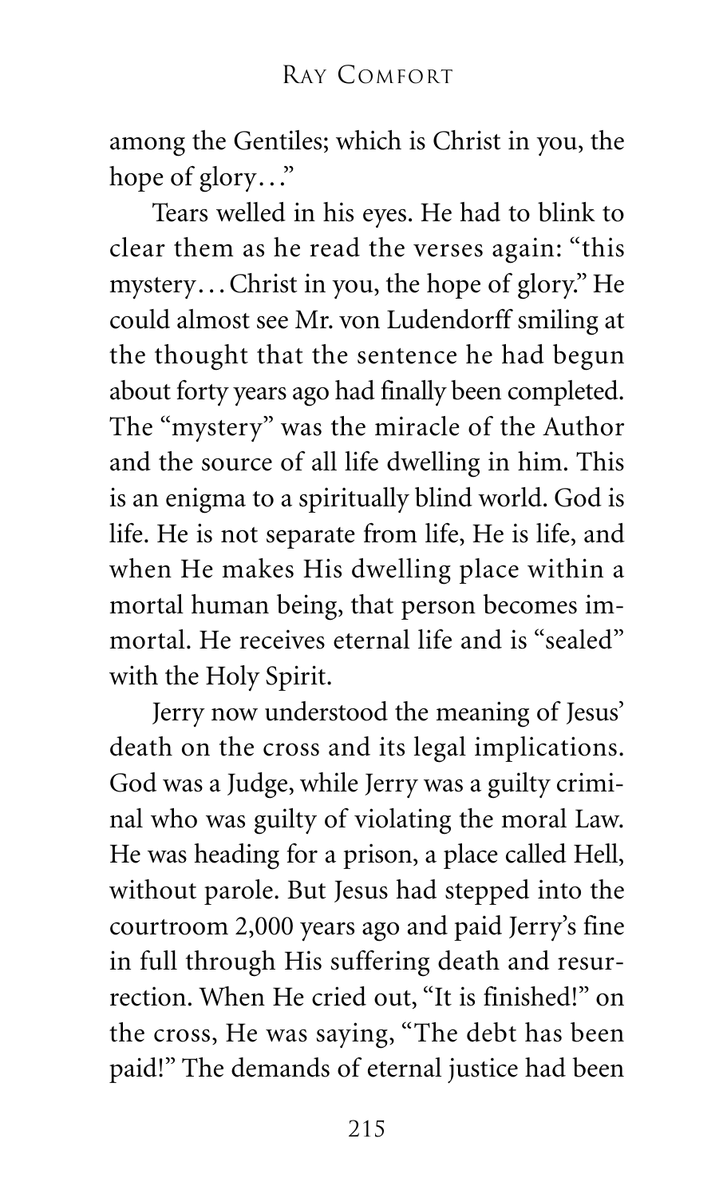among the Gentiles; which is Christ in you, the hope of glory…"

Tears welled in his eyes. He had to blink to clear them as he read the verses again: "this mystery…Christ in you, the hope of glory." He could almost see Mr. von Ludendorff smiling at the thought that the sentence he had begun about forty years ago had finally been completed. The "mystery" was the miracle of the Author and the source of all life dwelling in him. This is an enigma to a spiritually blind world. God is life. He is not separate from life, He is life, and when He makes His dwelling place within a mortal human being, that person becomes immortal. He receives eternal life and is "sealed" with the Holy Spirit.

Jerry now understood the meaning of Jesus' death on the cross and its legal implications. God was a Judge, while Jerry was a guilty criminal who was guilty of violating the moral Law. He was heading for a prison, a place called Hell, without parole. But Jesus had stepped into the courtroom 2,000 years ago and paid Jerry's fine in full through His suffering death and resurrection. When He cried out, "It is finished!" on the cross, He was saying, "The debt has been paid!" The demands of eternal justice had been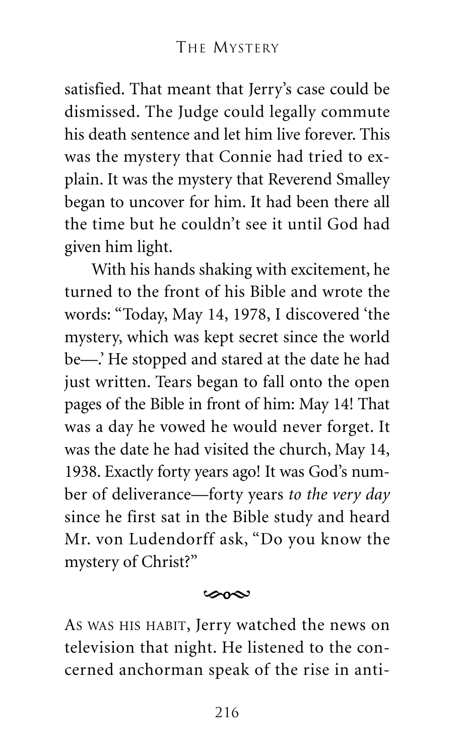satisfied. That meant that Jerry's case could be dismissed. The Judge could legally commute his death sentence and let him live forever. This was the mystery that Connie had tried to explain. It was the mystery that Reverend Smalley began to uncover for him. It had been there all the time but he couldn't see it until God had given him light.

With his hands shaking with excitement, he turned to the front of his Bible and wrote the words: "Today, May 14, 1978, I discovered 'the mystery, which was kept secret since the world be—.' He stopped and stared at the date he had just written. Tears began to fall onto the open pages of the Bible in front of him: May 14! That was a day he vowed he would never forget. It was the date he had visited the church, May 14, 1938. Exactly forty years ago! It was God's number of deliverance—forty years *to the very day* since he first sat in the Bible study and heard Mr. von Ludendorff ask, "Do you know the mystery of Christ?"

~

AS WAS HIS HABIT, Jerry watched the news on television that night. He listened to the concerned anchorman speak of the rise in anti-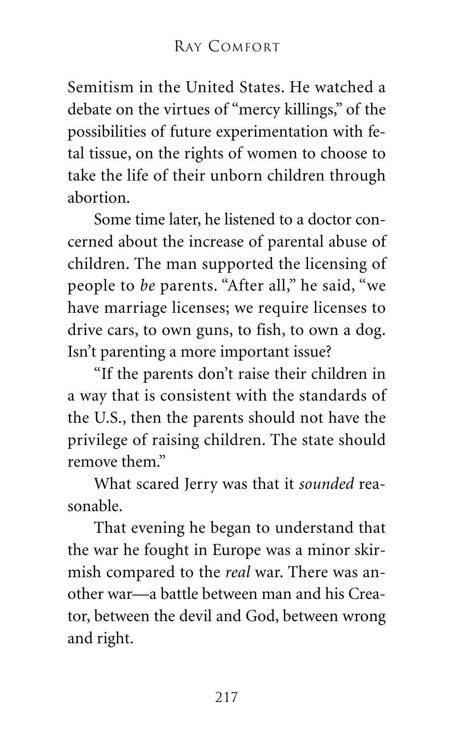Semitism in the United States. He watched a debate on the virtues of "mercy killings," of the possibilities of future experimentation with fetal tissue, on the rights of women to choose to take the life of their unborn children through abortion.

Some time later, he listened to a doctor concerned about the increase of parental abuse of children. The man supported the licensing of people to *be* parents. "After all," he said, "we have marriage licenses; we require licenses to drive cars, to own guns, to fish, to own a dog. Isn't parenting a more important issue?

"If the parents don't raise their children in a way that is consistent with the standards of the U.S., then the parents should not have the privilege of raising children. The state should remove them."

What scared Jerry was that it *sounded* reasonable.

That evening he began to understand that the war he fought in Europe was a minor skirmish compared to the *real* war. There was another war—a battle between man and his Creator, between the devil and God, between wrong and right.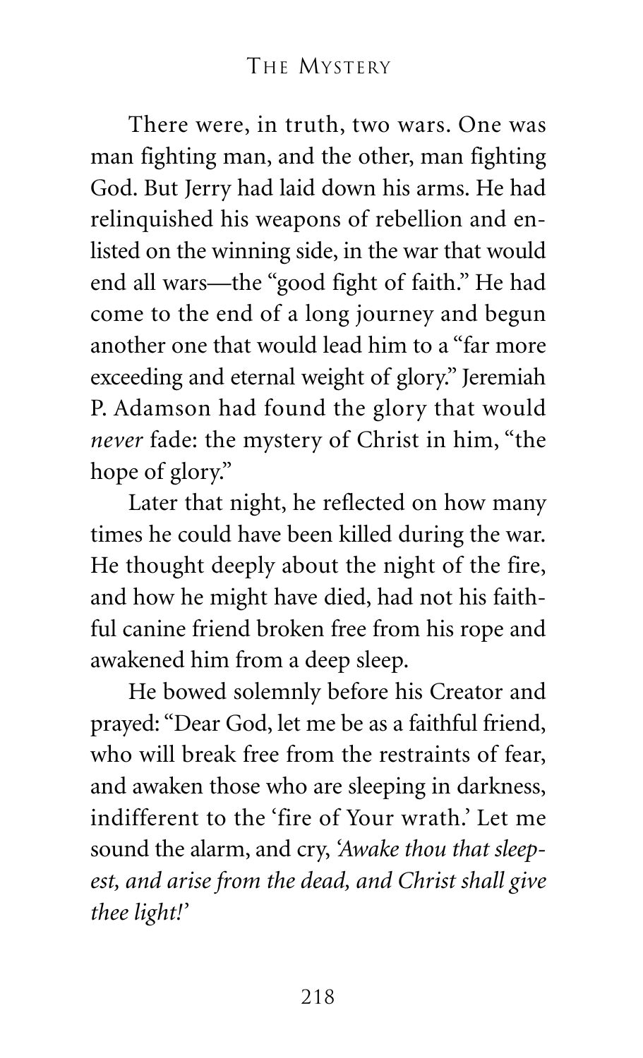There were, in truth, two wars. One was man fighting man, and the other, man fighting God. But Jerry had laid down his arms. He had relinquished his weapons of rebellion and enlisted on the winning side, in the war that would end all wars—the "good fight of faith." He had come to the end of a long journey and begun another one that would lead him to a "far more exceeding and eternal weight of glory." Jeremiah P. Adamson had found the glory that would *never* fade: the mystery of Christ in him, "the hope of glory."

Later that night, he reflected on how many times he could have been killed during the war. He thought deeply about the night of the fire, and how he might have died, had not his faithful canine friend broken free from his rope and awakened him from a deep sleep.

He bowed solemnly before his Creator and prayed: "Dear God, let me be as a faithful friend, who will break free from the restraints of fear, and awaken those who are sleeping in darkness, indifferent to the 'fire of Your wrath.' Let me sound the alarm, and cry, *'Awake thou that sleepest, and arise from the dead, and Christ shall give thee light!'*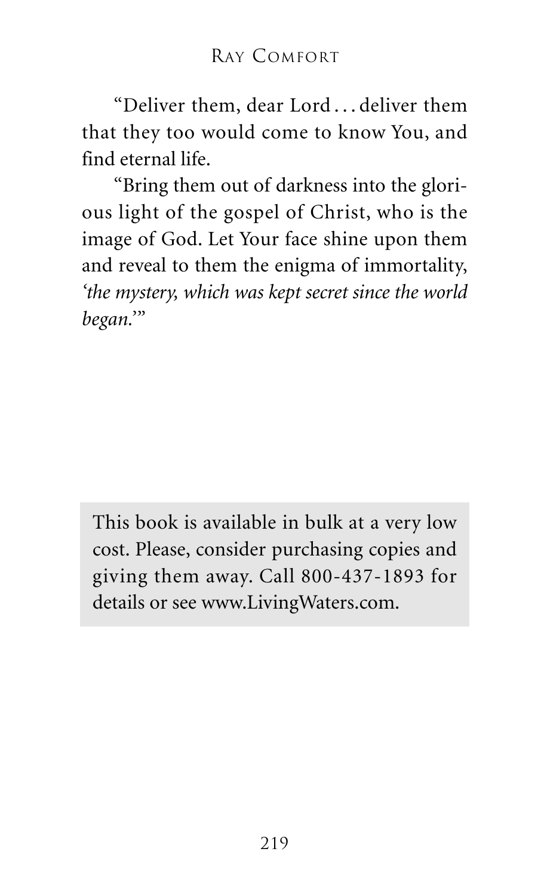"Deliver them, dear Lord . . . deliver them that they too would come to know You, and find eternal life.

"Bring them out of darkness into the glorious light of the gospel of Christ, who is the image of God. Let Your face shine upon them and reveal to them the enigma of immortality, *'the mystery, which was kept secret since the world began.'*"

This book is available in bulk at a very low cost. Please, consider purchasing copies and giving them away. Call 800-437-1893 for details or see www.LivingWaters.com.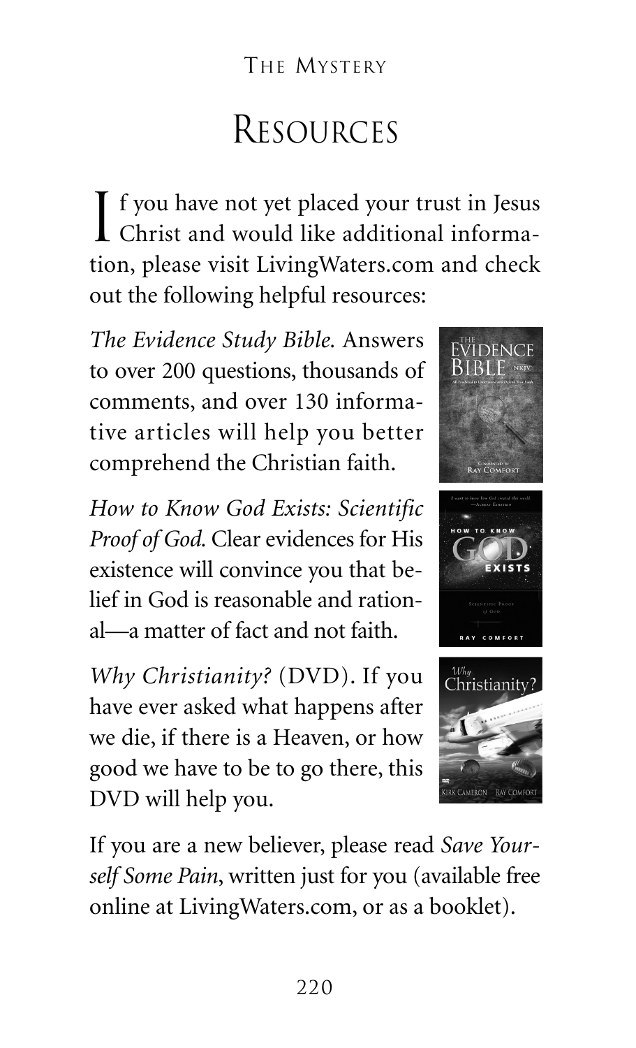# Resources

If you have not yet placed your trust in Jesus Christ and would like additional information, please visit LivingWaters.com and check out the following helpful resources:

*The Evidence Study Bible.* Answers to over 200 questions, thousands of comments, and over 130 informative articles will help you better comprehend the Christian faith.

*How to Know God Exists: Scientific Proof of God.* Clear evidences for His existence will convince you that belief in God is reasonable and rational—a matter of fact and not faith.

*Why Christianity?* (DVD). If you have ever asked what happens after we die, if there is a Heaven, or how good we have to be to go there, this DVD will help you.

If you are a new believer, please read *Save Yourself Some Pain*, written just for you (available free online at LivingWaters.com, or as a booklet).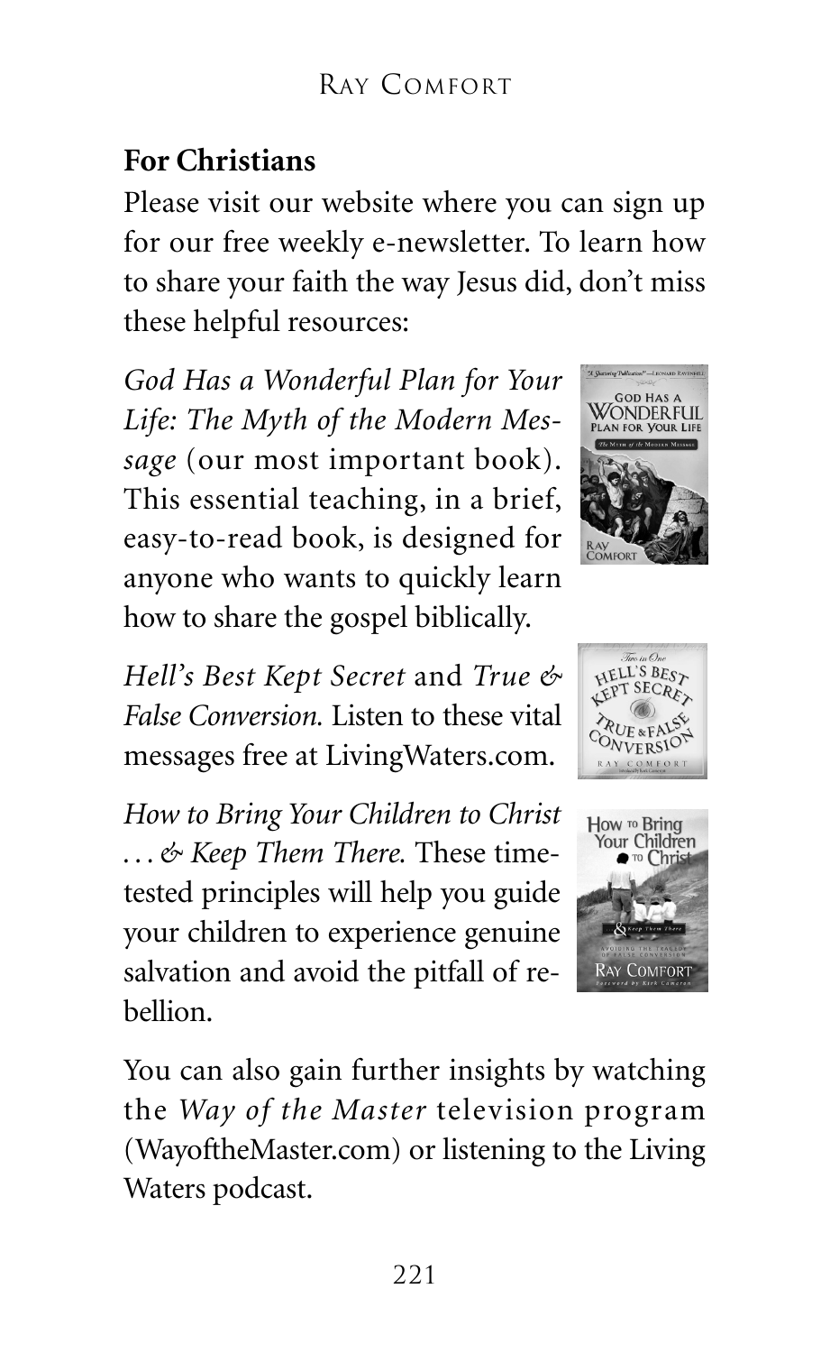**For Christians**

Please visit our website where you can sign up for our free weekly e-newsletter. To learn how to share your faith the way Jesus did, don't miss these helpful resources:

*God Has a Wonderful Plan for Your Life: The Myth of the Modern Message* (our most important book). This essential teaching, in a brief, easy-to-read book, is designed for anyone who wants to quickly learn how to share the gospel biblically.

*Hell's Best Kept Secret* and *True & False Conversion.* Listen to these vital messages free at LivingWaters.com.

*How to Bring Your Children to Christ . . . & Keep Them There.* These time-tested principles will help you guide your children to experience genuine salvation and avoid the pitfall of rebellion.

You can also gain further insights by watching the *Way of the Master* television program (WayoftheMaster.com) or listening to the Living Waters podcast.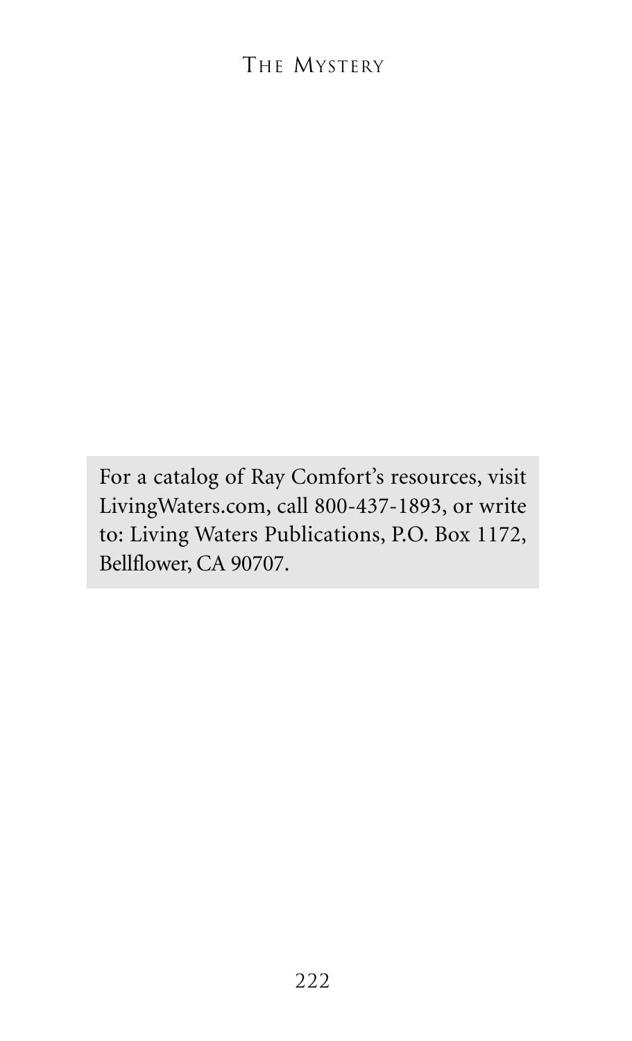For a catalog of Ray Comfort's resources, visit LivingWaters.com, call 800-437-1893, or write to: Living Waters Publications, P.O. Box 1172, Bellflower, CA 90707.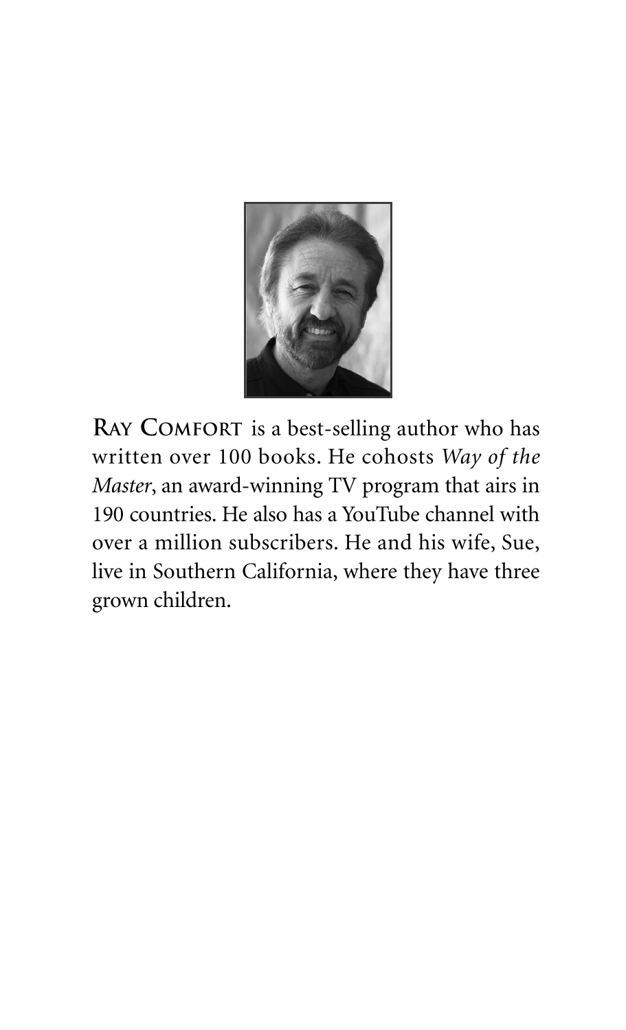**Ray Comfort** is a best-selling author who has written over 100 books. He cohosts *Way of the Master*, an award-winning TV program that airs in 190 countries. He also has a YouTube channel with over a million subscribers. He and his wife, Sue, live in Southern California, where they have three grown children.